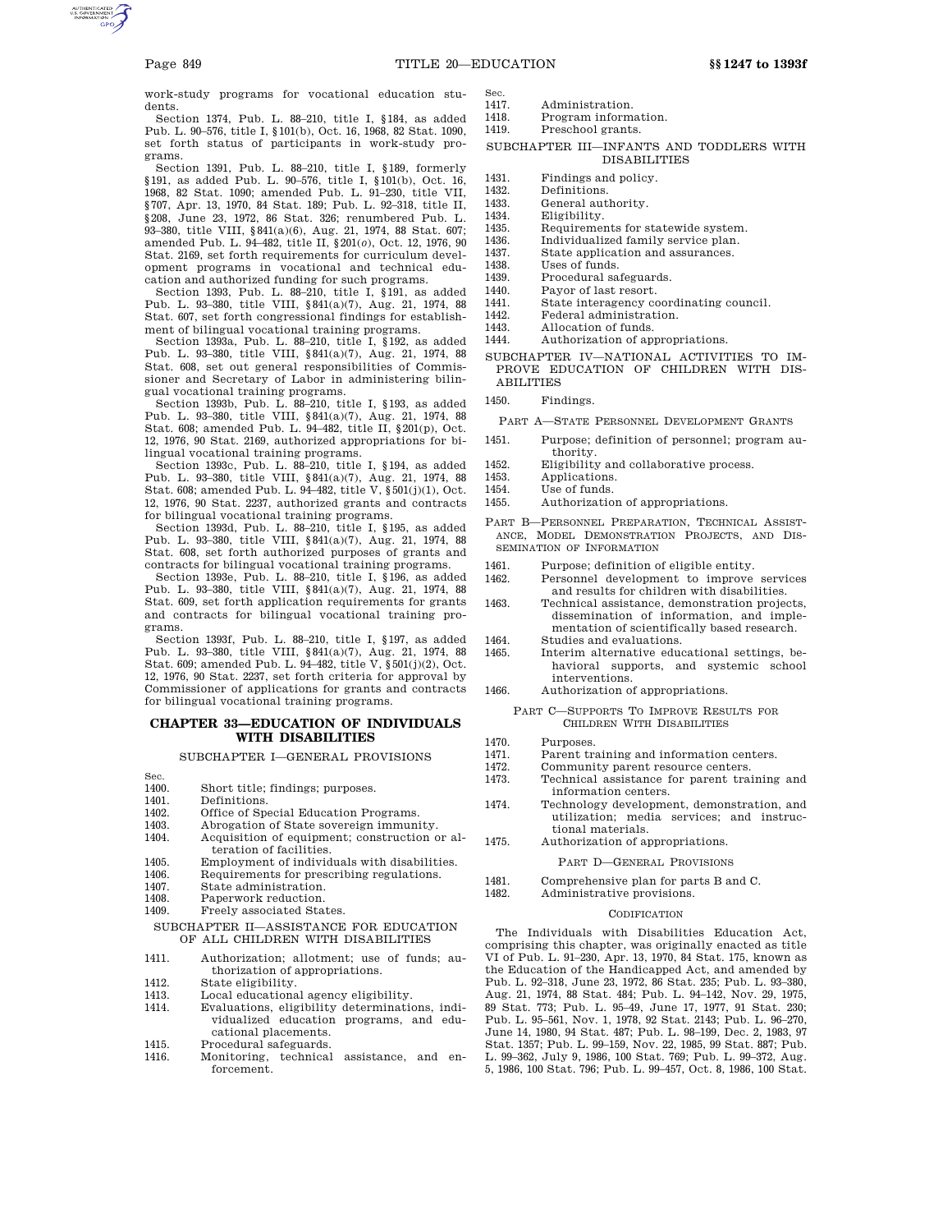work-study programs for vocational education students.

Section 1374, Pub. L. 88–210, title I, §184, as added Pub. L. 90–576, title I, §101(b), Oct. 16, 1968, 82 Stat. 1090, set forth status of participants in work-study programs.

Section 1391, Pub. L. 88–210, title I, §189, formerly §191, as added Pub. L. 90–576, title I, §101(b), Oct. 16, 1968, 82 Stat. 1090; amended Pub. L. 91–230, title VII, §707, Apr. 13, 1970, 84 Stat. 189; Pub. L. 92–318, title II, §208, June 23, 1972, 86 Stat. 326; renumbered Pub. L. 93–380, title VIII, §841(a)(6), Aug. 21, 1974, 88 Stat. 607; amended Pub. L. 94–482, title II, §201(*o*), Oct. 12, 1976, 90 Stat. 2169, set forth requirements for curriculum development programs in vocational and technical education and authorized funding for such programs.

Section 1393, Pub. L. 88–210, title I, §191, as added Pub. L. 93–380, title VIII, §841(a)(7), Aug. 21, 1974, 88 Stat. 607, set forth congressional findings for establishment of bilingual vocational training programs.

Section 1393a, Pub. L. 88–210, title I, §192, as added Pub. L. 93–380, title VIII, §841(a)(7), Aug. 21, 1974, 88 Stat. 608, set out general responsibilities of Commissioner and Secretary of Labor in administering bilingual vocational training programs.

Section 1393b, Pub. L. 88–210, title I, §193, as added Pub. L. 93–380, title VIII, §841(a)(7), Aug. 21, 1974, 88 Stat. 608; amended Pub. L. 94–482, title II, §201(p), Oct. 12, 1976, 90 Stat. 2169, authorized appropriations for bilingual vocational training programs.

Section 1393c, Pub. L. 88–210, title I, §194, as added Pub. L. 93–380, title VIII, §841(a)(7), Aug. 21, 1974, 88 Stat. 608; amended Pub. L. 94–482, title V, §501(j)(1), Oct. 12, 1976, 90 Stat. 2237, authorized grants and contracts for bilingual vocational training programs.

Section 1393d, Pub. L. 88–210, title I, §195, as added Pub. L. 93–380, title VIII, §841(a)(7), Aug. 21, 1974, 88 Stat. 608, set forth authorized purposes of grants and contracts for bilingual vocational training programs.

Section 1393e, Pub. L. 88–210, title I, §196, as added Pub. L. 93–380, title VIII, §841(a)(7), Aug. 21, 1974, 88 Stat. 609, set forth application requirements for grants and contracts for bilingual vocational training programs.

Section 1393f, Pub. L. 88–210, title I, §197, as added Pub. L. 93–380, title VIII, §841(a)(7), Aug. 21, 1974, 88 Stat. 609; amended Pub. L. 94–482, title V, §501(j)(2), Oct. 12, 1976, 90 Stat. 2237, set forth criteria for approval by Commissioner of applications for grants and contracts for bilingual vocational training programs.

## CHAPTER 33—EDUCATION OF INDIVIDUALS WITH DISABILITIES

### SUBCHAPTER I—GENERAL PROVISIONS

Sec.
- 1400. Short title; findings; purposes.
- 1401. Definitions.
- 1402. Office of Special Education Programs.
- 1403. Abrogation of State sovereign immunity.
- 1404. Acquisition of equipment; construction or alteration of facilities.
- 1405. Employment of individuals with disabilities.
- 1406. Requirements for prescribing regulations.
- 1407. State administration.
- 1408. Paperwork reduction.
- 1409. Freely associated States.

### SUBCHAPTER II—ASSISTANCE FOR EDUCATION OF ALL CHILDREN WITH DISABILITIES

- 1411. Authorization; allotment; use of funds; authorization of appropriations.
- 1412. State eligibility.
- 1413. Local educational agency eligibility.
- 1414. Evaluations, eligibility determinations, individualized education programs, and educational placements.
- 1415. Procedural safeguards.
- 1416. Monitoring, technical assistance, and enforcement.

Sec.
- 1417. Administration.
- 1418. Program information.
- 1419. Preschool grants.

### SUBCHAPTER III—INFANTS AND TODDLERS WITH DISABILITIES

- 1431. Findings and policy.
- 1432. Definitions.
- 1433. General authority.
- 1434. Eligibility.
- 1435. Requirements for statewide system.
- 1436. Individualized family service plan.
- 1437. State application and assurances.
- 1438. Uses of funds.
- 1439. Procedural safeguards.
- 1440. Payor of last resort.
- 1441. State interagency coordinating council.
- 1442. Federal administration.
- 1443. Allocation of funds.
- 1444. Authorization of appropriations.

### SUBCHAPTER IV—NATIONAL ACTIVITIES TO IMPROVE EDUCATION OF CHILDREN WITH DISABILITIES

- 1450. Findings.

#### PART A—STATE PERSONNEL DEVELOPMENT GRANTS

- 1451. Purpose; definition of personnel; program authority.
- 1452. Eligibility and collaborative process.
- 1453. Applications.
- 1454. Use of funds.
- 1455. Authorization of appropriations.

#### PART B—PERSONNEL PREPARATION, TECHNICAL ASSISTANCE, MODEL DEMONSTRATION PROJECTS, AND DISSEMINATION OF INFORMATION

- 1461. Purpose; definition of eligible entity.
- 1462. Personnel development to improve services and results for children with disabilities.
- 1463. Technical assistance, demonstration projects, dissemination of information, and implementation of scientifically based research.
- 1464. Studies and evaluations.
- 1465. Interim alternative educational settings, behavioral supports, and systemic school interventions.
- 1466. Authorization of appropriations.

#### PART C—SUPPORTS TO IMPROVE RESULTS FOR CHILDREN WITH DISABILITIES

- 1470. Purposes.
- 1471. Parent training and information centers.
- 1472. Community parent resource centers.
- 1473. Technical assistance for parent training and information centers.
- 1474. Technology development, demonstration, and utilization; media services; and instructional materials.
- 1475. Authorization of appropriations.

#### PART D—GENERAL PROVISIONS

- 1481. Comprehensive plan for parts B and C.
- 1482. Administrative provisions.

#### CODIFICATION

The Individuals with Disabilities Education Act, comprising this chapter, was originally enacted as title VI of Pub. L. 91–230, Apr. 13, 1970, 84 Stat. 175, known as the Education of the Handicapped Act, and amended by Pub. L. 92–318, June 23, 1972, 86 Stat. 235; Pub. L. 93–380, Aug. 21, 1974, 88 Stat. 484; Pub. L. 94–142, Nov. 29, 1975, 89 Stat. 773; Pub. L. 95–49, June 17, 1977, 91 Stat. 230; Pub. L. 95–561, Nov. 1, 1978, 92 Stat. 2143; Pub. L. 96–270, June 14, 1980, 94 Stat. 487; Pub. L. 98–199, Dec. 2, 1983, 97 Stat. 1357; Pub. L. 99–159, Nov. 22, 1985, 99 Stat. 887; Pub. L. 99–362, July 9, 1986, 100 Stat. 769; Pub. L. 99–372, Aug. 5, 1986, 100 Stat. 796; Pub. L. 99–457, Oct. 8, 1986, 100 Stat.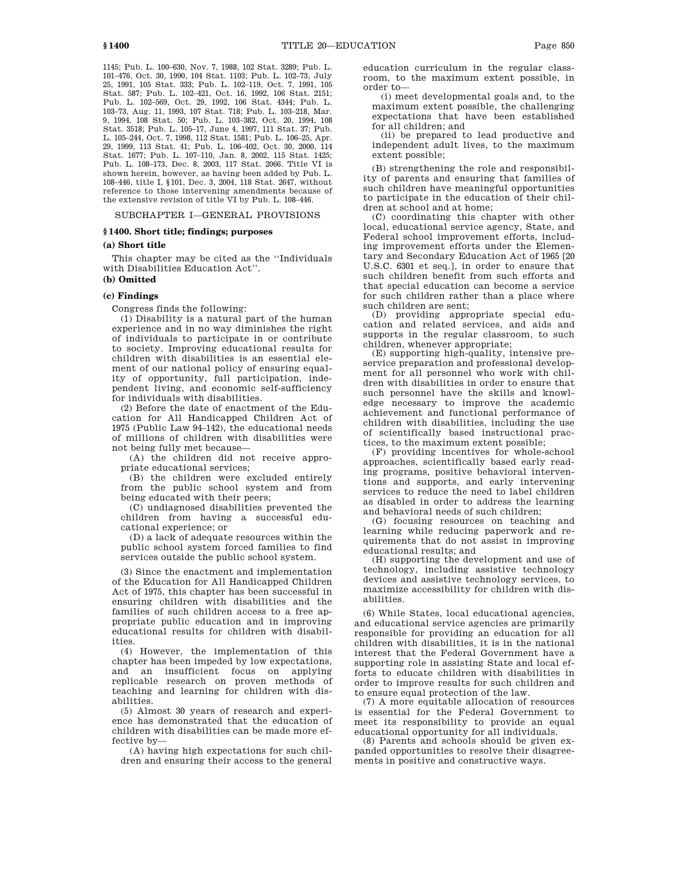1145; Pub. L. 100–630, Nov. 7, 1988, 102 Stat. 3289; Pub. L. 101–476, Oct. 30, 1990, 104 Stat. 1103; Pub. L. 102–73, July 25, 1991, 105 Stat. 333; Pub. L. 102–119, Oct. 7, 1991, 105 Stat. 587; Pub. L. 102–421, Oct. 16, 1992, 106 Stat. 2151; Pub. L. 102–569, Oct. 29, 1992, 106 Stat. 4344; Pub. L. 103–73, Aug. 11, 1993, 107 Stat. 718; Pub. L. 103–218, Mar. 9, 1994, 108 Stat. 50; Pub. L. 103–382, Oct. 20, 1994, 108 Stat. 3518; Pub. L. 105–17, June 4, 1997, 111 Stat. 37; Pub. L. 105–244, Oct. 7, 1998, 112 Stat. 1581; Pub. L. 106–25, Apr. 29, 1999, 113 Stat. 41; Pub. L. 106–402, Oct. 30, 2000, 114 Stat. 1677; Pub. L. 107–110, Jan. 8, 2002, 115 Stat. 1425; Pub. L. 108–173, Dec. 8, 2003, 117 Stat. 2066. Title VI is shown herein, however, as having been added by Pub. L. 108–446, title I, §101, Dec. 3, 2004, 118 Stat. 2647, without reference to those intervening amendments because of the extensive revision of title VI by Pub. L. 108–446.

## SUBCHAPTER I—GENERAL PROVISIONS

### §1400. Short title; findings; purposes

**(a) Short title**

This chapter may be cited as the ''Individuals with Disabilities Education Act''.

**(b) Omitted**

**(c) Findings**

Congress finds the following:

(1) Disability is a natural part of the human experience and in no way diminishes the right of individuals to participate in or contribute to society. Improving educational results for children with disabilities is an essential element of our national policy of ensuring equality of opportunity, full participation, independent living, and economic self-sufficiency for individuals with disabilities.

(2) Before the date of enactment of the Education for All Handicapped Children Act of 1975 (Public Law 94–142), the educational needs of millions of children with disabilities were not being fully met because—

(A) the children did not receive appropriate educational services;

(B) the children were excluded entirely from the public school system and from being educated with their peers;

(C) undiagnosed disabilities prevented the children from having a successful educational experience; or

(D) a lack of adequate resources within the public school system forced families to find services outside the public school system.

(3) Since the enactment and implementation of the Education for All Handicapped Children Act of 1975, this chapter has been successful in ensuring children with disabilities and the families of such children access to a free appropriate public education and in improving educational results for children with disabilities.

(4) However, the implementation of this chapter has been impeded by low expectations, and an insufficient focus on applying replicable research on proven methods of teaching and learning for children with disabilities.

(5) Almost 30 years of research and experience has demonstrated that the education of children with disabilities can be made more effective by—

(A) having high expectations for such children and ensuring their access to the general education curriculum in the regular classroom, to the maximum extent possible, in order to—

(i) meet developmental goals and, to the maximum extent possible, the challenging expectations that have been established for all children; and

(ii) be prepared to lead productive and independent adult lives, to the maximum extent possible;

(B) strengthening the role and responsibility of parents and ensuring that families of such children have meaningful opportunities to participate in the education of their children at school and at home;

(C) coordinating this chapter with other local, educational service agency, State, and Federal school improvement efforts, including improvement efforts under the Elementary and Secondary Education Act of 1965 [20 U.S.C. 6301 et seq.], in order to ensure that such children benefit from such efforts and that special education can become a service for such children rather than a place where such children are sent;

(D) providing appropriate special education and related services, and aids and supports in the regular classroom, to such children, whenever appropriate;

(E) supporting high-quality, intensive preservice preparation and professional development for all personnel who work with children with disabilities in order to ensure that such personnel have the skills and knowledge necessary to improve the academic achievement and functional performance of children with disabilities, including the use of scientifically based instructional practices, to the maximum extent possible;

(F) providing incentives for whole-school approaches, scientifically based early reading programs, positive behavioral interventions and supports, and early intervening services to reduce the need to label children as disabled in order to address the learning and behavioral needs of such children;

(G) focusing resources on teaching and learning while reducing paperwork and requirements that do not assist in improving educational results; and

(H) supporting the development and use of technology, including assistive technology devices and assistive technology services, to maximize accessibility for children with disabilities.

(6) While States, local educational agencies, and educational service agencies are primarily responsible for providing an education for all children with disabilities, it is in the national interest that the Federal Government have a supporting role in assisting State and local efforts to educate children with disabilities in order to improve results for such children and to ensure equal protection of the law.

(7) A more equitable allocation of resources is essential for the Federal Government to meet its responsibility to provide an equal educational opportunity for all individuals.

(8) Parents and schools should be given expanded opportunities to resolve their disagreements in positive and constructive ways.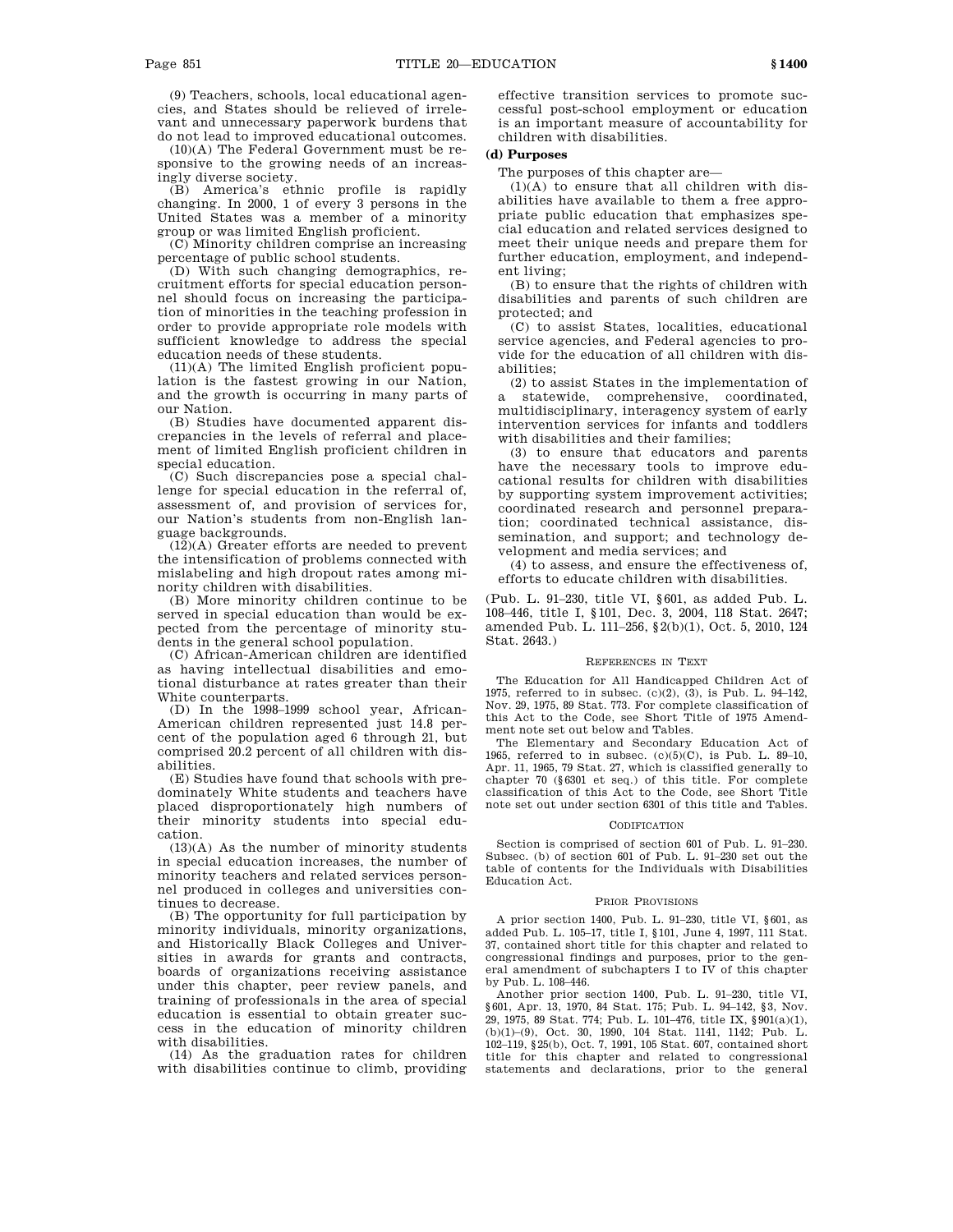(9) Teachers, schools, local educational agencies, and States should be relieved of irrelevant and unnecessary paperwork burdens that do not lead to improved educational outcomes.

(10)(A) The Federal Government must be responsive to the growing needs of an increasingly diverse society.

(B) America's ethnic profile is rapidly changing. In 2000, 1 of every 3 persons in the United States was a member of a minority group or was limited English proficient.

(C) Minority children comprise an increasing percentage of public school students.

(D) With such changing demographics, recruitment efforts for special education personnel should focus on increasing the participation of minorities in the teaching profession in order to provide appropriate role models with sufficient knowledge to address the special education needs of these students.

(11)(A) The limited English proficient population is the fastest growing in our Nation, and the growth is occurring in many parts of our Nation.

(B) Studies have documented apparent discrepancies in the levels of referral and placement of limited English proficient children in special education.

(C) Such discrepancies pose a special challenge for special education in the referral of, assessment of, and provision of services for, our Nation's students from non-English language backgrounds.

(12)(A) Greater efforts are needed to prevent the intensification of problems connected with mislabeling and high dropout rates among minority children with disabilities.

(B) More minority children continue to be served in special education than would be expected from the percentage of minority students in the general school population.

(C) African-American children are identified as having intellectual disabilities and emotional disturbance at rates greater than their White counterparts.

(D) In the 1998–1999 school year, African-American children represented just 14.8 percent of the population aged 6 through 21, but comprised 20.2 percent of all children with disabilities.

(E) Studies have found that schools with predominately White students and teachers have placed disproportionately high numbers of their minority students into special education.

(13)(A) As the number of minority students in special education increases, the number of minority teachers and related services personnel produced in colleges and universities continues to decrease.

(B) The opportunity for full participation by minority individuals, minority organizations, and Historically Black Colleges and Universities in awards for grants and contracts, boards of organizations receiving assistance under this chapter, peer review panels, and training of professionals in the area of special education is essential to obtain greater success in the education of minority children with disabilities.

(14) As the graduation rates for children with disabilities continue to climb, providing effective transition services to promote successful post-school employment or education is an important measure of accountability for children with disabilities.

**(d) Purposes**

The purposes of this chapter are—

(1)(A) to ensure that all children with disabilities have available to them a free appropriate public education that emphasizes special education and related services designed to meet their unique needs and prepare them for further education, employment, and independent living;

(B) to ensure that the rights of children with disabilities and parents of such children are protected; and

(C) to assist States, localities, educational service agencies, and Federal agencies to provide for the education of all children with disabilities;

(2) to assist States in the implementation of a statewide, comprehensive, coordinated, multidisciplinary, interagency system of early intervention services for infants and toddlers with disabilities and their families;

(3) to ensure that educators and parents have the necessary tools to improve educational results for children with disabilities by supporting system improvement activities; coordinated research and personnel preparation; coordinated technical assistance, dissemination, and support; and technology development and media services; and

(4) to assess, and ensure the effectiveness of, efforts to educate children with disabilities.

(Pub. L. 91–230, title VI, §601, as added Pub. L. 108–446, title I, §101, Dec. 3, 2004, 118 Stat. 2647; amended Pub. L. 111–256, §2(b)(1), Oct. 5, 2010, 124 Stat. 2643.)

REFERENCES IN TEXT

The Education for All Handicapped Children Act of 1975, referred to in subsec. (c)(2), (3), is Pub. L. 94–142, Nov. 29, 1975, 89 Stat. 773. For complete classification of this Act to the Code, see Short Title of 1975 Amendment note set out below and Tables.

The Elementary and Secondary Education Act of 1965, referred to in subsec. (c)(5)(C), is Pub. L. 89–10, Apr. 11, 1965, 79 Stat. 27, which is classified generally to chapter 70 (§6301 et seq.) of this title. For complete classification of this Act to the Code, see Short Title note set out under section 6301 of this title and Tables.

CODIFICATION

Section is comprised of section 601 of Pub. L. 91–230. Subsec. (b) of section 601 of Pub. L. 91–230 set out the table of contents for the Individuals with Disabilities Education Act.

PRIOR PROVISIONS

A prior section 1400, Pub. L. 91–230, title VI, §601, as added Pub. L. 105–17, title I, §101, June 4, 1997, 111 Stat. 37, contained short title for this chapter and related to congressional findings and purposes, prior to the general amendment of subchapters I to IV of this chapter by Pub. L. 108–446.

Another prior section 1400, Pub. L. 91–230, title VI, §601, Apr. 13, 1970, 84 Stat. 175; Pub. L. 94–142, §3, Nov. 29, 1975, 89 Stat. 774; Pub. L. 101–476, title IX, §901(a)(1), (b)(1)–(9), Oct. 30, 1990, 104 Stat. 1141, 1142; Pub. L. 102–119, §25(b), Oct. 7, 1991, 105 Stat. 607, contained short title for this chapter and related to congressional statements and declarations, prior to the general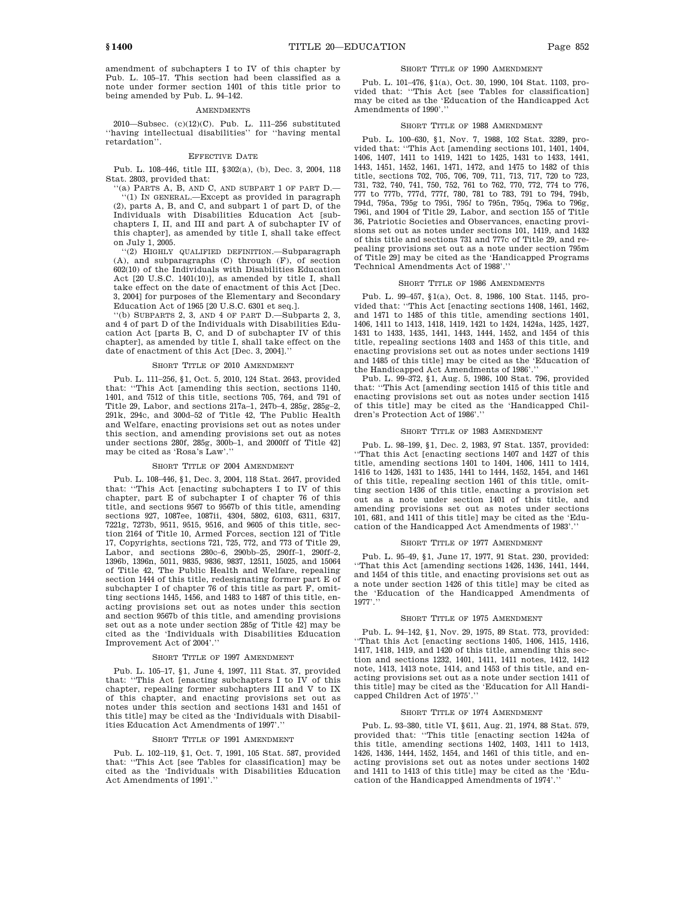amendment of subchapters I to IV of this chapter by Pub. L. 105–17. This section had been classified as a note under former section 1401 of this title prior to being amended by Pub. L. 94–142.

### AMENDMENTS

2010—Subsec. (c)(12)(C). Pub. L. 111–256 substituted ''having intellectual disabilities'' for ''having mental retardation''.

### EFFECTIVE DATE

Pub. L. 108–446, title III, §302(a), (b), Dec. 3, 2004, 118 Stat. 2803, provided that:

''(a) PARTS A, B, AND C, AND SUBPART 1 OF PART D.—

''(1) IN GENERAL.—Except as provided in paragraph (2), parts A, B, and C, and subpart 1 of part D, of the Individuals with Disabilities Education Act [subchapters I, II, and III and part A of subchapter IV of this chapter], as amended by title I, shall take effect on July 1, 2005.

''(2) HIGHLY QUALIFIED DEFINITION.—Subparagraph (A), and subparagraphs (C) through (F), of section 602(10) of the Individuals with Disabilities Education Act [20 U.S.C. 1401(10)], as amended by title I, shall take effect on the date of enactment of this Act [Dec. 3, 2004] for purposes of the Elementary and Secondary Education Act of 1965 [20 U.S.C. 6301 et seq.].

''(b) SUBPARTS 2, 3, AND 4 OF PART D.—Subparts 2, 3, and 4 of part D of the Individuals with Disabilities Education Act [parts B, C, and D of subchapter IV of this chapter], as amended by title I, shall take effect on the date of enactment of this Act [Dec. 3, 2004].''

### SHORT TITLE OF 2010 AMENDMENT

Pub. L. 111–256, §1, Oct. 5, 2010, 124 Stat. 2643, provided that: ''This Act [amending this section, sections 1140, 1401, and 7512 of this title, sections 705, 764, and 791 of Title 29, Labor, and sections 217a–1, 247b–4, 285g, 285g–2, 291k, 294c, and 300d–52 of Title 42, The Public Health and Welfare, enacting provisions set out as notes under this section, and amending provisions set out as notes under sections 280f, 285g, 300b–1, and 2000ff of Title 42] may be cited as 'Rosa's Law'.''

### SHORT TITLE OF 2004 AMENDMENT

Pub. L. 108–446, §1, Dec. 3, 2004, 118 Stat. 2647, provided that: ''This Act [enacting subchapters I to IV of this chapter, part E of subchapter I of chapter 76 of this title, and sections 9567 to 9567b of this title, amending sections 927, 1087ee, 1087ii, 4304, 5802, 6103, 6311, 6317, 7221g, 7273b, 9511, 9515, 9516, and 9605 of this title, section 2164 of Title 10, Armed Forces, section 121 of Title 17, Copyrights, sections 721, 725, 772, and 773 of Title 29, Labor, and sections 280c–6, 290bb–25, 290ff–1, 290ff–2, 1396b, 1396n, 5011, 9835, 9836, 9837, 12511, 15025, and 15064 of Title 42, The Public Health and Welfare, repealing section 1444 of this title, redesignating former part E of subchapter I of chapter 76 of this title as part F, omitting sections 1445, 1456, and 1483 to 1487 of this title, enacting provisions set out as notes under this section and section 9567b of this title, and amending provisions set out as a note under section 285g of Title 42] may be cited as the 'Individuals with Disabilities Education Improvement Act of 2004'.''

### SHORT TITLE OF 1997 AMENDMENT

Pub. L. 105–17, §1, June 4, 1997, 111 Stat. 37, provided that: ''This Act [enacting subchapters I to IV of this chapter, repealing former subchapters III and V to IX of this chapter, and enacting provisions set out as notes under this section and sections 1431 and 1451 of this title] may be cited as the 'Individuals with Disabilities Education Act Amendments of 1997'.''

### SHORT TITLE OF 1991 AMENDMENT

Pub. L. 102–119, §1, Oct. 7, 1991, 105 Stat. 587, provided that: ''This Act [see Tables for classification] may be cited as the 'Individuals with Disabilities Education Act Amendments of 1991'.''

### SHORT TITLE OF 1990 AMENDMENT

Pub. L. 101–476, §1(a), Oct. 30, 1990, 104 Stat. 1103, provided that: ''This Act [see Tables for classification] may be cited as the 'Education of the Handicapped Act Amendments of 1990'.''

### SHORT TITLE OF 1988 AMENDMENT

Pub. L. 100–630, §1, Nov. 7, 1988, 102 Stat. 3289, provided that: ''This Act [amending sections 101, 1401, 1404, 1406, 1407, 1411 to 1419, 1421 to 1425, 1431 to 1433, 1441, 1443, 1451, 1452, 1461, 1471, 1472, and 1475 to 1482 of this title, sections 702, 705, 706, 709, 711, 713, 717, 720 to 723, 731, 732, 740, 741, 750, 752, 761 to 762, 770, 772, 774 to 776, 777 to 777b, 777d, 777f, 780, 781 to 783, 791 to 794, 794b, 794d, 795a, 795g to 795i, 795l to 795n, 795q, 796a to 796g, 796i, and 1904 of Title 29, Labor, and section 155 of Title 36, Patriotic Societies and Observances, enacting provisions set out as notes under sections 101, 1419, and 1432 of this title and sections 731 and 777c of Title 29, and repealing provisions set out as a note under section 795m of Title 29] may be cited as the 'Handicapped Programs Technical Amendments Act of 1988'.''

### SHORT TITLE OF 1986 AMENDMENTS

Pub. L. 99–457, §1(a), Oct. 8, 1986, 100 Stat. 1145, provided that: ''This Act [enacting sections 1408, 1461, 1462, and 1471 to 1485 of this title, amending sections 1401, 1406, 1411 to 1413, 1418, 1419, 1421 to 1424, 1424a, 1425, 1427, 1431 to 1433, 1435, 1441, 1443, 1444, 1452, and 1454 of this title, repealing sections 1403 and 1453 of this title, and enacting provisions set out as notes under sections 1419 and 1485 of this title] may be cited as the 'Education of the Handicapped Act Amendments of 1986'.''

Pub. L. 99–372, §1, Aug. 5, 1986, 100 Stat. 796, provided that: ''This Act [amending section 1415 of this title and enacting provisions set out as notes under section 1415 of this title] may be cited as the 'Handicapped Children's Protection Act of 1986'.''

### SHORT TITLE OF 1983 AMENDMENT

Pub. L. 98–199, §1, Dec. 2, 1983, 97 Stat. 1357, provided: ''That this Act [enacting sections 1407 and 1427 of this title, amending sections 1401 to 1404, 1406, 1411 to 1414, 1416 to 1426, 1431 to 1435, 1441 to 1444, 1452, 1454, and 1461 of this title, repealing section 1461 of this title, omitting section 1436 of this title, enacting a provision set out as a note under section 1401 of this title, and amending provisions set out as notes under sections 101, 681, and 1411 of this title] may be cited as the 'Education of the Handicapped Act Amendments of 1983'.''

### SHORT TITLE OF 1977 AMENDMENT

Pub. L. 95–49, §1, June 17, 1977, 91 Stat. 230, provided: ''That this Act [amending sections 1426, 1436, 1441, 1444, and 1454 of this title, and enacting provisions set out as a note under section 1426 of this title] may be cited as the 'Education of the Handicapped Amendments of 1977'.''

### SHORT TITLE OF 1975 AMENDMENT

Pub. L. 94–142, §1, Nov. 29, 1975, 89 Stat. 773, provided: ''That this Act [enacting sections 1405, 1406, 1415, 1416, 1417, 1418, 1419, and 1420 of this title, amending this section and sections 1232, 1401, 1411, 1411 notes, 1412, 1412 note, 1413, 1413 note, 1414, and 1453 of this title, and enacting provisions set out as a note under section 1411 of this title] may be cited as the 'Education for All Handicapped Children Act of 1975'.''

### SHORT TITLE OF 1974 AMENDMENT

Pub. L. 93–380, title VI, §611, Aug. 21, 1974, 88 Stat. 579, provided that: ''This title [enacting section 1424a of this title, amending sections 1402, 1403, 1411 to 1413, 1426, 1436, 1444, 1452, 1454, and 1461 of this title, and enacting provisions set out as notes under sections 1402 and 1411 to 1413 of this title] may be cited as the 'Education of the Handicapped Amendments of 1974'.''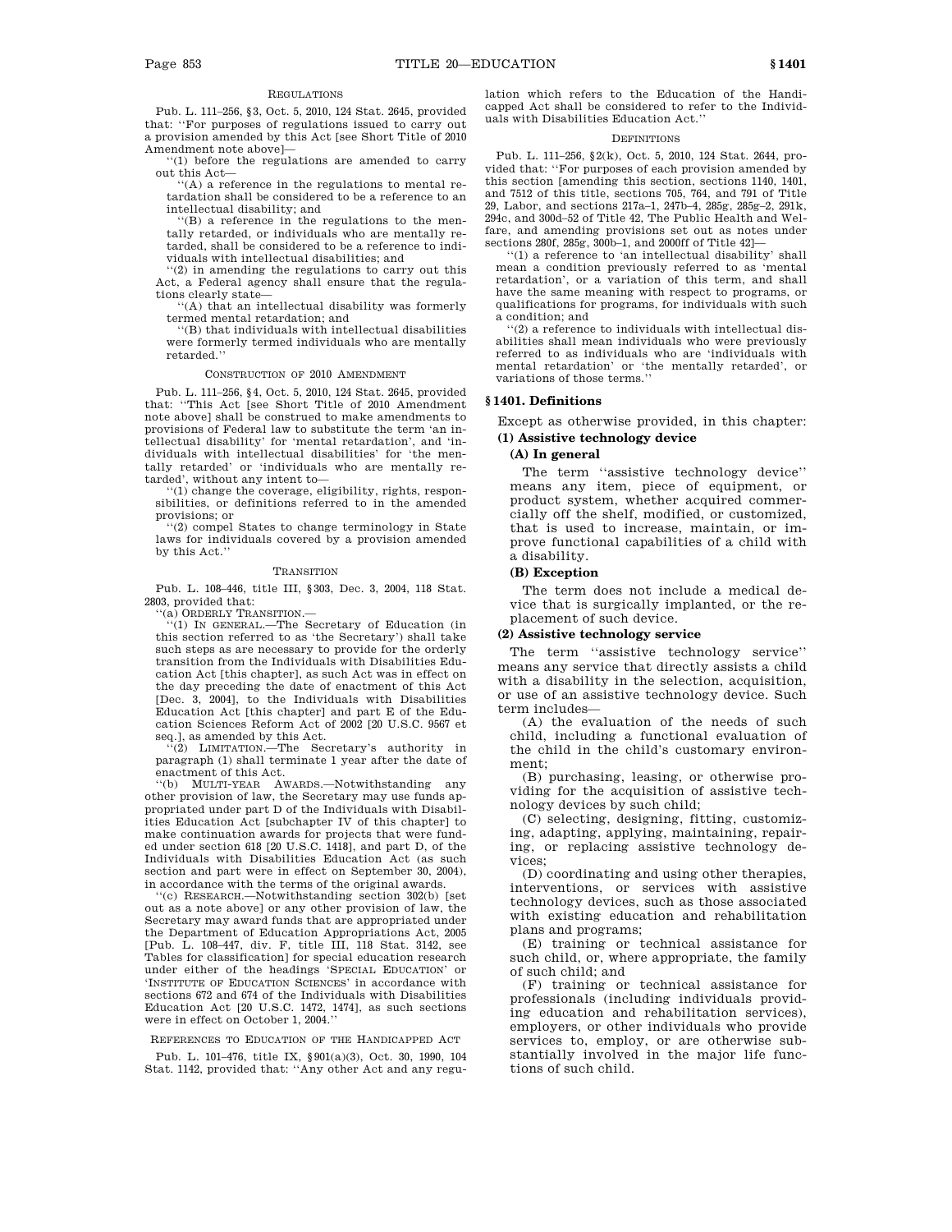#### Regulations

Pub. L. 111–256, §3, Oct. 5, 2010, 124 Stat. 2645, provided that: ''For purposes of regulations issued to carry out a provision amended by this Act [see Short Title of 2010 Amendment note above]—

''(1) before the regulations are amended to carry out this Act—

''(A) a reference in the regulations to mental retardation shall be considered to be a reference to an intellectual disability; and

''(B) a reference in the regulations to the mentally retarded, or individuals who are mentally retarded, shall be considered to be a reference to individuals with intellectual disabilities; and

''(2) in amending the regulations to carry out this Act, a Federal agency shall ensure that the regulations clearly state—

''(A) that an intellectual disability was formerly termed mental retardation; and

''(B) that individuals with intellectual disabilities were formerly termed individuals who are mentally retarded.''

#### Construction of 2010 Amendment

Pub. L. 111–256, §4, Oct. 5, 2010, 124 Stat. 2645, provided that: ''This Act [see Short Title of 2010 Amendment note above] shall be construed to make amendments to provisions of Federal law to substitute the term 'an intellectual disability' for 'mental retardation', and 'individuals with intellectual disabilities' for 'the mentally retarded' or 'individuals who are mentally retarded', without any intent to—

''(1) change the coverage, eligibility, rights, responsibilities, or definitions referred to in the amended provisions; or

''(2) compel States to change terminology in State laws for individuals covered by a provision amended by this Act.''

#### Transition

Pub. L. 108–446, title III, §303, Dec. 3, 2004, 118 Stat. 2803, provided that:

''(a) Orderly Transition.—

''(1) In general.—The Secretary of Education (in this section referred to as 'the Secretary') shall take such steps as are necessary to provide for the orderly transition from the Individuals with Disabilities Education Act [this chapter], as such Act was in effect on the day preceding the date of enactment of this Act [Dec. 3, 2004], to the Individuals with Disabilities Education Act [this chapter] and part E of the Education Sciences Reform Act of 2002 [20 U.S.C. 9567 et seq.], as amended by this Act.

''(2) Limitation.—The Secretary's authority in paragraph (1) shall terminate 1 year after the date of enactment of this Act.

''(b) Multi-year Awards.—Notwithstanding any other provision of law, the Secretary may use funds appropriated under part D of the Individuals with Disabilities Education Act [subchapter IV of this chapter] to make continuation awards for projects that were funded under section 618 [20 U.S.C. 1418], and part D, of the Individuals with Disabilities Education Act (as such section and part were in effect on September 30, 2004), in accordance with the terms of the original awards.

''(c) Research.—Notwithstanding section 302(b) [set out as a note above] or any other provision of law, the Secretary may award funds that are appropriated under the Department of Education Appropriations Act, 2005 [Pub. L. 108–447, div. F, title III, 118 Stat. 3142, see Tables for classification] for special education research under either of the headings 'Special Education' or 'Institute of Education Sciences' in accordance with sections 672 and 674 of the Individuals with Disabilities Education Act [20 U.S.C. 1472, 1474], as such sections were in effect on October 1, 2004.''

#### References to Education of the Handicapped Act

Pub. L. 101–476, title IX, §901(a)(3), Oct. 30, 1990, 104 Stat. 1142, provided that: ''Any other Act and any regulation which refers to the Education of the Handicapped Act shall be considered to refer to the Individuals with Disabilities Education Act.''

#### Definitions

Pub. L. 111–256, §2(k), Oct. 5, 2010, 124 Stat. 2644, provided that: ''For purposes of each provision amended by this section [amending this section, sections 1140, 1401, and 7512 of this title, sections 705, 764, and 791 of Title 29, Labor, and sections 217a–1, 247b–4, 285g, 285g–2, 291k, 294c, and 300d–52 of Title 42, The Public Health and Welfare, and amending provisions set out as notes under sections 280f, 285g, 300b–1, and 2000ff of Title 42]—

''(1) a reference to 'an intellectual disability' shall mean a condition previously referred to as 'mental retardation', or a variation of this term, and shall have the same meaning with respect to programs, or qualifications for programs, for individuals with such a condition; and

''(2) a reference to individuals with intellectual disabilities shall mean individuals who were previously referred to as individuals who are 'individuals with mental retardation' or 'the mentally retarded', or variations of those terms.''

### §1401. Definitions

Except as otherwise provided, in this chapter:

**(1) Assistive technology device**

**(A) In general**

The term ''assistive technology device'' means any item, piece of equipment, or product system, whether acquired commercially off the shelf, modified, or customized, that is used to increase, maintain, or improve functional capabilities of a child with a disability.

**(B) Exception**

The term does not include a medical device that is surgically implanted, or the replacement of such device.

**(2) Assistive technology service**

The term ''assistive technology service'' means any service that directly assists a child with a disability in the selection, acquisition, or use of an assistive technology device. Such term includes—

(A) the evaluation of the needs of such child, including a functional evaluation of the child in the child's customary environment;

(B) purchasing, leasing, or otherwise providing for the acquisition of assistive technology devices by such child;

(C) selecting, designing, fitting, customizing, adapting, applying, maintaining, repairing, or replacing assistive technology devices;

(D) coordinating and using other therapies, interventions, or services with assistive technology devices, such as those associated with existing education and rehabilitation plans and programs;

(E) training or technical assistance for such child, or, where appropriate, the family of such child; and

(F) training or technical assistance for professionals (including individuals providing education and rehabilitation services), employers, or other individuals who provide services to, employ, or are otherwise substantially involved in the major life functions of such child.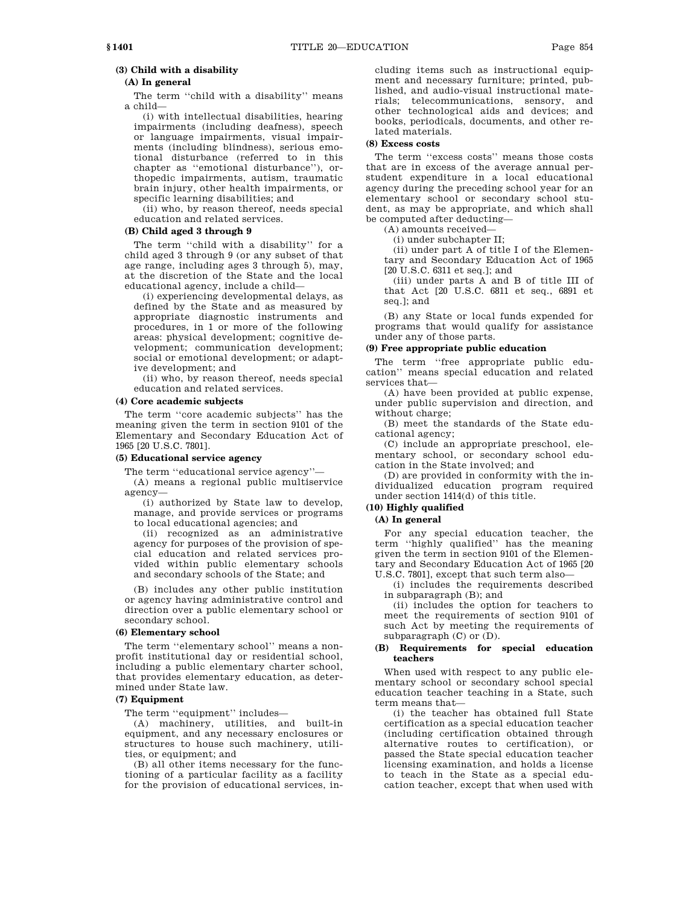**(3) Child with a disability**

**(A) In general**

The term ''child with a disability'' means a child—

(i) with intellectual disabilities, hearing impairments (including deafness), speech or language impairments, visual impairments (including blindness), serious emotional disturbance (referred to in this chapter as ''emotional disturbance''), orthopedic impairments, autism, traumatic brain injury, other health impairments, or specific learning disabilities; and

(ii) who, by reason thereof, needs special education and related services.

**(B) Child aged 3 through 9**

The term ''child with a disability'' for a child aged 3 through 9 (or any subset of that age range, including ages 3 through 5), may, at the discretion of the State and the local educational agency, include a child—

(i) experiencing developmental delays, as defined by the State and as measured by appropriate diagnostic instruments and procedures, in 1 or more of the following areas: physical development; cognitive development; communication development; social or emotional development; or adaptive development; and

(ii) who, by reason thereof, needs special education and related services.

**(4) Core academic subjects**

The term ''core academic subjects'' has the meaning given the term in section 9101 of the Elementary and Secondary Education Act of 1965 [20 U.S.C. 7801].

**(5) Educational service agency**

The term ''educational service agency''—

(A) means a regional public multiservice agency—

(i) authorized by State law to develop, manage, and provide services or programs to local educational agencies; and

(ii) recognized as an administrative agency for purposes of the provision of special education and related services provided within public elementary schools and secondary schools of the State; and

(B) includes any other public institution or agency having administrative control and direction over a public elementary school or secondary school.

**(6) Elementary school**

The term ''elementary school'' means a nonprofit institutional day or residential school, including a public elementary charter school, that provides elementary education, as determined under State law.

**(7) Equipment**

The term ''equipment'' includes—

(A) machinery, utilities, and built-in equipment, and any necessary enclosures or structures to house such machinery, utilities, or equipment; and

(B) all other items necessary for the functioning of a particular facility as a facility for the provision of educational services, including items such as instructional equipment and necessary furniture; printed, published, and audio-visual instructional materials; telecommunications, sensory, and other technological aids and devices; and books, periodicals, documents, and other related materials.

**(8) Excess costs**

The term ''excess costs'' means those costs that are in excess of the average annual per-student expenditure in a local educational agency during the preceding school year for an elementary school or secondary school student, as may be appropriate, and which shall be computed after deducting—

(A) amounts received—

(i) under subchapter II;

(ii) under part A of title I of the Elementary and Secondary Education Act of 1965 [20 U.S.C. 6311 et seq.]; and

(iii) under parts A and B of title III of that Act [20 U.S.C. 6811 et seq., 6891 et seq.]; and

(B) any State or local funds expended for programs that would qualify for assistance under any of those parts.

**(9) Free appropriate public education**

The term ''free appropriate public education'' means special education and related services that—

(A) have been provided at public expense, under public supervision and direction, and without charge;

(B) meet the standards of the State educational agency;

(C) include an appropriate preschool, elementary school, or secondary school education in the State involved; and

(D) are provided in conformity with the individualized education program required under section 1414(d) of this title.

**(10) Highly qualified**

**(A) In general**

For any special education teacher, the term ''highly qualified'' has the meaning given the term in section 9101 of the Elementary and Secondary Education Act of 1965 [20 U.S.C. 7801], except that such term also—

(i) includes the requirements described in subparagraph (B); and

(ii) includes the option for teachers to meet the requirements of section 9101 of such Act by meeting the requirements of subparagraph (C) or (D).

**(B) Requirements for special education teachers**

When used with respect to any public elementary school or secondary school special education teacher teaching in a State, such term means that—

(i) the teacher has obtained full State certification as a special education teacher (including certification obtained through alternative routes to certification), or passed the State special education teacher licensing examination, and holds a license to teach in the State as a special education teacher, except that when used with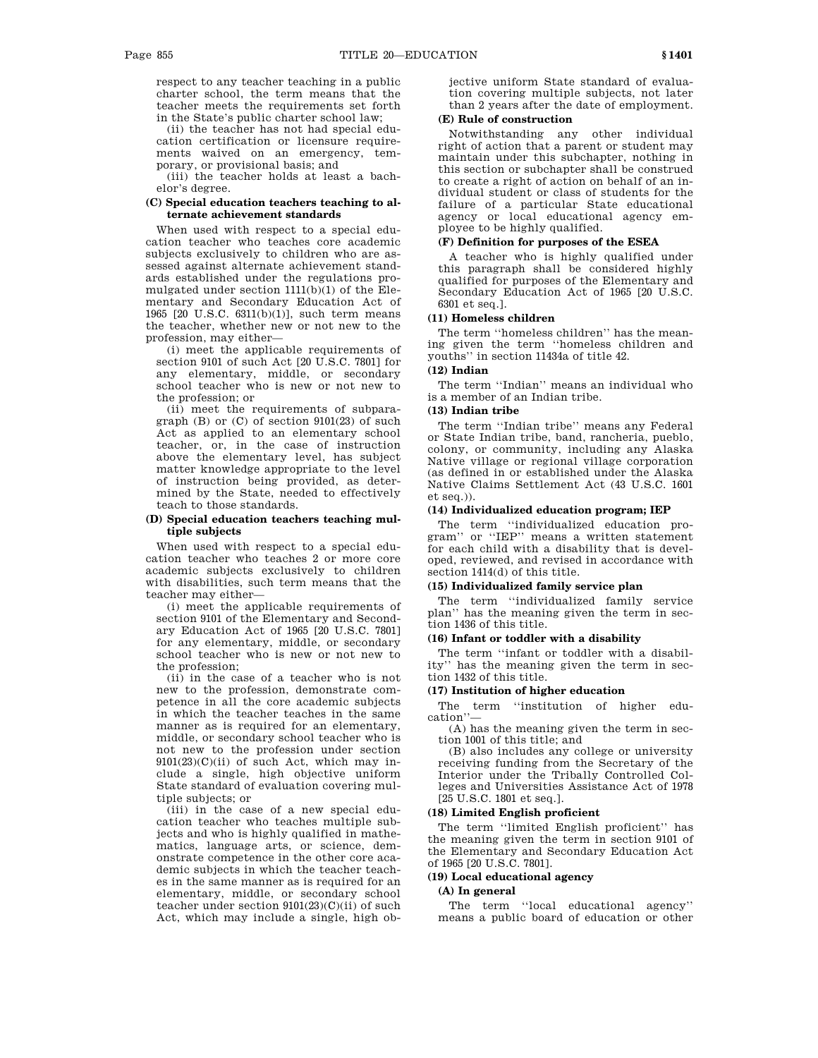respect to any teacher teaching in a public charter school, the term means that the teacher meets the requirements set forth in the State's public charter school law;

(ii) the teacher has not had special education certification or licensure requirements waived on an emergency, temporary, or provisional basis; and

(iii) the teacher holds at least a bachelor's degree.

**(C) Special education teachers teaching to alternate achievement standards**

When used with respect to a special education teacher who teaches core academic subjects exclusively to children who are assessed against alternate achievement standards established under the regulations promulgated under section 1111(b)(1) of the Elementary and Secondary Education Act of 1965 [20 U.S.C. 6311(b)(1)], such term means the teacher, whether new or not new to the profession, may either—

(i) meet the applicable requirements of section 9101 of such Act [20 U.S.C. 7801] for any elementary, middle, or secondary school teacher who is new or not new to the profession; or

(ii) meet the requirements of subparagraph (B) or (C) of section 9101(23) of such Act as applied to an elementary school teacher, or, in the case of instruction above the elementary level, has subject matter knowledge appropriate to the level of instruction being provided, as determined by the State, needed to effectively teach to those standards.

**(D) Special education teachers teaching multiple subjects**

When used with respect to a special education teacher who teaches 2 or more core academic subjects exclusively to children with disabilities, such term means that the teacher may either—

(i) meet the applicable requirements of section 9101 of the Elementary and Secondary Education Act of 1965 [20 U.S.C. 7801] for any elementary, middle, or secondary school teacher who is new or not new to the profession;

(ii) in the case of a teacher who is not new to the profession, demonstrate competence in all the core academic subjects in which the teacher teaches in the same manner as is required for an elementary, middle, or secondary school teacher who is not new to the profession under section 9101(23)(C)(ii) of such Act, which may include a single, high objective uniform State standard of evaluation covering multiple subjects; or

(iii) in the case of a new special education teacher who teaches multiple subjects and who is highly qualified in mathematics, language arts, or science, demonstrate competence in the other core academic subjects in which the teacher teaches in the same manner as is required for an elementary, middle, or secondary school teacher under section 9101(23)(C)(ii) of such Act, which may include a single, high objective uniform State standard of evaluation covering multiple subjects, not later than 2 years after the date of employment.

**(E) Rule of construction**

Notwithstanding any other individual right of action that a parent or student may maintain under this subchapter, nothing in this section or subchapter shall be construed to create a right of action on behalf of an individual student or class of students for the failure of a particular State educational agency or local educational agency employee to be highly qualified.

**(F) Definition for purposes of the ESEA**

A teacher who is highly qualified under this paragraph shall be considered highly qualified for purposes of the Elementary and Secondary Education Act of 1965 [20 U.S.C. 6301 et seq.].

**(11) Homeless children**

The term ''homeless children'' has the meaning given the term ''homeless children and youths'' in section 11434a of title 42.

**(12) Indian**

The term ''Indian'' means an individual who is a member of an Indian tribe.

**(13) Indian tribe**

The term ''Indian tribe'' means any Federal or State Indian tribe, band, rancheria, pueblo, colony, or community, including any Alaska Native village or regional village corporation (as defined in or established under the Alaska Native Claims Settlement Act (43 U.S.C. 1601 et seq.)).

**(14) Individualized education program; IEP**

The term ''individualized education program'' or ''IEP'' means a written statement for each child with a disability that is developed, reviewed, and revised in accordance with section 1414(d) of this title.

**(15) Individualized family service plan**

The term ''individualized family service plan'' has the meaning given the term in section 1436 of this title.

**(16) Infant or toddler with a disability**

The term ''infant or toddler with a disability'' has the meaning given the term in section 1432 of this title.

**(17) Institution of higher education**

The term ''institution of higher education''—

(A) has the meaning given the term in section 1001 of this title; and

(B) also includes any college or university receiving funding from the Secretary of the Interior under the Tribally Controlled Colleges and Universities Assistance Act of 1978 [25 U.S.C. 1801 et seq.].

**(18) Limited English proficient**

The term ''limited English proficient'' has the meaning given the term in section 9101 of the Elementary and Secondary Education Act of 1965 [20 U.S.C. 7801].

**(19) Local educational agency**

**(A) In general**

The term ''local educational agency'' means a public board of education or other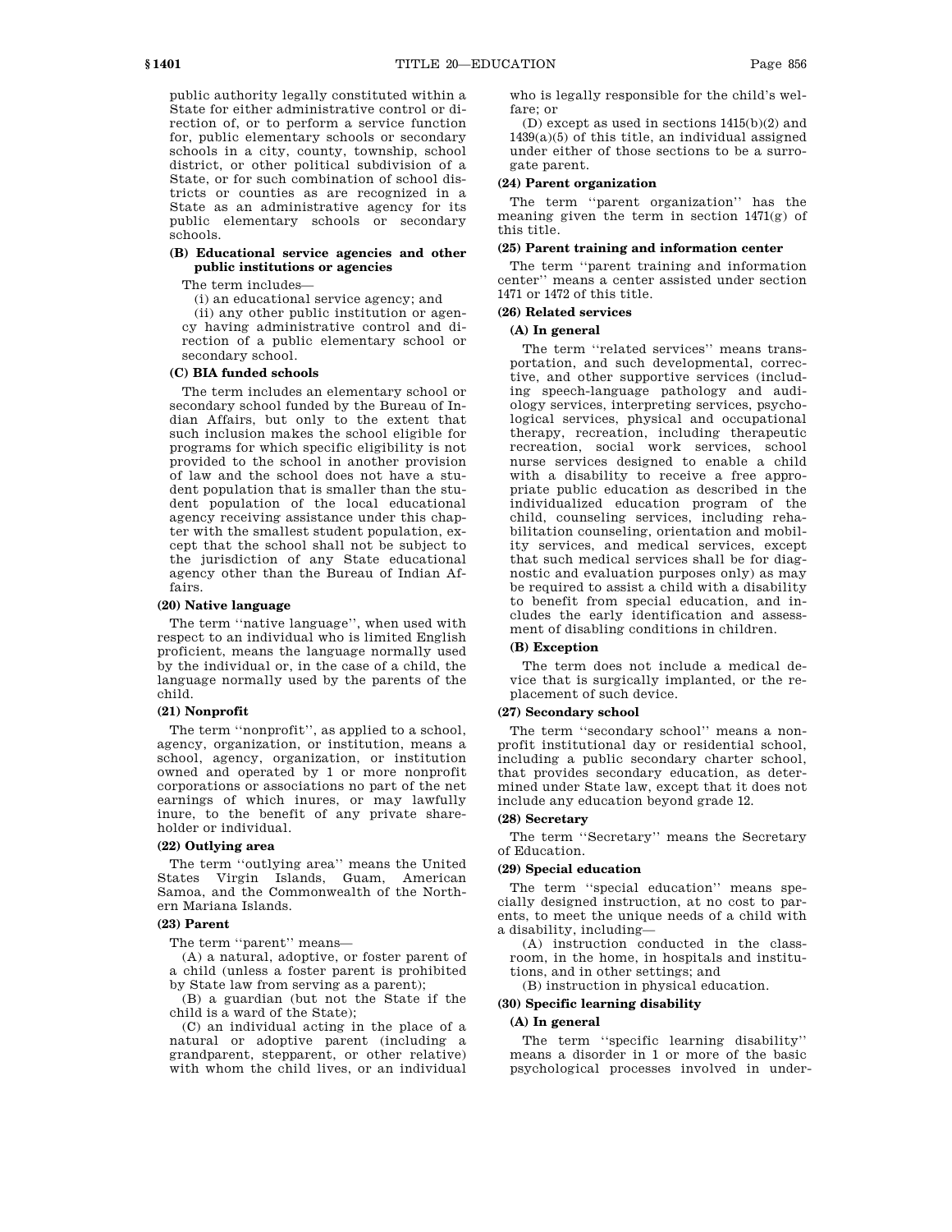public authority legally constituted within a State for either administrative control or direction of, or to perform a service function for, public elementary schools or secondary schools in a city, county, township, school district, or other political subdivision of a State, or for such combination of school districts or counties as are recognized in a State as an administrative agency for its public elementary schools or secondary schools.

**(B) Educational service agencies and other public institutions or agencies**

The term includes—

(i) an educational service agency; and

(ii) any other public institution or agency having administrative control and direction of a public elementary school or secondary school.

**(C) BIA funded schools**

The term includes an elementary school or secondary school funded by the Bureau of Indian Affairs, but only to the extent that such inclusion makes the school eligible for programs for which specific eligibility is not provided to the school in another provision of law and the school does not have a student population that is smaller than the student population of the local educational agency receiving assistance under this chapter with the smallest student population, except that the school shall not be subject to the jurisdiction of any State educational agency other than the Bureau of Indian Affairs.

**(20) Native language**

The term ''native language'', when used with respect to an individual who is limited English proficient, means the language normally used by the individual or, in the case of a child, the language normally used by the parents of the child.

**(21) Nonprofit**

The term ''nonprofit'', as applied to a school, agency, organization, or institution, means a school, agency, organization, or institution owned and operated by 1 or more nonprofit corporations or associations no part of the net earnings of which inures, or may lawfully inure, to the benefit of any private shareholder or individual.

**(22) Outlying area**

The term ''outlying area'' means the United States Virgin Islands, Guam, American Samoa, and the Commonwealth of the Northern Mariana Islands.

**(23) Parent**

The term ''parent'' means—

(A) a natural, adoptive, or foster parent of a child (unless a foster parent is prohibited by State law from serving as a parent);

(B) a guardian (but not the State if the child is a ward of the State);

(C) an individual acting in the place of a natural or adoptive parent (including a grandparent, stepparent, or other relative) with whom the child lives, or an individual who is legally responsible for the child's welfare; or

(D) except as used in sections 1415(b)(2) and 1439(a)(5) of this title, an individual assigned under either of those sections to be a surrogate parent.

**(24) Parent organization**

The term ''parent organization'' has the meaning given the term in section 1471(g) of this title.

**(25) Parent training and information center**

The term ''parent training and information center'' means a center assisted under section 1471 or 1472 of this title.

**(26) Related services**

**(A) In general**

The term ''related services'' means transportation, and such developmental, corrective, and other supportive services (including speech-language pathology and audiology services, interpreting services, psychological services, physical and occupational therapy, recreation, including therapeutic recreation, social work services, school nurse services designed to enable a child with a disability to receive a free appropriate public education as described in the individualized education program of the child, counseling services, including rehabilitation counseling, orientation and mobility services, and medical services, except that such medical services shall be for diagnostic and evaluation purposes only) as may be required to assist a child with a disability to benefit from special education, and includes the early identification and assessment of disabling conditions in children.

**(B) Exception**

The term does not include a medical device that is surgically implanted, or the replacement of such device.

**(27) Secondary school**

The term ''secondary school'' means a nonprofit institutional day or residential school, including a public secondary charter school, that provides secondary education, as determined under State law, except that it does not include any education beyond grade 12.

**(28) Secretary**

The term ''Secretary'' means the Secretary of Education.

**(29) Special education**

The term ''special education'' means specially designed instruction, at no cost to parents, to meet the unique needs of a child with a disability, including—

(A) instruction conducted in the classroom, in the home, in hospitals and institutions, and in other settings; and

(B) instruction in physical education.

**(30) Specific learning disability**

**(A) In general**

The term ''specific learning disability'' means a disorder in 1 or more of the basic psychological processes involved in under-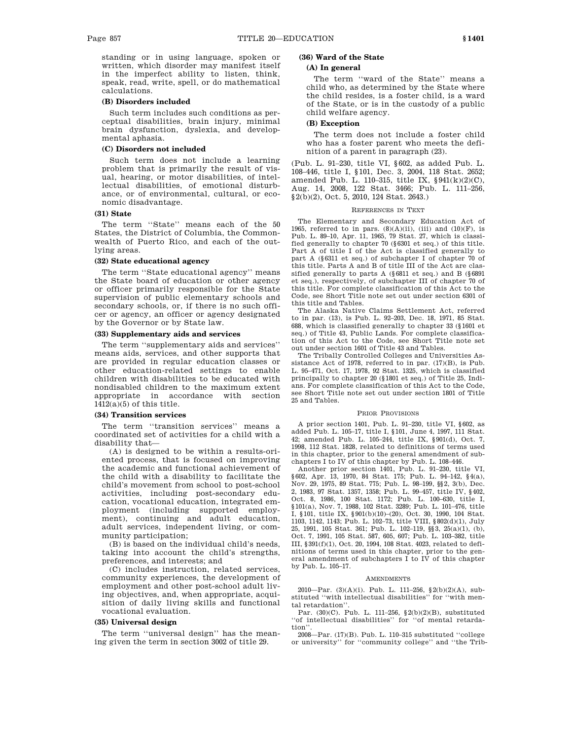standing or in using language, spoken or written, which disorder may manifest itself in the imperfect ability to listen, think, speak, read, write, spell, or do mathematical calculations.

**(B) Disorders included**

Such term includes such conditions as perceptual disabilities, brain injury, minimal brain dysfunction, dyslexia, and developmental aphasia.

**(C) Disorders not included**

Such term does not include a learning problem that is primarily the result of visual, hearing, or motor disabilities, of intellectual disabilities, of emotional disturbance, or of environmental, cultural, or economic disadvantage.

**(31) State**

The term "State" means each of the 50 States, the District of Columbia, the Commonwealth of Puerto Rico, and each of the outlying areas.

**(32) State educational agency**

The term "State educational agency" means the State board of education or other agency or officer primarily responsible for the State supervision of public elementary schools and secondary schools, or, if there is no such officer or agency, an officer or agency designated by the Governor or by State law.

**(33) Supplementary aids and services**

The term "supplementary aids and services" means aids, services, and other supports that are provided in regular education classes or other education-related settings to enable children with disabilities to be educated with nondisabled children to the maximum extent appropriate in accordance with section 1412(a)(5) of this title.

**(34) Transition services**

The term "transition services" means a coordinated set of activities for a child with a disability that—

(A) is designed to be within a results-oriented process, that is focused on improving the academic and functional achievement of the child with a disability to facilitate the child's movement from school to post-school activities, including post-secondary education, vocational education, integrated employment (including supported employment), continuing and adult education, adult services, independent living, or community participation;

(B) is based on the individual child's needs, taking into account the child's strengths, preferences, and interests; and

(C) includes instruction, related services, community experiences, the development of employment and other post-school adult living objectives, and, when appropriate, acquisition of daily living skills and functional vocational evaluation.

**(35) Universal design**

The term "universal design" has the meaning given the term in section 3002 of title 29.

**(36) Ward of the State**

**(A) In general**

The term "ward of the State" means a child who, as determined by the State where the child resides, is a foster child, is a ward of the State, or is in the custody of a public child welfare agency.

**(B) Exception**

The term does not include a foster child who has a foster parent who meets the definition of a parent in paragraph (23).

(Pub. L. 91–230, title VI, §602, as added Pub. L. 108–446, title I, §101, Dec. 3, 2004, 118 Stat. 2652; amended Pub. L. 110–315, title IX, §941(k)(2)(C), Aug. 14, 2008, 122 Stat. 3466; Pub. L. 111–256, §2(b)(2), Oct. 5, 2010, 124 Stat. 2643.)

REFERENCES IN TEXT

The Elementary and Secondary Education Act of 1965, referred to in pars. (8)(A)(ii), (iii) and (10)(F), is Pub. L. 89–10, Apr. 11, 1965, 79 Stat. 27, which is classified generally to chapter 70 (§6301 et seq.) of this title. Part A of title I of the Act is classified generally to part A (§6311 et seq.) of subchapter I of chapter 70 of this title. Parts A and B of title III of the Act are classified generally to parts A (§6811 et seq.) and B (§6891 et seq.), respectively, of subchapter III of chapter 70 of this title. For complete classification of this Act to the Code, see Short Title note set out under section 6301 of this title and Tables.

The Alaska Native Claims Settlement Act, referred to in par. (13), is Pub. L. 92–203, Dec. 18, 1971, 85 Stat. 688, which is classified generally to chapter 33 (§1601 et seq.) of Title 43, Public Lands. For complete classification of this Act to the Code, see Short Title note set out under section 1601 of Title 43 and Tables.

The Tribally Controlled Colleges and Universities Assistance Act of 1978, referred to in par. (17)(B), is Pub. L. 95–471, Oct. 17, 1978, 92 Stat. 1325, which is classified principally to chapter 20 (§1801 et seq.) of Title 25, Indians. For complete classification of this Act to the Code, see Short Title note set out under section 1801 of Title 25 and Tables.

PRIOR PROVISIONS

A prior section 1401, Pub. L. 91–230, title VI, §602, as added Pub. L. 105–17, title I, §101, June 4, 1997, 111 Stat. 42; amended Pub. L. 105–244, title IX, §901(d), Oct. 7, 1998, 112 Stat. 1828, related to definitions of terms used in this chapter, prior to the general amendment of subchapters I to IV of this chapter by Pub. L. 108–446.

Another prior section 1401, Pub. L. 91–230, title VI, §602, Apr. 13, 1970, 84 Stat. 175; Pub. L. 94–142, §4(a), Nov. 29, 1975, 89 Stat. 775; Pub. L. 98–199, §§2, 3(b), Dec. 2, 1983, 97 Stat. 1357, 1358; Pub. L. 99–457, title IV, §402, Oct. 8, 1986, 100 Stat. 1172; Pub. L. 100–630, title I, §101(a), Nov. 7, 1988, 102 Stat. 3289; Pub. L. 101–476, title I, §101, title IX, §901(b)(10)–(20), Oct. 30, 1990, 104 Stat. 1103, 1142, 1143; Pub. L. 102–73, title VIII, §802(d)(1), July 25, 1991, 105 Stat. 361; Pub. L. 102–119, §§3, 25(a)(1), (b), Oct. 7, 1991, 105 Stat. 587, 605, 607; Pub. L. 103–382, title III, §391(f)(1), Oct. 20, 1994, 108 Stat. 4023, related to definitions of terms used in this chapter, prior to the general amendment of subchapters I to IV of this chapter by Pub. L. 105–17.

AMENDMENTS

2010—Par. (3)(A)(i). Pub. L. 111–256, §2(b)(2)(A), substituted "with intellectual disabilities" for "with mental retardation".

Par. (30)(C). Pub. L. 111–256, §2(b)(2)(B), substituted "of intellectual disabilities" for "of mental retardation".

2008—Par. (17)(B). Pub. L. 110–315 substituted "college or university" for "community college" and "the Trib-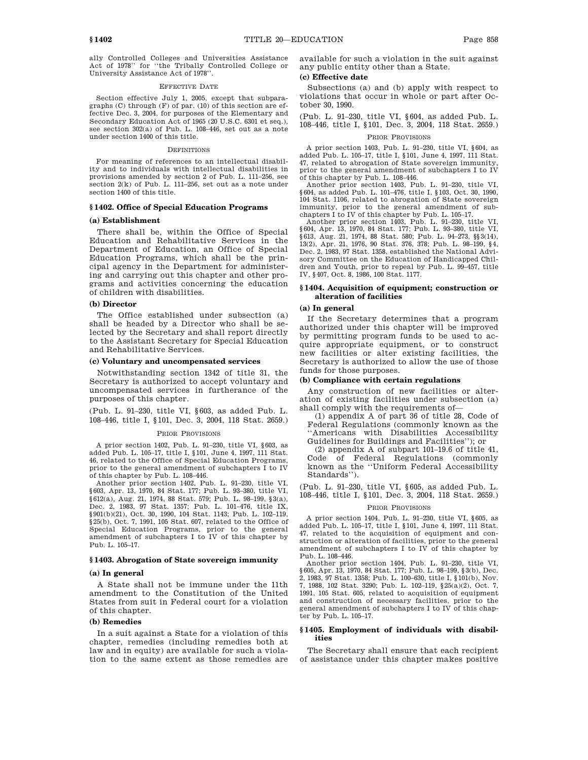ally Controlled Colleges and Universities Assistance Act of 1978'' for ''the Tribally Controlled College or University Assistance Act of 1978''.

EFFECTIVE DATE

Section effective July 1, 2005, except that subparagraphs (C) through (F) of par. (10) of this section are effective Dec. 3, 2004, for purposes of the Elementary and Secondary Education Act of 1965 (20 U.S.C. 6301 et seq.), see section 302(a) of Pub. L. 108–446, set out as a note under section 1400 of this title.

DEFINITIONS

For meaning of references to an intellectual disability and to individuals with intellectual disabilities in provisions amended by section 2 of Pub. L. 111–256, see section 2(k) of Pub. L. 111–256, set out as a note under section 1400 of this title.

### § 1402. Office of Special Education Programs

#### (a) Establishment

There shall be, within the Office of Special Education and Rehabilitative Services in the Department of Education, an Office of Special Education Programs, which shall be the principal agency in the Department for administering and carrying out this chapter and other programs and activities concerning the education of children with disabilities.

#### (b) Director

The Office established under subsection (a) shall be headed by a Director who shall be selected by the Secretary and shall report directly to the Assistant Secretary for Special Education and Rehabilitative Services.

#### (c) Voluntary and uncompensated services

Notwithstanding section 1342 of title 31, the Secretary is authorized to accept voluntary and uncompensated services in furtherance of the purposes of this chapter.

(Pub. L. 91–230, title VI, § 603, as added Pub. L. 108–446, title I, § 101, Dec. 3, 2004, 118 Stat. 2659.)

PRIOR PROVISIONS

A prior section 1402, Pub. L. 91–230, title VI, § 603, as added Pub. L. 105–17, title I, § 101, June 4, 1997, 111 Stat. 46, related to the Office of Special Education Programs, prior to the general amendment of subchapters I to IV of this chapter by Pub. L. 108–446.

Another prior section 1402, Pub. L. 91–230, title VI, § 603, Apr. 13, 1970, 84 Stat. 177; Pub. L. 93–380, title VI, § 612(a), Aug. 21, 1974, 88 Stat. 579; Pub. L. 98–199, § 3(a), Dec. 2, 1983, 97 Stat. 1357; Pub. L. 101–476, title IX, § 901(b)(21), Oct. 30, 1990, 104 Stat. 1143; Pub. L. 102–119, § 25(b), Oct. 7, 1991, 105 Stat. 607, related to the Office of Special Education Programs, prior to the general amendment of subchapters I to IV of this chapter by Pub. L. 105–17.

### § 1403. Abrogation of State sovereign immunity

#### (a) In general

A State shall not be immune under the 11th amendment to the Constitution of the United States from suit in Federal court for a violation of this chapter.

#### (b) Remedies

In a suit against a State for a violation of this chapter, remedies (including remedies both at law and in equity) are available for such a violation to the same extent as those remedies are available for such a violation in the suit against any public entity other than a State.

#### (c) Effective date

Subsections (a) and (b) apply with respect to violations that occur in whole or part after October 30, 1990.

(Pub. L. 91–230, title VI, § 604, as added Pub. L. 108–446, title I, § 101, Dec. 3, 2004, 118 Stat. 2659.)

PRIOR PROVISIONS

A prior section 1403, Pub. L. 91–230, title VI, § 604, as added Pub. L. 105–17, title I, § 101, June 4, 1997, 111 Stat. 47, related to abrogation of State sovereign immunity, prior to the general amendment of subchapters I to IV of this chapter by Pub. L. 108–446.

Another prior section 1403, Pub. L. 91–230, title VI, § 604, as added Pub. L. 101–476, title I, § 103, Oct. 30, 1990, 104 Stat. 1106, related to abrogation of State sovereign immunity, prior to the general amendment of subchapters I to IV of this chapter by Pub. L. 105–17.

Another prior section 1403, Pub. L. 91–230, title VI, § 604, Apr. 13, 1970, 84 Stat. 177; Pub. L. 93–380, title VI, § 613, Aug. 21, 1974, 88 Stat. 580; Pub. L. 94–273, §§ 3(14), 13(2), Apr. 21, 1976, 90 Stat. 376, 378; Pub. L. 98–199, § 4, Dec. 2, 1983, 97 Stat. 1358, established the National Advisory Committee on the Education of Handicapped Children and Youth, prior to repeal by Pub. L. 99–457, title IV, § 407, Oct. 8, 1986, 100 Stat. 1177.

### § 1404. Acquisition of equipment; construction or alteration of facilities

#### (a) In general

If the Secretary determines that a program authorized under this chapter will be improved by permitting program funds to be used to acquire appropriate equipment, or to construct new facilities or alter existing facilities, the Secretary is authorized to allow the use of those funds for those purposes.

#### (b) Compliance with certain regulations

Any construction of new facilities or alteration of existing facilities under subsection (a) shall comply with the requirements of—

(1) appendix A of part 36 of title 28, Code of Federal Regulations (commonly known as the ''Americans with Disabilities Accessibility Guidelines for Buildings and Facilities''); or

(2) appendix A of subpart 101–19.6 of title 41, Code of Federal Regulations (commonly known as the ''Uniform Federal Accessibility Standards'').

(Pub. L. 91–230, title VI, § 605, as added Pub. L. 108–446, title I, § 101, Dec. 3, 2004, 118 Stat. 2659.)

PRIOR PROVISIONS

A prior section 1404, Pub. L. 91–230, title VI, § 605, as added Pub. L. 105–17, title I, § 101, June 4, 1997, 111 Stat. 47, related to the acquisition of equipment and construction or alteration of facilities, prior to the general amendment of subchapters I to IV of this chapter by Pub. L. 108–446.

Another prior section 1404, Pub. L. 91–230, title VI, § 605, Apr. 13, 1970, 84 Stat. 177; Pub. L. 98–199, § 3(b), Dec. 2, 1983, 97 Stat. 1358; Pub. L. 100–630, title I, § 101(b), Nov. 7, 1988, 102 Stat. 3290; Pub. L. 102–119, § 25(a)(2), Oct. 7, 1991, 105 Stat. 605, related to acquisition of equipment and construction of necessary facilities, prior to the general amendment of subchapters I to IV of this chapter by Pub. L. 105–17.

### § 1405. Employment of individuals with disabilities

The Secretary shall ensure that each recipient of assistance under this chapter makes positive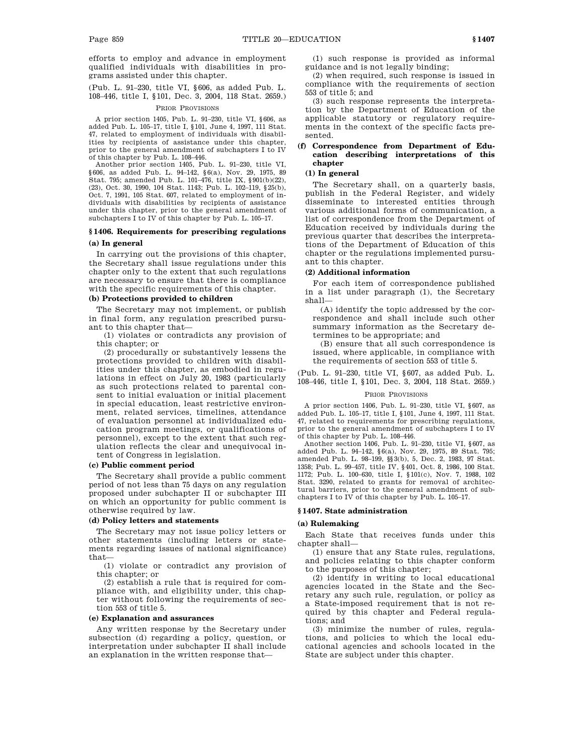efforts to employ and advance in employment qualified individuals with disabilities in programs assisted under this chapter.

(Pub. L. 91–230, title VI, §606, as added Pub. L. 108–446, title I, §101, Dec. 3, 2004, 118 Stat. 2659.)

PRIOR PROVISIONS

A prior section 1405, Pub. L. 91–230, title VI, §606, as added Pub. L. 105–17, title I, §101, June 4, 1997, 111 Stat. 47, related to employment of individuals with disabilities by recipients of assistance under this chapter, prior to the general amendment of subchapters I to IV of this chapter by Pub. L. 108–446.

Another prior section 1405, Pub. L. 91–230, title VI, §606, as added Pub. L. 94–142, §6(a), Nov. 29, 1975, 89 Stat. 795; amended Pub. L. 101–476, title IX, §901(b)(22), (23), Oct. 30, 1990, 104 Stat. 1143; Pub. L. 102–119, §25(b), Oct. 7, 1991, 105 Stat. 607, related to employment of individuals with disabilities by recipients of assistance under this chapter, prior to the general amendment of subchapters I to IV of this chapter by Pub. L. 105–17.

## §1406. Requirements for prescribing regulations

### (a) In general

In carrying out the provisions of this chapter, the Secretary shall issue regulations under this chapter only to the extent that such regulations are necessary to ensure that there is compliance with the specific requirements of this chapter.

### (b) Protections provided to children

The Secretary may not implement, or publish in final form, any regulation prescribed pursuant to this chapter that—

(1) violates or contradicts any provision of this chapter; or

(2) procedurally or substantively lessens the protections provided to children with disabilities under this chapter, as embodied in regulations in effect on July 20, 1983 (particularly as such protections related to parental consent to initial evaluation or initial placement in special education, least restrictive environment, related services, timelines, attendance of evaluation personnel at individualized education program meetings, or qualifications of personnel), except to the extent that such regulation reflects the clear and unequivocal intent of Congress in legislation.

### (c) Public comment period

The Secretary shall provide a public comment period of not less than 75 days on any regulation proposed under subchapter II or subchapter III on which an opportunity for public comment is otherwise required by law.

### (d) Policy letters and statements

The Secretary may not issue policy letters or other statements (including letters or statements regarding issues of national significance) that—

(1) violate or contradict any provision of this chapter; or

(2) establish a rule that is required for compliance with, and eligibility under, this chapter without following the requirements of section 553 of title 5.

### (e) Explanation and assurances

Any written response by the Secretary under subsection (d) regarding a policy, question, or interpretation under subchapter II shall include an explanation in the written response that—

(1) such response is provided as informal guidance and is not legally binding;

(2) when required, such response is issued in compliance with the requirements of section 553 of title 5; and

(3) such response represents the interpretation by the Department of Education of the applicable statutory or regulatory requirements in the context of the specific facts presented.

### (f) Correspondence from Department of Education describing interpretations of this chapter

#### (1) In general

The Secretary shall, on a quarterly basis, publish in the Federal Register, and widely disseminate to interested entities through various additional forms of communication, a list of correspondence from the Department of Education received by individuals during the previous quarter that describes the interpretations of the Department of Education of this chapter or the regulations implemented pursuant to this chapter.

#### (2) Additional information

For each item of correspondence published in a list under paragraph (1), the Secretary shall—

(A) identify the topic addressed by the correspondence and shall include such other summary information as the Secretary determines to be appropriate; and

(B) ensure that all such correspondence is issued, where applicable, in compliance with the requirements of section 553 of title 5.

(Pub. L. 91–230, title VI, §607, as added Pub. L. 108–446, title I, §101, Dec. 3, 2004, 118 Stat. 2659.)

PRIOR PROVISIONS

A prior section 1406, Pub. L. 91–230, title VI, §607, as added Pub. L. 105–17, title I, §101, June 4, 1997, 111 Stat. 47, related to requirements for prescribing regulations, prior to the general amendment of subchapters I to IV of this chapter by Pub. L. 108–446.

Another section 1406, Pub. L. 91–230, title VI, §607, as added Pub. L. 94–142, §6(a), Nov. 29, 1975, 89 Stat. 795; amended Pub. L. 98–199, §§3(b), 5, Dec. 2, 1983, 97 Stat. 1358; Pub. L. 99–457, title IV, §401, Oct. 8, 1986, 100 Stat. 1172; Pub. L. 100–630, title I, §101(c), Nov. 7, 1988, 102 Stat. 3290, related to grants for removal of architectural barriers, prior to the general amendment of subchapters I to IV of this chapter by Pub. L. 105–17.

## §1407. State administration

### (a) Rulemaking

Each State that receives funds under this chapter shall—

(1) ensure that any State rules, regulations, and policies relating to this chapter conform to the purposes of this chapter;

(2) identify in writing to local educational agencies located in the State and the Secretary any such rule, regulation, or policy as a State-imposed requirement that is not required by this chapter and Federal regulations; and

(3) minimize the number of rules, regulations, and policies to which the local educational agencies and schools located in the State are subject under this chapter.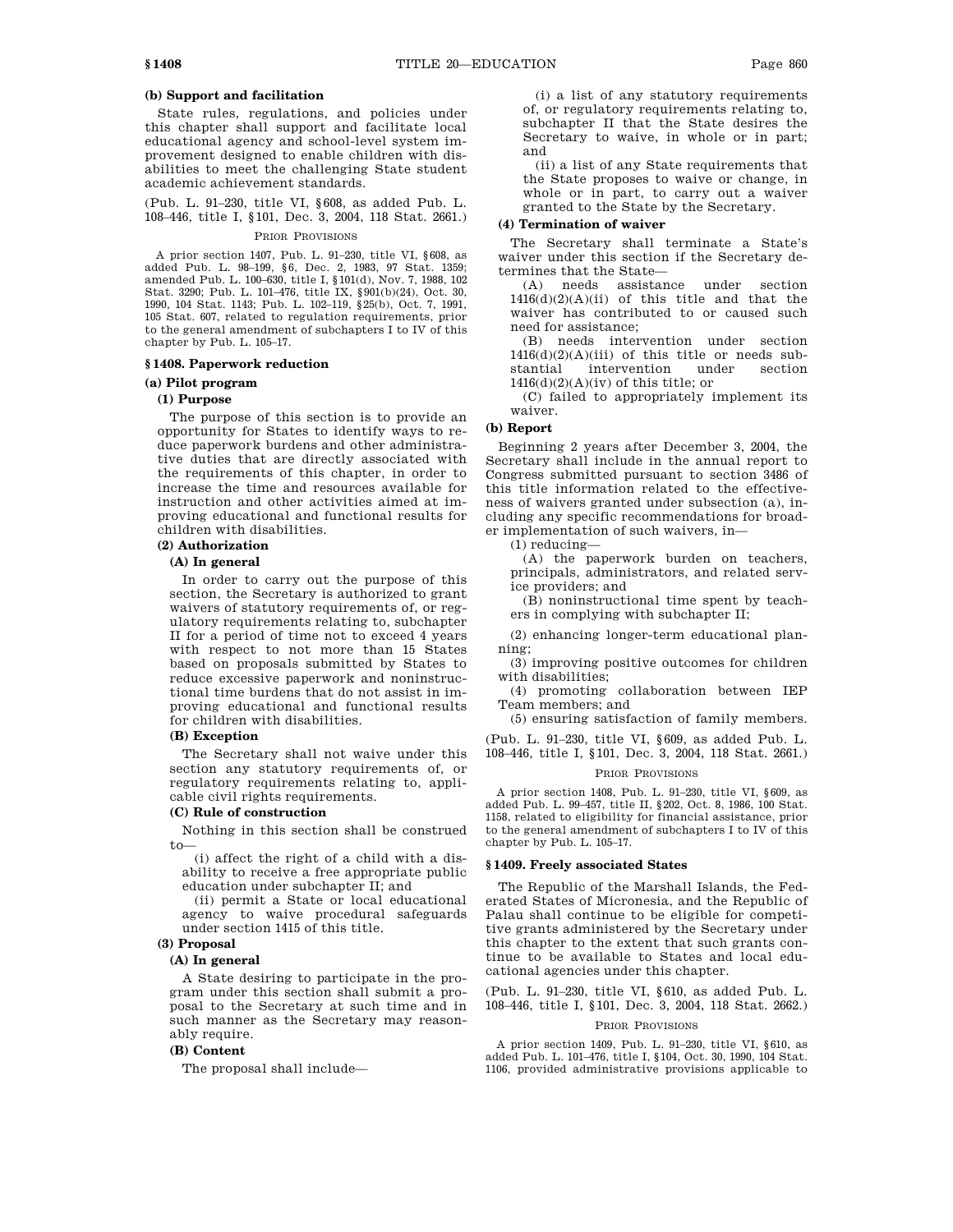#### (b) Support and facilitation

State rules, regulations, and policies under this chapter shall support and facilitate local educational agency and school-level system improvement designed to enable children with disabilities to meet the challenging State student academic achievement standards.

(Pub. L. 91–230, title VI, §608, as added Pub. L. 108–446, title I, §101, Dec. 3, 2004, 118 Stat. 2661.)

PRIOR PROVISIONS

A prior section 1407, Pub. L. 91–230, title VI, §608, as added Pub. L. 98–199, §6, Dec. 2, 1983, 97 Stat. 1359; amended Pub. L. 100–630, title I, §101(d), Nov. 7, 1988, 102 Stat. 3290; Pub. L. 101–476, title IX, §901(b)(24), Oct. 30, 1990, 104 Stat. 1143; Pub. L. 102–119, §25(b), Oct. 7, 1991, 105 Stat. 607, related to regulation requirements, prior to the general amendment of subchapters I to IV of this chapter by Pub. L. 105–17.

### §1408. Paperwork reduction

#### (a) Pilot program

##### (1) Purpose

The purpose of this section is to provide an opportunity for States to identify ways to reduce paperwork burdens and other administrative duties that are directly associated with the requirements of this chapter, in order to increase the time and resources available for instruction and other activities aimed at improving educational and functional results for children with disabilities.

##### (2) Authorization

###### (A) In general

In order to carry out the purpose of this section, the Secretary is authorized to grant waivers of statutory requirements of, or regulatory requirements relating to, subchapter II for a period of time not to exceed 4 years with respect to not more than 15 States based on proposals submitted by States to reduce excessive paperwork and noninstructional time burdens that do not assist in improving educational and functional results for children with disabilities.

###### (B) Exception

The Secretary shall not waive under this section any statutory requirements of, or regulatory requirements relating to, applicable civil rights requirements.

###### (C) Rule of construction

Nothing in this section shall be construed to—

(i) affect the right of a child with a disability to receive a free appropriate public education under subchapter II; and

(ii) permit a State or local educational agency to waive procedural safeguards under section 1415 of this title.

##### (3) Proposal

###### (A) In general

A State desiring to participate in the program under this section shall submit a proposal to the Secretary at such time and in such manner as the Secretary may reasonably require.

###### (B) Content

The proposal shall include—

(i) a list of any statutory requirements of, or regulatory requirements relating to, subchapter II that the State desires the Secretary to waive, in whole or in part; and

(ii) a list of any State requirements that the State proposes to waive or change, in whole or in part, to carry out a waiver granted to the State by the Secretary.

##### (4) Termination of waiver

The Secretary shall terminate a State's waiver under this section if the Secretary determines that the State—

(A) needs assistance under section 1416(d)(2)(A)(ii) of this title and that the waiver has contributed to or caused such need for assistance;

(B) needs intervention under section 1416(d)(2)(A)(iii) of this title or needs substantial intervention under section 1416(d)(2)(A)(iv) of this title; or

(C) failed to appropriately implement its waiver.

#### (b) Report

Beginning 2 years after December 3, 2004, the Secretary shall include in the annual report to Congress submitted pursuant to section 3486 of this title information related to the effectiveness of waivers granted under subsection (a), including any specific recommendations for broader implementation of such waivers, in—

(1) reducing—

(A) the paperwork burden on teachers, principals, administrators, and related service providers; and

(B) noninstructional time spent by teachers in complying with subchapter II;

(2) enhancing longer-term educational planning;

(3) improving positive outcomes for children with disabilities;

(4) promoting collaboration between IEP Team members; and

(5) ensuring satisfaction of family members.

(Pub. L. 91–230, title VI, §609, as added Pub. L. 108–446, title I, §101, Dec. 3, 2004, 118 Stat. 2661.)

PRIOR PROVISIONS

A prior section 1408, Pub. L. 91–230, title VI, §609, as added Pub. L. 99–457, title II, §202, Oct. 8, 1986, 100 Stat. 1158, related to eligibility for financial assistance, prior to the general amendment of subchapters I to IV of this chapter by Pub. L. 105–17.

### §1409. Freely associated States

The Republic of the Marshall Islands, the Federated States of Micronesia, and the Republic of Palau shall continue to be eligible for competitive grants administered by the Secretary under this chapter to the extent that such grants continue to be available to States and local educational agencies under this chapter.

(Pub. L. 91–230, title VI, §610, as added Pub. L. 108–446, title I, §101, Dec. 3, 2004, 118 Stat. 2662.)

PRIOR PROVISIONS

A prior section 1409, Pub. L. 91–230, title VI, §610, as added Pub. L. 101–476, title I, §104, Oct. 30, 1990, 104 Stat. 1106, provided administrative provisions applicable to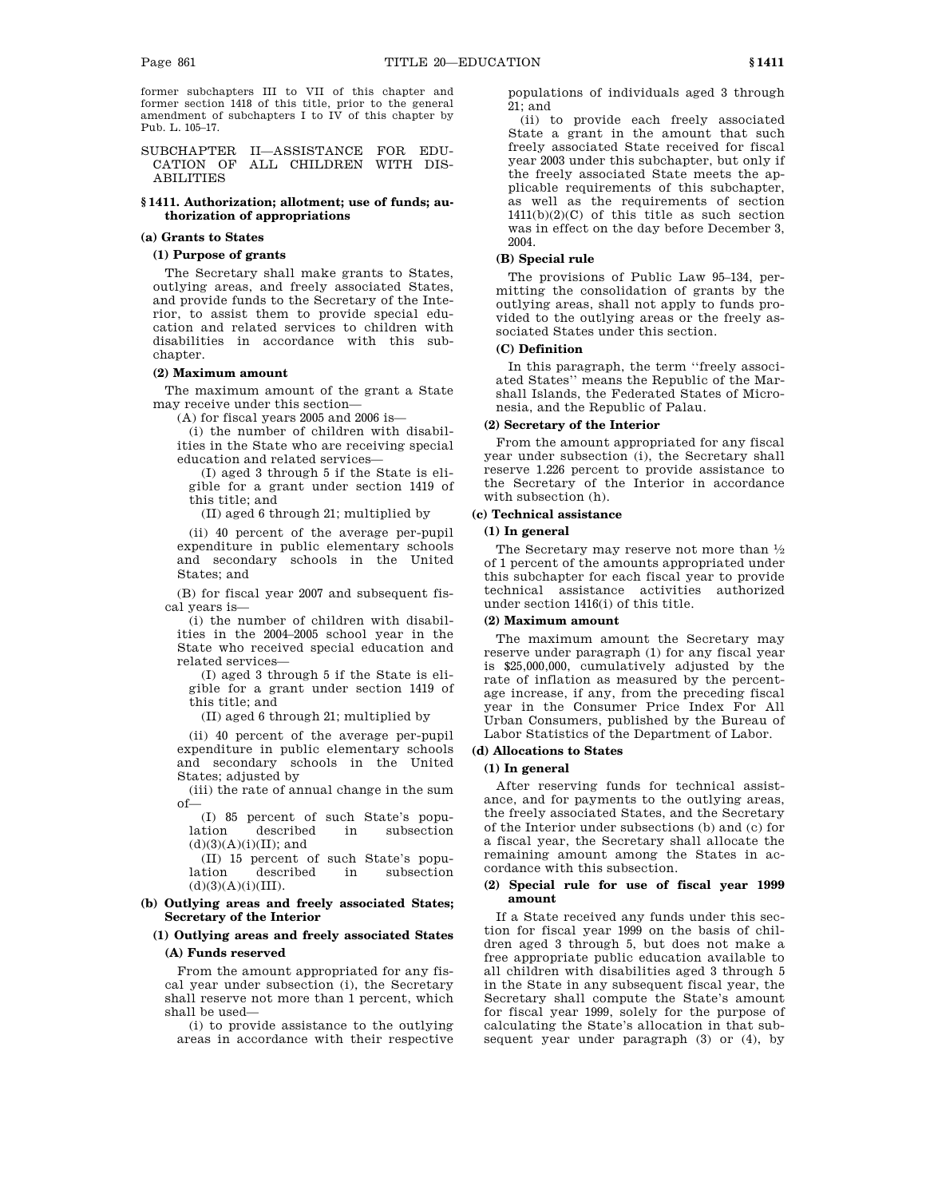former subchapters III to VII of this chapter and former section 1418 of this title, prior to the general amendment of subchapters I to IV of this chapter by Pub. L. 105–17.

## SUBCHAPTER II—ASSISTANCE FOR EDUCATION OF ALL CHILDREN WITH DISABILITIES

### § 1411. Authorization; allotment; use of funds; authorization of appropriations

**(a) Grants to States**

**(1) Purpose of grants**

The Secretary shall make grants to States, outlying areas, and freely associated States, and provide funds to the Secretary of the Interior, to assist them to provide special education and related services to children with disabilities in accordance with this subchapter.

**(2) Maximum amount**

The maximum amount of the grant a State may receive under this section—

(A) for fiscal years 2005 and 2006 is—

(i) the number of children with disabilities in the State who are receiving special education and related services—

(I) aged 3 through 5 if the State is eligible for a grant under section 1419 of this title; and

(II) aged 6 through 21; multiplied by

(ii) 40 percent of the average per-pupil expenditure in public elementary schools and secondary schools in the United States; and

(B) for fiscal year 2007 and subsequent fiscal years is—

(i) the number of children with disabilities in the 2004–2005 school year in the State who received special education and related services—

(I) aged 3 through 5 if the State is eligible for a grant under section 1419 of this title; and

(II) aged 6 through 21; multiplied by

(ii) 40 percent of the average per-pupil expenditure in public elementary schools and secondary schools in the United States; adjusted by

(iii) the rate of annual change in the sum of—

(I) 85 percent of such State's population described in subsection (d)(3)(A)(i)(II); and

(II) 15 percent of such State's population described in subsection (d)(3)(A)(i)(III).

**(b) Outlying areas and freely associated States; Secretary of the Interior**

**(1) Outlying areas and freely associated States**

**(A) Funds reserved**

From the amount appropriated for any fiscal year under subsection (i), the Secretary shall reserve not more than 1 percent, which shall be used—

(i) to provide assistance to the outlying areas in accordance with their respective populations of individuals aged 3 through 21; and

(ii) to provide each freely associated State a grant in the amount that such freely associated State received for fiscal year 2003 under this subchapter, but only if the freely associated State meets the applicable requirements of this subchapter, as well as the requirements of section 1411(b)(2)(C) of this title as such section was in effect on the day before December 3, 2004.

**(B) Special rule**

The provisions of Public Law 95–134, permitting the consolidation of grants by the outlying areas, shall not apply to funds provided to the outlying areas or the freely associated States under this section.

**(C) Definition**

In this paragraph, the term "freely associated States" means the Republic of the Marshall Islands, the Federated States of Micronesia, and the Republic of Palau.

**(2) Secretary of the Interior**

From the amount appropriated for any fiscal year under subsection (i), the Secretary shall reserve 1.226 percent to provide assistance to the Secretary of the Interior in accordance with subsection (h).

**(c) Technical assistance**

**(1) In general**

The Secretary may reserve not more than ½ of 1 percent of the amounts appropriated under this subchapter for each fiscal year to provide technical assistance activities authorized under section 1416(i) of this title.

**(2) Maximum amount**

The maximum amount the Secretary may reserve under paragraph (1) for any fiscal year is $25,000,000, cumulatively adjusted by the rate of inflation as measured by the percentage increase, if any, from the preceding fiscal year in the Consumer Price Index For All Urban Consumers, published by the Bureau of Labor Statistics of the Department of Labor.

**(d) Allocations to States**

**(1) In general**

After reserving funds for technical assistance, and for payments to the outlying areas, the freely associated States, and the Secretary of the Interior under subsections (b) and (c) for a fiscal year, the Secretary shall allocate the remaining amount among the States in accordance with this subsection.

**(2) Special rule for use of fiscal year 1999 amount**

If a State received any funds under this section for fiscal year 1999 on the basis of children aged 3 through 5, but does not make a free appropriate public education available to all children with disabilities aged 3 through 5 in the State in any subsequent fiscal year, the Secretary shall compute the State's amount for fiscal year 1999, solely for the purpose of calculating the State's allocation in that subsequent year under paragraph (3) or (4), by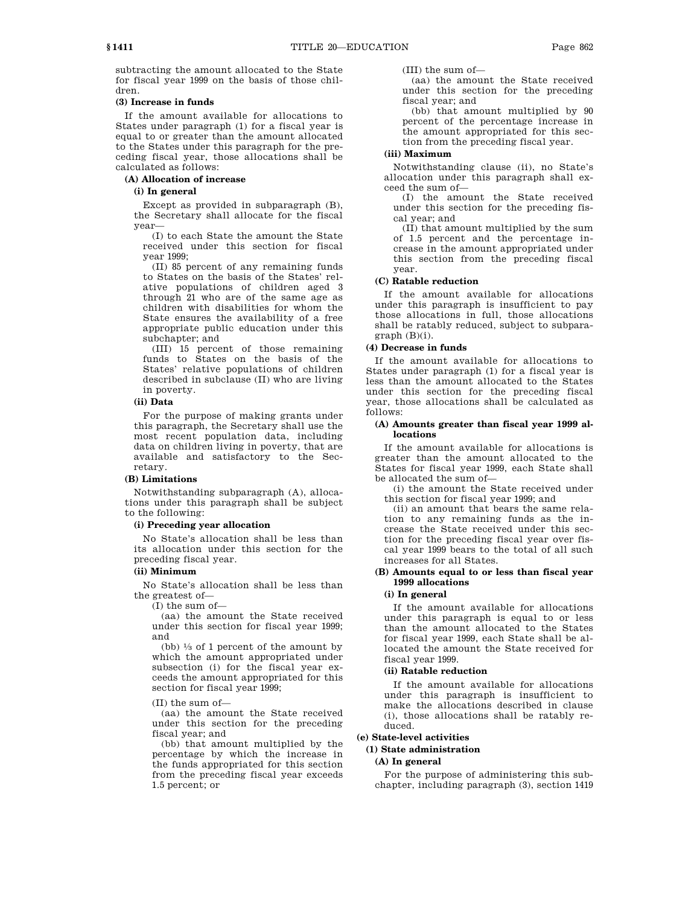subtracting the amount allocated to the State for fiscal year 1999 on the basis of those children.

**(3) Increase in funds**

If the amount available for allocations to States under paragraph (1) for a fiscal year is equal to or greater than the amount allocated to the States under this paragraph for the preceding fiscal year, those allocations shall be calculated as follows:

**(A) Allocation of increase**

**(i) In general**

Except as provided in subparagraph (B), the Secretary shall allocate for the fiscal year—

(I) to each State the amount the State received under this section for fiscal year 1999;

(II) 85 percent of any remaining funds to States on the basis of the States' relative populations of children aged 3 through 21 who are of the same age as children with disabilities for whom the State ensures the availability of a free appropriate public education under this subchapter; and

(III) 15 percent of those remaining funds to States on the basis of the States' relative populations of children described in subclause (II) who are living in poverty.

**(ii) Data**

For the purpose of making grants under this paragraph, the Secretary shall use the most recent population data, including data on children living in poverty, that are available and satisfactory to the Secretary.

**(B) Limitations**

Notwithstanding subparagraph (A), allocations under this paragraph shall be subject to the following:

**(i) Preceding year allocation**

No State's allocation shall be less than its allocation under this section for the preceding fiscal year.

**(ii) Minimum**

No State's allocation shall be less than the greatest of—

(I) the sum of—

(aa) the amount the State received under this section for fiscal year 1999; and

(bb) ⅓ of 1 percent of the amount by which the amount appropriated under subsection (i) for the fiscal year exceeds the amount appropriated for this section for fiscal year 1999;

(II) the sum of—

(aa) the amount the State received under this section for the preceding fiscal year; and

(bb) that amount multiplied by the percentage by which the increase in the funds appropriated for this section from the preceding fiscal year exceeds 1.5 percent; or

(III) the sum of—

(aa) the amount the State received under this section for the preceding fiscal year; and

(bb) that amount multiplied by 90 percent of the percentage increase in the amount appropriated for this section from the preceding fiscal year.

**(iii) Maximum**

Notwithstanding clause (ii), no State's allocation under this paragraph shall exceed the sum of—

(I) the amount the State received under this section for the preceding fiscal year; and

(II) that amount multiplied by the sum of 1.5 percent and the percentage increase in the amount appropriated under this section from the preceding fiscal year.

**(C) Ratable reduction**

If the amount available for allocations under this paragraph is insufficient to pay those allocations in full, those allocations shall be ratably reduced, subject to subparagraph (B)(i).

**(4) Decrease in funds**

If the amount available for allocations to States under paragraph (1) for a fiscal year is less than the amount allocated to the States under this section for the preceding fiscal year, those allocations shall be calculated as follows:

**(A) Amounts greater than fiscal year 1999 allocations**

If the amount available for allocations is greater than the amount allocated to the States for fiscal year 1999, each State shall be allocated the sum of—

(i) the amount the State received under this section for fiscal year 1999; and

(ii) an amount that bears the same relation to any remaining funds as the increase the State received under this section for the preceding fiscal year over fiscal year 1999 bears to the total of all such increases for all States.

**(B) Amounts equal to or less than fiscal year 1999 allocations**

**(i) In general**

If the amount available for allocations under this paragraph is equal to or less than the amount allocated to the States for fiscal year 1999, each State shall be allocated the amount the State received for fiscal year 1999.

**(ii) Ratable reduction**

If the amount available for allocations under this paragraph is insufficient to make the allocations described in clause (i), those allocations shall be ratably reduced.

**(e) State-level activities**

**(1) State administration**

**(A) In general**

For the purpose of administering this subchapter, including paragraph (3), section 1419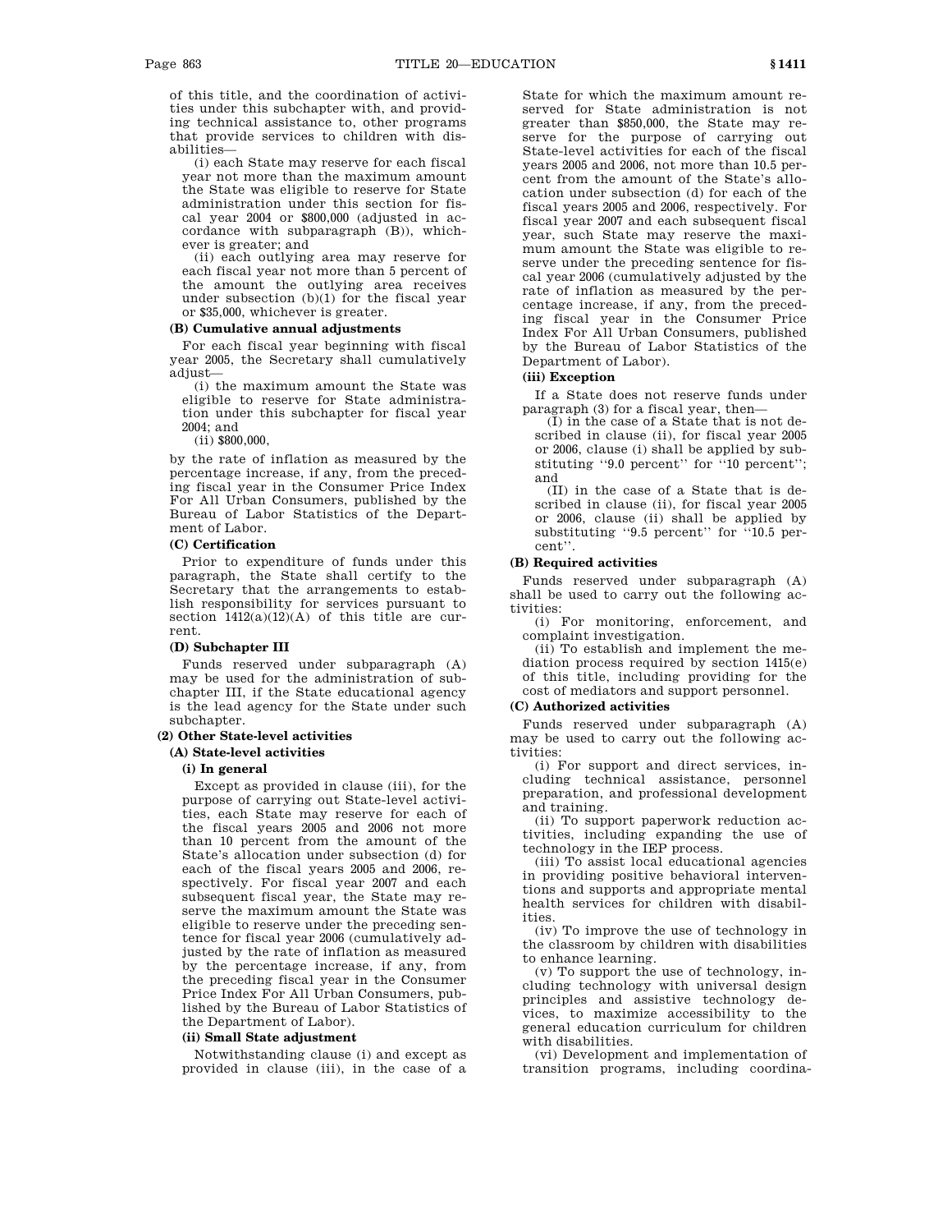of this title, and the coordination of activities under this subchapter with, and providing technical assistance to, other programs that provide services to children with disabilities—

(i) each State may reserve for each fiscal year not more than the maximum amount the State was eligible to reserve for State administration under this section for fiscal year 2004 or $800,000 (adjusted in accordance with subparagraph (B)), whichever is greater; and

(ii) each outlying area may reserve for each fiscal year not more than 5 percent of the amount the outlying area receives under subsection (b)(1) for the fiscal year or $35,000, whichever is greater.

**(B) Cumulative annual adjustments**

For each fiscal year beginning with fiscal year 2005, the Secretary shall cumulatively adjust—

(i) the maximum amount the State was eligible to reserve for State administration under this subchapter for fiscal year 2004; and

(ii) $800,000,

by the rate of inflation as measured by the percentage increase, if any, from the preceding fiscal year in the Consumer Price Index For All Urban Consumers, published by the Bureau of Labor Statistics of the Department of Labor.

**(C) Certification**

Prior to expenditure of funds under this paragraph, the State shall certify to the Secretary that the arrangements to establish responsibility for services pursuant to section 1412(a)(12)(A) of this title are current.

**(D) Subchapter III**

Funds reserved under subparagraph (A) may be used for the administration of subchapter III, if the State educational agency is the lead agency for the State under such subchapter.

**(2) Other State-level activities**

**(A) State-level activities**

**(i) In general**

Except as provided in clause (iii), for the purpose of carrying out State-level activities, each State may reserve for each of the fiscal years 2005 and 2006 not more than 10 percent from the amount of the State's allocation under subsection (d) for each of the fiscal years 2005 and 2006, respectively. For fiscal year 2007 and each subsequent fiscal year, the State may reserve the maximum amount the State was eligible to reserve under the preceding sentence for fiscal year 2006 (cumulatively adjusted by the rate of inflation as measured by the percentage increase, if any, from the preceding fiscal year in the Consumer Price Index For All Urban Consumers, published by the Bureau of Labor Statistics of the Department of Labor).

**(ii) Small State adjustment**

Notwithstanding clause (i) and except as provided in clause (iii), in the case of a State for which the maximum amount reserved for State administration is not greater than $850,000, the State may reserve for the purpose of carrying out State-level activities for each of the fiscal years 2005 and 2006, not more than 10.5 percent from the amount of the State's allocation under subsection (d) for each of the fiscal years 2005 and 2006, respectively. For fiscal year 2007 and each subsequent fiscal year, such State may reserve the maximum amount the State was eligible to reserve under the preceding sentence for fiscal year 2006 (cumulatively adjusted by the rate of inflation as measured by the percentage increase, if any, from the preceding fiscal year in the Consumer Price Index For All Urban Consumers, published by the Bureau of Labor Statistics of the Department of Labor).

**(iii) Exception**

If a State does not reserve funds under paragraph (3) for a fiscal year, then—

(I) in the case of a State that is not described in clause (ii), for fiscal year 2005 or 2006, clause (i) shall be applied by substituting ''9.0 percent'' for ''10 percent''; and

(II) in the case of a State that is described in clause (ii), for fiscal year 2005 or 2006, clause (ii) shall be applied by substituting ''9.5 percent'' for ''10.5 percent''.

**(B) Required activities**

Funds reserved under subparagraph (A) shall be used to carry out the following activities:

(i) For monitoring, enforcement, and complaint investigation.

(ii) To establish and implement the mediation process required by section 1415(e) of this title, including providing for the cost of mediators and support personnel.

**(C) Authorized activities**

Funds reserved under subparagraph (A) may be used to carry out the following activities:

(i) For support and direct services, including technical assistance, personnel preparation, and professional development and training.

(ii) To support paperwork reduction activities, including expanding the use of technology in the IEP process.

(iii) To assist local educational agencies in providing positive behavioral interventions and supports and appropriate mental health services for children with disabilities.

(iv) To improve the use of technology in the classroom by children with disabilities to enhance learning.

(v) To support the use of technology, including technology with universal design principles and assistive technology devices, to maximize accessibility to the general education curriculum for children with disabilities.

(vi) Development and implementation of transition programs, including coordina-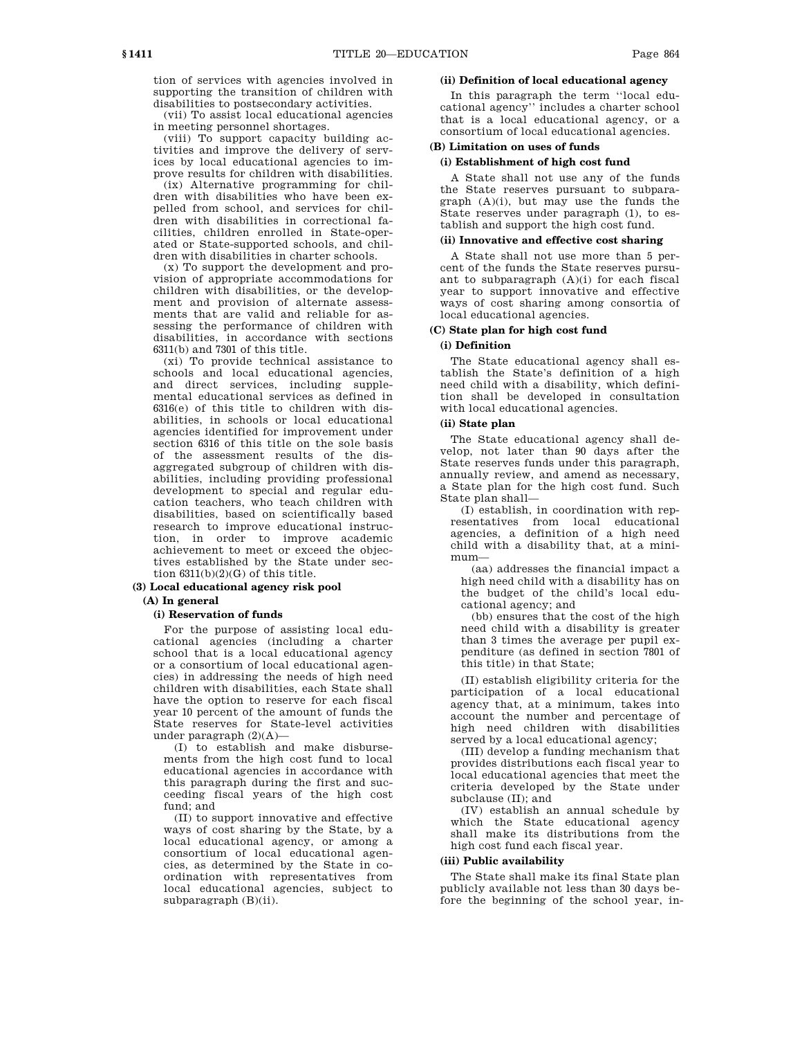tion of services with agencies involved in supporting the transition of children with disabilities to postsecondary activities.

(vii) To assist local educational agencies in meeting personnel shortages.

(viii) To support capacity building activities and improve the delivery of services by local educational agencies to improve results for children with disabilities.

(ix) Alternative programming for children with disabilities who have been expelled from school, and services for children with disabilities in correctional facilities, children enrolled in State-operated or State-supported schools, and children with disabilities in charter schools.

(x) To support the development and provision of appropriate accommodations for children with disabilities, or the development and provision of alternate assessments that are valid and reliable for assessing the performance of children with disabilities, in accordance with sections 6311(b) and 7301 of this title.

(xi) To provide technical assistance to schools and local educational agencies, and direct services, including supplemental educational services as defined in 6316(e) of this title to children with disabilities, in schools or local educational agencies identified for improvement under section 6316 of this title on the sole basis of the assessment results of the disaggregated subgroup of children with disabilities, including providing professional development to special and regular education teachers, who teach children with disabilities, based on scientifically based research to improve educational instruction, in order to improve academic achievement to meet or exceed the objectives established by the State under section 6311(b)(2)(G) of this title.

**(3) Local educational agency risk pool**

**(A) In general**

**(i) Reservation of funds**

For the purpose of assisting local educational agencies (including a charter school that is a local educational agency or a consortium of local educational agencies) in addressing the needs of high need children with disabilities, each State shall have the option to reserve for each fiscal year 10 percent of the amount of funds the State reserves for State-level activities under paragraph (2)(A)—

(I) to establish and make disbursements from the high cost fund to local educational agencies in accordance with this paragraph during the first and succeeding fiscal years of the high cost fund; and

(II) to support innovative and effective ways of cost sharing by the State, by a local educational agency, or among a consortium of local educational agencies, as determined by the State in coordination with representatives from local educational agencies, subject to subparagraph (B)(ii).

**(ii) Definition of local educational agency**

In this paragraph the term ''local educational agency'' includes a charter school that is a local educational agency, or a consortium of local educational agencies.

**(B) Limitation on uses of funds**

**(i) Establishment of high cost fund**

A State shall not use any of the funds the State reserves pursuant to subparagraph (A)(i), but may use the funds the State reserves under paragraph (1), to establish and support the high cost fund.

**(ii) Innovative and effective cost sharing**

A State shall not use more than 5 percent of the funds the State reserves pursuant to subparagraph (A)(i) for each fiscal year to support innovative and effective ways of cost sharing among consortia of local educational agencies.

**(C) State plan for high cost fund**

**(i) Definition**

The State educational agency shall establish the State's definition of a high need child with a disability, which definition shall be developed in consultation with local educational agencies.

**(ii) State plan**

The State educational agency shall develop, not later than 90 days after the State reserves funds under this paragraph, annually review, and amend as necessary, a State plan for the high cost fund. Such State plan shall—

(I) establish, in coordination with representatives from local educational agencies, a definition of a high need child with a disability that, at a minimum—

(aa) addresses the financial impact a high need child with a disability has on the budget of the child's local educational agency; and

(bb) ensures that the cost of the high need child with a disability is greater than 3 times the average per pupil expenditure (as defined in section 7801 of this title) in that State;

(II) establish eligibility criteria for the participation of a local educational agency that, at a minimum, takes into account the number and percentage of high need children with disabilities served by a local educational agency;

(III) develop a funding mechanism that provides distributions each fiscal year to local educational agencies that meet the criteria developed by the State under subclause (II); and

(IV) establish an annual schedule by which the State educational agency shall make its distributions from the high cost fund each fiscal year.

**(iii) Public availability**

The State shall make its final State plan publicly available not less than 30 days before the beginning of the school year, in-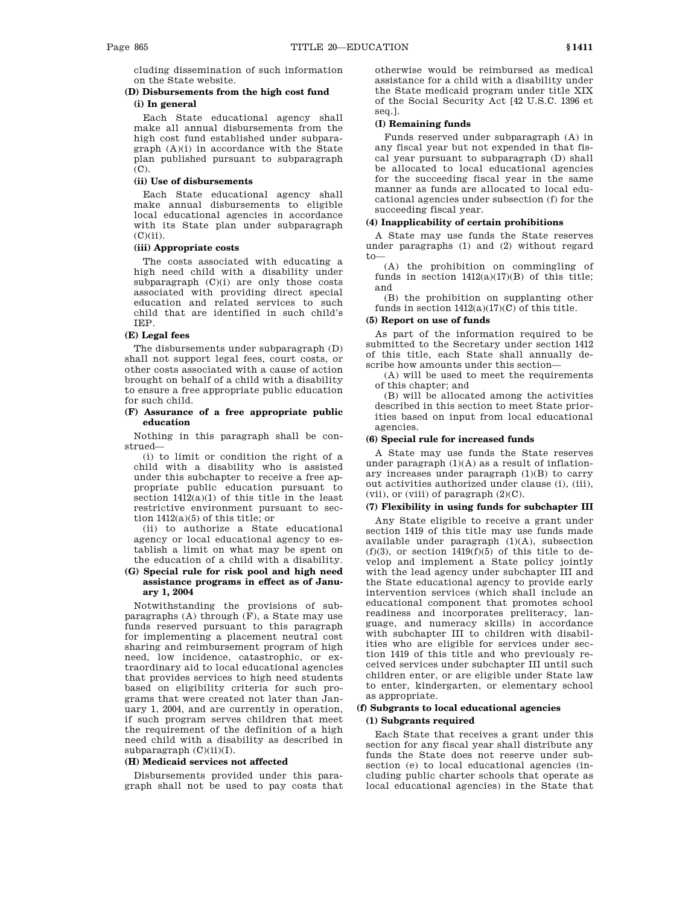cluding dissemination of such information on the State website.

**(D) Disbursements from the high cost fund**

**(i) In general**

Each State educational agency shall make all annual disbursements from the high cost fund established under subparagraph (A)(i) in accordance with the State plan published pursuant to subparagraph (C).

**(ii) Use of disbursements**

Each State educational agency shall make annual disbursements to eligible local educational agencies in accordance with its State plan under subparagraph (C)(ii).

**(iii) Appropriate costs**

The costs associated with educating a high need child with a disability under subparagraph (C)(i) are only those costs associated with providing direct special education and related services to such child that are identified in such child's IEP.

**(E) Legal fees**

The disbursements under subparagraph (D) shall not support legal fees, court costs, or other costs associated with a cause of action brought on behalf of a child with a disability to ensure a free appropriate public education for such child.

**(F) Assurance of a free appropriate public education**

Nothing in this paragraph shall be construed—

(i) to limit or condition the right of a child with a disability who is assisted under this subchapter to receive a free appropriate public education pursuant to section 1412(a)(1) of this title in the least restrictive environment pursuant to section 1412(a)(5) of this title; or

(ii) to authorize a State educational agency or local educational agency to establish a limit on what may be spent on the education of a child with a disability.

**(G) Special rule for risk pool and high need assistance programs in effect as of January 1, 2004**

Notwithstanding the provisions of subparagraphs (A) through (F), a State may use funds reserved pursuant to this paragraph for implementing a placement neutral cost sharing and reimbursement program of high need, low incidence, catastrophic, or extraordinary aid to local educational agencies that provides services to high need students based on eligibility criteria for such programs that were created not later than January 1, 2004, and are currently in operation, if such program serves children that meet the requirement of the definition of a high need child with a disability as described in subparagraph (C)(ii)(I).

**(H) Medicaid services not affected**

Disbursements provided under this paragraph shall not be used to pay costs that otherwise would be reimbursed as medical assistance for a child with a disability under the State medicaid program under title XIX of the Social Security Act [42 U.S.C. 1396 et seq.].

**(I) Remaining funds**

Funds reserved under subparagraph (A) in any fiscal year but not expended in that fiscal year pursuant to subparagraph (D) shall be allocated to local educational agencies for the succeeding fiscal year in the same manner as funds are allocated to local educational agencies under subsection (f) for the succeeding fiscal year.

**(4) Inapplicability of certain prohibitions**

A State may use funds the State reserves under paragraphs (1) and (2) without regard to—

(A) the prohibition on commingling of funds in section 1412(a)(17)(B) of this title; and

(B) the prohibition on supplanting other funds in section 1412(a)(17)(C) of this title.

**(5) Report on use of funds**

As part of the information required to be submitted to the Secretary under section 1412 of this title, each State shall annually describe how amounts under this section—

(A) will be used to meet the requirements of this chapter; and

(B) will be allocated among the activities described in this section to meet State priorities based on input from local educational agencies.

**(6) Special rule for increased funds**

A State may use funds the State reserves under paragraph (1)(A) as a result of inflationary increases under paragraph (1)(B) to carry out activities authorized under clause (i), (iii), (vii), or (viii) of paragraph (2)(C).

**(7) Flexibility in using funds for subchapter III**

Any State eligible to receive a grant under section 1419 of this title may use funds made available under paragraph (1)(A), subsection (f)(3), or section 1419(f)(5) of this title to develop and implement a State policy jointly with the lead agency under subchapter III and the State educational agency to provide early intervention services (which shall include an educational component that promotes school readiness and incorporates preliteracy, language, and numeracy skills) in accordance with subchapter III to children with disabilities who are eligible for services under section 1419 of this title and who previously received services under subchapter III until such children enter, or are eligible under State law to enter, kindergarten, or elementary school as appropriate.

**(f) Subgrants to local educational agencies**

**(1) Subgrants required**

Each State that receives a grant under this section for any fiscal year shall distribute any funds the State does not reserve under subsection (e) to local educational agencies (including public charter schools that operate as local educational agencies) in the State that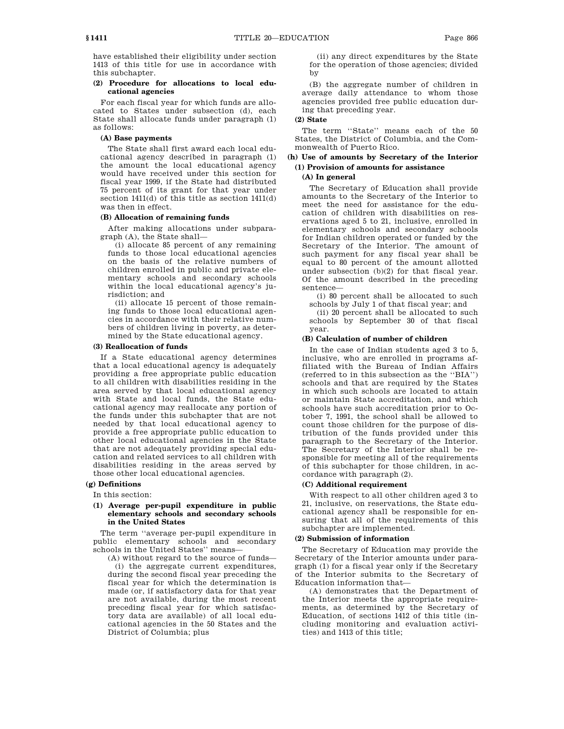have established their eligibility under section 1413 of this title for use in accordance with this subchapter.

**(2) Procedure for allocations to local educational agencies**

For each fiscal year for which funds are allocated to States under subsection (d), each State shall allocate funds under paragraph (1) as follows:

**(A) Base payments**

The State shall first award each local educational agency described in paragraph (1) the amount the local educational agency would have received under this section for fiscal year 1999, if the State had distributed 75 percent of its grant for that year under section 1411(d) of this title as section 1411(d) was then in effect.

**(B) Allocation of remaining funds**

After making allocations under subparagraph (A), the State shall—

(i) allocate 85 percent of any remaining funds to those local educational agencies on the basis of the relative numbers of children enrolled in public and private elementary schools and secondary schools within the local educational agency's jurisdiction; and

(ii) allocate 15 percent of those remaining funds to those local educational agencies in accordance with their relative numbers of children living in poverty, as determined by the State educational agency.

**(3) Reallocation of funds**

If a State educational agency determines that a local educational agency is adequately providing a free appropriate public education to all children with disabilities residing in the area served by that local educational agency with State and local funds, the State educational agency may reallocate any portion of the funds under this subchapter that are not needed by that local educational agency to provide a free appropriate public education to other local educational agencies in the State that are not adequately providing special education and related services to all children with disabilities residing in the areas served by those other local educational agencies.

**(g) Definitions**

In this section:

**(1) Average per-pupil expenditure in public elementary schools and secondary schools in the United States**

The term "average per-pupil expenditure in public elementary schools and secondary schools in the United States" means—

(A) without regard to the source of funds—

(i) the aggregate current expenditures, during the second fiscal year preceding the fiscal year for which the determination is made (or, if satisfactory data for that year are not available, during the most recent preceding fiscal year for which satisfactory data are available) of all local educational agencies in the 50 States and the District of Columbia; plus

(ii) any direct expenditures by the State for the operation of those agencies; divided by

(B) the aggregate number of children in average daily attendance to whom those agencies provided free public education during that preceding year.

**(2) State**

The term "State" means each of the 50 States, the District of Columbia, and the Commonwealth of Puerto Rico.

**(h) Use of amounts by Secretary of the Interior**

**(1) Provision of amounts for assistance**

**(A) In general**

The Secretary of Education shall provide amounts to the Secretary of the Interior to meet the need for assistance for the education of children with disabilities on reservations aged 5 to 21, inclusive, enrolled in elementary schools and secondary schools for Indian children operated or funded by the Secretary of the Interior. The amount of such payment for any fiscal year shall be equal to 80 percent of the amount allotted under subsection (b)(2) for that fiscal year. Of the amount described in the preceding sentence—

(i) 80 percent shall be allocated to such schools by July 1 of that fiscal year; and

(ii) 20 percent shall be allocated to such schools by September 30 of that fiscal year.

**(B) Calculation of number of children**

In the case of Indian students aged 3 to 5, inclusive, who are enrolled in programs affiliated with the Bureau of Indian Affairs (referred to in this subsection as the "BIA") schools and that are required by the States in which such schools are located to attain or maintain State accreditation, and which schools have such accreditation prior to October 7, 1991, the school shall be allowed to count those children for the purpose of distribution of the funds provided under this paragraph to the Secretary of the Interior. The Secretary of the Interior shall be responsible for meeting all of the requirements of this subchapter for those children, in accordance with paragraph (2).

**(C) Additional requirement**

With respect to all other children aged 3 to 21, inclusive, on reservations, the State educational agency shall be responsible for ensuring that all of the requirements of this subchapter are implemented.

**(2) Submission of information**

The Secretary of Education may provide the Secretary of the Interior amounts under paragraph (1) for a fiscal year only if the Secretary of the Interior submits to the Secretary of Education information that—

(A) demonstrates that the Department of the Interior meets the appropriate requirements, as determined by the Secretary of Education, of sections 1412 of this title (including monitoring and evaluation activities) and 1413 of this title;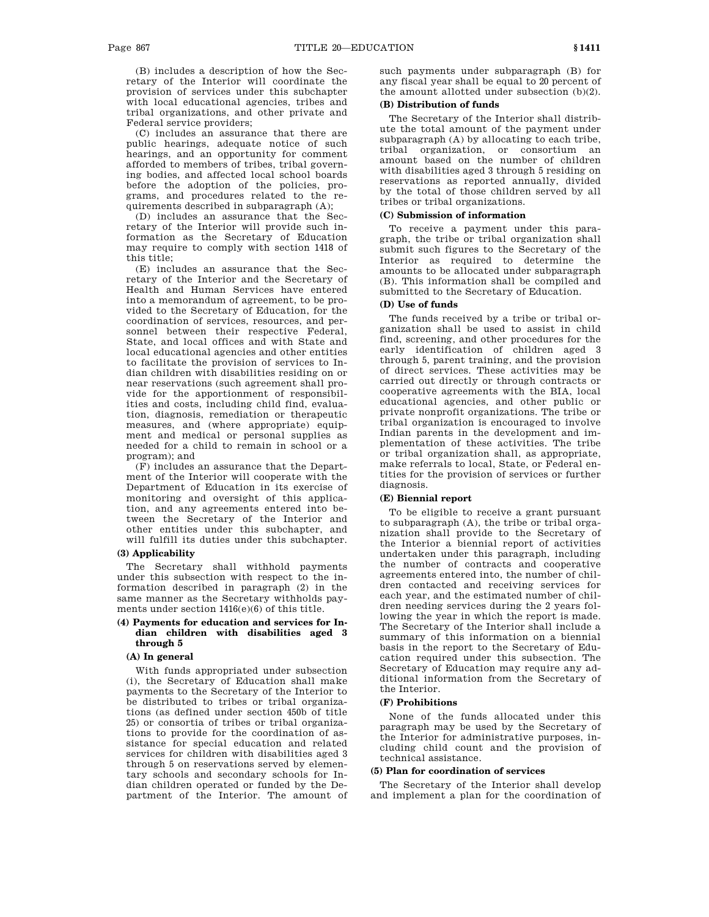(B) includes a description of how the Secretary of the Interior will coordinate the provision of services under this subchapter with local educational agencies, tribes and tribal organizations, and other private and Federal service providers;

(C) includes an assurance that there are public hearings, adequate notice of such hearings, and an opportunity for comment afforded to members of tribes, tribal governing bodies, and affected local school boards before the adoption of the policies, programs, and procedures related to the requirements described in subparagraph (A);

(D) includes an assurance that the Secretary of the Interior will provide such information as the Secretary of Education may require to comply with section 1418 of this title;

(E) includes an assurance that the Secretary of the Interior and the Secretary of Health and Human Services have entered into a memorandum of agreement, to be provided to the Secretary of Education, for the coordination of services, resources, and personnel between their respective Federal, State, and local offices and with State and local educational agencies and other entities to facilitate the provision of services to Indian children with disabilities residing on or near reservations (such agreement shall provide for the apportionment of responsibilities and costs, including child find, evaluation, diagnosis, remediation or therapeutic measures, and (where appropriate) equipment and medical or personal supplies as needed for a child to remain in school or a program); and

(F) includes an assurance that the Department of the Interior will cooperate with the Department of Education in its exercise of monitoring and oversight of this application, and any agreements entered into between the Secretary of the Interior and other entities under this subchapter, and will fulfill its duties under this subchapter.

**(3) Applicability**

The Secretary shall withhold payments under this subsection with respect to the information described in paragraph (2) in the same manner as the Secretary withholds payments under section 1416(e)(6) of this title.

**(4) Payments for education and services for Indian children with disabilities aged 3 through 5**

**(A) In general**

With funds appropriated under subsection (i), the Secretary of Education shall make payments to the Secretary of the Interior to be distributed to tribes or tribal organizations (as defined under section 450b of title 25) or consortia of tribes or tribal organizations to provide for the coordination of assistance for special education and related services for children with disabilities aged 3 through 5 on reservations served by elementary schools and secondary schools for Indian children operated or funded by the Department of the Interior. The amount of such payments under subparagraph (B) for any fiscal year shall be equal to 20 percent of the amount allotted under subsection (b)(2).

**(B) Distribution of funds**

The Secretary of the Interior shall distribute the total amount of the payment under subparagraph (A) by allocating to each tribe, tribal organization, or consortium an amount based on the number of children with disabilities aged 3 through 5 residing on reservations as reported annually, divided by the total of those children served by all tribes or tribal organizations.

**(C) Submission of information**

To receive a payment under this paragraph, the tribe or tribal organization shall submit such figures to the Secretary of the Interior as required to determine the amounts to be allocated under subparagraph (B). This information shall be compiled and submitted to the Secretary of Education.

**(D) Use of funds**

The funds received by a tribe or tribal organization shall be used to assist in child find, screening, and other procedures for the early identification of children aged 3 through 5, parent training, and the provision of direct services. These activities may be carried out directly or through contracts or cooperative agreements with the BIA, local educational agencies, and other public or private nonprofit organizations. The tribe or tribal organization is encouraged to involve Indian parents in the development and implementation of these activities. The tribe or tribal organization shall, as appropriate, make referrals to local, State, or Federal entities for the provision of services or further diagnosis.

**(E) Biennial report**

To be eligible to receive a grant pursuant to subparagraph (A), the tribe or tribal organization shall provide to the Secretary of the Interior a biennial report of activities undertaken under this paragraph, including the number of contracts and cooperative agreements entered into, the number of children contacted and receiving services for each year, and the estimated number of children needing services during the 2 years following the year in which the report is made. The Secretary of the Interior shall include a summary of this information on a biennial basis in the report to the Secretary of Education required under this subsection. The Secretary of Education may require any additional information from the Secretary of the Interior.

**(F) Prohibitions**

None of the funds allocated under this paragraph may be used by the Secretary of the Interior for administrative purposes, including child count and the provision of technical assistance.

**(5) Plan for coordination of services**

The Secretary of the Interior shall develop and implement a plan for the coordination of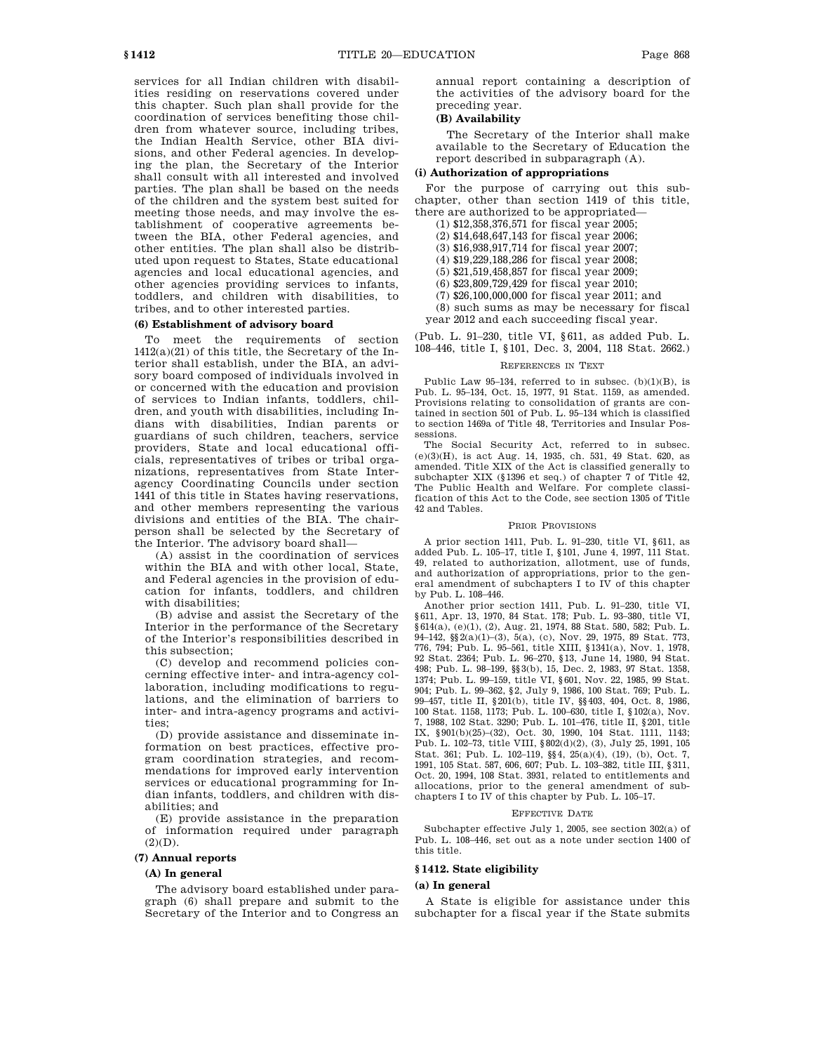services for all Indian children with disabilities residing on reservations covered under this chapter. Such plan shall provide for the coordination of services benefiting those children from whatever source, including tribes, the Indian Health Service, other BIA divisions, and other Federal agencies. In developing the plan, the Secretary of the Interior shall consult with all interested and involved parties. The plan shall be based on the needs of the children and the system best suited for meeting those needs, and may involve the establishment of cooperative agreements between the BIA, other Federal agencies, and other entities. The plan shall also be distributed upon request to States, State educational agencies and local educational agencies, and other agencies providing services to infants, toddlers, and children with disabilities, to tribes, and to other interested parties.

**(6) Establishment of advisory board**

To meet the requirements of section 1412(a)(21) of this title, the Secretary of the Interior shall establish, under the BIA, an advisory board composed of individuals involved in or concerned with the education and provision of services to Indian infants, toddlers, children, and youth with disabilities, including Indians with disabilities, Indian parents or guardians of such children, teachers, service providers, State and local educational officials, representatives of tribes or tribal organizations, representatives from State Interagency Coordinating Councils under section 1441 of this title in States having reservations, and other members representing the various divisions and entities of the BIA. The chairperson shall be selected by the Secretary of the Interior. The advisory board shall—

(A) assist in the coordination of services within the BIA and with other local, State, and Federal agencies in the provision of education for infants, toddlers, and children with disabilities;

(B) advise and assist the Secretary of the Interior in the performance of the Secretary of the Interior's responsibilities described in this subsection;

(C) develop and recommend policies concerning effective inter- and intra-agency collaboration, including modifications to regulations, and the elimination of barriers to inter- and intra-agency programs and activities;

(D) provide assistance and disseminate information on best practices, effective program coordination strategies, and recommendations for improved early intervention services or educational programming for Indian infants, toddlers, and children with disabilities; and

(E) provide assistance in the preparation of information required under paragraph (2)(D).

**(7) Annual reports**

**(A) In general**

The advisory board established under paragraph (6) shall prepare and submit to the Secretary of the Interior and to Congress an annual report containing a description of the activities of the advisory board for the preceding year.

**(B) Availability**

The Secretary of the Interior shall make available to the Secretary of Education the report described in subparagraph (A).

**(i) Authorization of appropriations**

For the purpose of carrying out this subchapter, other than section 1419 of this title, there are authorized to be appropriated—

(1) $12,358,376,571 for fiscal year 2005;
(2) $14,648,647,143 for fiscal year 2006;
(3) $16,938,917,714 for fiscal year 2007;
(4) $19,229,188,286 for fiscal year 2008;
(5) $21,519,458,857 for fiscal year 2009;
(6) $23,809,729,429 for fiscal year 2010;
(7) $26,100,000,000 for fiscal year 2011; and
(8) such sums as may be necessary for fiscal year 2012 and each succeeding fiscal year.

(Pub. L. 91–230, title VI, §611, as added Pub. L. 108–446, title I, §101, Dec. 3, 2004, 118 Stat. 2662.)

REFERENCES IN TEXT

Public Law 95–134, referred to in subsec. (b)(1)(B), is Pub. L. 95–134, Oct. 15, 1977, 91 Stat. 1159, as amended. Provisions relating to consolidation of grants are contained in section 501 of Pub. L. 95–134 which is classified to section 1469a of Title 48, Territories and Insular Possessions.

The Social Security Act, referred to in subsec. (e)(3)(H), is act Aug. 14, 1935, ch. 531, 49 Stat. 620, as amended. Title XIX of the Act is classified generally to subchapter XIX (§1396 et seq.) of chapter 7 of Title 42, The Public Health and Welfare. For complete classification of this Act to the Code, see section 1305 of Title 42 and Tables.

PRIOR PROVISIONS

A prior section 1411, Pub. L. 91–230, title VI, §611, as added Pub. L. 105–17, title I, §101, June 4, 1997, 111 Stat. 49, related to authorization, allotment, use of funds, and authorization of appropriations, prior to the general amendment of subchapters I to IV of this chapter by Pub. L. 108–446.

Another prior section 1411, Pub. L. 91–230, title VI, §611, Apr. 13, 1970, 84 Stat. 178; Pub. L. 93–380, title VI, §614(a), (e)(1), (2), Aug. 21, 1974, 88 Stat. 580, 582; Pub. L. 94–142, §§2(a)(1)–(3), 5(a), (c), Nov. 29, 1975, 89 Stat. 773, 776, 794; Pub. L. 95–561, title XIII, §1341(a), Nov. 1, 1978, 92 Stat. 2364; Pub. L. 96–270, §13, June 14, 1980, 94 Stat. 498; Pub. L. 98–199, §§3(b), 15, Dec. 2, 1983, 97 Stat. 1358, 1374; Pub. L. 99–159, title VI, §601, Nov. 22, 1985, 99 Stat. 904; Pub. L. 99–362, §2, July 9, 1986, 100 Stat. 769; Pub. L. 99–457, title II, §201(b), title IV, §§403, 404, Oct. 8, 1986, 100 Stat. 1158, 1173; Pub. L. 100–630, title I, §102(a), Nov. 7, 1988, 102 Stat. 3290; Pub. L. 101–476, title II, §201, title IX, §901(b)(25)–(32), Oct. 30, 1990, 104 Stat. 1111, 1143; Pub. L. 102–73, title VIII, §802(d)(2), (3), July 25, 1991, 105 Stat. 361; Pub. L. 102–119, §§4, 25(a)(4), (19), (b), Oct. 7, 1991, 105 Stat. 587, 606, 607; Pub. L. 103–382, title III, §311, Oct. 20, 1994, 108 Stat. 3931, related to entitlements and allocations, prior to the general amendment of subchapters I to IV of this chapter by Pub. L. 105–17.

EFFECTIVE DATE

Subchapter effective July 1, 2005, see section 302(a) of Pub. L. 108–446, set out as a note under section 1400 of this title.

## §1412. State eligibility

**(a) In general**

A State is eligible for assistance under this subchapter for a fiscal year if the State submits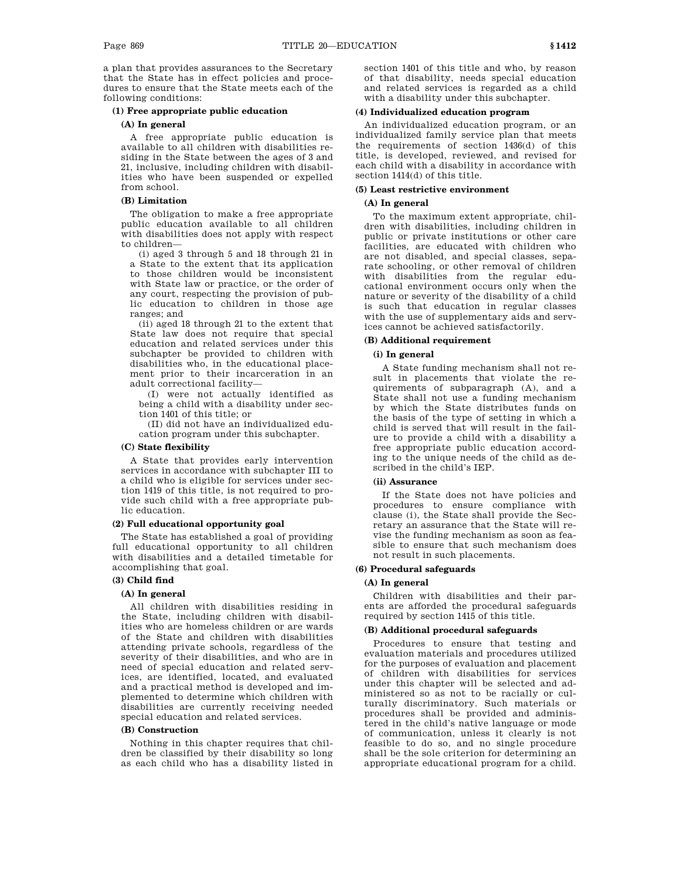a plan that provides assurances to the Secretary that the State has in effect policies and procedures to ensure that the State meets each of the following conditions:

**(1) Free appropriate public education**

**(A) In general**

A free appropriate public education is available to all children with disabilities residing in the State between the ages of 3 and 21, inclusive, including children with disabilities who have been suspended or expelled from school.

**(B) Limitation**

The obligation to make a free appropriate public education available to all children with disabilities does not apply with respect to children—

(i) aged 3 through 5 and 18 through 21 in a State to the extent that its application to those children would be inconsistent with State law or practice, or the order of any court, respecting the provision of public education to children in those age ranges; and

(ii) aged 18 through 21 to the extent that State law does not require that special education and related services under this subchapter be provided to children with disabilities who, in the educational placement prior to their incarceration in an adult correctional facility—

(I) were not actually identified as being a child with a disability under section 1401 of this title; or

(II) did not have an individualized education program under this subchapter.

**(C) State flexibility**

A State that provides early intervention services in accordance with subchapter III to a child who is eligible for services under section 1419 of this title, is not required to provide such child with a free appropriate public education.

**(2) Full educational opportunity goal**

The State has established a goal of providing full educational opportunity to all children with disabilities and a detailed timetable for accomplishing that goal.

**(3) Child find**

**(A) In general**

All children with disabilities residing in the State, including children with disabilities who are homeless children or are wards of the State and children with disabilities attending private schools, regardless of the severity of their disabilities, and who are in need of special education and related services, are identified, located, and evaluated and a practical method is developed and implemented to determine which children with disabilities are currently receiving needed special education and related services.

**(B) Construction**

Nothing in this chapter requires that children be classified by their disability so long as each child who has a disability listed in section 1401 of this title and who, by reason of that disability, needs special education and related services is regarded as a child with a disability under this subchapter.

**(4) Individualized education program**

An individualized education program, or an individualized family service plan that meets the requirements of section 1436(d) of this title, is developed, reviewed, and revised for each child with a disability in accordance with section 1414(d) of this title.

**(5) Least restrictive environment**

**(A) In general**

To the maximum extent appropriate, children with disabilities, including children in public or private institutions or other care facilities, are educated with children who are not disabled, and special classes, separate schooling, or other removal of children with disabilities from the regular educational environment occurs only when the nature or severity of the disability of a child is such that education in regular classes with the use of supplementary aids and services cannot be achieved satisfactorily.

**(B) Additional requirement**

**(i) In general**

A State funding mechanism shall not result in placements that violate the requirements of subparagraph (A), and a State shall not use a funding mechanism by which the State distributes funds on the basis of the type of setting in which a child is served that will result in the failure to provide a child with a disability a free appropriate public education according to the unique needs of the child as described in the child's IEP.

**(ii) Assurance**

If the State does not have policies and procedures to ensure compliance with clause (i), the State shall provide the Secretary an assurance that the State will revise the funding mechanism as soon as feasible to ensure that such mechanism does not result in such placements.

**(6) Procedural safeguards**

**(A) In general**

Children with disabilities and their parents are afforded the procedural safeguards required by section 1415 of this title.

**(B) Additional procedural safeguards**

Procedures to ensure that testing and evaluation materials and procedures utilized for the purposes of evaluation and placement of children with disabilities for services under this chapter will be selected and administered so as not to be racially or culturally discriminatory. Such materials or procedures shall be provided and administered in the child's native language or mode of communication, unless it clearly is not feasible to do so, and no single procedure shall be the sole criterion for determining an appropriate educational program for a child.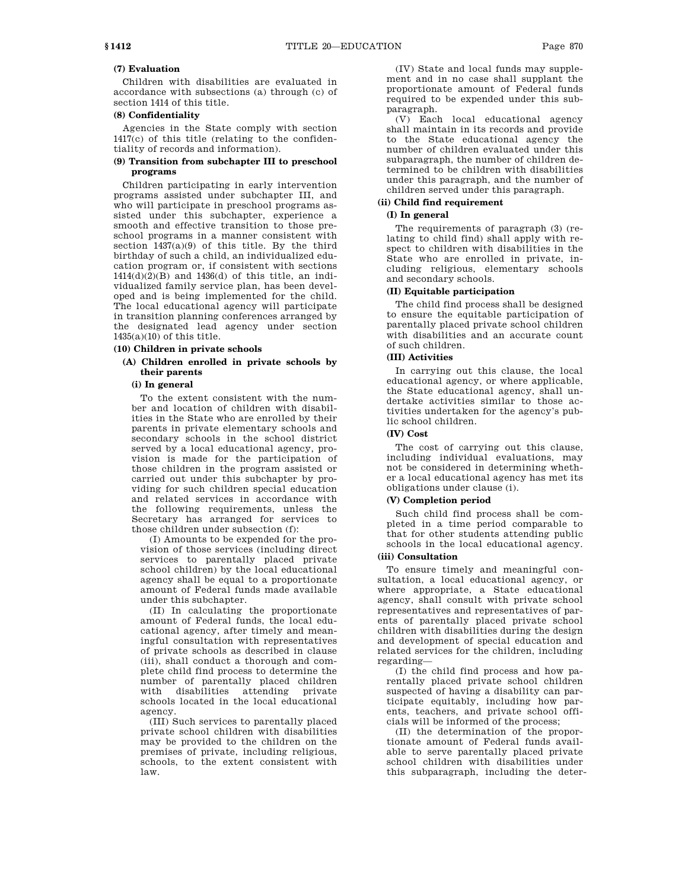**(7) Evaluation**

Children with disabilities are evaluated in accordance with subsections (a) through (c) of section 1414 of this title.

**(8) Confidentiality**

Agencies in the State comply with section 1417(c) of this title (relating to the confidentiality of records and information).

**(9) Transition from subchapter III to preschool programs**

Children participating in early intervention programs assisted under subchapter III, and who will participate in preschool programs assisted under this subchapter, experience a smooth and effective transition to those preschool programs in a manner consistent with section 1437(a)(9) of this title. By the third birthday of such a child, an individualized education program or, if consistent with sections 1414(d)(2)(B) and 1436(d) of this title, an individualized family service plan, has been developed and is being implemented for the child. The local educational agency will participate in transition planning conferences arranged by the designated lead agency under section 1435(a)(10) of this title.

**(10) Children in private schools**

**(A) Children enrolled in private schools by their parents**

**(i) In general**

To the extent consistent with the number and location of children with disabilities in the State who are enrolled by their parents in private elementary schools and secondary schools in the school district served by a local educational agency, provision is made for the participation of those children in the program assisted or carried out under this subchapter by providing for such children special education and related services in accordance with the following requirements, unless the Secretary has arranged for services to those children under subsection (f):

(I) Amounts to be expended for the provision of those services (including direct services to parentally placed private school children) by the local educational agency shall be equal to a proportionate amount of Federal funds made available under this subchapter.

(II) In calculating the proportionate amount of Federal funds, the local educational agency, after timely and meaningful consultation with representatives of private schools as described in clause (iii), shall conduct a thorough and complete child find process to determine the number of parentally placed children with disabilities attending private schools located in the local educational agency.

(III) Such services to parentally placed private school children with disabilities may be provided to the children on the premises of private, including religious, schools, to the extent consistent with law.

(IV) State and local funds may supplement and in no case shall supplant the proportionate amount of Federal funds required to be expended under this subparagraph.

(V) Each local educational agency shall maintain in its records and provide to the State educational agency the number of children evaluated under this subparagraph, the number of children determined to be children with disabilities under this paragraph, and the number of children served under this paragraph.

**(ii) Child find requirement**

**(I) In general**

The requirements of paragraph (3) (relating to child find) shall apply with respect to children with disabilities in the State who are enrolled in private, including religious, elementary schools and secondary schools.

**(II) Equitable participation**

The child find process shall be designed to ensure the equitable participation of parentally placed private school children with disabilities and an accurate count of such children.

**(III) Activities**

In carrying out this clause, the local educational agency, or where applicable, the State educational agency, shall undertake activities similar to those activities undertaken for the agency's public school children.

**(IV) Cost**

The cost of carrying out this clause, including individual evaluations, may not be considered in determining whether a local educational agency has met its obligations under clause (i).

**(V) Completion period**

Such child find process shall be completed in a time period comparable to that for other students attending public schools in the local educational agency.

**(iii) Consultation**

To ensure timely and meaningful consultation, a local educational agency, or where appropriate, a State educational agency, shall consult with private school representatives and representatives of parents of parentally placed private school children with disabilities during the design and development of special education and related services for the children, including regarding—

(I) the child find process and how parentally placed private school children suspected of having a disability can participate equitably, including how parents, teachers, and private school officials will be informed of the process;

(II) the determination of the proportionate amount of Federal funds available to serve parentally placed private school children with disabilities under this subparagraph, including the deter-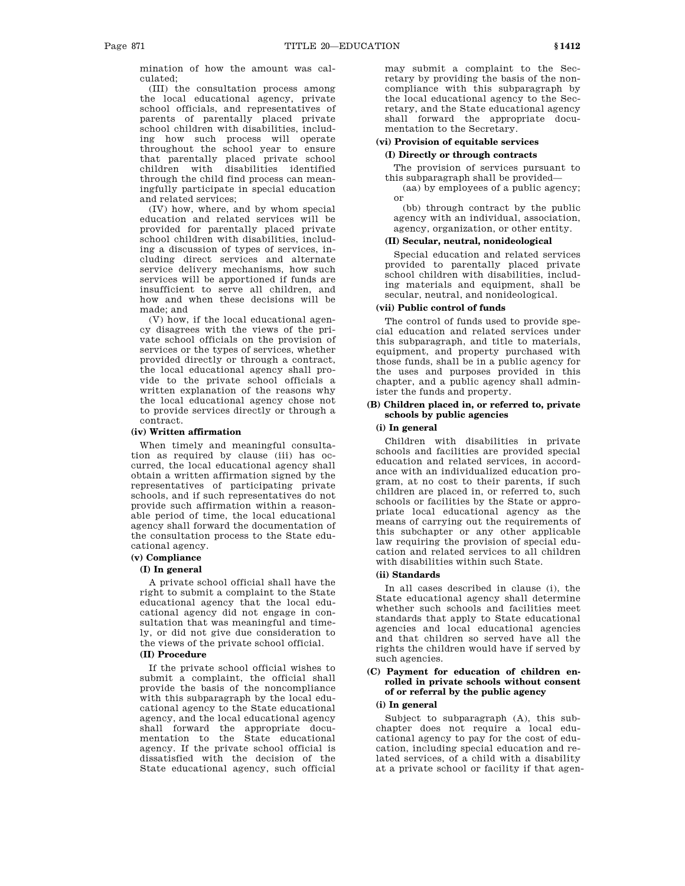mination of how the amount was calculated;

(III) the consultation process among the local educational agency, private school officials, and representatives of parents of parentally placed private school children with disabilities, including how such process will operate throughout the school year to ensure that parentally placed private school children with disabilities identified through the child find process can meaningfully participate in special education and related services;

(IV) how, where, and by whom special education and related services will be provided for parentally placed private school children with disabilities, including a discussion of types of services, including direct services and alternate service delivery mechanisms, how such services will be apportioned if funds are insufficient to serve all children, and how and when these decisions will be made; and

(V) how, if the local educational agency disagrees with the views of the private school officials on the provision of services or the types of services, whether provided directly or through a contract, the local educational agency shall provide to the private school officials a written explanation of the reasons why the local educational agency chose not to provide services directly or through a contract.

**(iv) Written affirmation**

When timely and meaningful consultation as required by clause (iii) has occurred, the local educational agency shall obtain a written affirmation signed by the representatives of participating private schools, and if such representatives do not provide such affirmation within a reasonable period of time, the local educational agency shall forward the documentation of the consultation process to the State educational agency.

**(v) Compliance**

**(I) In general**

A private school official shall have the right to submit a complaint to the State educational agency that the local educational agency did not engage in consultation that was meaningful and timely, or did not give due consideration to the views of the private school official.

**(II) Procedure**

If the private school official wishes to submit a complaint, the official shall provide the basis of the noncompliance with this subparagraph by the local educational agency to the State educational agency, and the local educational agency shall forward the appropriate documentation to the State educational agency. If the private school official is dissatisfied with the decision of the State educational agency, such official may submit a complaint to the Secretary by providing the basis of the noncompliance with this subparagraph by the local educational agency to the Secretary, and the State educational agency shall forward the appropriate documentation to the Secretary.

**(vi) Provision of equitable services**

**(I) Directly or through contracts**

The provision of services pursuant to this subparagraph shall be provided—

(aa) by employees of a public agency; or

(bb) through contract by the public agency with an individual, association, agency, organization, or other entity.

**(II) Secular, neutral, nonideological**

Special education and related services provided to parentally placed private school children with disabilities, including materials and equipment, shall be secular, neutral, and nonideological.

**(vii) Public control of funds**

The control of funds used to provide special education and related services under this subparagraph, and title to materials, equipment, and property purchased with those funds, shall be in a public agency for the uses and purposes provided in this chapter, and a public agency shall administer the funds and property.

**(B) Children placed in, or referred to, private schools by public agencies**

**(i) In general**

Children with disabilities in private schools and facilities are provided special education and related services, in accordance with an individualized education program, at no cost to their parents, if such children are placed in, or referred to, such schools or facilities by the State or appropriate local educational agency as the means of carrying out the requirements of this subchapter or any other applicable law requiring the provision of special education and related services to all children with disabilities within such State.

**(ii) Standards**

In all cases described in clause (i), the State educational agency shall determine whether such schools and facilities meet standards that apply to State educational agencies and local educational agencies and that children so served have all the rights the children would have if served by such agencies.

**(C) Payment for education of children enrolled in private schools without consent of or referral by the public agency**

**(i) In general**

Subject to subparagraph (A), this subchapter does not require a local educational agency to pay for the cost of education, including special education and related services, of a child with a disability at a private school or facility if that agen-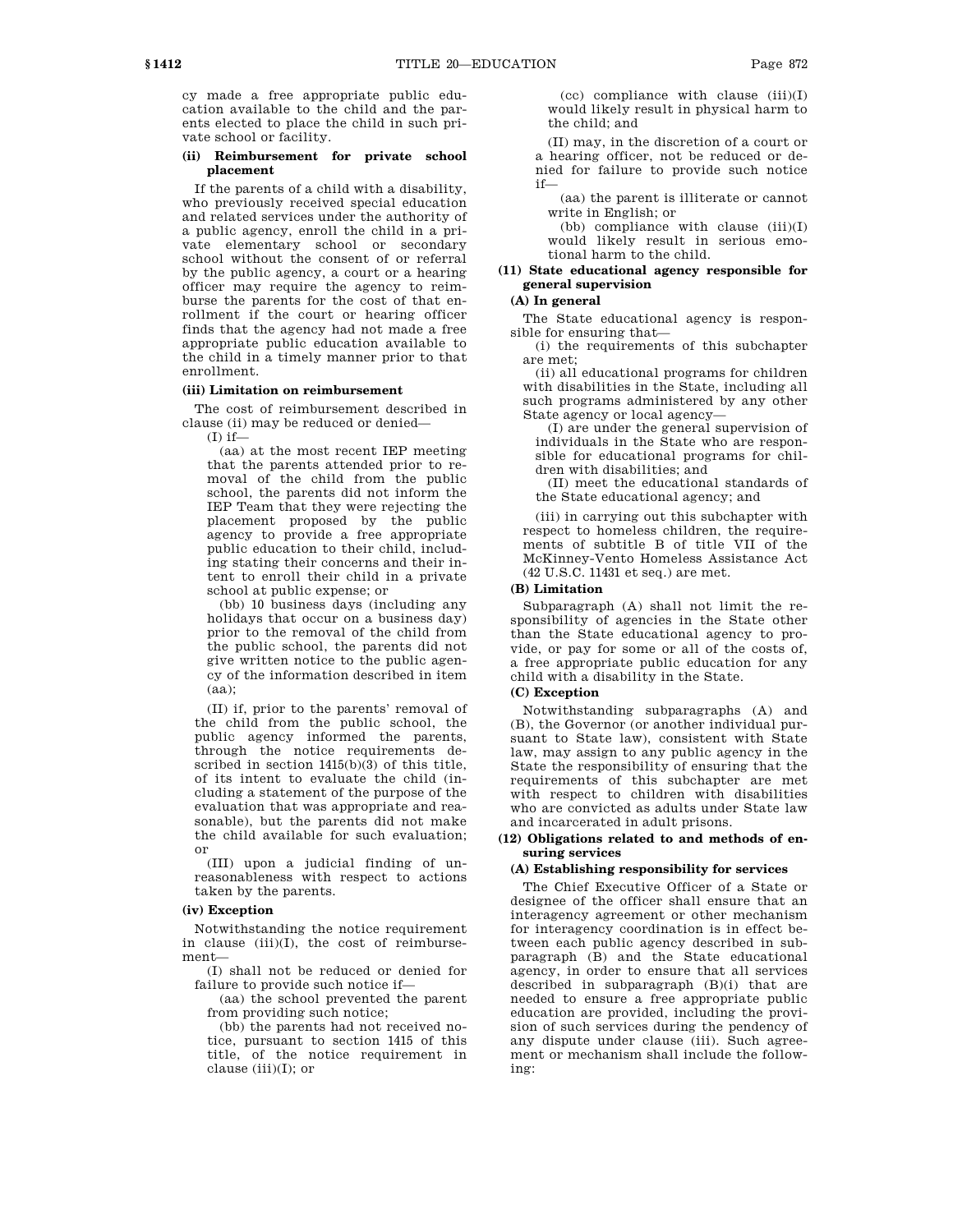cy made a free appropriate public education available to the child and the parents elected to place the child in such private school or facility.

#### (ii) Reimbursement for private school placement

If the parents of a child with a disability, who previously received special education and related services under the authority of a public agency, enroll the child in a private elementary school or secondary school without the consent of or referral by the public agency, a court or a hearing officer may require the agency to reimburse the parents for the cost of that enrollment if the court or hearing officer finds that the agency had not made a free appropriate public education available to the child in a timely manner prior to that enrollment.

#### (iii) Limitation on reimbursement

The cost of reimbursement described in clause (ii) may be reduced or denied—

(I) if—

(aa) at the most recent IEP meeting that the parents attended prior to removal of the child from the public school, the parents did not inform the IEP Team that they were rejecting the placement proposed by the public agency to provide a free appropriate public education to their child, including stating their concerns and their intent to enroll their child in a private school at public expense; or

(bb) 10 business days (including any holidays that occur on a business day) prior to the removal of the child from the public school, the parents did not give written notice to the public agency of the information described in item (aa);

(II) if, prior to the parents' removal of the child from the public school, the public agency informed the parents, through the notice requirements described in section 1415(b)(3) of this title, of its intent to evaluate the child (including a statement of the purpose of the evaluation that was appropriate and reasonable), but the parents did not make the child available for such evaluation; or

(III) upon a judicial finding of unreasonableness with respect to actions taken by the parents.

#### (iv) Exception

Notwithstanding the notice requirement in clause (iii)(I), the cost of reimbursement—

(I) shall not be reduced or denied for failure to provide such notice if—

(aa) the school prevented the parent from providing such notice;

(bb) the parents had not received notice, pursuant to section 1415 of this title, of the notice requirement in clause (iii)(I); or

(cc) compliance with clause (iii)(I) would likely result in physical harm to the child; and

(II) may, in the discretion of a court or a hearing officer, not be reduced or denied for failure to provide such notice if—

(aa) the parent is illiterate or cannot write in English; or

(bb) compliance with clause (iii)(I) would likely result in serious emotional harm to the child.

### (11) State educational agency responsible for general supervision

#### (A) In general

The State educational agency is responsible for ensuring that—

(i) the requirements of this subchapter are met;

(ii) all educational programs for children with disabilities in the State, including all such programs administered by any other State agency or local agency—

(I) are under the general supervision of individuals in the State who are responsible for educational programs for children with disabilities; and

(II) meet the educational standards of the State educational agency; and

(iii) in carrying out this subchapter with respect to homeless children, the requirements of subtitle B of title VII of the McKinney-Vento Homeless Assistance Act (42 U.S.C. 11431 et seq.) are met.

#### (B) Limitation

Subparagraph (A) shall not limit the responsibility of agencies in the State other than the State educational agency to provide, or pay for some or all of the costs of, a free appropriate public education for any child with a disability in the State.

#### (C) Exception

Notwithstanding subparagraphs (A) and (B), the Governor (or another individual pursuant to State law), consistent with State law, may assign to any public agency in the State the responsibility of ensuring that the requirements of this subchapter are met with respect to children with disabilities who are convicted as adults under State law and incarcerated in adult prisons.

### (12) Obligations related to and methods of ensuring services

#### (A) Establishing responsibility for services

The Chief Executive Officer of a State or designee of the officer shall ensure that an interagency agreement or other mechanism for interagency coordination is in effect between each public agency described in subparagraph (B) and the State educational agency, in order to ensure that all services described in subparagraph (B)(i) that are needed to ensure a free appropriate public education are provided, including the provision of such services during the pendency of any dispute under clause (iii). Such agreement or mechanism shall include the following: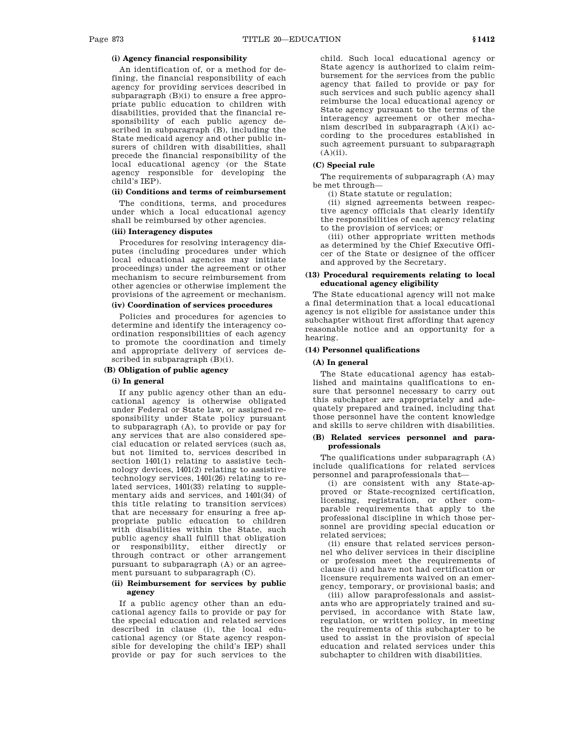#### (i) Agency financial responsibility

An identification of, or a method for defining, the financial responsibility of each agency for providing services described in subparagraph (B)(i) to ensure a free appropriate public education to children with disabilities, provided that the financial responsibility of each public agency described in subparagraph (B), including the State medicaid agency and other public insurers of children with disabilities, shall precede the financial responsibility of the local educational agency (or the State agency responsible for developing the child's IEP).

#### (ii) Conditions and terms of reimbursement

The conditions, terms, and procedures under which a local educational agency shall be reimbursed by other agencies.

#### (iii) Interagency disputes

Procedures for resolving interagency disputes (including procedures under which local educational agencies may initiate proceedings) under the agreement or other mechanism to secure reimbursement from other agencies or otherwise implement the provisions of the agreement or mechanism.

#### (iv) Coordination of services procedures

Policies and procedures for agencies to determine and identify the interagency coordination responsibilities of each agency to promote the coordination and timely and appropriate delivery of services described in subparagraph (B)(i).

### (B) Obligation of public agency

#### (i) In general

If any public agency other than an educational agency is otherwise obligated under Federal or State law, or assigned responsibility under State policy pursuant to subparagraph (A), to provide or pay for any services that are also considered special education or related services (such as, but not limited to, services described in section 1401(1) relating to assistive technology devices, 1401(2) relating to assistive technology services, 1401(26) relating to related services, 1401(33) relating to supplementary aids and services, and 1401(34) of this title relating to transition services) that are necessary for ensuring a free appropriate public education to children with disabilities within the State, such public agency shall fulfill that obligation or responsibility, either directly or through contract or other arrangement pursuant to subparagraph (A) or an agreement pursuant to subparagraph (C).

#### (ii) Reimbursement for services by public agency

If a public agency other than an educational agency fails to provide or pay for the special education and related services described in clause (i), the local educational agency (or State agency responsible for developing the child's IEP) shall provide or pay for such services to the child. Such local educational agency or State agency is authorized to claim reimbursement for the services from the public agency that failed to provide or pay for such services and such public agency shall reimburse the local educational agency or State agency pursuant to the terms of the interagency agreement or other mechanism described in subparagraph (A)(i) according to the procedures established in such agreement pursuant to subparagraph (A)(ii).

### (C) Special rule

The requirements of subparagraph (A) may be met through—

(i) State statute or regulation;

(ii) signed agreements between respective agency officials that clearly identify the responsibilities of each agency relating to the provision of services; or

(iii) other appropriate written methods as determined by the Chief Executive Officer of the State or designee of the officer and approved by the Secretary.

## (13) Procedural requirements relating to local educational agency eligibility

The State educational agency will not make a final determination that a local educational agency is not eligible for assistance under this subchapter without first affording that agency reasonable notice and an opportunity for a hearing.

## (14) Personnel qualifications

### (A) In general

The State educational agency has established and maintains qualifications to ensure that personnel necessary to carry out this subchapter are appropriately and adequately prepared and trained, including that those personnel have the content knowledge and skills to serve children with disabilities.

### (B) Related services personnel and paraprofessionals

The qualifications under subparagraph (A) include qualifications for related services personnel and paraprofessionals that—

(i) are consistent with any State-approved or State-recognized certification, licensing, registration, or other comparable requirements that apply to the professional discipline in which those personnel are providing special education or related services;

(ii) ensure that related services personnel who deliver services in their discipline or profession meet the requirements of clause (i) and have not had certification or licensure requirements waived on an emergency, temporary, or provisional basis; and

(iii) allow paraprofessionals and assistants who are appropriately trained and supervised, in accordance with State law, regulation, or written policy, in meeting the requirements of this subchapter to be used to assist in the provision of special education and related services under this subchapter to children with disabilities.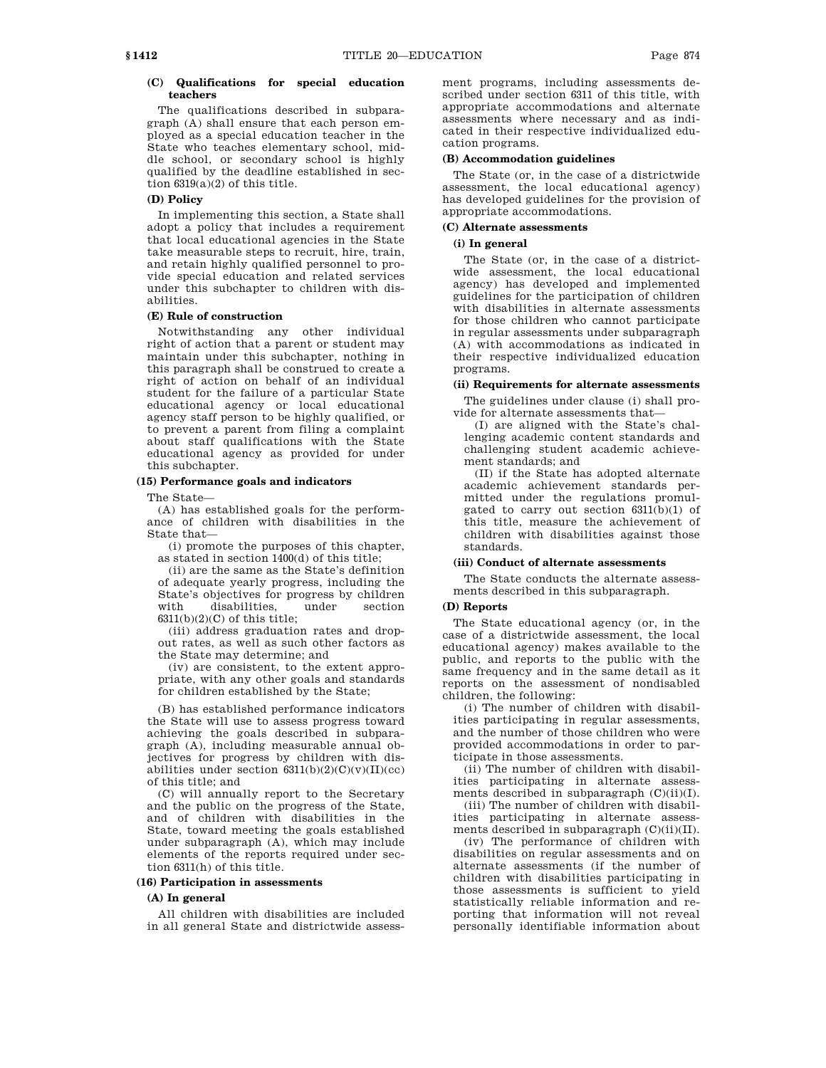**(C) Qualifications for special education teachers**

The qualifications described in subparagraph (A) shall ensure that each person employed as a special education teacher in the State who teaches elementary school, middle school, or secondary school is highly qualified by the deadline established in section 6319(a)(2) of this title.

**(D) Policy**

In implementing this section, a State shall adopt a policy that includes a requirement that local educational agencies in the State take measurable steps to recruit, hire, train, and retain highly qualified personnel to provide special education and related services under this subchapter to children with disabilities.

**(E) Rule of construction**

Notwithstanding any other individual right of action that a parent or student may maintain under this subchapter, nothing in this paragraph shall be construed to create a right of action on behalf of an individual student for the failure of a particular State educational agency or local educational agency staff person to be highly qualified, or to prevent a parent from filing a complaint about staff qualifications with the State educational agency as provided for under this subchapter.

**(15) Performance goals and indicators**

The State—

(A) has established goals for the performance of children with disabilities in the State that—

(i) promote the purposes of this chapter, as stated in section 1400(d) of this title;

(ii) are the same as the State's definition of adequate yearly progress, including the State's objectives for progress by children with disabilities, under section 6311(b)(2)(C) of this title;

(iii) address graduation rates and dropout rates, as well as such other factors as the State may determine; and

(iv) are consistent, to the extent appropriate, with any other goals and standards for children established by the State;

(B) has established performance indicators the State will use to assess progress toward achieving the goals described in subparagraph (A), including measurable annual objectives for progress by children with disabilities under section 6311(b)(2)(C)(v)(II)(cc) of this title; and

(C) will annually report to the Secretary and the public on the progress of the State, and of children with disabilities in the State, toward meeting the goals established under subparagraph (A), which may include elements of the reports required under section 6311(h) of this title.

**(16) Participation in assessments**

**(A) In general**

All children with disabilities are included in all general State and districtwide assessment programs, including assessments described under section 6311 of this title, with appropriate accommodations and alternate assessments where necessary and as indicated in their respective individualized education programs.

**(B) Accommodation guidelines**

The State (or, in the case of a districtwide assessment, the local educational agency) has developed guidelines for the provision of appropriate accommodations.

**(C) Alternate assessments**

**(i) In general**

The State (or, in the case of a districtwide assessment, the local educational agency) has developed and implemented guidelines for the participation of children with disabilities in alternate assessments for those children who cannot participate in regular assessments under subparagraph (A) with accommodations as indicated in their respective individualized education programs.

**(ii) Requirements for alternate assessments**

The guidelines under clause (i) shall provide for alternate assessments that—

(I) are aligned with the State's challenging academic content standards and challenging student academic achievement standards; and

(II) if the State has adopted alternate academic achievement standards permitted under the regulations promulgated to carry out section 6311(b)(1) of this title, measure the achievement of children with disabilities against those standards.

**(iii) Conduct of alternate assessments**

The State conducts the alternate assessments described in this subparagraph.

**(D) Reports**

The State educational agency (or, in the case of a districtwide assessment, the local educational agency) makes available to the public, and reports to the public with the same frequency and in the same detail as it reports on the assessment of nondisabled children, the following:

(i) The number of children with disabilities participating in regular assessments, and the number of those children who were provided accommodations in order to participate in those assessments.

(ii) The number of children with disabilities participating in alternate assessments described in subparagraph (C)(ii)(I).

(iii) The number of children with disabilities participating in alternate assessments described in subparagraph (C)(ii)(II).

(iv) The performance of children with disabilities on regular assessments and on alternate assessments (if the number of children with disabilities participating in those assessments is sufficient to yield statistically reliable information and reporting that information will not reveal personally identifiable information about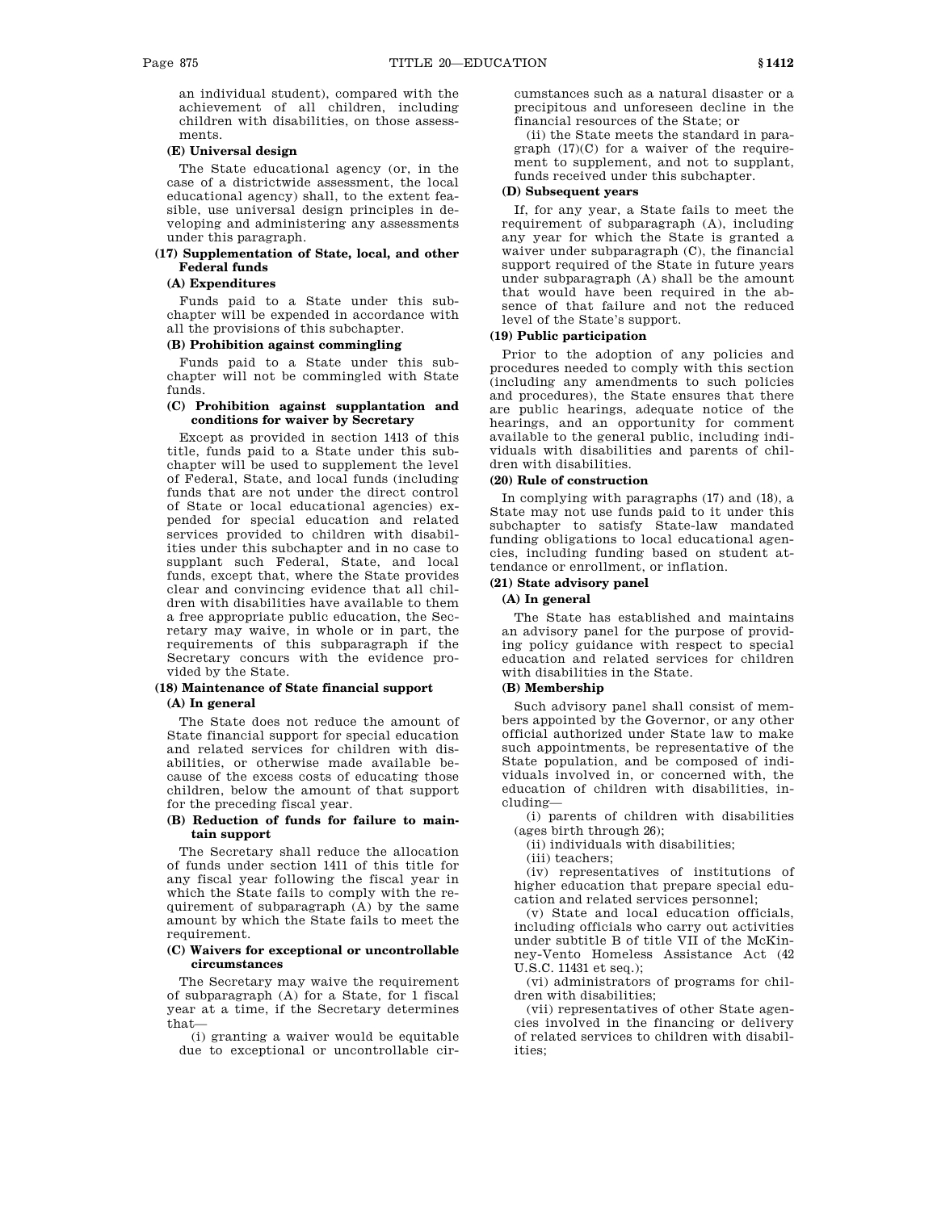an individual student), compared with the achievement of all children, including children with disabilities, on those assessments.

**(E) Universal design**

The State educational agency (or, in the case of a districtwide assessment, the local educational agency) shall, to the extent feasible, use universal design principles in developing and administering any assessments under this paragraph.

**(17) Supplementation of State, local, and other Federal funds**

**(A) Expenditures**

Funds paid to a State under this subchapter will be expended in accordance with all the provisions of this subchapter.

**(B) Prohibition against commingling**

Funds paid to a State under this subchapter will not be commingled with State funds.

**(C) Prohibition against supplantation and conditions for waiver by Secretary**

Except as provided in section 1413 of this title, funds paid to a State under this subchapter will be used to supplement the level of Federal, State, and local funds (including funds that are not under the direct control of State or local educational agencies) expended for special education and related services provided to children with disabilities under this subchapter and in no case to supplant such Federal, State, and local funds, except that, where the State provides clear and convincing evidence that all children with disabilities have available to them a free appropriate public education, the Secretary may waive, in whole or in part, the requirements of this subparagraph if the Secretary concurs with the evidence provided by the State.

**(18) Maintenance of State financial support**

**(A) In general**

The State does not reduce the amount of State financial support for special education and related services for children with disabilities, or otherwise made available because of the excess costs of educating those children, below the amount of that support for the preceding fiscal year.

**(B) Reduction of funds for failure to maintain support**

The Secretary shall reduce the allocation of funds under section 1411 of this title for any fiscal year following the fiscal year in which the State fails to comply with the requirement of subparagraph (A) by the same amount by which the State fails to meet the requirement.

**(C) Waivers for exceptional or uncontrollable circumstances**

The Secretary may waive the requirement of subparagraph (A) for a State, for 1 fiscal year at a time, if the Secretary determines that—

(i) granting a waiver would be equitable due to exceptional or uncontrollable circumstances such as a natural disaster or a precipitous and unforeseen decline in the financial resources of the State; or

(ii) the State meets the standard in paragraph (17)(C) for a waiver of the requirement to supplement, and not to supplant, funds received under this subchapter.

**(D) Subsequent years**

If, for any year, a State fails to meet the requirement of subparagraph (A), including any year for which the State is granted a waiver under subparagraph (C), the financial support required of the State in future years under subparagraph (A) shall be the amount that would have been required in the absence of that failure and not the reduced level of the State's support.

**(19) Public participation**

Prior to the adoption of any policies and procedures needed to comply with this section (including any amendments to such policies and procedures), the State ensures that there are public hearings, adequate notice of the hearings, and an opportunity for comment available to the general public, including individuals with disabilities and parents of children with disabilities.

**(20) Rule of construction**

In complying with paragraphs (17) and (18), a State may not use funds paid to it under this subchapter to satisfy State-law mandated funding obligations to local educational agencies, including funding based on student attendance or enrollment, or inflation.

**(21) State advisory panel**

**(A) In general**

The State has established and maintains an advisory panel for the purpose of providing policy guidance with respect to special education and related services for children with disabilities in the State.

**(B) Membership**

Such advisory panel shall consist of members appointed by the Governor, or any other official authorized under State law to make such appointments, be representative of the State population, and be composed of individuals involved in, or concerned with, the education of children with disabilities, including—

(i) parents of children with disabilities (ages birth through 26);

(ii) individuals with disabilities;

(iii) teachers;

(iv) representatives of institutions of higher education that prepare special education and related services personnel;

(v) State and local education officials, including officials who carry out activities under subtitle B of title VII of the McKinney-Vento Homeless Assistance Act (42 U.S.C. 11431 et seq.);

(vi) administrators of programs for children with disabilities;

(vii) representatives of other State agencies involved in the financing or delivery of related services to children with disabilities;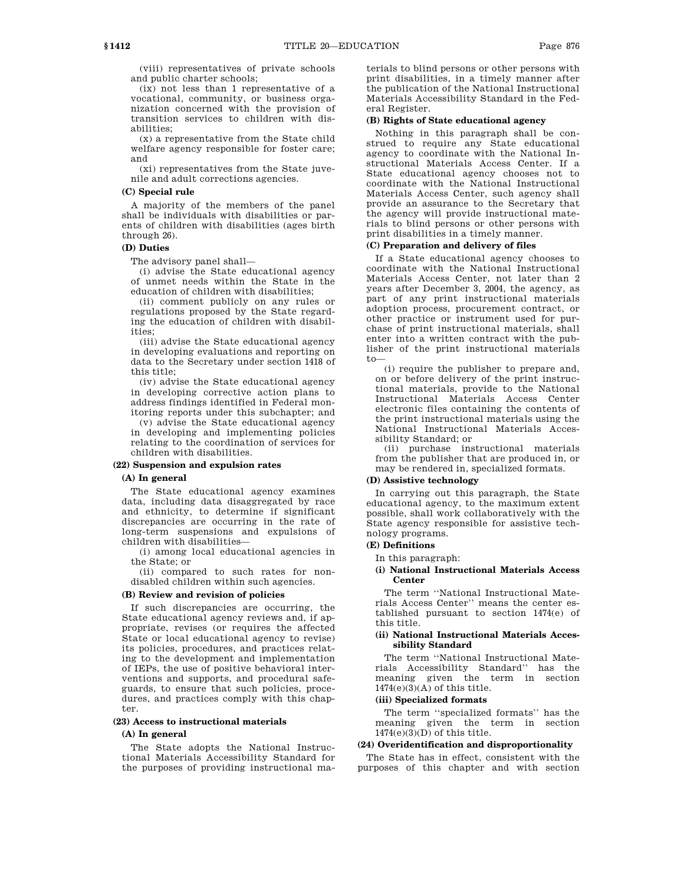(viii) representatives of private schools and public charter schools;

(ix) not less than 1 representative of a vocational, community, or business organization concerned with the provision of transition services to children with disabilities;

(x) a representative from the State child welfare agency responsible for foster care; and

(xi) representatives from the State juvenile and adult corrections agencies.

**(C) Special rule**

A majority of the members of the panel shall be individuals with disabilities or parents of children with disabilities (ages birth through 26).

**(D) Duties**

The advisory panel shall—

(i) advise the State educational agency of unmet needs within the State in the education of children with disabilities;

(ii) comment publicly on any rules or regulations proposed by the State regarding the education of children with disabilities;

(iii) advise the State educational agency in developing evaluations and reporting on data to the Secretary under section 1418 of this title;

(iv) advise the State educational agency in developing corrective action plans to address findings identified in Federal monitoring reports under this subchapter; and

(v) advise the State educational agency in developing and implementing policies relating to the coordination of services for children with disabilities.

**(22) Suspension and expulsion rates**

**(A) In general**

The State educational agency examines data, including data disaggregated by race and ethnicity, to determine if significant discrepancies are occurring in the rate of long-term suspensions and expulsions of children with disabilities—

(i) among local educational agencies in the State; or

(ii) compared to such rates for nondisabled children within such agencies.

**(B) Review and revision of policies**

If such discrepancies are occurring, the State educational agency reviews and, if appropriate, revises (or requires the affected State or local educational agency to revise) its policies, procedures, and practices relating to the development and implementation of IEPs, the use of positive behavioral interventions and supports, and procedural safeguards, to ensure that such policies, procedures, and practices comply with this chapter.

**(23) Access to instructional materials**

**(A) In general**

The State adopts the National Instructional Materials Accessibility Standard for the purposes of providing instructional materials to blind persons or other persons with print disabilities, in a timely manner after the publication of the National Instructional Materials Accessibility Standard in the Federal Register.

**(B) Rights of State educational agency**

Nothing in this paragraph shall be construed to require any State educational agency to coordinate with the National Instructional Materials Access Center. If a State educational agency chooses not to coordinate with the National Instructional Materials Access Center, such agency shall provide an assurance to the Secretary that the agency will provide instructional materials to blind persons or other persons with print disabilities in a timely manner.

**(C) Preparation and delivery of files**

If a State educational agency chooses to coordinate with the National Instructional Materials Access Center, not later than 2 years after December 3, 2004, the agency, as part of any print instructional materials adoption process, procurement contract, or other practice or instrument used for purchase of print instructional materials, shall enter into a written contract with the publisher of the print instructional materials to—

(i) require the publisher to prepare and, on or before delivery of the print instructional materials, provide to the National Instructional Materials Access Center electronic files containing the contents of the print instructional materials using the National Instructional Materials Accessibility Standard; or

(ii) purchase instructional materials from the publisher that are produced in, or may be rendered in, specialized formats.

**(D) Assistive technology**

In carrying out this paragraph, the State educational agency, to the maximum extent possible, shall work collaboratively with the State agency responsible for assistive technology programs.

**(E) Definitions**

In this paragraph:

**(i) National Instructional Materials Access Center**

The term ''National Instructional Materials Access Center'' means the center established pursuant to section 1474(e) of this title.

**(ii) National Instructional Materials Accessibility Standard**

The term ''National Instructional Materials Accessibility Standard'' has the meaning given the term in section 1474(e)(3)(A) of this title.

**(iii) Specialized formats**

The term ''specialized formats'' has the meaning given the term in section 1474(e)(3)(D) of this title.

**(24) Overidentification and disproportionality**

The State has in effect, consistent with the purposes of this chapter and with section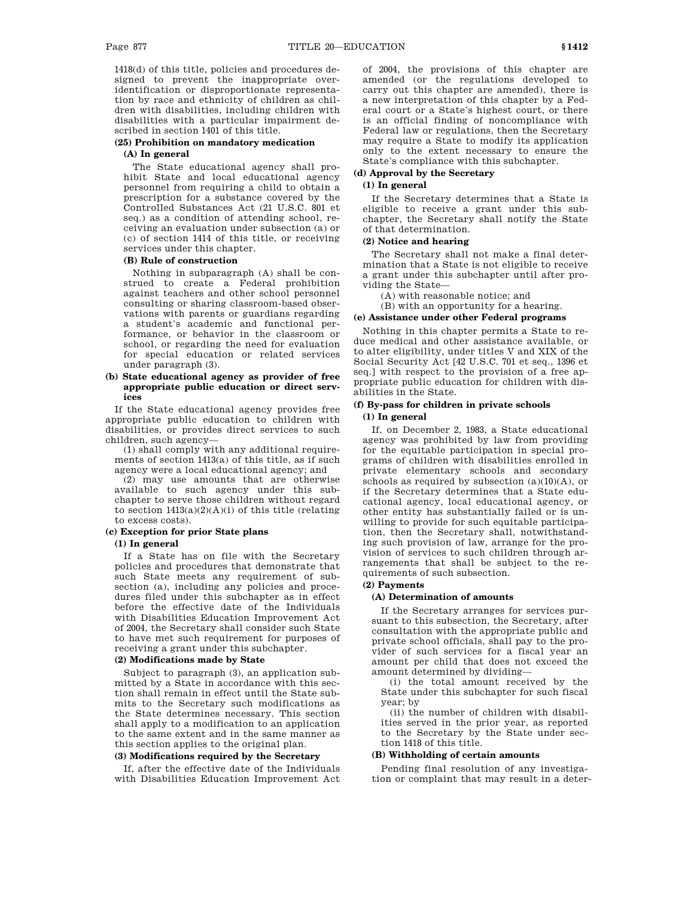1418(d) of this title, policies and procedures designed to prevent the inappropriate overidentification or disproportionate representation by race and ethnicity of children as children with disabilities, including children with disabilities with a particular impairment described in section 1401 of this title.

**(25) Prohibition on mandatory medication**

**(A) In general**

The State educational agency shall prohibit State and local educational agency personnel from requiring a child to obtain a prescription for a substance covered by the Controlled Substances Act (21 U.S.C. 801 et seq.) as a condition of attending school, receiving an evaluation under subsection (a) or (c) of section 1414 of this title, or receiving services under this chapter.

**(B) Rule of construction**

Nothing in subparagraph (A) shall be construed to create a Federal prohibition against teachers and other school personnel consulting or sharing classroom-based observations with parents or guardians regarding a student's academic and functional performance, or behavior in the classroom or school, or regarding the need for evaluation for special education or related services under paragraph (3).

**(b) State educational agency as provider of free appropriate public education or direct services**

If the State educational agency provides free appropriate public education to children with disabilities, or provides direct services to such children, such agency—

(1) shall comply with any additional requirements of section 1413(a) of this title, as if such agency were a local educational agency; and

(2) may use amounts that are otherwise available to such agency under this subchapter to serve those children without regard to section 1413(a)(2)(A)(i) of this title (relating to excess costs).

**(c) Exception for prior State plans**

**(1) In general**

If a State has on file with the Secretary policies and procedures that demonstrate that such State meets any requirement of subsection (a), including any policies and procedures filed under this subchapter as in effect before the effective date of the Individuals with Disabilities Education Improvement Act of 2004, the Secretary shall consider such State to have met such requirement for purposes of receiving a grant under this subchapter.

**(2) Modifications made by State**

Subject to paragraph (3), an application submitted by a State in accordance with this section shall remain in effect until the State submits to the Secretary such modifications as the State determines necessary. This section shall apply to a modification to an application to the same extent and in the same manner as this section applies to the original plan.

**(3) Modifications required by the Secretary**

If, after the effective date of the Individuals with Disabilities Education Improvement Act of 2004, the provisions of this chapter are amended (or the regulations developed to carry out this chapter are amended), there is a new interpretation of this chapter by a Federal court or a State's highest court, or there is an official finding of noncompliance with Federal law or regulations, then the Secretary may require a State to modify its application only to the extent necessary to ensure the State's compliance with this subchapter.

**(d) Approval by the Secretary**

**(1) In general**

If the Secretary determines that a State is eligible to receive a grant under this subchapter, the Secretary shall notify the State of that determination.

**(2) Notice and hearing**

The Secretary shall not make a final determination that a State is not eligible to receive a grant under this subchapter until after providing the State—

(A) with reasonable notice; and

(B) with an opportunity for a hearing.

**(e) Assistance under other Federal programs**

Nothing in this chapter permits a State to reduce medical and other assistance available, or to alter eligibility, under titles V and XIX of the Social Security Act [42 U.S.C. 701 et seq., 1396 et seq.] with respect to the provision of a free appropriate public education for children with disabilities in the State.

**(f) By-pass for children in private schools**

**(1) In general**

If, on December 2, 1983, a State educational agency was prohibited by law from providing for the equitable participation in special programs of children with disabilities enrolled in private elementary schools and secondary schools as required by subsection (a)(10)(A), or if the Secretary determines that a State educational agency, local educational agency, or other entity has substantially failed or is unwilling to provide for such equitable participation, then the Secretary shall, notwithstanding such provision of law, arrange for the provision of services to such children through arrangements that shall be subject to the requirements of such subsection.

**(2) Payments**

**(A) Determination of amounts**

If the Secretary arranges for services pursuant to this subsection, the Secretary, after consultation with the appropriate public and private school officials, shall pay to the provider of such services for a fiscal year an amount per child that does not exceed the amount determined by dividing—

(i) the total amount received by the State under this subchapter for such fiscal year; by

(ii) the number of children with disabilities served in the prior year, as reported to the Secretary by the State under section 1418 of this title.

**(B) Withholding of certain amounts**

Pending final resolution of any investigation or complaint that may result in a deter-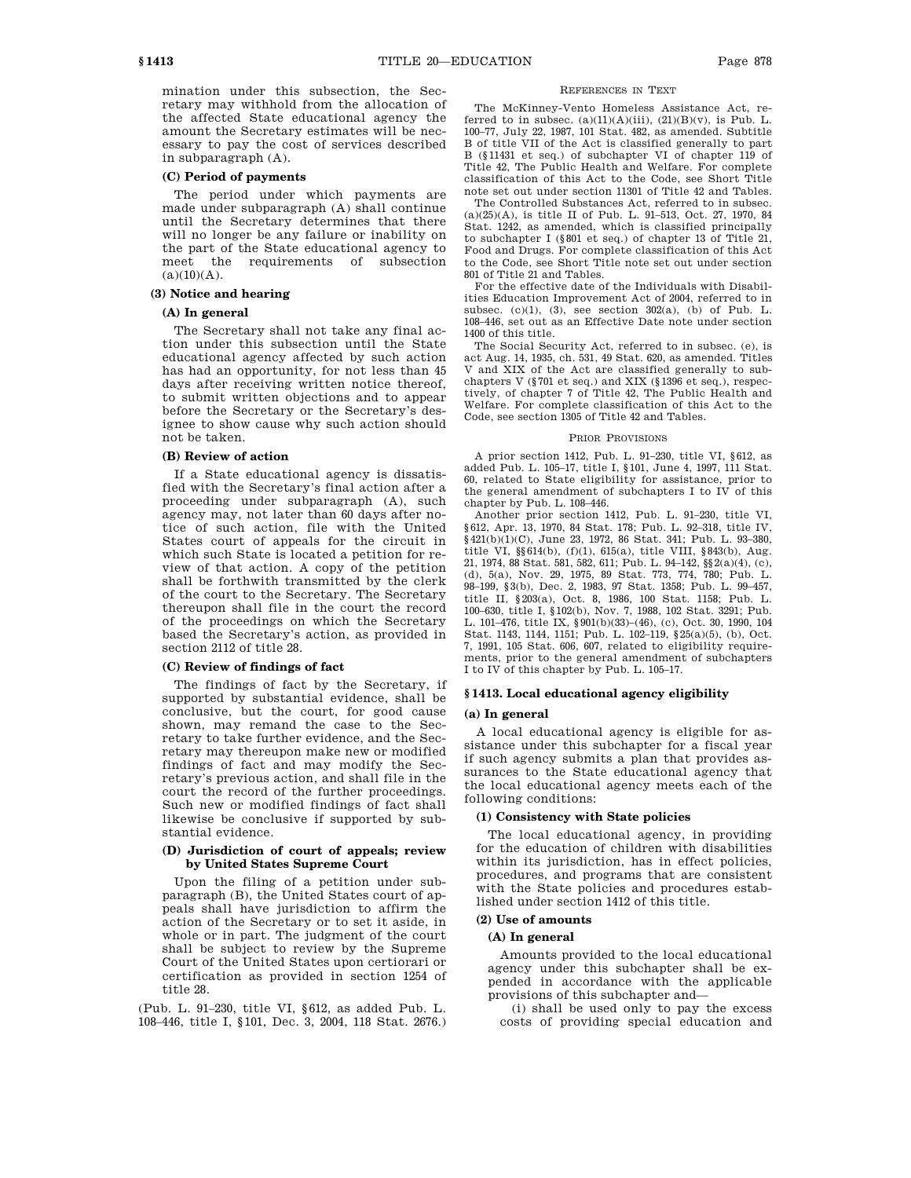mination under this subsection, the Secretary may withhold from the allocation of the affected State educational agency the amount the Secretary estimates will be necessary to pay the cost of services described in subparagraph (A).

**(C) Period of payments**

The period under which payments are made under subparagraph (A) shall continue until the Secretary determines that there will no longer be any failure or inability on the part of the State educational agency to meet the requirements of subsection (a)(10)(A).

**(3) Notice and hearing**

**(A) In general**

The Secretary shall not take any final action under this subsection until the State educational agency affected by such action has had an opportunity, for not less than 45 days after receiving written notice thereof, to submit written objections and to appear before the Secretary or the Secretary's designee to show cause why such action should not be taken.

**(B) Review of action**

If a State educational agency is dissatisfied with the Secretary's final action after a proceeding under subparagraph (A), such agency may, not later than 60 days after notice of such action, file with the United States court of appeals for the circuit in which such State is located a petition for review of that action. A copy of the petition shall be forthwith transmitted by the clerk of the court to the Secretary. The Secretary thereupon shall file in the court the record of the proceedings on which the Secretary based the Secretary's action, as provided in section 2112 of title 28.

**(C) Review of findings of fact**

The findings of fact by the Secretary, if supported by substantial evidence, shall be conclusive, but the court, for good cause shown, may remand the case to the Secretary to take further evidence, and the Secretary may thereupon make new or modified findings of fact and may modify the Secretary's previous action, and shall file in the court the record of the further proceedings. Such new or modified findings of fact shall likewise be conclusive if supported by substantial evidence.

**(D) Jurisdiction of court of appeals; review by United States Supreme Court**

Upon the filing of a petition under subparagraph (B), the United States court of appeals shall have jurisdiction to affirm the action of the Secretary or to set it aside, in whole or in part. The judgment of the court shall be subject to review by the Supreme Court of the United States upon certiorari or certification as provided in section 1254 of title 28.

(Pub. L. 91–230, title VI, §612, as added Pub. L. 108–446, title I, §101, Dec. 3, 2004, 118 Stat. 2676.)

REFERENCES IN TEXT

The McKinney-Vento Homeless Assistance Act, referred to in subsec. (a)(11)(A)(iii), (21)(B)(v), is Pub. L. 100–77, July 22, 1987, 101 Stat. 482, as amended. Subtitle B of title VII of the Act is classified generally to part B (§11431 et seq.) of subchapter VI of chapter 119 of Title 42, The Public Health and Welfare. For complete classification of this Act to the Code, see Short Title note set out under section 11301 of Title 42 and Tables.

The Controlled Substances Act, referred to in subsec. (a)(25)(A), is title II of Pub. L. 91–513, Oct. 27, 1970, 84 Stat. 1242, as amended, which is classified principally to subchapter I (§801 et seq.) of chapter 13 of Title 21, Food and Drugs. For complete classification of this Act to the Code, see Short Title note set out under section 801 of Title 21 and Tables.

For the effective date of the Individuals with Disabilities Education Improvement Act of 2004, referred to in subsec. (c)(1), (3), see section 302(a), (b) of Pub. L. 108–446, set out as an Effective Date note under section 1400 of this title.

The Social Security Act, referred to in subsec. (e), is act Aug. 14, 1935, ch. 531, 49 Stat. 620, as amended. Titles V and XIX of the Act are classified generally to subchapters V (§701 et seq.) and XIX (§1396 et seq.), respectively, of chapter 7 of Title 42, The Public Health and Welfare. For complete classification of this Act to the Code, see section 1305 of Title 42 and Tables.

PRIOR PROVISIONS

A prior section 1412, Pub. L. 91–230, title VI, §612, as added Pub. L. 105–17, title I, §101, June 4, 1997, 111 Stat. 60, related to State eligibility for assistance, prior to the general amendment of subchapters I to IV of this chapter by Pub. L. 108–446.

Another prior section 1412, Pub. L. 91–230, title VI, §612, Apr. 13, 1970, 84 Stat. 178; Pub. L. 92–318, title IV, §421(b)(1)(C), June 23, 1972, 86 Stat. 341; Pub. L. 93–380, title VI, §§614(b), (f)(1), 615(a), title VIII, §843(b), Aug. 21, 1974, 88 Stat. 581, 582, 611; Pub. L. 94–142, §§2(a)(4), (c), (d), 5(a), Nov. 29, 1975, 89 Stat. 773, 774, 780; Pub. L. 98–199, §3(b), Dec. 2, 1983, 97 Stat. 1358; Pub. L. 99–457, title II, §203(a), Oct. 8, 1986, 100 Stat. 1158; Pub. L. 100–630, title I, §102(b), Nov. 7, 1988, 102 Stat. 3291; Pub. L. 101–476, title IX, §901(b)(33)–(46), (c), Oct. 30, 1990, 104 Stat. 1143, 1144, 1151; Pub. L. 102–119, §25(a)(5), (b), Oct. 7, 1991, 105 Stat. 606, 607, related to eligibility requirements, prior to the general amendment of subchapters I to IV of this chapter by Pub. L. 105–17.

## §1413. Local educational agency eligibility

**(a) In general**

A local educational agency is eligible for assistance under this subchapter for a fiscal year if such agency submits a plan that provides assurances to the State educational agency that the local educational agency meets each of the following conditions:

**(1) Consistency with State policies**

The local educational agency, in providing for the education of children with disabilities within its jurisdiction, has in effect policies, procedures, and programs that are consistent with the State policies and procedures established under section 1412 of this title.

**(2) Use of amounts**

**(A) In general**

Amounts provided to the local educational agency under this subchapter shall be expended in accordance with the applicable provisions of this subchapter and—

(i) shall be used only to pay the excess costs of providing special education and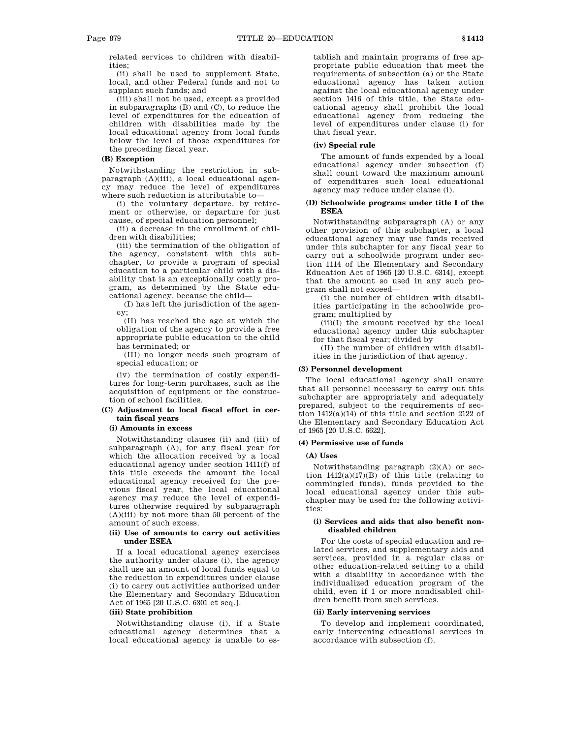related services to children with disabilities;

(ii) shall be used to supplement State, local, and other Federal funds and not to supplant such funds; and

(iii) shall not be used, except as provided in subparagraphs (B) and (C), to reduce the level of expenditures for the education of children with disabilities made by the local educational agency from local funds below the level of those expenditures for the preceding fiscal year.

**(B) Exception**

Notwithstanding the restriction in subparagraph (A)(iii), a local educational agency may reduce the level of expenditures where such reduction is attributable to—

(i) the voluntary departure, by retirement or otherwise, or departure for just cause, of special education personnel;

(ii) a decrease in the enrollment of children with disabilities;

(iii) the termination of the obligation of the agency, consistent with this subchapter, to provide a program of special education to a particular child with a disability that is an exceptionally costly program, as determined by the State educational agency, because the child—

(I) has left the jurisdiction of the agency;

(II) has reached the age at which the obligation of the agency to provide a free appropriate public education to the child has terminated; or

(III) no longer needs such program of special education; or

(iv) the termination of costly expenditures for long-term purchases, such as the acquisition of equipment or the construction of school facilities.

**(C) Adjustment to local fiscal effort in certain fiscal years**

**(i) Amounts in excess**

Notwithstanding clauses (ii) and (iii) of subparagraph (A), for any fiscal year for which the allocation received by a local educational agency under section 1411(f) of this title exceeds the amount the local educational agency received for the previous fiscal year, the local educational agency may reduce the level of expenditures otherwise required by subparagraph (A)(iii) by not more than 50 percent of the amount of such excess.

**(ii) Use of amounts to carry out activities under ESEA**

If a local educational agency exercises the authority under clause (i), the agency shall use an amount of local funds equal to the reduction in expenditures under clause (i) to carry out activities authorized under the Elementary and Secondary Education Act of 1965 [20 U.S.C. 6301 et seq.].

**(iii) State prohibition**

Notwithstanding clause (i), if a State educational agency determines that a local educational agency is unable to establish and maintain programs of free appropriate public education that meet the requirements of subsection (a) or the State educational agency has taken action against the local educational agency under section 1416 of this title, the State educational agency shall prohibit the local educational agency from reducing the level of expenditures under clause (i) for that fiscal year.

**(iv) Special rule**

The amount of funds expended by a local educational agency under subsection (f) shall count toward the maximum amount of expenditures such local educational agency may reduce under clause (i).

**(D) Schoolwide programs under title I of the ESEA**

Notwithstanding subparagraph (A) or any other provision of this subchapter, a local educational agency may use funds received under this subchapter for any fiscal year to carry out a schoolwide program under section 1114 of the Elementary and Secondary Education Act of 1965 [20 U.S.C. 6314], except that the amount so used in any such program shall not exceed—

(i) the number of children with disabilities participating in the schoolwide program; multiplied by

(ii)(I) the amount received by the local educational agency under this subchapter for that fiscal year; divided by

(II) the number of children with disabilities in the jurisdiction of that agency.

**(3) Personnel development**

The local educational agency shall ensure that all personnel necessary to carry out this subchapter are appropriately and adequately prepared, subject to the requirements of section 1412(a)(14) of this title and section 2122 of the Elementary and Secondary Education Act of 1965 [20 U.S.C. 6622].

**(4) Permissive use of funds**

**(A) Uses**

Notwithstanding paragraph (2)(A) or section 1412(a)(17)(B) of this title (relating to commingled funds), funds provided to the local educational agency under this subchapter may be used for the following activities:

**(i) Services and aids that also benefit nondisabled children**

For the costs of special education and related services, and supplementary aids and services, provided in a regular class or other education-related setting to a child with a disability in accordance with the individualized education program of the child, even if 1 or more nondisabled children benefit from such services.

**(ii) Early intervening services**

To develop and implement coordinated, early intervening educational services in accordance with subsection (f).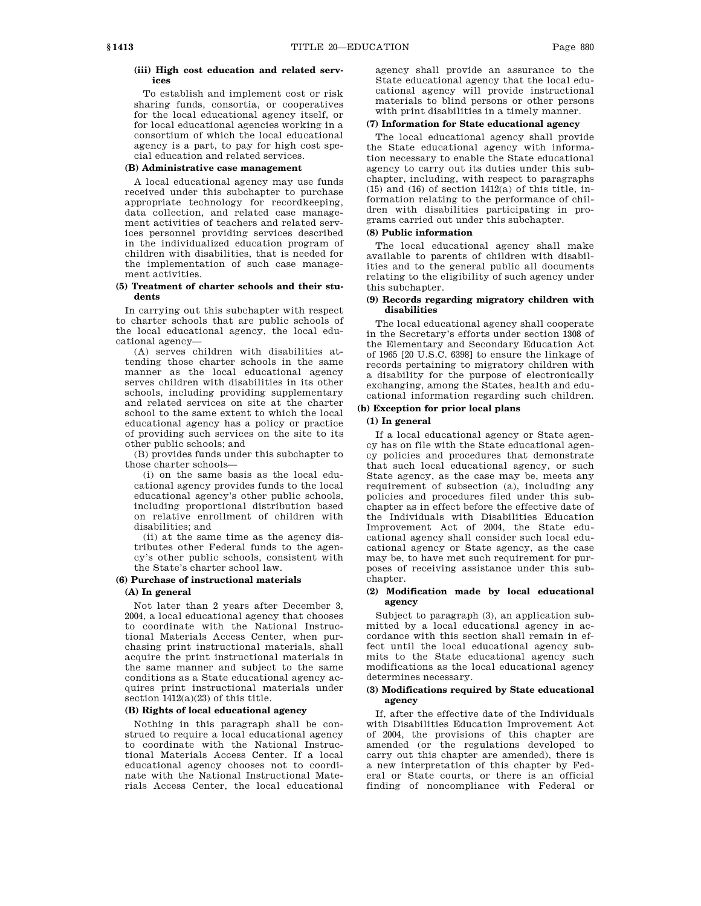**(iii) High cost education and related services**

To establish and implement cost or risk sharing funds, consortia, or cooperatives for the local educational agency itself, or for local educational agencies working in a consortium of which the local educational agency is a part, to pay for high cost special education and related services.

**(B) Administrative case management**

A local educational agency may use funds received under this subchapter to purchase appropriate technology for recordkeeping, data collection, and related case management activities of teachers and related services personnel providing services described in the individualized education program of children with disabilities, that is needed for the implementation of such case management activities.

**(5) Treatment of charter schools and their students**

In carrying out this subchapter with respect to charter schools that are public schools of the local educational agency, the local educational agency—

(A) serves children with disabilities attending those charter schools in the same manner as the local educational agency serves children with disabilities in its other schools, including providing supplementary and related services on site at the charter school to the same extent to which the local educational agency has a policy or practice of providing such services on the site to its other public schools; and

(B) provides funds under this subchapter to those charter schools—

(i) on the same basis as the local educational agency provides funds to the local educational agency's other public schools, including proportional distribution based on relative enrollment of children with disabilities; and

(ii) at the same time as the agency distributes other Federal funds to the agency's other public schools, consistent with the State's charter school law.

**(6) Purchase of instructional materials**

**(A) In general**

Not later than 2 years after December 3, 2004, a local educational agency that chooses to coordinate with the National Instructional Materials Access Center, when purchasing print instructional materials, shall acquire the print instructional materials in the same manner and subject to the same conditions as a State educational agency acquires print instructional materials under section 1412(a)(23) of this title.

**(B) Rights of local educational agency**

Nothing in this paragraph shall be construed to require a local educational agency to coordinate with the National Instructional Materials Access Center. If a local educational agency chooses not to coordinate with the National Instructional Materials Access Center, the local educational agency shall provide an assurance to the State educational agency that the local educational agency will provide instructional materials to blind persons or other persons with print disabilities in a timely manner.

**(7) Information for State educational agency**

The local educational agency shall provide the State educational agency with information necessary to enable the State educational agency to carry out its duties under this subchapter, including, with respect to paragraphs (15) and (16) of section 1412(a) of this title, information relating to the performance of children with disabilities participating in programs carried out under this subchapter.

**(8) Public information**

The local educational agency shall make available to parents of children with disabilities and to the general public all documents relating to the eligibility of such agency under this subchapter.

**(9) Records regarding migratory children with disabilities**

The local educational agency shall cooperate in the Secretary's efforts under section 1308 of the Elementary and Secondary Education Act of 1965 [20 U.S.C. 6398] to ensure the linkage of records pertaining to migratory children with a disability for the purpose of electronically exchanging, among the States, health and educational information regarding such children.

**(b) Exception for prior local plans**

**(1) In general**

If a local educational agency or State agency has on file with the State educational agency policies and procedures that demonstrate that such local educational agency, or such State agency, as the case may be, meets any requirement of subsection (a), including any policies and procedures filed under this subchapter as in effect before the effective date of the Individuals with Disabilities Education Improvement Act of 2004, the State educational agency shall consider such local educational agency or State agency, as the case may be, to have met such requirement for purposes of receiving assistance under this subchapter.

**(2) Modification made by local educational agency**

Subject to paragraph (3), an application submitted by a local educational agency in accordance with this section shall remain in effect until the local educational agency submits to the State educational agency such modifications as the local educational agency determines necessary.

**(3) Modifications required by State educational agency**

If, after the effective date of the Individuals with Disabilities Education Improvement Act of 2004, the provisions of this chapter are amended (or the regulations developed to carry out this chapter are amended), there is a new interpretation of this chapter by Federal or State courts, or there is an official finding of noncompliance with Federal or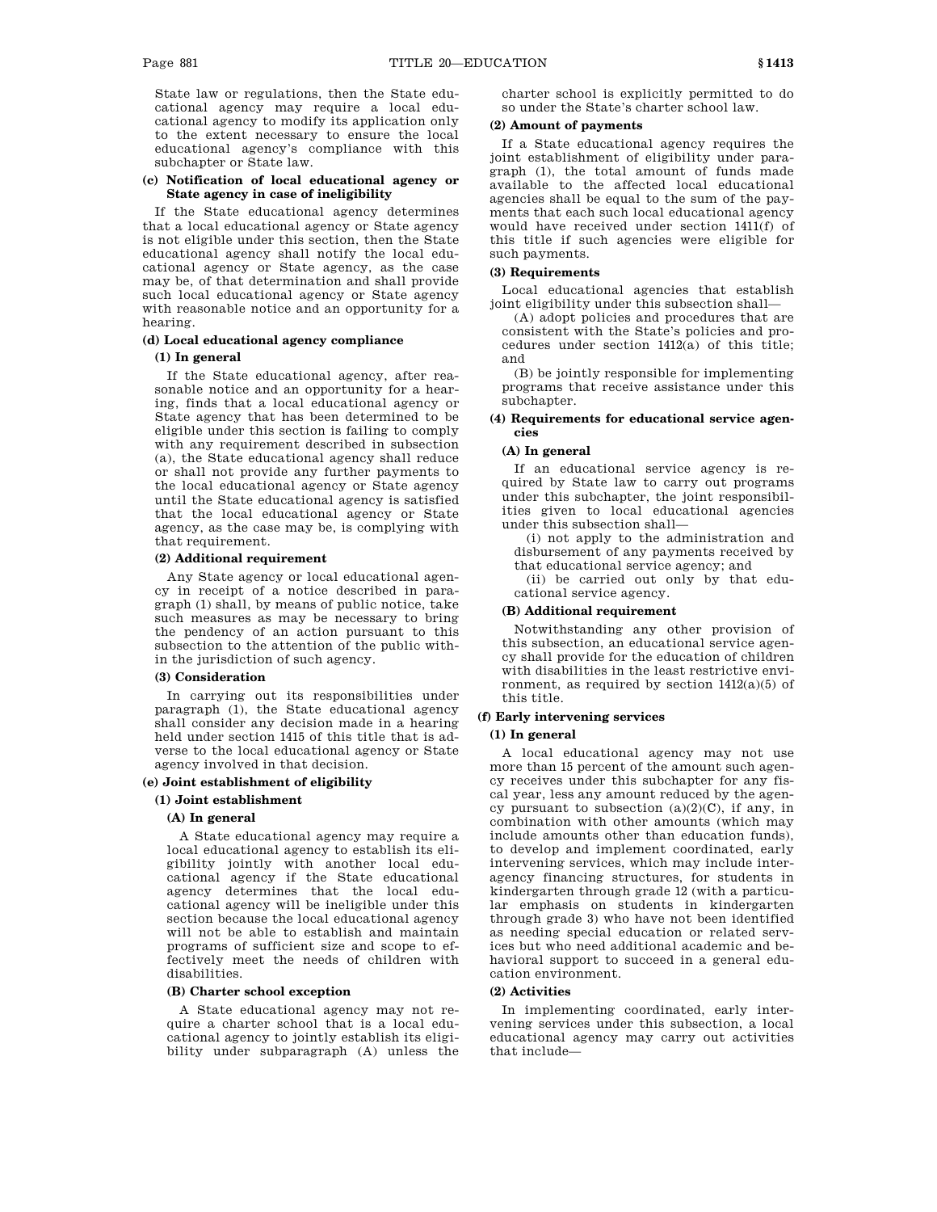State law or regulations, then the State educational agency may require a local educational agency to modify its application only to the extent necessary to ensure the local educational agency's compliance with this subchapter or State law.

**(c) Notification of local educational agency or State agency in case of ineligibility**

If the State educational agency determines that a local educational agency or State agency is not eligible under this section, then the State educational agency shall notify the local educational agency or State agency, as the case may be, of that determination and shall provide such local educational agency or State agency with reasonable notice and an opportunity for a hearing.

**(d) Local educational agency compliance**

**(1) In general**

If the State educational agency, after reasonable notice and an opportunity for a hearing, finds that a local educational agency or State agency that has been determined to be eligible under this section is failing to comply with any requirement described in subsection (a), the State educational agency shall reduce or shall not provide any further payments to the local educational agency or State agency until the State educational agency is satisfied that the local educational agency or State agency, as the case may be, is complying with that requirement.

**(2) Additional requirement**

Any State agency or local educational agency in receipt of a notice described in paragraph (1) shall, by means of public notice, take such measures as may be necessary to bring the pendency of an action pursuant to this subsection to the attention of the public within the jurisdiction of such agency.

**(3) Consideration**

In carrying out its responsibilities under paragraph (1), the State educational agency shall consider any decision made in a hearing held under section 1415 of this title that is adverse to the local educational agency or State agency involved in that decision.

**(e) Joint establishment of eligibility**

**(1) Joint establishment**

**(A) In general**

A State educational agency may require a local educational agency to establish its eligibility jointly with another local educational agency if the State educational agency determines that the local educational agency will be ineligible under this section because the local educational agency will not be able to establish and maintain programs of sufficient size and scope to effectively meet the needs of children with disabilities.

**(B) Charter school exception**

A State educational agency may not require a charter school that is a local educational agency to jointly establish its eligibility under subparagraph (A) unless the charter school is explicitly permitted to do so under the State's charter school law.

**(2) Amount of payments**

If a State educational agency requires the joint establishment of eligibility under paragraph (1), the total amount of funds made available to the affected local educational agencies shall be equal to the sum of the payments that each such local educational agency would have received under section 1411(f) of this title if such agencies were eligible for such payments.

**(3) Requirements**

Local educational agencies that establish joint eligibility under this subsection shall—

(A) adopt policies and procedures that are consistent with the State's policies and procedures under section 1412(a) of this title; and

(B) be jointly responsible for implementing programs that receive assistance under this subchapter.

**(4) Requirements for educational service agencies**

**(A) In general**

If an educational service agency is required by State law to carry out programs under this subchapter, the joint responsibilities given to local educational agencies under this subsection shall—

(i) not apply to the administration and disbursement of any payments received by that educational service agency; and

(ii) be carried out only by that educational service agency.

**(B) Additional requirement**

Notwithstanding any other provision of this subsection, an educational service agency shall provide for the education of children with disabilities in the least restrictive environment, as required by section 1412(a)(5) of this title.

**(f) Early intervening services**

**(1) In general**

A local educational agency may not use more than 15 percent of the amount such agency receives under this subchapter for any fiscal year, less any amount reduced by the agency pursuant to subsection (a)(2)(C), if any, in combination with other amounts (which may include amounts other than education funds), to develop and implement coordinated, early intervening services, which may include interagency financing structures, for students in kindergarten through grade 12 (with a particular emphasis on students in kindergarten through grade 3) who have not been identified as needing special education or related services but who need additional academic and behavioral support to succeed in a general education environment.

**(2) Activities**

In implementing coordinated, early intervening services under this subsection, a local educational agency may carry out activities that include—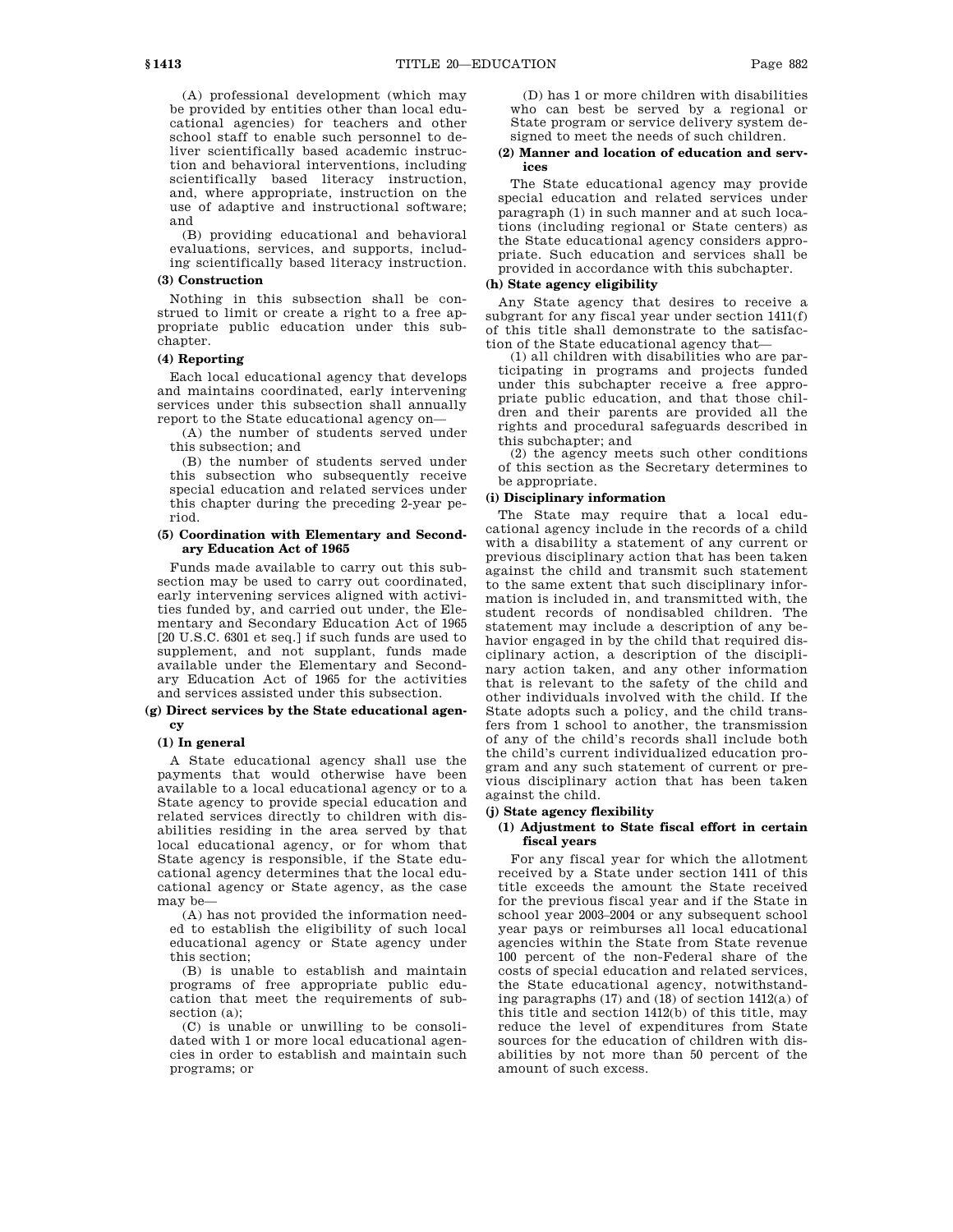(A) professional development (which may be provided by entities other than local educational agencies) for teachers and other school staff to enable such personnel to deliver scientifically based academic instruction and behavioral interventions, including scientifically based literacy instruction, and, where appropriate, instruction on the use of adaptive and instructional software; and

(B) providing educational and behavioral evaluations, services, and supports, including scientifically based literacy instruction.

**(3) Construction**

Nothing in this subsection shall be construed to limit or create a right to a free appropriate public education under this subchapter.

**(4) Reporting**

Each local educational agency that develops and maintains coordinated, early intervening services under this subsection shall annually report to the State educational agency on—

(A) the number of students served under this subsection; and

(B) the number of students served under this subsection who subsequently receive special education and related services under this chapter during the preceding 2-year period.

**(5) Coordination with Elementary and Secondary Education Act of 1965**

Funds made available to carry out this subsection may be used to carry out coordinated, early intervening services aligned with activities funded by, and carried out under, the Elementary and Secondary Education Act of 1965 [20 U.S.C. 6301 et seq.] if such funds are used to supplement, and not supplant, funds made available under the Elementary and Secondary Education Act of 1965 for the activities and services assisted under this subsection.

**(g) Direct services by the State educational agency**

**(1) In general**

A State educational agency shall use the payments that would otherwise have been available to a local educational agency or to a State agency to provide special education and related services directly to children with disabilities residing in the area served by that local educational agency, or for whom that State agency is responsible, if the State educational agency determines that the local educational agency or State agency, as the case may be—

(A) has not provided the information needed to establish the eligibility of such local educational agency or State agency under this section;

(B) is unable to establish and maintain programs of free appropriate public education that meet the requirements of subsection (a);

(C) is unable or unwilling to be consolidated with 1 or more local educational agencies in order to establish and maintain such programs; or

(D) has 1 or more children with disabilities who can best be served by a regional or State program or service delivery system designed to meet the needs of such children.

**(2) Manner and location of education and services**

The State educational agency may provide special education and related services under paragraph (1) in such manner and at such locations (including regional or State centers) as the State educational agency considers appropriate. Such education and services shall be provided in accordance with this subchapter.

**(h) State agency eligibility**

Any State agency that desires to receive a subgrant for any fiscal year under section 1411(f) of this title shall demonstrate to the satisfaction of the State educational agency that—

(1) all children with disabilities who are participating in programs and projects funded under this subchapter receive a free appropriate public education, and that those children and their parents are provided all the rights and procedural safeguards described in this subchapter; and

(2) the agency meets such other conditions of this section as the Secretary determines to be appropriate.

**(i) Disciplinary information**

The State may require that a local educational agency include in the records of a child with a disability a statement of any current or previous disciplinary action that has been taken against the child and transmit such statement to the same extent that such disciplinary information is included in, and transmitted with, the student records of nondisabled children. The statement may include a description of any behavior engaged in by the child that required disciplinary action, a description of the disciplinary action taken, and any other information that is relevant to the safety of the child and other individuals involved with the child. If the State adopts such a policy, and the child transfers from 1 school to another, the transmission of any of the child's records shall include both the child's current individualized education program and any such statement of current or previous disciplinary action that has been taken against the child.

**(j) State agency flexibility**

**(1) Adjustment to State fiscal effort in certain fiscal years**

For any fiscal year for which the allotment received by a State under section 1411 of this title exceeds the amount the State received for the previous fiscal year and if the State in school year 2003–2004 or any subsequent school year pays or reimburses all local educational agencies within the State from State revenue 100 percent of the non-Federal share of the costs of special education and related services, the State educational agency, notwithstanding paragraphs (17) and (18) of section 1412(a) of this title and section 1412(b) of this title, may reduce the level of expenditures from State sources for the education of children with disabilities by not more than 50 percent of the amount of such excess.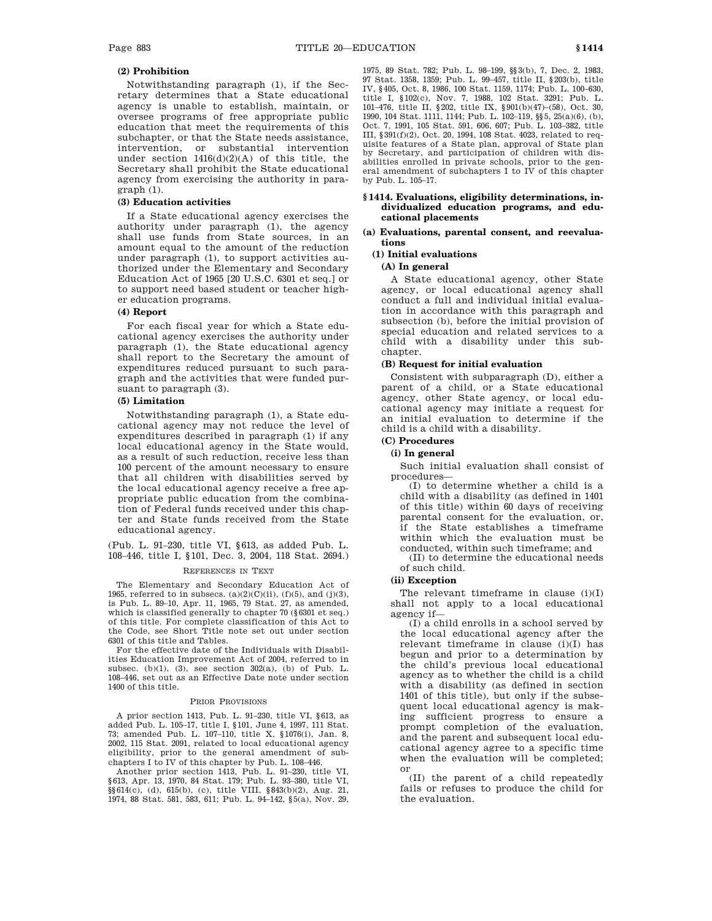### (2) Prohibition

Notwithstanding paragraph (1), if the Secretary determines that a State educational agency is unable to establish, maintain, or oversee programs of free appropriate public education that meet the requirements of this subchapter, or that the State needs assistance, intervention, or substantial intervention under section 1416(d)(2)(A) of this title, the Secretary shall prohibit the State educational agency from exercising the authority in paragraph (1).

### (3) Education activities

If a State educational agency exercises the authority under paragraph (1), the agency shall use funds from State sources, in an amount equal to the amount of the reduction under paragraph (1), to support activities authorized under the Elementary and Secondary Education Act of 1965 [20 U.S.C. 6301 et seq.] or to support need based student or teacher higher education programs.

### (4) Report

For each fiscal year for which a State educational agency exercises the authority under paragraph (1), the State educational agency shall report to the Secretary the amount of expenditures reduced pursuant to such paragraph and the activities that were funded pursuant to paragraph (3).

### (5) Limitation

Notwithstanding paragraph (1), a State educational agency may not reduce the level of expenditures described in paragraph (1) if any local educational agency in the State would, as a result of such reduction, receive less than 100 percent of the amount necessary to ensure that all children with disabilities served by the local educational agency receive a free appropriate public education from the combination of Federal funds received under this chapter and State funds received from the State educational agency.

(Pub. L. 91–230, title VI, §613, as added Pub. L. 108–446, title I, §101, Dec. 3, 2004, 118 Stat. 2694.)

REFERENCES IN TEXT

The Elementary and Secondary Education Act of 1965, referred to in subsecs. (a)(2)(C)(ii), (f)(5), and (j)(3), is Pub. L. 89–10, Apr. 11, 1965, 79 Stat. 27, as amended, which is classified generally to chapter 70 (§6301 et seq.) of this title. For complete classification of this Act to the Code, see Short Title note set out under section 6301 of this title and Tables.

For the effective date of the Individuals with Disabilities Education Improvement Act of 2004, referred to in subsec. (b)(1), (3), see section 302(a), (b) of Pub. L. 108–446, set out as an Effective Date note under section 1400 of this title.

PRIOR PROVISIONS

A prior section 1413, Pub. L. 91–230, title VI, §613, as added Pub. L. 105–17, title I, §101, June 4, 1997, 111 Stat. 73; amended Pub. L. 107–110, title X, §1076(i), Jan. 8, 2002, 115 Stat. 2091, related to local educational agency eligibility, prior to the general amendment of subchapters I to IV of this chapter by Pub. L. 108–446.

Another prior section 1413, Pub. L. 91–230, title VI, §613, Apr. 13, 1970, 84 Stat. 179; Pub. L. 93–380, title VI, §§614(c), (d), 615(b), (c), title VIII, §843(b)(2), Aug. 21, 1974, 88 Stat. 581, 583, 611; Pub. L. 94–142, §5(a), Nov. 29, 1975, 89 Stat. 782; Pub. L. 98–199, §§3(b), 7, Dec. 2, 1983, 97 Stat. 1358, 1359; Pub. L. 99–457, title II, §203(b), title IV, §405, Oct. 8, 1986, 100 Stat. 1159, 1174; Pub. L. 100–630, title I, §102(c), Nov. 7, 1988, 102 Stat. 3291; Pub. L. 101–476, title II, §202, title IX, §901(b)(47)–(58), Oct. 30, 1990, 104 Stat. 1111, 1144; Pub. L. 102–119, §§5, 25(a)(6), (b), Oct. 7, 1991, 105 Stat. 591, 606, 607; Pub. L. 103–382, title III, §391(f)(2), Oct. 20, 1994, 108 Stat. 4023, related to requisite features of a State plan, approval of State plan by Secretary, and participation of children with disabilities enrolled in private schools, prior to the general amendment of subchapters I to IV of this chapter by Pub. L. 105–17.

## §1414. Evaluations, eligibility determinations, individualized education programs, and educational placements

### (a) Evaluations, parental consent, and reevaluations

#### (1) Initial evaluations

##### (A) In general

A State educational agency, other State agency, or local educational agency shall conduct a full and individual initial evaluation in accordance with this paragraph and subsection (b), before the initial provision of special education and related services to a child with a disability under this subchapter.

##### (B) Request for initial evaluation

Consistent with subparagraph (D), either a parent of a child, or a State educational agency, other State agency, or local educational agency may initiate a request for an initial evaluation to determine if the child is a child with a disability.

##### (C) Procedures

###### (i) In general

Such initial evaluation shall consist of procedures—

(I) to determine whether a child is a child with a disability (as defined in 1401 of this title) within 60 days of receiving parental consent for the evaluation, or, if the State establishes a timeframe within which the evaluation must be conducted, within such timeframe; and

(II) to determine the educational needs of such child.

###### (ii) Exception

The relevant timeframe in clause (i)(I) shall not apply to a local educational agency if—

(I) a child enrolls in a school served by the local educational agency after the relevant timeframe in clause (i)(I) has begun and prior to a determination by the child's previous local educational agency as to whether the child is a child with a disability (as defined in section 1401 of this title), but only if the subsequent local educational agency is making sufficient progress to ensure a prompt completion of the evaluation, and the parent and subsequent local educational agency agree to a specific time when the evaluation will be completed; or

(II) the parent of a child repeatedly fails or refuses to produce the child for the evaluation.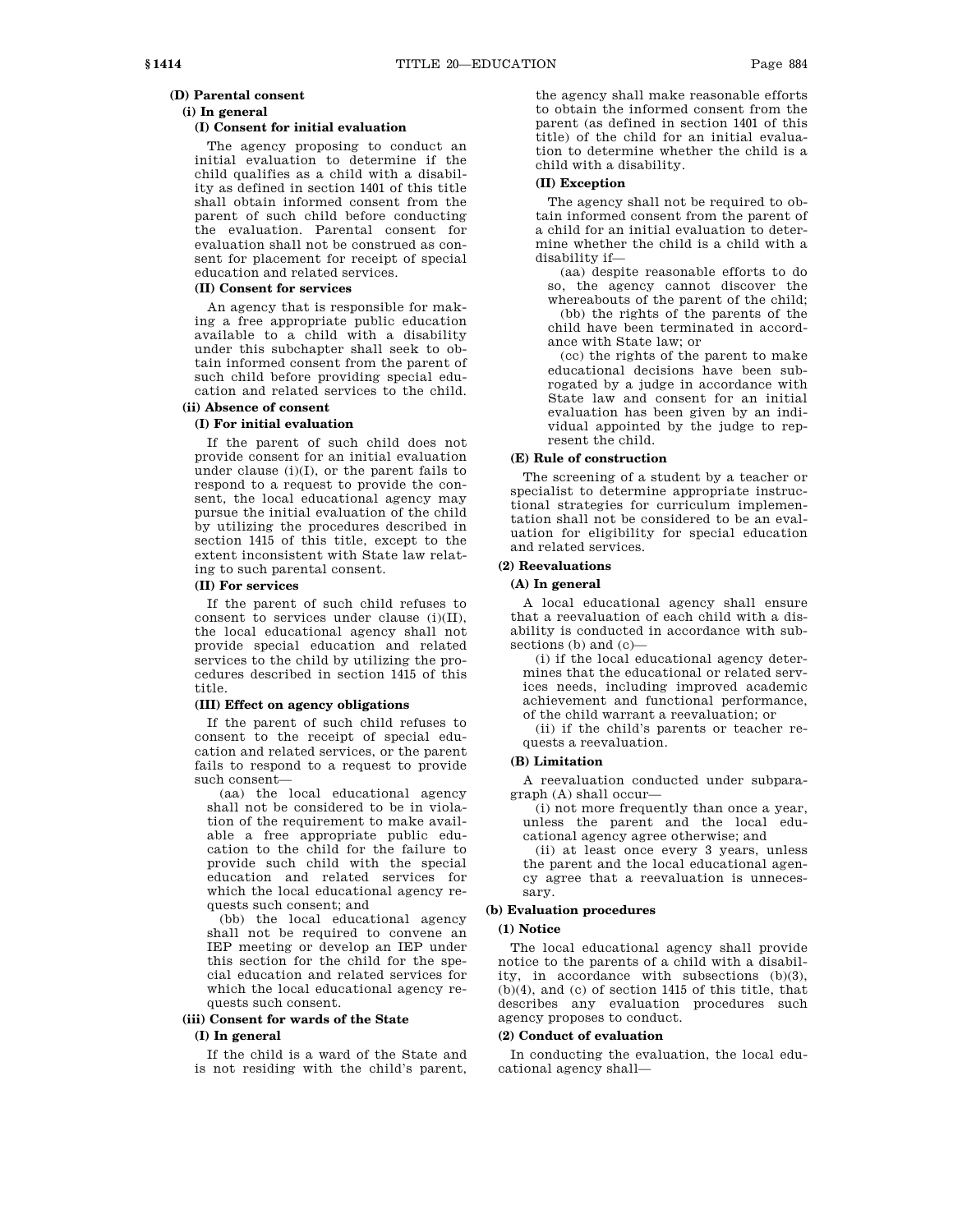**(D) Parental consent**

**(i) In general**

**(I) Consent for initial evaluation**

The agency proposing to conduct an initial evaluation to determine if the child qualifies as a child with a disability as defined in section 1401 of this title shall obtain informed consent from the parent of such child before conducting the evaluation. Parental consent for evaluation shall not be construed as consent for placement for receipt of special education and related services.

**(II) Consent for services**

An agency that is responsible for making a free appropriate public education available to a child with a disability under this subchapter shall seek to obtain informed consent from the parent of such child before providing special education and related services to the child.

**(ii) Absence of consent**

**(I) For initial evaluation**

If the parent of such child does not provide consent for an initial evaluation under clause (i)(I), or the parent fails to respond to a request to provide the consent, the local educational agency may pursue the initial evaluation of the child by utilizing the procedures described in section 1415 of this title, except to the extent inconsistent with State law relating to such parental consent.

**(II) For services**

If the parent of such child refuses to consent to services under clause (i)(II), the local educational agency shall not provide special education and related services to the child by utilizing the procedures described in section 1415 of this title.

**(III) Effect on agency obligations**

If the parent of such child refuses to consent to the receipt of special education and related services, or the parent fails to respond to a request to provide such consent—

(aa) the local educational agency shall not be considered to be in violation of the requirement to make available a free appropriate public education to the child for the failure to provide such child with the special education and related services for which the local educational agency requests such consent; and

(bb) the local educational agency shall not be required to convene an IEP meeting or develop an IEP under this section for the child for the special education and related services for which the local educational agency requests such consent.

**(iii) Consent for wards of the State**

**(I) In general**

If the child is a ward of the State and is not residing with the child's parent, the agency shall make reasonable efforts to obtain the informed consent from the parent (as defined in section 1401 of this title) of the child for an initial evaluation to determine whether the child is a child with a disability.

**(II) Exception**

The agency shall not be required to obtain informed consent from the parent of a child for an initial evaluation to determine whether the child is a child with a disability if—

(aa) despite reasonable efforts to do so, the agency cannot discover the whereabouts of the parent of the child;

(bb) the rights of the parents of the child have been terminated in accordance with State law; or

(cc) the rights of the parent to make educational decisions have been subrogated by a judge in accordance with State law and consent for an initial evaluation has been given by an individual appointed by the judge to represent the child.

**(E) Rule of construction**

The screening of a student by a teacher or specialist to determine appropriate instructional strategies for curriculum implementation shall not be considered to be an evaluation for eligibility for special education and related services.

**(2) Reevaluations**

**(A) In general**

A local educational agency shall ensure that a reevaluation of each child with a disability is conducted in accordance with subsections (b) and (c)—

(i) if the local educational agency determines that the educational or related services needs, including improved academic achievement and functional performance, of the child warrant a reevaluation; or

(ii) if the child's parents or teacher requests a reevaluation.

**(B) Limitation**

A reevaluation conducted under subparagraph (A) shall occur—

(i) not more frequently than once a year, unless the parent and the local educational agency agree otherwise; and

(ii) at least once every 3 years, unless the parent and the local educational agency agree that a reevaluation is unnecessary.

**(b) Evaluation procedures**

**(1) Notice**

The local educational agency shall provide notice to the parents of a child with a disability, in accordance with subsections (b)(3), (b)(4), and (c) of section 1415 of this title, that describes any evaluation procedures such agency proposes to conduct.

**(2) Conduct of evaluation**

In conducting the evaluation, the local educational agency shall—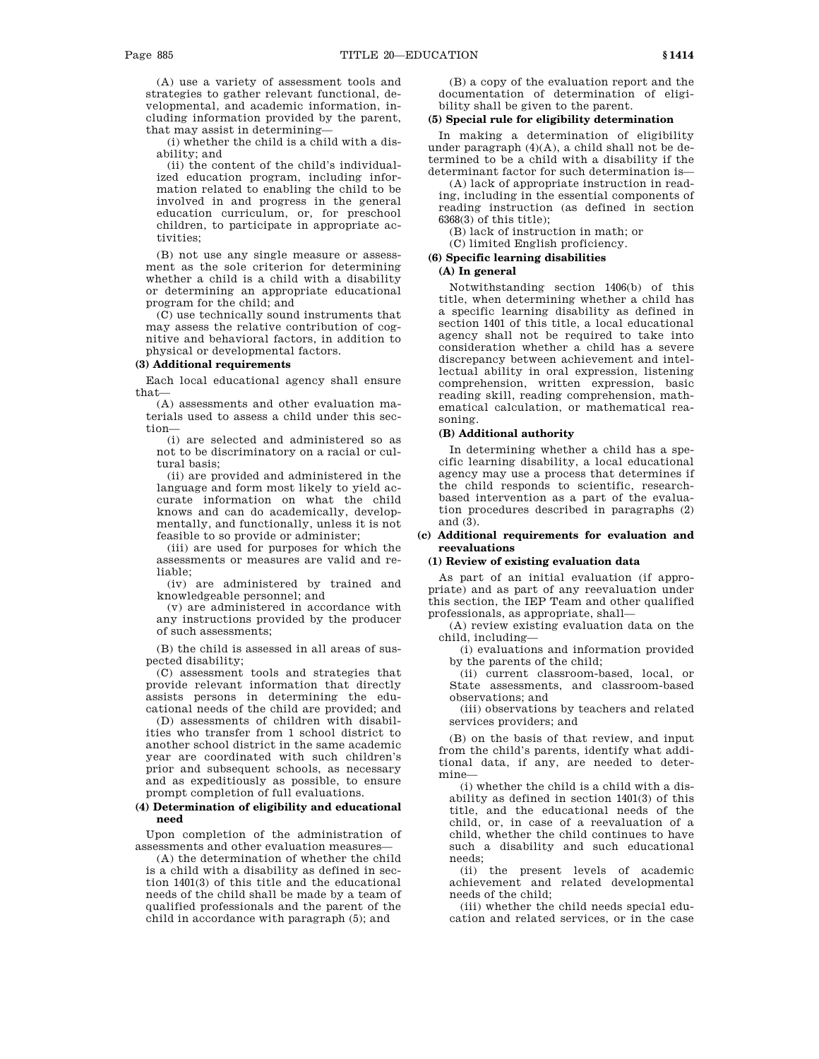(A) use a variety of assessment tools and strategies to gather relevant functional, developmental, and academic information, including information provided by the parent, that may assist in determining—

(i) whether the child is a child with a disability; and

(ii) the content of the child's individualized education program, including information related to enabling the child to be involved in and progress in the general education curriculum, or, for preschool children, to participate in appropriate activities;

(B) not use any single measure or assessment as the sole criterion for determining whether a child is a child with a disability or determining an appropriate educational program for the child; and

(C) use technically sound instruments that may assess the relative contribution of cognitive and behavioral factors, in addition to physical or developmental factors.

**(3) Additional requirements**

Each local educational agency shall ensure that—

(A) assessments and other evaluation materials used to assess a child under this section—

(i) are selected and administered so as not to be discriminatory on a racial or cultural basis;

(ii) are provided and administered in the language and form most likely to yield accurate information on what the child knows and can do academically, developmentally, and functionally, unless it is not feasible to so provide or administer;

(iii) are used for purposes for which the assessments or measures are valid and reliable;

(iv) are administered by trained and knowledgeable personnel; and

(v) are administered in accordance with any instructions provided by the producer of such assessments;

(B) the child is assessed in all areas of suspected disability;

(C) assessment tools and strategies that provide relevant information that directly assists persons in determining the educational needs of the child are provided; and

(D) assessments of children with disabilities who transfer from 1 school district to another school district in the same academic year are coordinated with such children's prior and subsequent schools, as necessary and as expeditiously as possible, to ensure prompt completion of full evaluations.

**(4) Determination of eligibility and educational need**

Upon completion of the administration of assessments and other evaluation measures—

(A) the determination of whether the child is a child with a disability as defined in section 1401(3) of this title and the educational needs of the child shall be made by a team of qualified professionals and the parent of the child in accordance with paragraph (5); and

(B) a copy of the evaluation report and the documentation of determination of eligibility shall be given to the parent.

**(5) Special rule for eligibility determination**

In making a determination of eligibility under paragraph (4)(A), a child shall not be determined to be a child with a disability if the determinant factor for such determination is—

(A) lack of appropriate instruction in reading, including in the essential components of reading instruction (as defined in section 6368(3) of this title);

(B) lack of instruction in math; or

(C) limited English proficiency.

**(6) Specific learning disabilities**

**(A) In general**

Notwithstanding section 1406(b) of this title, when determining whether a child has a specific learning disability as defined in section 1401 of this title, a local educational agency shall not be required to take into consideration whether a child has a severe discrepancy between achievement and intellectual ability in oral expression, listening comprehension, written expression, basic reading skill, reading comprehension, mathematical calculation, or mathematical reasoning.

**(B) Additional authority**

In determining whether a child has a specific learning disability, a local educational agency may use a process that determines if the child responds to scientific, research-based intervention as a part of the evaluation procedures described in paragraphs (2) and (3).

**(c) Additional requirements for evaluation and reevaluations**

**(1) Review of existing evaluation data**

As part of an initial evaluation (if appropriate) and as part of any reevaluation under this section, the IEP Team and other qualified professionals, as appropriate, shall—

(A) review existing evaluation data on the child, including—

(i) evaluations and information provided by the parents of the child;

(ii) current classroom-based, local, or State assessments, and classroom-based observations; and

(iii) observations by teachers and related services providers; and

(B) on the basis of that review, and input from the child's parents, identify what additional data, if any, are needed to determine—

(i) whether the child is a child with a disability as defined in section 1401(3) of this title, and the educational needs of the child, or, in case of a reevaluation of a child, whether the child continues to have such a disability and such educational needs;

(ii) the present levels of academic achievement and related developmental needs of the child;

(iii) whether the child needs special education and related services, or in the case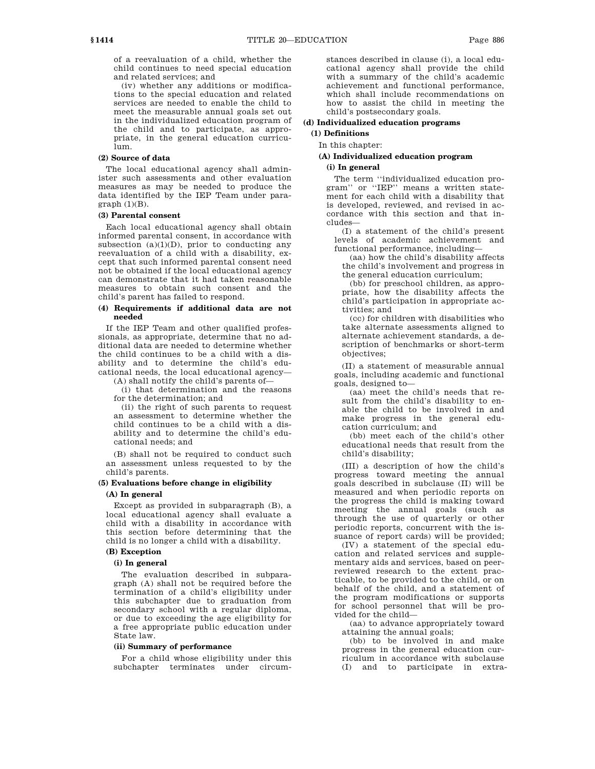of a reevaluation of a child, whether the child continues to need special education and related services; and

(iv) whether any additions or modifications to the special education and related services are needed to enable the child to meet the measurable annual goals set out in the individualized education program of the child and to participate, as appropriate, in the general education curriculum.

**(2) Source of data**

The local educational agency shall administer such assessments and other evaluation measures as may be needed to produce the data identified by the IEP Team under paragraph (1)(B).

**(3) Parental consent**

Each local educational agency shall obtain informed parental consent, in accordance with subsection (a)(1)(D), prior to conducting any reevaluation of a child with a disability, except that such informed parental consent need not be obtained if the local educational agency can demonstrate that it had taken reasonable measures to obtain such consent and the child's parent has failed to respond.

**(4) Requirements if additional data are not needed**

If the IEP Team and other qualified professionals, as appropriate, determine that no additional data are needed to determine whether the child continues to be a child with a disability and to determine the child's educational needs, the local educational agency—

(A) shall notify the child's parents of—

(i) that determination and the reasons for the determination; and

(ii) the right of such parents to request an assessment to determine whether the child continues to be a child with a disability and to determine the child's educational needs; and

(B) shall not be required to conduct such an assessment unless requested to by the child's parents.

**(5) Evaluations before change in eligibility**

**(A) In general**

Except as provided in subparagraph (B), a local educational agency shall evaluate a child with a disability in accordance with this section before determining that the child is no longer a child with a disability.

**(B) Exception**

**(i) In general**

The evaluation described in subparagraph (A) shall not be required before the termination of a child's eligibility under this subchapter due to graduation from secondary school with a regular diploma, or due to exceeding the age eligibility for a free appropriate public education under State law.

**(ii) Summary of performance**

For a child whose eligibility under this subchapter terminates under circumstances described in clause (i), a local educational agency shall provide the child with a summary of the child's academic achievement and functional performance, which shall include recommendations on how to assist the child in meeting the child's postsecondary goals.

**(d) Individualized education programs**

**(1) Definitions**

In this chapter:

**(A) Individualized education program**

**(i) In general**

The term "individualized education program" or "IEP" means a written statement for each child with a disability that is developed, reviewed, and revised in accordance with this section and that includes—

(I) a statement of the child's present levels of academic achievement and functional performance, including—

(aa) how the child's disability affects the child's involvement and progress in the general education curriculum;

(bb) for preschool children, as appropriate, how the disability affects the child's participation in appropriate activities; and

(cc) for children with disabilities who take alternate assessments aligned to alternate achievement standards, a description of benchmarks or short-term objectives;

(II) a statement of measurable annual goals, including academic and functional goals, designed to—

(aa) meet the child's needs that result from the child's disability to enable the child to be involved in and make progress in the general education curriculum; and

(bb) meet each of the child's other educational needs that result from the child's disability;

(III) a description of how the child's progress toward meeting the annual goals described in subclause (II) will be measured and when periodic reports on the progress the child is making toward meeting the annual goals (such as through the use of quarterly or other periodic reports, concurrent with the issuance of report cards) will be provided;

(IV) a statement of the special education and related services and supplementary aids and services, based on peer-reviewed research to the extent practicable, to be provided to the child, or on behalf of the child, and a statement of the program modifications or supports for school personnel that will be provided for the child—

(aa) to advance appropriately toward attaining the annual goals;

(bb) to be involved in and make progress in the general education curriculum in accordance with subclause (I) and to participate in extra-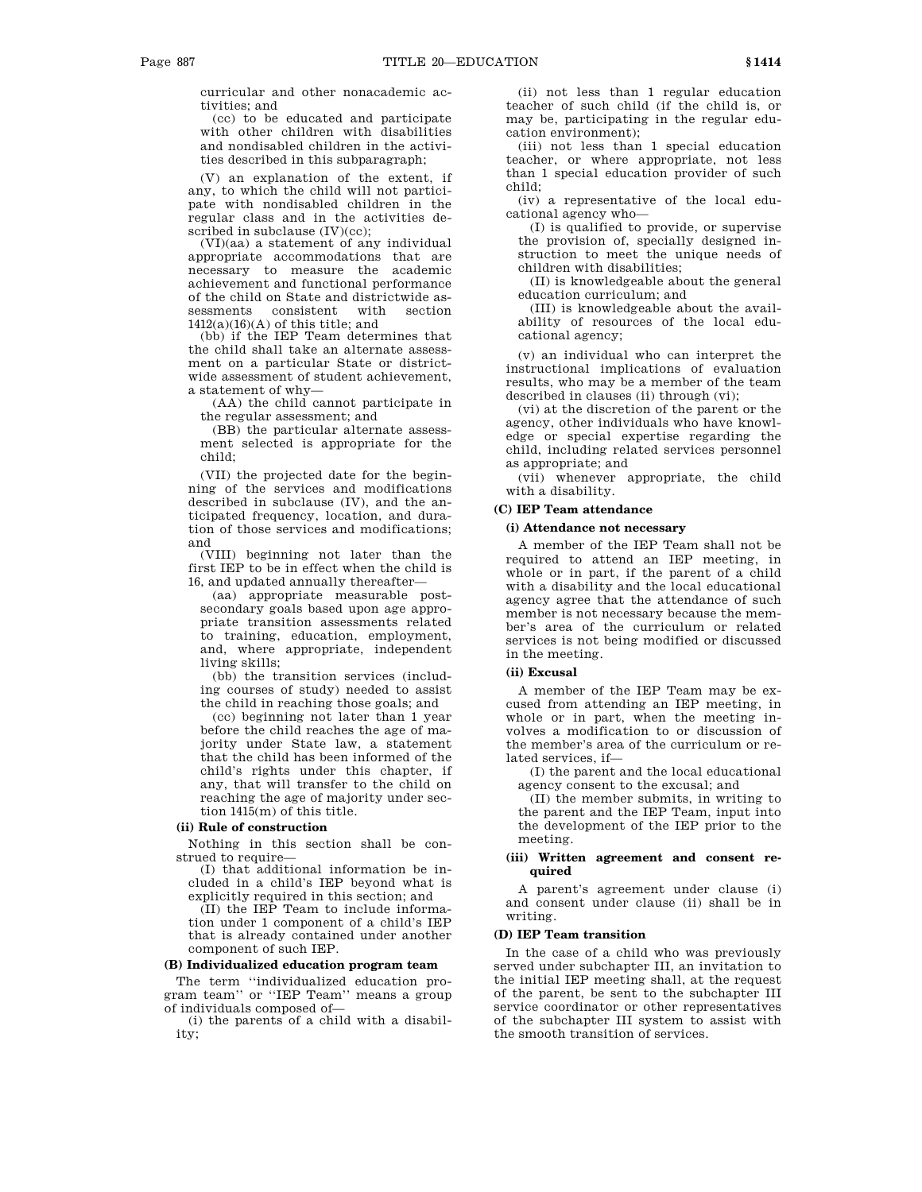curricular and other nonacademic activities; and

(cc) to be educated and participate with other children with disabilities and nondisabled children in the activities described in this subparagraph;

(V) an explanation of the extent, if any, to which the child will not participate with nondisabled children in the regular class and in the activities described in subclause (IV)(cc);

(VI)(aa) a statement of any individual appropriate accommodations that are necessary to measure the academic achievement and functional performance of the child on State and districtwide assessments consistent with section 1412(a)(16)(A) of this title; and

(bb) if the IEP Team determines that the child shall take an alternate assessment on a particular State or districtwide assessment of student achievement, a statement of why—

(AA) the child cannot participate in the regular assessment; and

(BB) the particular alternate assessment selected is appropriate for the child;

(VII) the projected date for the beginning of the services and modifications described in subclause (IV), and the anticipated frequency, location, and duration of those services and modifications; and

(VIII) beginning not later than the first IEP to be in effect when the child is 16, and updated annually thereafter—

(aa) appropriate measurable postsecondary goals based upon age appropriate transition assessments related to training, education, employment, and, where appropriate, independent living skills;

(bb) the transition services (including courses of study) needed to assist the child in reaching those goals; and

(cc) beginning not later than 1 year before the child reaches the age of majority under State law, a statement that the child has been informed of the child's rights under this chapter, if any, that will transfer to the child on reaching the age of majority under section 1415(m) of this title.

**(ii) Rule of construction**

Nothing in this section shall be construed to require—

(I) that additional information be included in a child's IEP beyond what is explicitly required in this section; and

(II) the IEP Team to include information under 1 component of a child's IEP that is already contained under another component of such IEP.

**(B) Individualized education program team**

The term "individualized education program team" or "IEP Team" means a group of individuals composed of—

(i) the parents of a child with a disability;

(ii) not less than 1 regular education teacher of such child (if the child is, or may be, participating in the regular education environment);

(iii) not less than 1 special education teacher, or where appropriate, not less than 1 special education provider of such child;

(iv) a representative of the local educational agency who—

(I) is qualified to provide, or supervise the provision of, specially designed instruction to meet the unique needs of children with disabilities;

(II) is knowledgeable about the general education curriculum; and

(III) is knowledgeable about the availability of resources of the local educational agency;

(v) an individual who can interpret the instructional implications of evaluation results, who may be a member of the team described in clauses (ii) through (vi);

(vi) at the discretion of the parent or the agency, other individuals who have knowledge or special expertise regarding the child, including related services personnel as appropriate; and

(vii) whenever appropriate, the child with a disability.

**(C) IEP Team attendance**

**(i) Attendance not necessary**

A member of the IEP Team shall not be required to attend an IEP meeting, in whole or in part, if the parent of a child with a disability and the local educational agency agree that the attendance of such member is not necessary because the member's area of the curriculum or related services is not being modified or discussed in the meeting.

**(ii) Excusal**

A member of the IEP Team may be excused from attending an IEP meeting, in whole or in part, when the meeting involves a modification to or discussion of the member's area of the curriculum or related services, if—

(I) the parent and the local educational agency consent to the excusal; and

(II) the member submits, in writing to the parent and the IEP Team, input into the development of the IEP prior to the meeting.

**(iii) Written agreement and consent required**

A parent's agreement under clause (i) and consent under clause (ii) shall be in writing.

**(D) IEP Team transition**

In the case of a child who was previously served under subchapter III, an invitation to the initial IEP meeting shall, at the request of the parent, be sent to the subchapter III service coordinator or other representatives of the subchapter III system to assist with the smooth transition of services.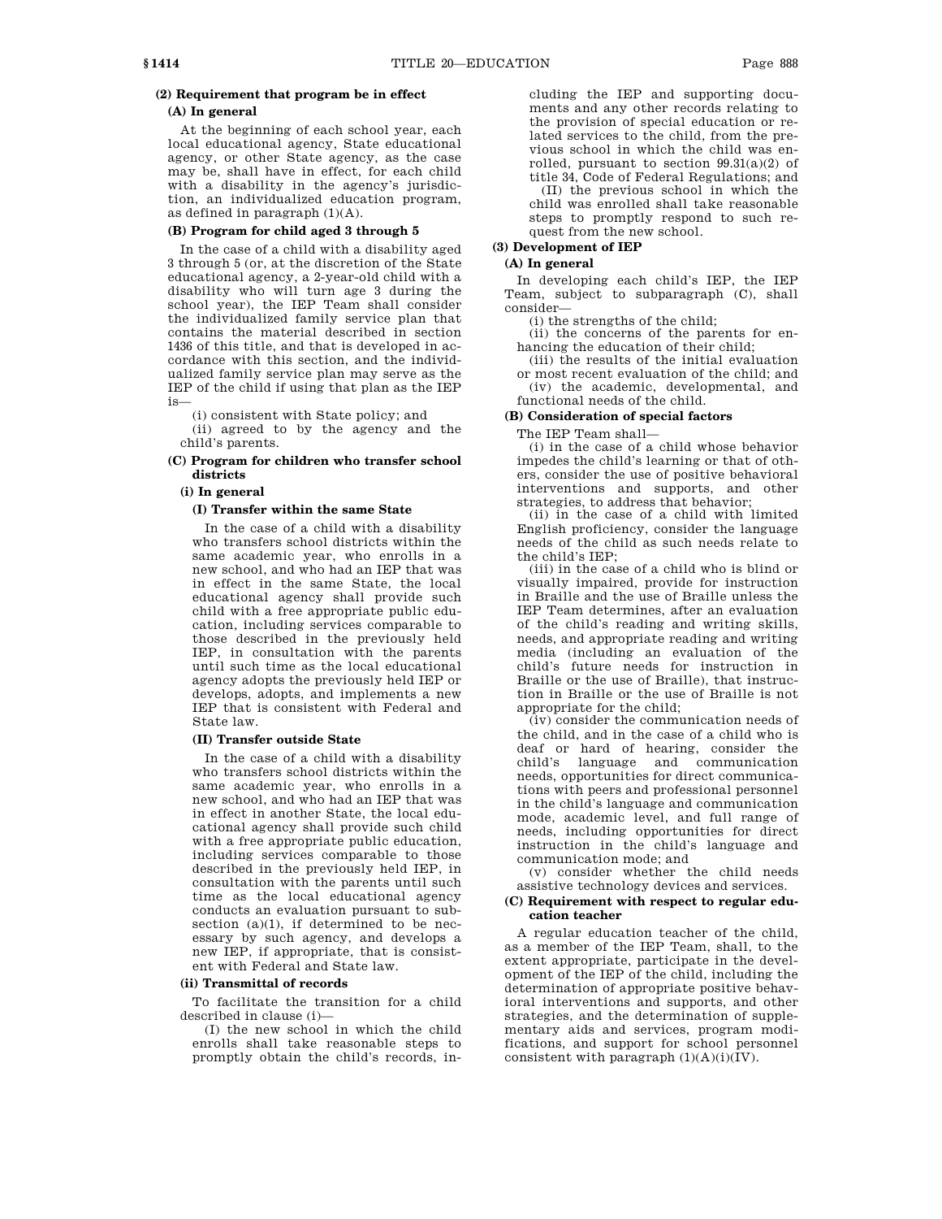**(2) Requirement that program be in effect**

**(A) In general**

At the beginning of each school year, each local educational agency, State educational agency, or other State agency, as the case may be, shall have in effect, for each child with a disability in the agency's jurisdiction, an individualized education program, as defined in paragraph (1)(A).

**(B) Program for child aged 3 through 5**

In the case of a child with a disability aged 3 through 5 (or, at the discretion of the State educational agency, a 2-year-old child with a disability who will turn age 3 during the school year), the IEP Team shall consider the individualized family service plan that contains the material described in section 1436 of this title, and that is developed in accordance with this section, and the individualized family service plan may serve as the IEP of the child if using that plan as the IEP is—

(i) consistent with State policy; and

(ii) agreed to by the agency and the child's parents.

**(C) Program for children who transfer school districts**

**(i) In general**

**(I) Transfer within the same State**

In the case of a child with a disability who transfers school districts within the same academic year, who enrolls in a new school, and who had an IEP that was in effect in the same State, the local educational agency shall provide such child with a free appropriate public education, including services comparable to those described in the previously held IEP, in consultation with the parents until such time as the local educational agency adopts the previously held IEP or develops, adopts, and implements a new IEP that is consistent with Federal and State law.

**(II) Transfer outside State**

In the case of a child with a disability who transfers school districts within the same academic year, who enrolls in a new school, and who had an IEP that was in effect in another State, the local educational agency shall provide such child with a free appropriate public education, including services comparable to those described in the previously held IEP, in consultation with the parents until such time as the local educational agency conducts an evaluation pursuant to subsection (a)(1), if determined to be necessary by such agency, and develops a new IEP, if appropriate, that is consistent with Federal and State law.

**(ii) Transmittal of records**

To facilitate the transition for a child described in clause (i)—

(I) the new school in which the child enrolls shall take reasonable steps to promptly obtain the child's records, including the IEP and supporting documents and any other records relating to the provision of special education or related services to the child, from the previous school in which the child was enrolled, pursuant to section 99.31(a)(2) of title 34, Code of Federal Regulations; and

(II) the previous school in which the child was enrolled shall take reasonable steps to promptly respond to such request from the new school.

**(3) Development of IEP**

**(A) In general**

In developing each child's IEP, the IEP Team, subject to subparagraph (C), shall consider—

(i) the strengths of the child;

(ii) the concerns of the parents for enhancing the education of their child;

(iii) the results of the initial evaluation or most recent evaluation of the child; and

(iv) the academic, developmental, and functional needs of the child.

**(B) Consideration of special factors**

The IEP Team shall—

(i) in the case of a child whose behavior impedes the child's learning or that of others, consider the use of positive behavioral interventions and supports, and other strategies, to address that behavior;

(ii) in the case of a child with limited English proficiency, consider the language needs of the child as such needs relate to the child's IEP;

(iii) in the case of a child who is blind or visually impaired, provide for instruction in Braille and the use of Braille unless the IEP Team determines, after an evaluation of the child's reading and writing skills, needs, and appropriate reading and writing media (including an evaluation of the child's future needs for instruction in Braille or the use of Braille), that instruction in Braille or the use of Braille is not appropriate for the child;

(iv) consider the communication needs of the child, and in the case of a child who is deaf or hard of hearing, consider the child's language and communication needs, opportunities for direct communications with peers and professional personnel in the child's language and communication mode, academic level, and full range of needs, including opportunities for direct instruction in the child's language and communication mode; and

(v) consider whether the child needs assistive technology devices and services.

**(C) Requirement with respect to regular education teacher**

A regular education teacher of the child, as a member of the IEP Team, shall, to the extent appropriate, participate in the development of the IEP of the child, including the determination of appropriate positive behavioral interventions and supports, and other strategies, and the determination of supplementary aids and services, program modifications, and support for school personnel consistent with paragraph (1)(A)(i)(IV).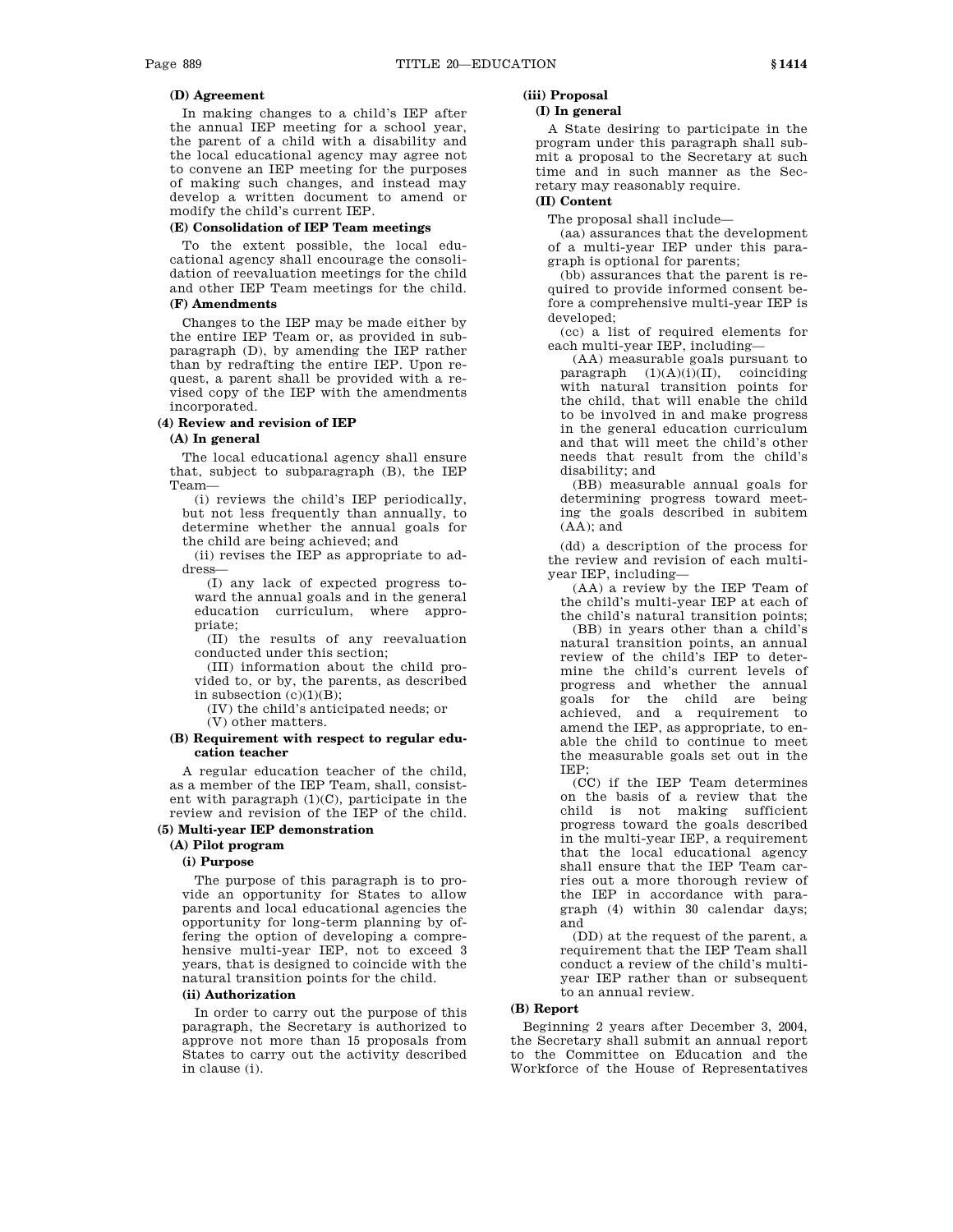**(D) Agreement**

In making changes to a child's IEP after the annual IEP meeting for a school year, the parent of a child with a disability and the local educational agency may agree not to convene an IEP meeting for the purposes of making such changes, and instead may develop a written document to amend or modify the child's current IEP.

**(E) Consolidation of IEP Team meetings**

To the extent possible, the local educational agency shall encourage the consolidation of reevaluation meetings for the child and other IEP Team meetings for the child.

**(F) Amendments**

Changes to the IEP may be made either by the entire IEP Team or, as provided in subparagraph (D), by amending the IEP rather than by redrafting the entire IEP. Upon request, a parent shall be provided with a revised copy of the IEP with the amendments incorporated.

**(4) Review and revision of IEP**

**(A) In general**

The local educational agency shall ensure that, subject to subparagraph (B), the IEP Team—

(i) reviews the child's IEP periodically, but not less frequently than annually, to determine whether the annual goals for the child are being achieved; and

(ii) revises the IEP as appropriate to address—

(I) any lack of expected progress toward the annual goals and in the general education curriculum, where appropriate;

(II) the results of any reevaluation conducted under this section;

(III) information about the child provided to, or by, the parents, as described in subsection (c)(1)(B);

(IV) the child's anticipated needs; or

(V) other matters.

**(B) Requirement with respect to regular education teacher**

A regular education teacher of the child, as a member of the IEP Team, shall, consistent with paragraph (1)(C), participate in the review and revision of the IEP of the child.

**(5) Multi-year IEP demonstration**

**(A) Pilot program**

**(i) Purpose**

The purpose of this paragraph is to provide an opportunity for States to allow parents and local educational agencies the opportunity for long-term planning by offering the option of developing a comprehensive multi-year IEP, not to exceed 3 years, that is designed to coincide with the natural transition points for the child.

**(ii) Authorization**

In order to carry out the purpose of this paragraph, the Secretary is authorized to approve not more than 15 proposals from States to carry out the activity described in clause (i).

**(iii) Proposal**

**(I) In general**

A State desiring to participate in the program under this paragraph shall submit a proposal to the Secretary at such time and in such manner as the Secretary may reasonably require.

**(II) Content**

The proposal shall include—

(aa) assurances that the development of a multi-year IEP under this paragraph is optional for parents;

(bb) assurances that the parent is required to provide informed consent before a comprehensive multi-year IEP is developed;

(cc) a list of required elements for each multi-year IEP, including—

(AA) measurable goals pursuant to paragraph (1)(A)(i)(II), coinciding with natural transition points for the child, that will enable the child to be involved in and make progress in the general education curriculum and that will meet the child's other needs that result from the child's disability; and

(BB) measurable annual goals for determining progress toward meeting the goals described in subitem (AA); and

(dd) a description of the process for the review and revision of each multi-year IEP, including—

(AA) a review by the IEP Team of the child's multi-year IEP at each of the child's natural transition points;

(BB) in years other than a child's natural transition points, an annual review of the child's IEP to determine the child's current levels of progress and whether the annual goals for the child are being achieved, and a requirement to amend the IEP, as appropriate, to enable the child to continue to meet the measurable goals set out in the IEP;

(CC) if the IEP Team determines on the basis of a review that the child is not making sufficient progress toward the goals described in the multi-year IEP, a requirement that the local educational agency shall ensure that the IEP Team carries out a more thorough review of the IEP in accordance with paragraph (4) within 30 calendar days; and

(DD) at the request of the parent, a requirement that the IEP Team shall conduct a review of the child's multi-year IEP rather than or subsequent to an annual review.

**(B) Report**

Beginning 2 years after December 3, 2004, the Secretary shall submit an annual report to the Committee on Education and the Workforce of the House of Representatives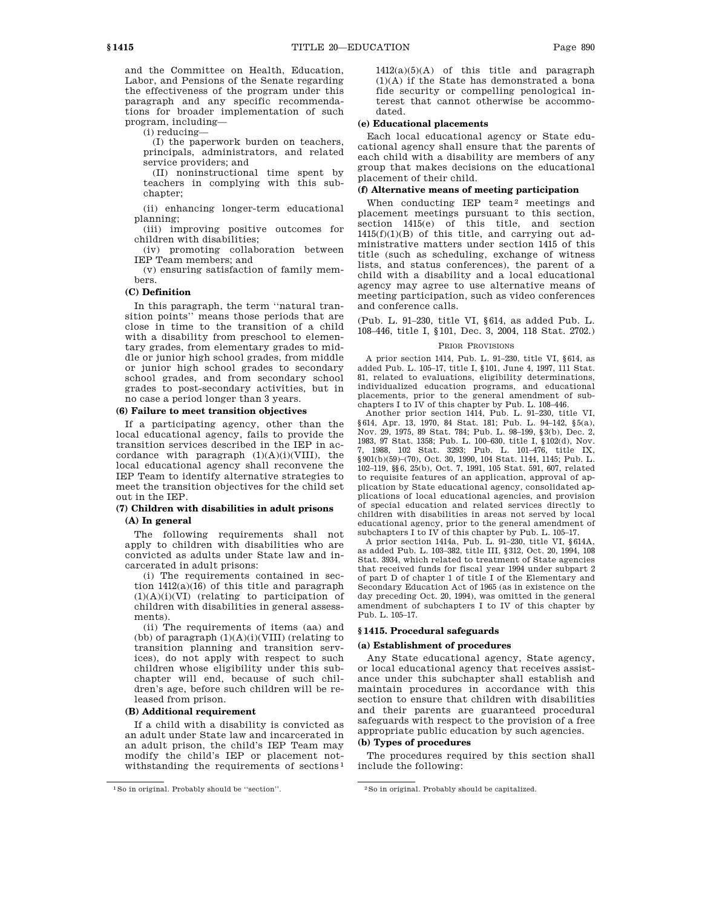and the Committee on Health, Education, Labor, and Pensions of the Senate regarding the effectiveness of the program under this paragraph and any specific recommendations for broader implementation of such program, including—

(i) reducing—

(I) the paperwork burden on teachers, principals, administrators, and related service providers; and

(II) noninstructional time spent by teachers in complying with this subchapter;

(ii) enhancing longer-term educational planning;

(iii) improving positive outcomes for children with disabilities;

(iv) promoting collaboration between IEP Team members; and

(v) ensuring satisfaction of family members.

**(C) Definition**

In this paragraph, the term ''natural transition points'' means those periods that are close in time to the transition of a child with a disability from preschool to elementary grades, from elementary grades to middle or junior high school grades, from middle or junior high school grades to secondary school grades, and from secondary school grades to post-secondary activities, but in no case a period longer than 3 years.

**(6) Failure to meet transition objectives**

If a participating agency, other than the local educational agency, fails to provide the transition services described in the IEP in accordance with paragraph (1)(A)(i)(VIII), the local educational agency shall reconvene the IEP Team to identify alternative strategies to meet the transition objectives for the child set out in the IEP.

**(7) Children with disabilities in adult prisons**

**(A) In general**

The following requirements shall not apply to children with disabilities who are convicted as adults under State law and incarcerated in adult prisons:

(i) The requirements contained in section 1412(a)(16) of this title and paragraph (1)(A)(i)(VI) (relating to participation of children with disabilities in general assessments).

(ii) The requirements of items (aa) and (bb) of paragraph (1)(A)(i)(VIII) (relating to transition planning and transition services), do not apply with respect to such children whose eligibility under this subchapter will end, because of such children's age, before such children will be released from prison.

**(B) Additional requirement**

If a child with a disability is convicted as an adult under State law and incarcerated in an adult prison, the child's IEP Team may modify the child's IEP or placement notwithstanding the requirements of sections[1] 1412(a)(5)(A) of this title and paragraph (1)(A) if the State has demonstrated a bona fide security or compelling penological interest that cannot otherwise be accommodated.

**(e) Educational placements**

Each local educational agency or State educational agency shall ensure that the parents of each child with a disability are members of any group that makes decisions on the educational placement of their child.

**(f) Alternative means of meeting participation**

When conducting IEP team[2] meetings and placement meetings pursuant to this section, section 1415(e) of this title, and section 1415(f)(1)(B) of this title, and carrying out administrative matters under section 1415 of this title (such as scheduling, exchange of witness lists, and status conferences), the parent of a child with a disability and a local educational agency may agree to use alternative means of meeting participation, such as video conferences and conference calls.

(Pub. L. 91–230, title VI, §614, as added Pub. L. 108–446, title I, §101, Dec. 3, 2004, 118 Stat. 2702.)

PRIOR PROVISIONS

A prior section 1414, Pub. L. 91–230, title VI, §614, as added Pub. L. 105–17, title I, §101, June 4, 1997, 111 Stat. 81, related to evaluations, eligibility determinations, individualized education programs, and educational placements, prior to the general amendment of subchapters I to IV of this chapter by Pub. L. 108–446.

Another prior section 1414, Pub. L. 91–230, title VI, §614, Apr. 13, 1970, 84 Stat. 181; Pub. L. 94–142, §5(a), Nov. 29, 1975, 89 Stat. 784; Pub. L. 98–199, §3(b), Dec. 2, 1983, 97 Stat. 1358; Pub. L. 100–630, title I, §102(d), Nov. 7, 1988, 102 Stat. 3293; Pub. L. 101–476, title IX, §901(b)(59)–(70), Oct. 30, 1990, 104 Stat. 1144, 1145; Pub. L. 102–119, §§6, 25(b), Oct. 7, 1991, 105 Stat. 591, 607, related to requisite features of an application, approval of application by State educational agency, consolidated applications of local educational agencies, and provision of special education and related services directly to children with disabilities in areas not served by local educational agency, prior to the general amendment of subchapters I to IV of this chapter by Pub. L. 105–17.

A prior section 1414a, Pub. L. 91–230, title VI, §614A, as added Pub. L. 103–382, title III, §312, Oct. 20, 1994, 108 Stat. 3934, which related to treatment of State agencies that received funds for fiscal year 1994 under subpart 2 of part D of chapter 1 of title I of the Elementary and Secondary Education Act of 1965 (as in existence on the day preceding Oct. 20, 1994), was omitted in the general amendment of subchapters I to IV of this chapter by Pub. L. 105–17.

## §1415. Procedural safeguards

**(a) Establishment of procedures**

Any State educational agency, State agency, or local educational agency that receives assistance under this subchapter shall establish and maintain procedures in accordance with this section to ensure that children with disabilities and their parents are guaranteed procedural safeguards with respect to the provision of a free appropriate public education by such agencies.

**(b) Types of procedures**

The procedures required by this section shall include the following:

---

[1] So in original. Probably should be ''section''.

[2] So in original. Probably should be capitalized.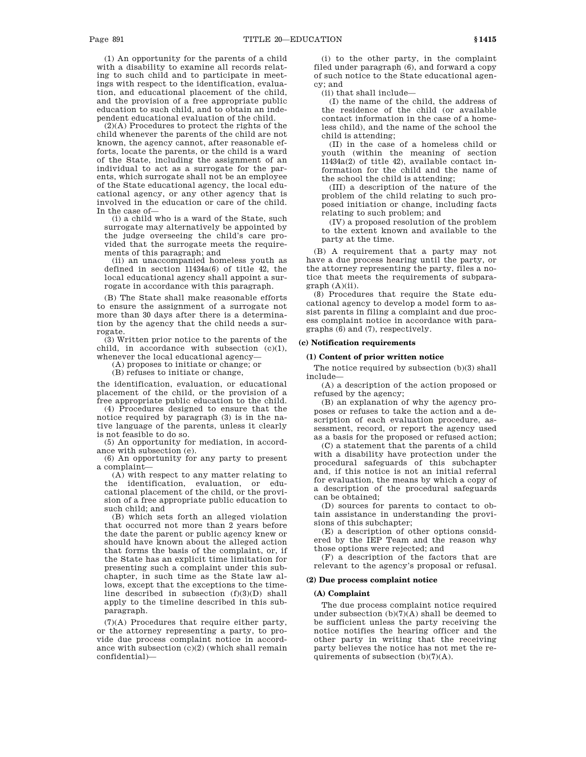(1) An opportunity for the parents of a child with a disability to examine all records relating to such child and to participate in meetings with respect to the identification, evaluation, and educational placement of the child, and the provision of a free appropriate public education to such child, and to obtain an independent educational evaluation of the child.

(2)(A) Procedures to protect the rights of the child whenever the parents of the child are not known, the agency cannot, after reasonable efforts, locate the parents, or the child is a ward of the State, including the assignment of an individual to act as a surrogate for the parents, which surrogate shall not be an employee of the State educational agency, the local educational agency, or any other agency that is involved in the education or care of the child. In the case of—

(i) a child who is a ward of the State, such surrogate may alternatively be appointed by the judge overseeing the child's care provided that the surrogate meets the requirements of this paragraph; and

(ii) an unaccompanied homeless youth as defined in section 11434a(6) of title 42, the local educational agency shall appoint a surrogate in accordance with this paragraph.

(B) The State shall make reasonable efforts to ensure the assignment of a surrogate not more than 30 days after there is a determination by the agency that the child needs a surrogate.

(3) Written prior notice to the parents of the child, in accordance with subsection (c)(1), whenever the local educational agency—

(A) proposes to initiate or change; or

(B) refuses to initiate or change,

the identification, evaluation, or educational placement of the child, or the provision of a free appropriate public education to the child.

(4) Procedures designed to ensure that the notice required by paragraph (3) is in the native language of the parents, unless it clearly is not feasible to do so.

(5) An opportunity for mediation, in accordance with subsection (e).

(6) An opportunity for any party to present a complaint—

(A) with respect to any matter relating to the identification, evaluation, or educational placement of the child, or the provision of a free appropriate public education to such child; and

(B) which sets forth an alleged violation that occurred not more than 2 years before the date the parent or public agency knew or should have known about the alleged action that forms the basis of the complaint, or, if the State has an explicit time limitation for presenting such a complaint under this subchapter, in such time as the State law allows, except that the exceptions to the timeline described in subsection (f)(3)(D) shall apply to the timeline described in this subparagraph.

(7)(A) Procedures that require either party, or the attorney representing a party, to provide due process complaint notice in accordance with subsection (c)(2) (which shall remain confidential)—

(i) to the other party, in the complaint filed under paragraph (6), and forward a copy of such notice to the State educational agency; and

(ii) that shall include—

(I) the name of the child, the address of the residence of the child (or available contact information in the case of a homeless child), and the name of the school the child is attending;

(II) in the case of a homeless child or youth (within the meaning of section 11434a(2) of title 42), available contact information for the child and the name of the school the child is attending;

(III) a description of the nature of the problem of the child relating to such proposed initiation or change, including facts relating to such problem; and

(IV) a proposed resolution of the problem to the extent known and available to the party at the time.

(B) A requirement that a party may not have a due process hearing until the party, or the attorney representing the party, files a notice that meets the requirements of subparagraph (A)(ii).

(8) Procedures that require the State educational agency to develop a model form to assist parents in filing a complaint and due process complaint notice in accordance with paragraphs (6) and (7), respectively.

## (c) Notification requirements

### (1) Content of prior written notice

The notice required by subsection (b)(3) shall include—

(A) a description of the action proposed or refused by the agency;

(B) an explanation of why the agency proposes or refuses to take the action and a description of each evaluation procedure, assessment, record, or report the agency used as a basis for the proposed or refused action;

(C) a statement that the parents of a child with a disability have protection under the procedural safeguards of this subchapter and, if this notice is not an initial referral for evaluation, the means by which a copy of a description of the procedural safeguards can be obtained;

(D) sources for parents to contact to obtain assistance in understanding the provisions of this subchapter;

(E) a description of other options considered by the IEP Team and the reason why those options were rejected; and

(F) a description of the factors that are relevant to the agency's proposal or refusal.

### (2) Due process complaint notice

#### (A) Complaint

The due process complaint notice required under subsection (b)(7)(A) shall be deemed to be sufficient unless the party receiving the notice notifies the hearing officer and the other party in writing that the receiving party believes the notice has not met the requirements of subsection (b)(7)(A).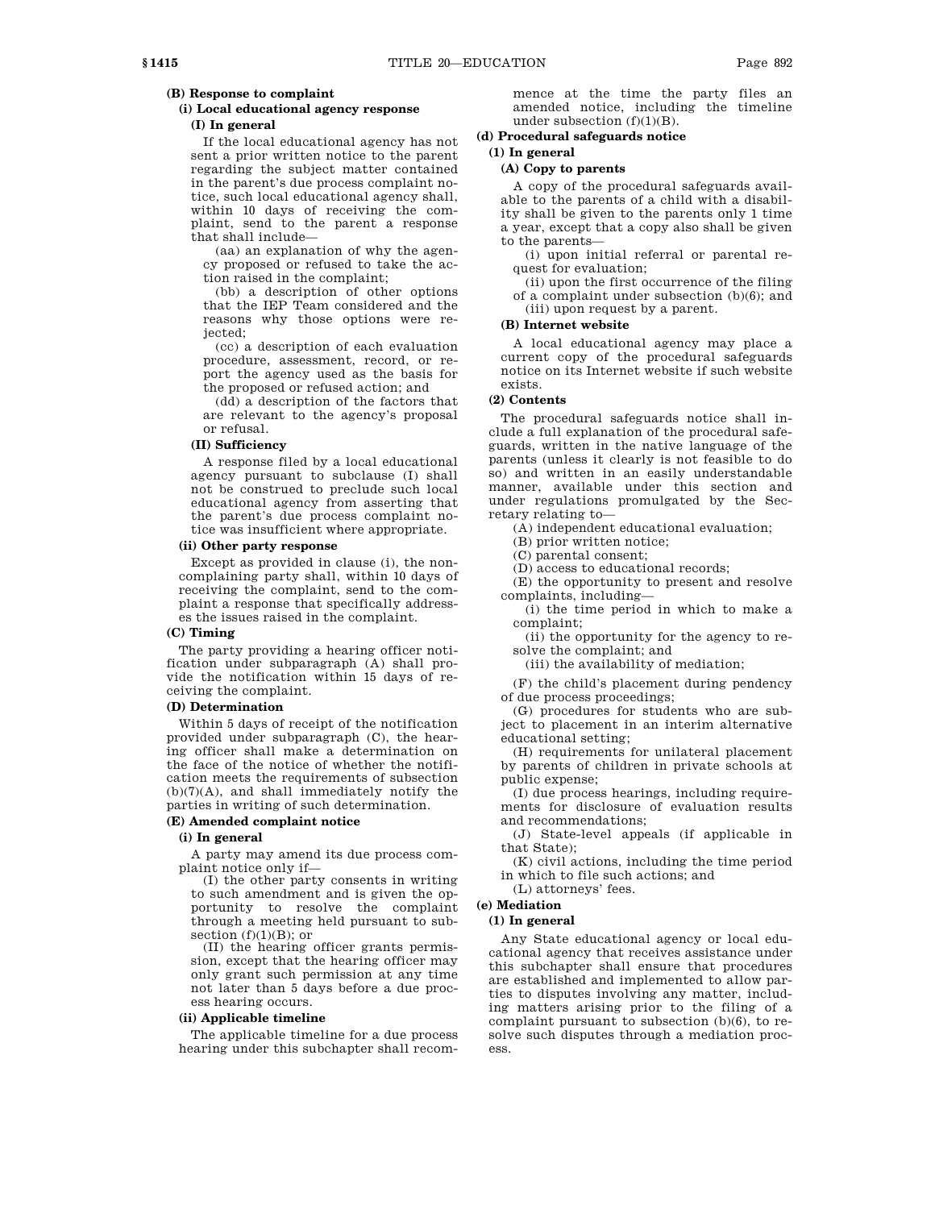**(B) Response to complaint**

**(i) Local educational agency response**

**(I) In general**

If the local educational agency has not sent a prior written notice to the parent regarding the subject matter contained in the parent's due process complaint notice, such local educational agency shall, within 10 days of receiving the complaint, send to the parent a response that shall include—

(aa) an explanation of why the agency proposed or refused to take the action raised in the complaint;

(bb) a description of other options that the IEP Team considered and the reasons why those options were rejected;

(cc) a description of each evaluation procedure, assessment, record, or report the agency used as the basis for the proposed or refused action; and

(dd) a description of the factors that are relevant to the agency's proposal or refusal.

**(II) Sufficiency**

A response filed by a local educational agency pursuant to subclause (I) shall not be construed to preclude such local educational agency from asserting that the parent's due process complaint notice was insufficient where appropriate.

**(ii) Other party response**

Except as provided in clause (i), the noncomplaining party shall, within 10 days of receiving the complaint, send to the complaint a response that specifically addresses the issues raised in the complaint.

**(C) Timing**

The party providing a hearing officer notification under subparagraph (A) shall provide the notification within 15 days of receiving the complaint.

**(D) Determination**

Within 5 days of receipt of the notification provided under subparagraph (C), the hearing officer shall make a determination on the face of the notice of whether the notification meets the requirements of subsection (b)(7)(A), and shall immediately notify the parties in writing of such determination.

**(E) Amended complaint notice**

**(i) In general**

A party may amend its due process complaint notice only if—

(I) the other party consents in writing to such amendment and is given the opportunity to resolve the complaint through a meeting held pursuant to subsection (f)(1)(B); or

(II) the hearing officer grants permission, except that the hearing officer may only grant such permission at any time not later than 5 days before a due process hearing occurs.

**(ii) Applicable timeline**

The applicable timeline for a due process hearing under this subchapter shall recommence at the time the party files an amended notice, including the timeline under subsection (f)(1)(B).

**(d) Procedural safeguards notice**

**(1) In general**

**(A) Copy to parents**

A copy of the procedural safeguards available to the parents of a child with a disability shall be given to the parents only 1 time a year, except that a copy also shall be given to the parents—

(i) upon initial referral or parental request for evaluation;

(ii) upon the first occurrence of the filing of a complaint under subsection (b)(6); and

(iii) upon request by a parent.

**(B) Internet website**

A local educational agency may place a current copy of the procedural safeguards notice on its Internet website if such website exists.

**(2) Contents**

The procedural safeguards notice shall include a full explanation of the procedural safeguards, written in the native language of the parents (unless it clearly is not feasible to do so) and written in an easily understandable manner, available under this section and under regulations promulgated by the Secretary relating to—

(A) independent educational evaluation;

(B) prior written notice;

(C) parental consent;

(D) access to educational records;

(E) the opportunity to present and resolve complaints, including—

(i) the time period in which to make a complaint;

(ii) the opportunity for the agency to resolve the complaint; and

(iii) the availability of mediation;

(F) the child's placement during pendency of due process proceedings;

(G) procedures for students who are subject to placement in an interim alternative educational setting;

(H) requirements for unilateral placement by parents of children in private schools at public expense;

(I) due process hearings, including requirements for disclosure of evaluation results and recommendations;

(J) State-level appeals (if applicable in that State);

(K) civil actions, including the time period in which to file such actions; and

(L) attorneys' fees.

**(e) Mediation**

**(1) In general**

Any State educational agency or local educational agency that receives assistance under this subchapter shall ensure that procedures are established and implemented to allow parties to disputes involving any matter, including matters arising prior to the filing of a complaint pursuant to subsection (b)(6), to resolve such disputes through a mediation process.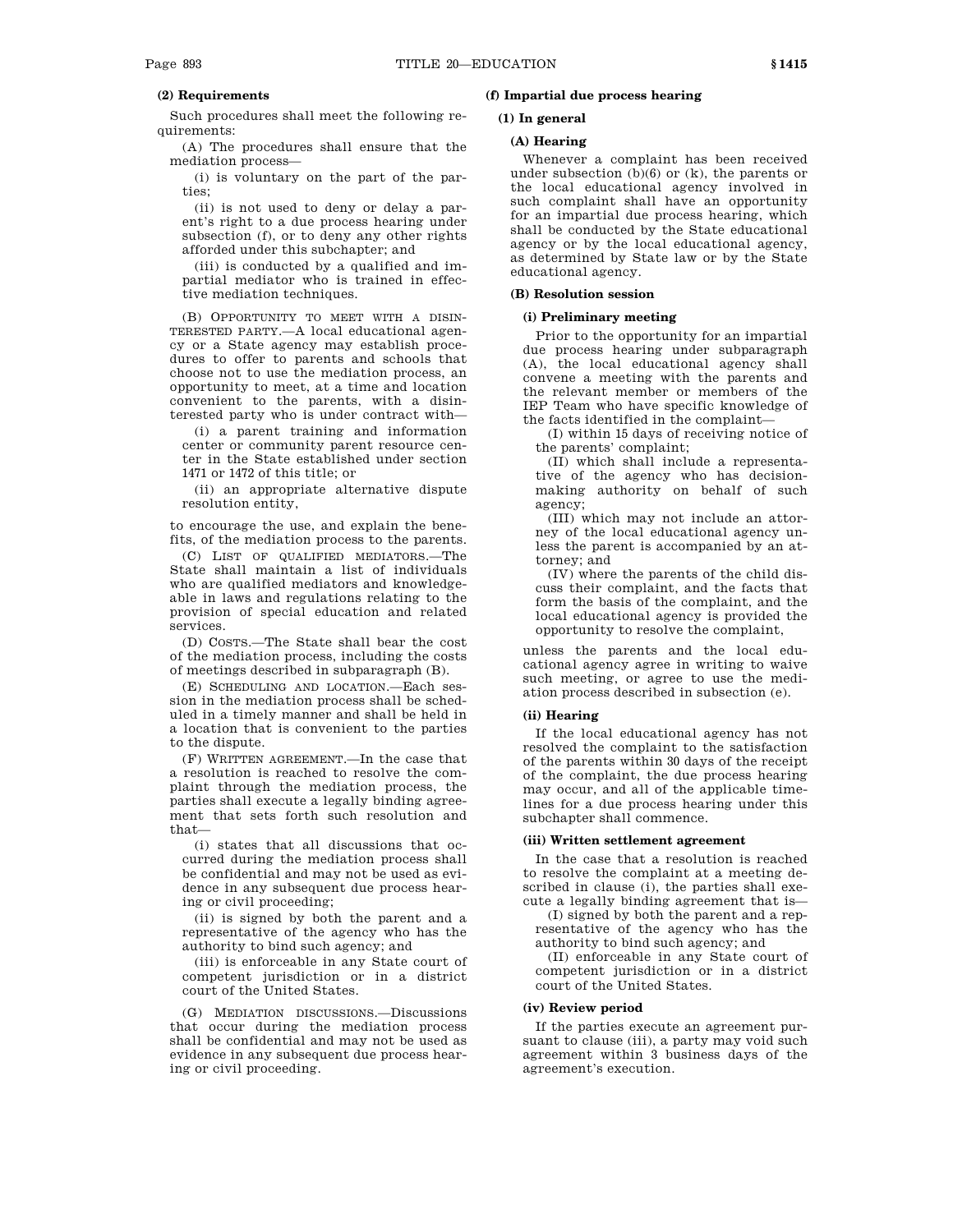**(2) Requirements**

Such procedures shall meet the following requirements:

(A) The procedures shall ensure that the mediation process—

(i) is voluntary on the part of the parties;

(ii) is not used to deny or delay a parent's right to a due process hearing under subsection (f), or to deny any other rights afforded under this subchapter; and

(iii) is conducted by a qualified and impartial mediator who is trained in effective mediation techniques.

(B) OPPORTUNITY TO MEET WITH A DISINTERESTED PARTY.—A local educational agency or a State agency may establish procedures to offer to parents and schools that choose not to use the mediation process, an opportunity to meet, at a time and location convenient to the parents, with a disinterested party who is under contract with—

(i) a parent training and information center or community parent resource center in the State established under section 1471 or 1472 of this title; or

(ii) an appropriate alternative dispute resolution entity,

to encourage the use, and explain the benefits, of the mediation process to the parents.

(C) LIST OF QUALIFIED MEDIATORS.—The State shall maintain a list of individuals who are qualified mediators and knowledgeable in laws and regulations relating to the provision of special education and related services.

(D) COSTS.—The State shall bear the cost of the mediation process, including the costs of meetings described in subparagraph (B).

(E) SCHEDULING AND LOCATION.—Each session in the mediation process shall be scheduled in a timely manner and shall be held in a location that is convenient to the parties to the dispute.

(F) WRITTEN AGREEMENT.—In the case that a resolution is reached to resolve the complaint through the mediation process, the parties shall execute a legally binding agreement that sets forth such resolution and that—

(i) states that all discussions that occurred during the mediation process shall be confidential and may not be used as evidence in any subsequent due process hearing or civil proceeding;

(ii) is signed by both the parent and a representative of the agency who has the authority to bind such agency; and

(iii) is enforceable in any State court of competent jurisdiction or in a district court of the United States.

(G) MEDIATION DISCUSSIONS.—Discussions that occur during the mediation process shall be confidential and may not be used as evidence in any subsequent due process hearing or civil proceeding.

**(f) Impartial due process hearing**

**(1) In general**

**(A) Hearing**

Whenever a complaint has been received under subsection (b)(6) or (k), the parents or the local educational agency involved in such complaint shall have an opportunity for an impartial due process hearing, which shall be conducted by the State educational agency or by the local educational agency, as determined by State law or by the State educational agency.

**(B) Resolution session**

**(i) Preliminary meeting**

Prior to the opportunity for an impartial due process hearing under subparagraph (A), the local educational agency shall convene a meeting with the parents and the relevant member or members of the IEP Team who have specific knowledge of the facts identified in the complaint—

(I) within 15 days of receiving notice of the parents' complaint;

(II) which shall include a representative of the agency who has decision-making authority on behalf of such agency;

(III) which may not include an attorney of the local educational agency unless the parent is accompanied by an attorney; and

(IV) where the parents of the child discuss their complaint, and the facts that form the basis of the complaint, and the local educational agency is provided the opportunity to resolve the complaint,

unless the parents and the local educational agency agree in writing to waive such meeting, or agree to use the mediation process described in subsection (e).

**(ii) Hearing**

If the local educational agency has not resolved the complaint to the satisfaction of the parents within 30 days of the receipt of the complaint, the due process hearing may occur, and all of the applicable timelines for a due process hearing under this subchapter shall commence.

**(iii) Written settlement agreement**

In the case that a resolution is reached to resolve the complaint at a meeting described in clause (i), the parties shall execute a legally binding agreement that is—

(I) signed by both the parent and a representative of the agency who has the authority to bind such agency; and

(II) enforceable in any State court of competent jurisdiction or in a district court of the United States.

**(iv) Review period**

If the parties execute an agreement pursuant to clause (iii), a party may void such agreement within 3 business days of the agreement's execution.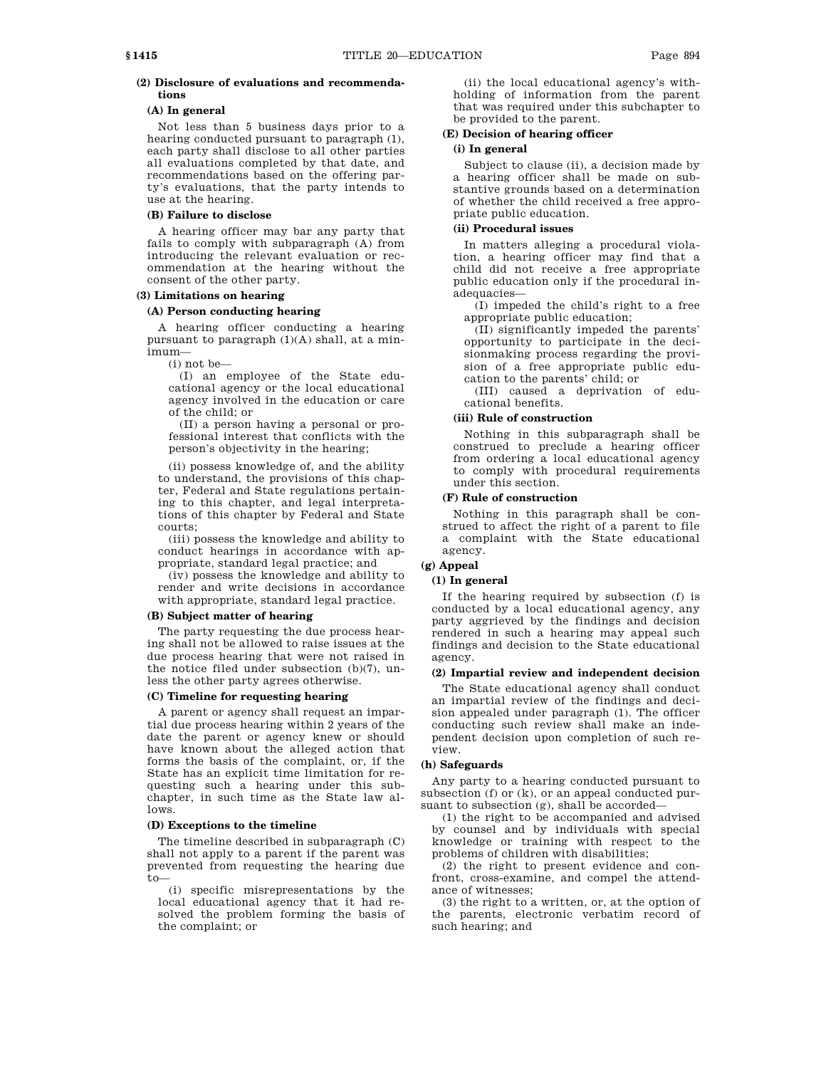**(2) Disclosure of evaluations and recommendations**

**(A) In general**

Not less than 5 business days prior to a hearing conducted pursuant to paragraph (1), each party shall disclose to all other parties all evaluations completed by that date, and recommendations based on the offering party's evaluations, that the party intends to use at the hearing.

**(B) Failure to disclose**

A hearing officer may bar any party that fails to comply with subparagraph (A) from introducing the relevant evaluation or recommendation at the hearing without the consent of the other party.

**(3) Limitations on hearing**

**(A) Person conducting hearing**

A hearing officer conducting a hearing pursuant to paragraph (1)(A) shall, at a minimum—

(i) not be—

(I) an employee of the State educational agency or the local educational agency involved in the education or care of the child; or

(II) a person having a personal or professional interest that conflicts with the person's objectivity in the hearing;

(ii) possess knowledge of, and the ability to understand, the provisions of this chapter, Federal and State regulations pertaining to this chapter, and legal interpretations of this chapter by Federal and State courts;

(iii) possess the knowledge and ability to conduct hearings in accordance with appropriate, standard legal practice; and

(iv) possess the knowledge and ability to render and write decisions in accordance with appropriate, standard legal practice.

**(B) Subject matter of hearing**

The party requesting the due process hearing shall not be allowed to raise issues at the due process hearing that were not raised in the notice filed under subsection (b)(7), unless the other party agrees otherwise.

**(C) Timeline for requesting hearing**

A parent or agency shall request an impartial due process hearing within 2 years of the date the parent or agency knew or should have known about the alleged action that forms the basis of the complaint, or, if the State has an explicit time limitation for requesting such a hearing under this subchapter, in such time as the State law allows.

**(D) Exceptions to the timeline**

The timeline described in subparagraph (C) shall not apply to a parent if the parent was prevented from requesting the hearing due to—

(i) specific misrepresentations by the local educational agency that it had resolved the problem forming the basis of the complaint; or

(ii) the local educational agency's withholding of information from the parent that was required under this subchapter to be provided to the parent.

**(E) Decision of hearing officer**

**(i) In general**

Subject to clause (ii), a decision made by a hearing officer shall be made on substantive grounds based on a determination of whether the child received a free appropriate public education.

**(ii) Procedural issues**

In matters alleging a procedural violation, a hearing officer may find that a child did not receive a free appropriate public education only if the procedural inadequacies—

(I) impeded the child's right to a free appropriate public education;

(II) significantly impeded the parents' opportunity to participate in the decisionmaking process regarding the provision of a free appropriate public education to the parents' child; or

(III) caused a deprivation of educational benefits.

**(iii) Rule of construction**

Nothing in this subparagraph shall be construed to preclude a hearing officer from ordering a local educational agency to comply with procedural requirements under this section.

**(F) Rule of construction**

Nothing in this paragraph shall be construed to affect the right of a parent to file a complaint with the State educational agency.

**(g) Appeal**

**(1) In general**

If the hearing required by subsection (f) is conducted by a local educational agency, any party aggrieved by the findings and decision rendered in such a hearing may appeal such findings and decision to the State educational agency.

**(2) Impartial review and independent decision**

The State educational agency shall conduct an impartial review of the findings and decision appealed under paragraph (1). The officer conducting such review shall make an independent decision upon completion of such review.

**(h) Safeguards**

Any party to a hearing conducted pursuant to subsection (f) or (k), or an appeal conducted pursuant to subsection (g), shall be accorded—

(1) the right to be accompanied and advised by counsel and by individuals with special knowledge or training with respect to the problems of children with disabilities;

(2) the right to present evidence and confront, cross-examine, and compel the attendance of witnesses;

(3) the right to a written, or, at the option of the parents, electronic verbatim record of such hearing; and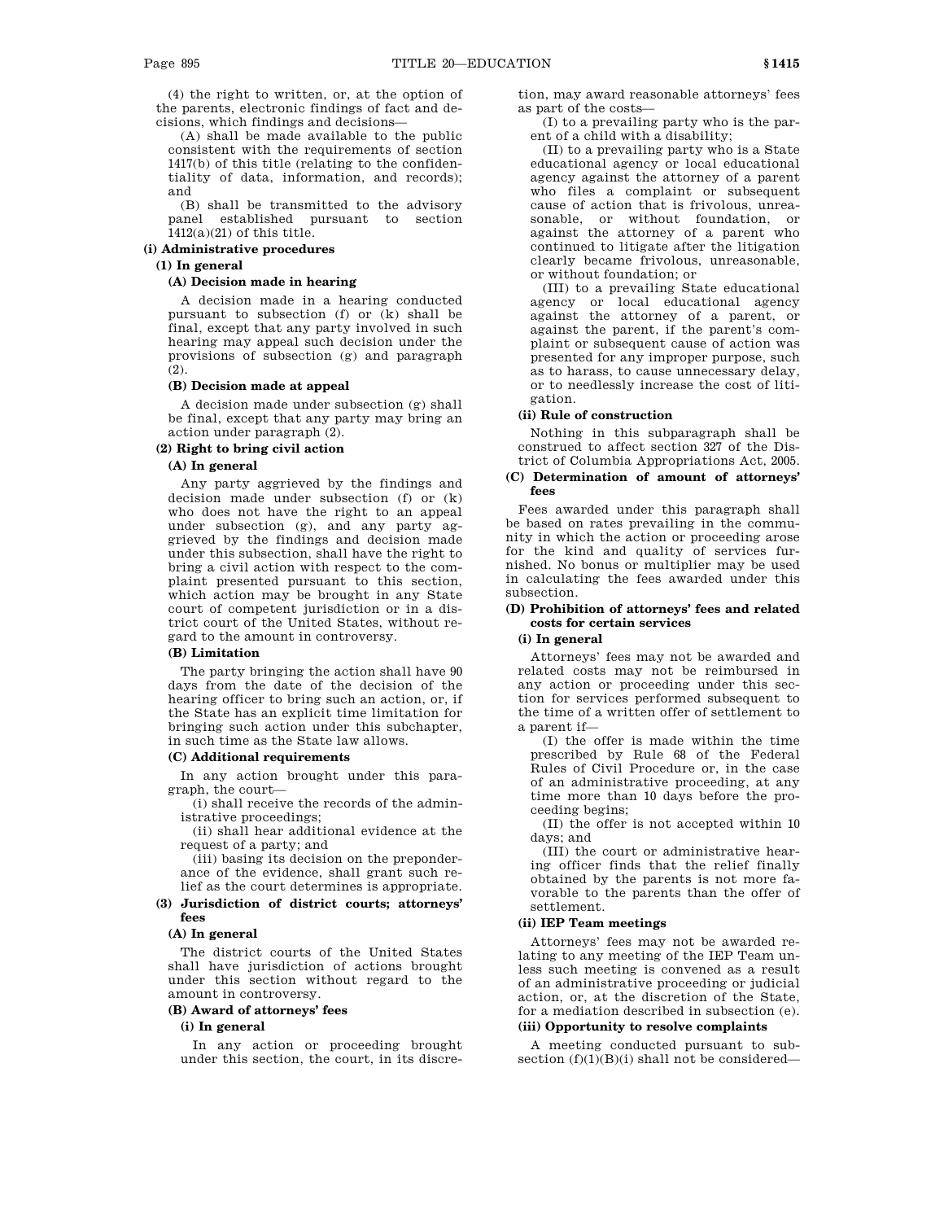(4) the right to written, or, at the option of the parents, electronic findings of fact and decisions, which findings and decisions—

(A) shall be made available to the public consistent with the requirements of section 1417(b) of this title (relating to the confidentiality of data, information, and records); and

(B) shall be transmitted to the advisory panel established pursuant to section 1412(a)(21) of this title.

### (i) Administrative procedures

#### (1) In general

##### (A) Decision made in hearing

A decision made in a hearing conducted pursuant to subsection (f) or (k) shall be final, except that any party involved in such hearing may appeal such decision under the provisions of subsection (g) and paragraph (2).

##### (B) Decision made at appeal

A decision made under subsection (g) shall be final, except that any party may bring an action under paragraph (2).

#### (2) Right to bring civil action

##### (A) In general

Any party aggrieved by the findings and decision made under subsection (f) or (k) who does not have the right to an appeal under subsection (g), and any party aggrieved by the findings and decision made under this subsection, shall have the right to bring a civil action with respect to the complaint presented pursuant to this section, which action may be brought in any State court of competent jurisdiction or in a district court of the United States, without regard to the amount in controversy.

##### (B) Limitation

The party bringing the action shall have 90 days from the date of the decision of the hearing officer to bring such an action, or, if the State has an explicit time limitation for bringing such action under this subchapter, in such time as the State law allows.

##### (C) Additional requirements

In any action brought under this paragraph, the court—

(i) shall receive the records of the administrative proceedings;

(ii) shall hear additional evidence at the request of a party; and

(iii) basing its decision on the preponderance of the evidence, shall grant such relief as the court determines is appropriate.

#### (3) Jurisdiction of district courts; attorneys' fees

##### (A) In general

The district courts of the United States shall have jurisdiction of actions brought under this section without regard to the amount in controversy.

##### (B) Award of attorneys' fees

###### (i) In general

In any action or proceeding brought under this section, the court, in its discretion, may award reasonable attorneys' fees as part of the costs—

(I) to a prevailing party who is the parent of a child with a disability;

(II) to a prevailing party who is a State educational agency or local educational agency against the attorney of a parent who files a complaint or subsequent cause of action that is frivolous, unreasonable, or without foundation, or against the attorney of a parent who continued to litigate after the litigation clearly became frivolous, unreasonable, or without foundation; or

(III) to a prevailing State educational agency or local educational agency against the attorney of a parent, or against the parent, if the parent's complaint or subsequent cause of action was presented for any improper purpose, such as to harass, to cause unnecessary delay, or to needlessly increase the cost of litigation.

###### (ii) Rule of construction

Nothing in this subparagraph shall be construed to affect section 327 of the District of Columbia Appropriations Act, 2005.

##### (C) Determination of amount of attorneys' fees

Fees awarded under this paragraph shall be based on rates prevailing in the community in which the action or proceeding arose for the kind and quality of services furnished. No bonus or multiplier may be used in calculating the fees awarded under this subsection.

##### (D) Prohibition of attorneys' fees and related costs for certain services

###### (i) In general

Attorneys' fees may not be awarded and related costs may not be reimbursed in any action or proceeding under this section for services performed subsequent to the time of a written offer of settlement to a parent if—

(I) the offer is made within the time prescribed by Rule 68 of the Federal Rules of Civil Procedure or, in the case of an administrative proceeding, at any time more than 10 days before the proceeding begins;

(II) the offer is not accepted within 10 days; and

(III) the court or administrative hearing officer finds that the relief finally obtained by the parents is not more favorable to the parents than the offer of settlement.

###### (ii) IEP Team meetings

Attorneys' fees may not be awarded relating to any meeting of the IEP Team unless such meeting is convened as a result of an administrative proceeding or judicial action, or, at the discretion of the State, for a mediation described in subsection (e).

###### (iii) Opportunity to resolve complaints

A meeting conducted pursuant to subsection (f)(1)(B)(i) shall not be considered—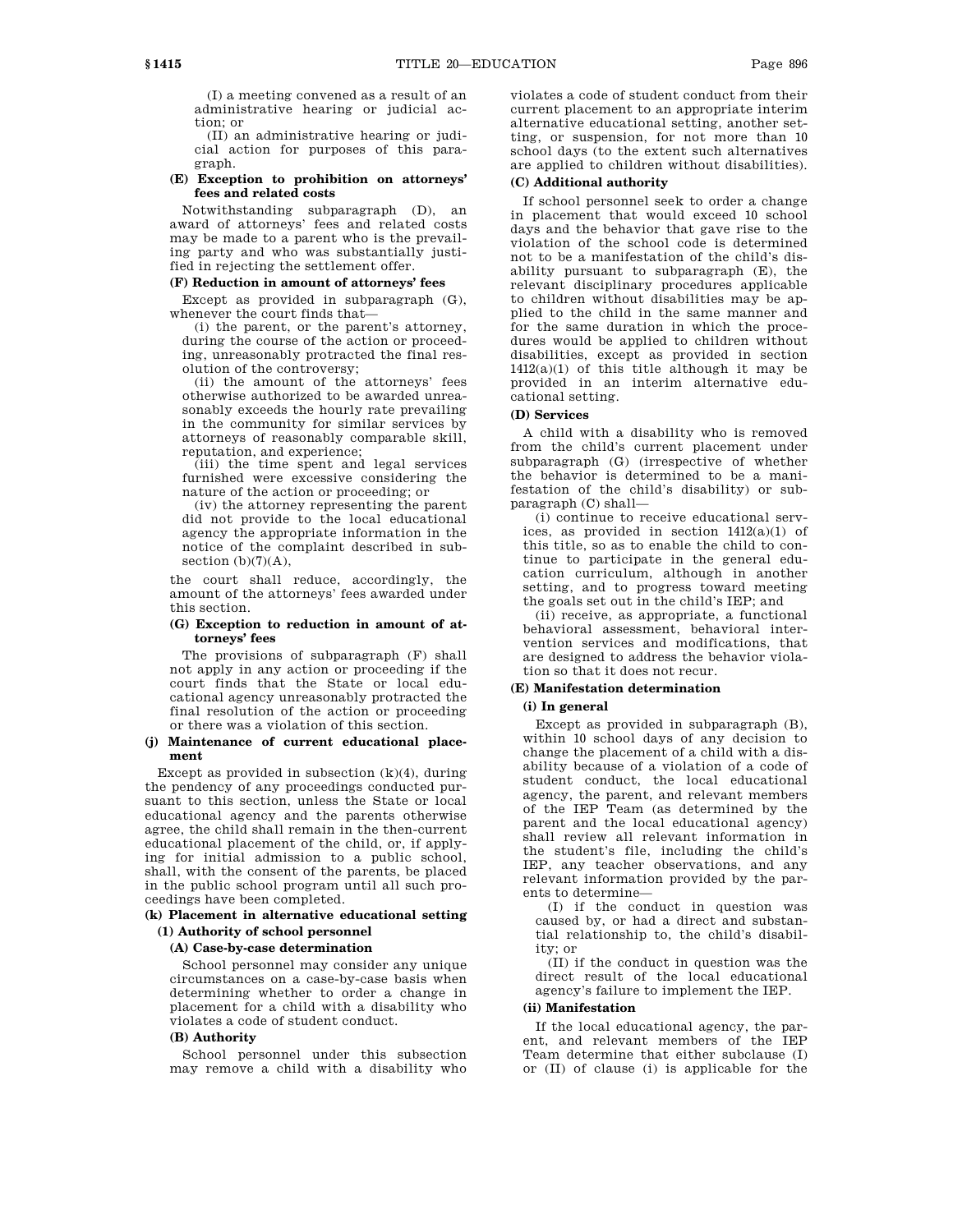(I) a meeting convened as a result of an administrative hearing or judicial action; or

(II) an administrative hearing or judicial action for purposes of this paragraph.

**(E) Exception to prohibition on attorneys' fees and related costs**

Notwithstanding subparagraph (D), an award of attorneys' fees and related costs may be made to a parent who is the prevailing party and who was substantially justified in rejecting the settlement offer.

**(F) Reduction in amount of attorneys' fees**

Except as provided in subparagraph (G), whenever the court finds that—

(i) the parent, or the parent's attorney, during the course of the action or proceeding, unreasonably protracted the final resolution of the controversy;

(ii) the amount of the attorneys' fees otherwise authorized to be awarded unreasonably exceeds the hourly rate prevailing in the community for similar services by attorneys of reasonably comparable skill, reputation, and experience;

(iii) the time spent and legal services furnished were excessive considering the nature of the action or proceeding; or

(iv) the attorney representing the parent did not provide to the local educational agency the appropriate information in the notice of the complaint described in subsection (b)(7)(A),

the court shall reduce, accordingly, the amount of the attorneys' fees awarded under this section.

**(G) Exception to reduction in amount of attorneys' fees**

The provisions of subparagraph (F) shall not apply in any action or proceeding if the court finds that the State or local educational agency unreasonably protracted the final resolution of the action or proceeding or there was a violation of this section.

**(j) Maintenance of current educational placement**

Except as provided in subsection (k)(4), during the pendency of any proceedings conducted pursuant to this section, unless the State or local educational agency and the parents otherwise agree, the child shall remain in the then-current educational placement of the child, or, if applying for initial admission to a public school, shall, with the consent of the parents, be placed in the public school program until all such proceedings have been completed.

**(k) Placement in alternative educational setting**

**(1) Authority of school personnel**

**(A) Case-by-case determination**

School personnel may consider any unique circumstances on a case-by-case basis when determining whether to order a change in placement for a child with a disability who violates a code of student conduct.

**(B) Authority**

School personnel under this subsection may remove a child with a disability who violates a code of student conduct from their current placement to an appropriate interim alternative educational setting, another setting, or suspension, for not more than 10 school days (to the extent such alternatives are applied to children without disabilities).

**(C) Additional authority**

If school personnel seek to order a change in placement that would exceed 10 school days and the behavior that gave rise to the violation of the school code is determined not to be a manifestation of the child's disability pursuant to subparagraph (E), the relevant disciplinary procedures applicable to children without disabilities may be applied to the child in the same manner and for the same duration in which the procedures would be applied to children without disabilities, except as provided in section 1412(a)(1) of this title although it may be provided in an interim alternative educational setting.

**(D) Services**

A child with a disability who is removed from the child's current placement under subparagraph (G) (irrespective of whether the behavior is determined to be a manifestation of the child's disability) or subparagraph (C) shall—

(i) continue to receive educational services, as provided in section 1412(a)(1) of this title, so as to enable the child to continue to participate in the general education curriculum, although in another setting, and to progress toward meeting the goals set out in the child's IEP; and

(ii) receive, as appropriate, a functional behavioral assessment, behavioral intervention services and modifications, that are designed to address the behavior violation so that it does not recur.

**(E) Manifestation determination**

**(i) In general**

Except as provided in subparagraph (B), within 10 school days of any decision to change the placement of a child with a disability because of a violation of a code of student conduct, the local educational agency, the parent, and relevant members of the IEP Team (as determined by the parent and the local educational agency) shall review all relevant information in the student's file, including the child's IEP, any teacher observations, and any relevant information provided by the parents to determine—

(I) if the conduct in question was caused by, or had a direct and substantial relationship to, the child's disability; or

(II) if the conduct in question was the direct result of the local educational agency's failure to implement the IEP.

**(ii) Manifestation**

If the local educational agency, the parent, and relevant members of the IEP Team determine that either subclause (I) or (II) of clause (i) is applicable for the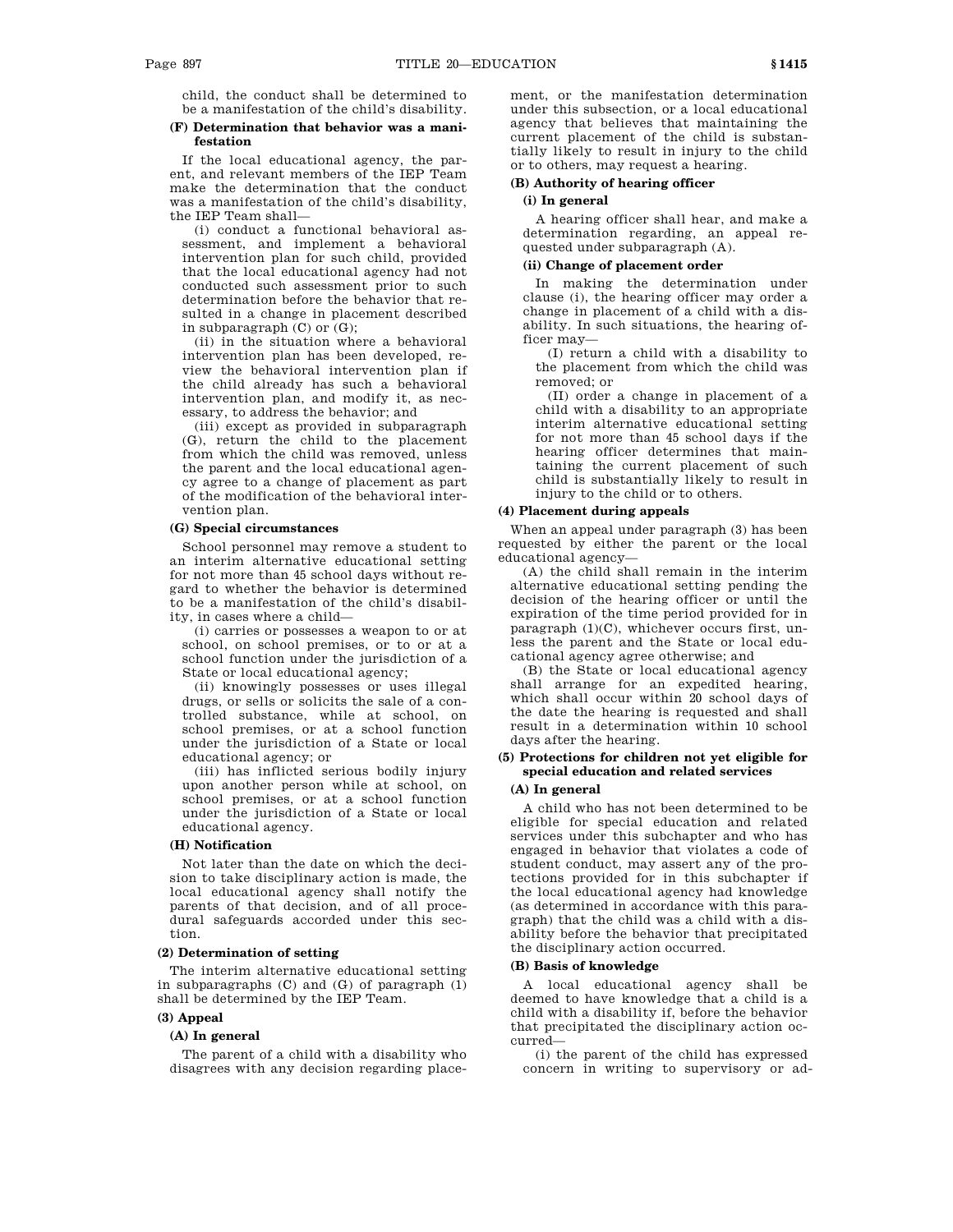child, the conduct shall be determined to be a manifestation of the child's disability.

**(F) Determination that behavior was a manifestation**

If the local educational agency, the parent, and relevant members of the IEP Team make the determination that the conduct was a manifestation of the child's disability, the IEP Team shall—

(i) conduct a functional behavioral assessment, and implement a behavioral intervention plan for such child, provided that the local educational agency had not conducted such assessment prior to such determination before the behavior that resulted in a change in placement described in subparagraph (C) or (G);

(ii) in the situation where a behavioral intervention plan has been developed, review the behavioral intervention plan if the child already has such a behavioral intervention plan, and modify it, as necessary, to address the behavior; and

(iii) except as provided in subparagraph (G), return the child to the placement from which the child was removed, unless the parent and the local educational agency agree to a change of placement as part of the modification of the behavioral intervention plan.

**(G) Special circumstances**

School personnel may remove a student to an interim alternative educational setting for not more than 45 school days without regard to whether the behavior is determined to be a manifestation of the child's disability, in cases where a child—

(i) carries or possesses a weapon to or at school, on school premises, or to or at a school function under the jurisdiction of a State or local educational agency;

(ii) knowingly possesses or uses illegal drugs, or sells or solicits the sale of a controlled substance, while at school, on school premises, or at a school function under the jurisdiction of a State or local educational agency; or

(iii) has inflicted serious bodily injury upon another person while at school, on school premises, or at a school function under the jurisdiction of a State or local educational agency.

**(H) Notification**

Not later than the date on which the decision to take disciplinary action is made, the local educational agency shall notify the parents of that decision, and of all procedural safeguards accorded under this section.

**(2) Determination of setting**

The interim alternative educational setting in subparagraphs (C) and (G) of paragraph (1) shall be determined by the IEP Team.

**(3) Appeal**

**(A) In general**

The parent of a child with a disability who disagrees with any decision regarding placement, or the manifestation determination under this subsection, or a local educational agency that believes that maintaining the current placement of the child is substantially likely to result in injury to the child or to others, may request a hearing.

**(B) Authority of hearing officer**

**(i) In general**

A hearing officer shall hear, and make a determination regarding, an appeal requested under subparagraph (A).

**(ii) Change of placement order**

In making the determination under clause (i), the hearing officer may order a change in placement of a child with a disability. In such situations, the hearing officer may—

(I) return a child with a disability to the placement from which the child was removed; or

(II) order a change in placement of a child with a disability to an appropriate interim alternative educational setting for not more than 45 school days if the hearing officer determines that maintaining the current placement of such child is substantially likely to result in injury to the child or to others.

**(4) Placement during appeals**

When an appeal under paragraph (3) has been requested by either the parent or the local educational agency—

(A) the child shall remain in the interim alternative educational setting pending the decision of the hearing officer or until the expiration of the time period provided for in paragraph (1)(C), whichever occurs first, unless the parent and the State or local educational agency agree otherwise; and

(B) the State or local educational agency shall arrange for an expedited hearing, which shall occur within 20 school days of the date the hearing is requested and shall result in a determination within 10 school days after the hearing.

**(5) Protections for children not yet eligible for special education and related services**

**(A) In general**

A child who has not been determined to be eligible for special education and related services under this subchapter and who has engaged in behavior that violates a code of student conduct, may assert any of the protections provided for in this subchapter if the local educational agency had knowledge (as determined in accordance with this paragraph) that the child was a child with a disability before the behavior that precipitated the disciplinary action occurred.

**(B) Basis of knowledge**

A local educational agency shall be deemed to have knowledge that a child is a child with a disability if, before the behavior that precipitated the disciplinary action occurred—

(i) the parent of the child has expressed concern in writing to supervisory or ad-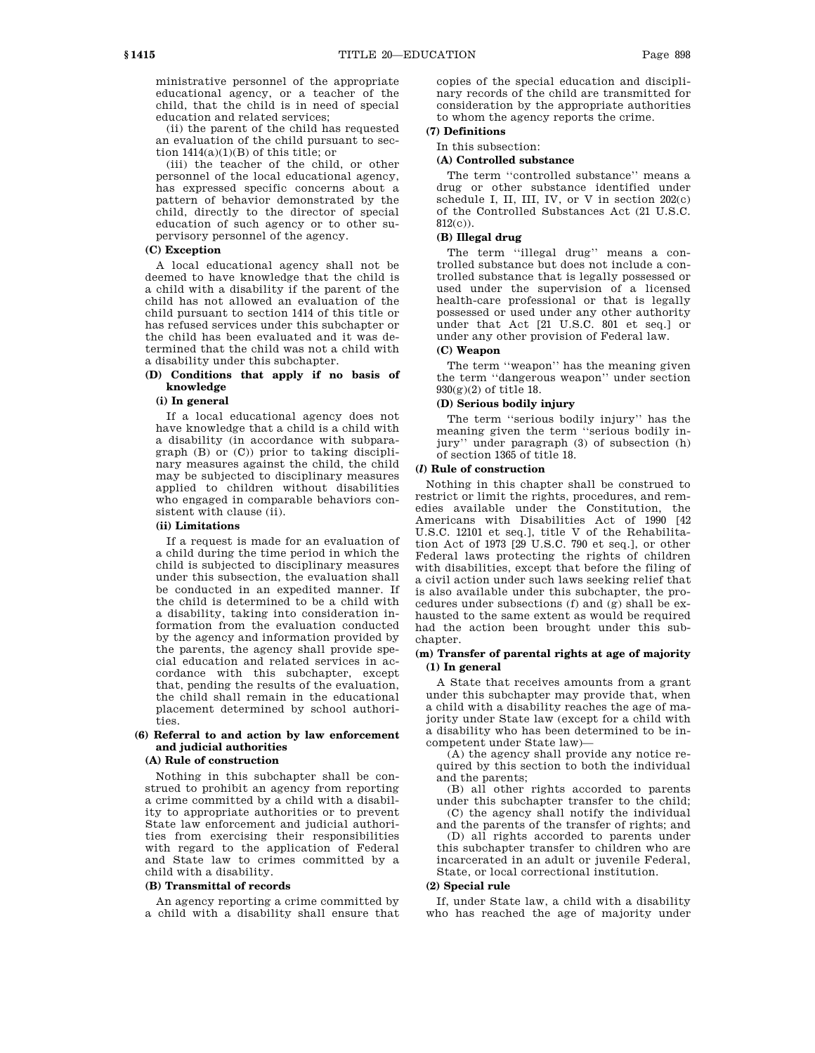ministrative personnel of the appropriate educational agency, or a teacher of the child, that the child is in need of special education and related services;

(ii) the parent of the child has requested an evaluation of the child pursuant to section 1414(a)(1)(B) of this title; or

(iii) the teacher of the child, or other personnel of the local educational agency, has expressed specific concerns about a pattern of behavior demonstrated by the child, directly to the director of special education of such agency or to other supervisory personnel of the agency.

**(C) Exception**

A local educational agency shall not be deemed to have knowledge that the child is a child with a disability if the parent of the child has not allowed an evaluation of the child pursuant to section 1414 of this title or has refused services under this subchapter or the child has been evaluated and it was determined that the child was not a child with a disability under this subchapter.

**(D) Conditions that apply if no basis of knowledge**

**(i) In general**

If a local educational agency does not have knowledge that a child is a child with a disability (in accordance with subparagraph (B) or (C)) prior to taking disciplinary measures against the child, the child may be subjected to disciplinary measures applied to children without disabilities who engaged in comparable behaviors consistent with clause (ii).

**(ii) Limitations**

If a request is made for an evaluation of a child during the time period in which the child is subjected to disciplinary measures under this subsection, the evaluation shall be conducted in an expedited manner. If the child is determined to be a child with a disability, taking into consideration information from the evaluation conducted by the agency and information provided by the parents, the agency shall provide special education and related services in accordance with this subchapter, except that, pending the results of the evaluation, the child shall remain in the educational placement determined by school authorities.

**(6) Referral to and action by law enforcement and judicial authorities**

**(A) Rule of construction**

Nothing in this subchapter shall be construed to prohibit an agency from reporting a crime committed by a child with a disability to appropriate authorities or to prevent State law enforcement and judicial authorities from exercising their responsibilities with regard to the application of Federal and State law to crimes committed by a child with a disability.

**(B) Transmittal of records**

An agency reporting a crime committed by a child with a disability shall ensure that copies of the special education and disciplinary records of the child are transmitted for consideration by the appropriate authorities to whom the agency reports the crime.

**(7) Definitions**

In this subsection:

**(A) Controlled substance**

The term ''controlled substance'' means a drug or other substance identified under schedule I, II, III, IV, or V in section 202(c) of the Controlled Substances Act (21 U.S.C. 812(c)).

**(B) Illegal drug**

The term ''illegal drug'' means a controlled substance but does not include a controlled substance that is legally possessed or used under the supervision of a licensed health-care professional or that is legally possessed or used under any other authority under that Act [21 U.S.C. 801 et seq.] or under any other provision of Federal law.

**(C) Weapon**

The term ''weapon'' has the meaning given the term ''dangerous weapon'' under section 930(g)(2) of title 18.

**(D) Serious bodily injury**

The term ''serious bodily injury'' has the meaning given the term ''serious bodily injury'' under paragraph (3) of subsection (h) of section 1365 of title 18.

**(*l*) Rule of construction**

Nothing in this chapter shall be construed to restrict or limit the rights, procedures, and remedies available under the Constitution, the Americans with Disabilities Act of 1990 [42 U.S.C. 12101 et seq.], title V of the Rehabilitation Act of 1973 [29 U.S.C. 790 et seq.], or other Federal laws protecting the rights of children with disabilities, except that before the filing of a civil action under such laws seeking relief that is also available under this subchapter, the procedures under subsections (f) and (g) shall be exhausted to the same extent as would be required had the action been brought under this subchapter.

**(m) Transfer of parental rights at age of majority**

**(1) In general**

A State that receives amounts from a grant under this subchapter may provide that, when a child with a disability reaches the age of majority under State law (except for a child with a disability who has been determined to be incompetent under State law)—

(A) the agency shall provide any notice required by this section to both the individual and the parents;

(B) all other rights accorded to parents under this subchapter transfer to the child;

(C) the agency shall notify the individual and the parents of the transfer of rights; and

(D) all rights accorded to parents under this subchapter transfer to children who are incarcerated in an adult or juvenile Federal, State, or local correctional institution.

**(2) Special rule**

If, under State law, a child with a disability who has reached the age of majority under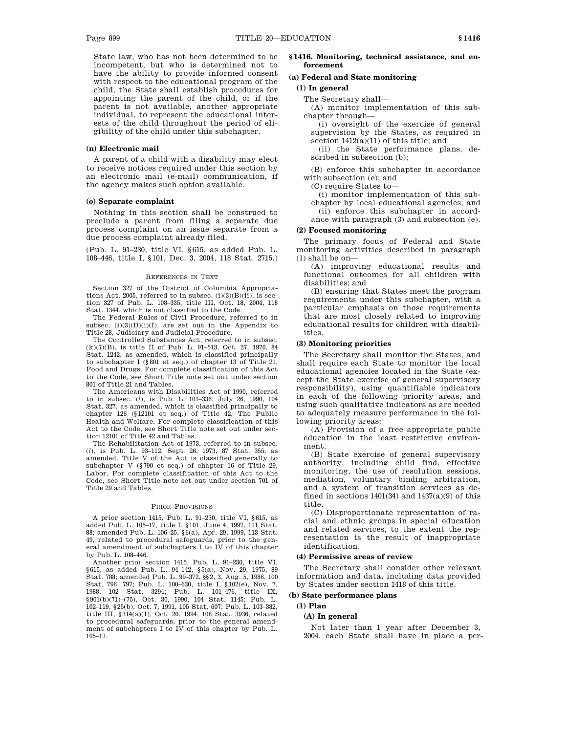State law, who has not been determined to be incompetent, but who is determined not to have the ability to provide informed consent with respect to the educational program of the child, the State shall establish procedures for appointing the parent of the child, or if the parent is not available, another appropriate individual, to represent the educational interests of the child throughout the period of eligibility of the child under this subchapter.

**(n) Electronic mail**

A parent of a child with a disability may elect to receive notices required under this section by an electronic mail (e-mail) communication, if the agency makes such option available.

**(*o*) Separate complaint**

Nothing in this section shall be construed to preclude a parent from filing a separate due process complaint on an issue separate from a due process complaint already filed.

(Pub. L. 91–230, title VI, §615, as added Pub. L. 108–446, title I, §101, Dec. 3, 2004, 118 Stat. 2715.)

REFERENCES IN TEXT

Section 327 of the District of Columbia Appropriations Act, 2005, referred to in subsec. (i)(3)(B)(ii), is section 327 of Pub. L. 108–335, title III, Oct. 18, 2004, 118 Stat. 1344, which is not classified to the Code.

The Federal Rules of Civil Procedure, referred to in subsec. (i)(3)(D)(i)(I), are set out in the Appendix to Title 28, Judiciary and Judicial Procedure.

The Controlled Substances Act, referred to in subsec. (k)(7)(B), is title II of Pub. L. 91–513, Oct. 27, 1970, 84 Stat. 1242, as amended, which is classified principally to subchapter I (§801 et seq.) of chapter 13 of Title 21, Food and Drugs. For complete classification of this Act to the Code, see Short Title note set out under section 801 of Title 21 and Tables.

The Americans with Disabilities Act of 1990, referred to in subsec. (*l*), is Pub. L. 101–336, July 26, 1990, 104 Stat. 327, as amended, which is classified principally to chapter 126 (§12101 et seq.) of Title 42, The Public Health and Welfare. For complete classification of this Act to the Code, see Short Title note set out under section 12101 of Title 42 and Tables.

The Rehabilitation Act of 1973, referred to in subsec. (*l*), is Pub. L. 93–112, Sept. 26, 1973, 87 Stat. 355, as amended. Title V of the Act is classified generally to subchapter V (§790 et seq.) of chapter 16 of Title 29, Labor. For complete classification of this Act to the Code, see Short Title note set out under section 701 of Title 29 and Tables.

PRIOR PROVISIONS

A prior section 1415, Pub. L. 91–230, title VI, §615, as added Pub. L. 105–17, title I, §101, June 4, 1997, 111 Stat. 88; amended Pub. L. 106–25, §6(a), Apr. 29, 1999, 113 Stat. 49, related to procedural safeguards, prior to the general amendment of subchapters I to IV of this chapter by Pub. L. 108–446.

Another prior section 1415, Pub. L. 91–230, title VI, §615, as added Pub. L. 94–142, §5(a), Nov. 29, 1975, 89 Stat. 788; amended Pub. L. 99–372, §§2, 3, Aug. 5, 1986, 100 Stat. 796, 797; Pub. L. 100–630, title I, §102(e), Nov. 7, 1988, 102 Stat. 3294; Pub. L. 101–476, title IX, §901(b)(71)–(75), Oct. 30, 1990, 104 Stat. 1145; Pub. L. 102–119, §25(b), Oct. 7, 1991, 105 Stat. 607; Pub. L. 103–382, title III, §314(a)(1), Oct. 20, 1994, 108 Stat. 3936, related to procedural safeguards, prior to the general amendment of subchapters I to IV of this chapter by Pub. L. 105–17.

## §1416. Monitoring, technical assistance, and enforcement

### (a) Federal and State monitoring

**(1) In general**

The Secretary shall—

(A) monitor implementation of this subchapter through—

(i) oversight of the exercise of general supervision by the States, as required in section 1412(a)(11) of this title; and

(ii) the State performance plans, described in subsection (b);

(B) enforce this subchapter in accordance with subsection (e); and

(C) require States to—

(i) monitor implementation of this subchapter by local educational agencies; and

(ii) enforce this subchapter in accordance with paragraph (3) and subsection (e).

**(2) Focused monitoring**

The primary focus of Federal and State monitoring activities described in paragraph (1) shall be on—

(A) improving educational results and functional outcomes for all children with disabilities; and

(B) ensuring that States meet the program requirements under this subchapter, with a particular emphasis on those requirements that are most closely related to improving educational results for children with disabilities.

**(3) Monitoring priorities**

The Secretary shall monitor the States, and shall require each State to monitor the local educational agencies located in the State (except the State exercise of general supervisory responsibility), using quantifiable indicators in each of the following priority areas, and using such qualitative indicators as are needed to adequately measure performance in the following priority areas:

(A) Provision of a free appropriate public education in the least restrictive environment.

(B) State exercise of general supervisory authority, including child find, effective monitoring, the use of resolution sessions, mediation, voluntary binding arbitration, and a system of transition services as defined in sections 1401(34) and 1437(a)(9) of this title.

(C) Disproportionate representation of racial and ethnic groups in special education and related services, to the extent the representation is the result of inappropriate identification.

**(4) Permissive areas of review**

The Secretary shall consider other relevant information and data, including data provided by States under section 1418 of this title.

### (b) State performance plans

**(1) Plan**

**(A) In general**

Not later than 1 year after December 3, 2004, each State shall have in place a per-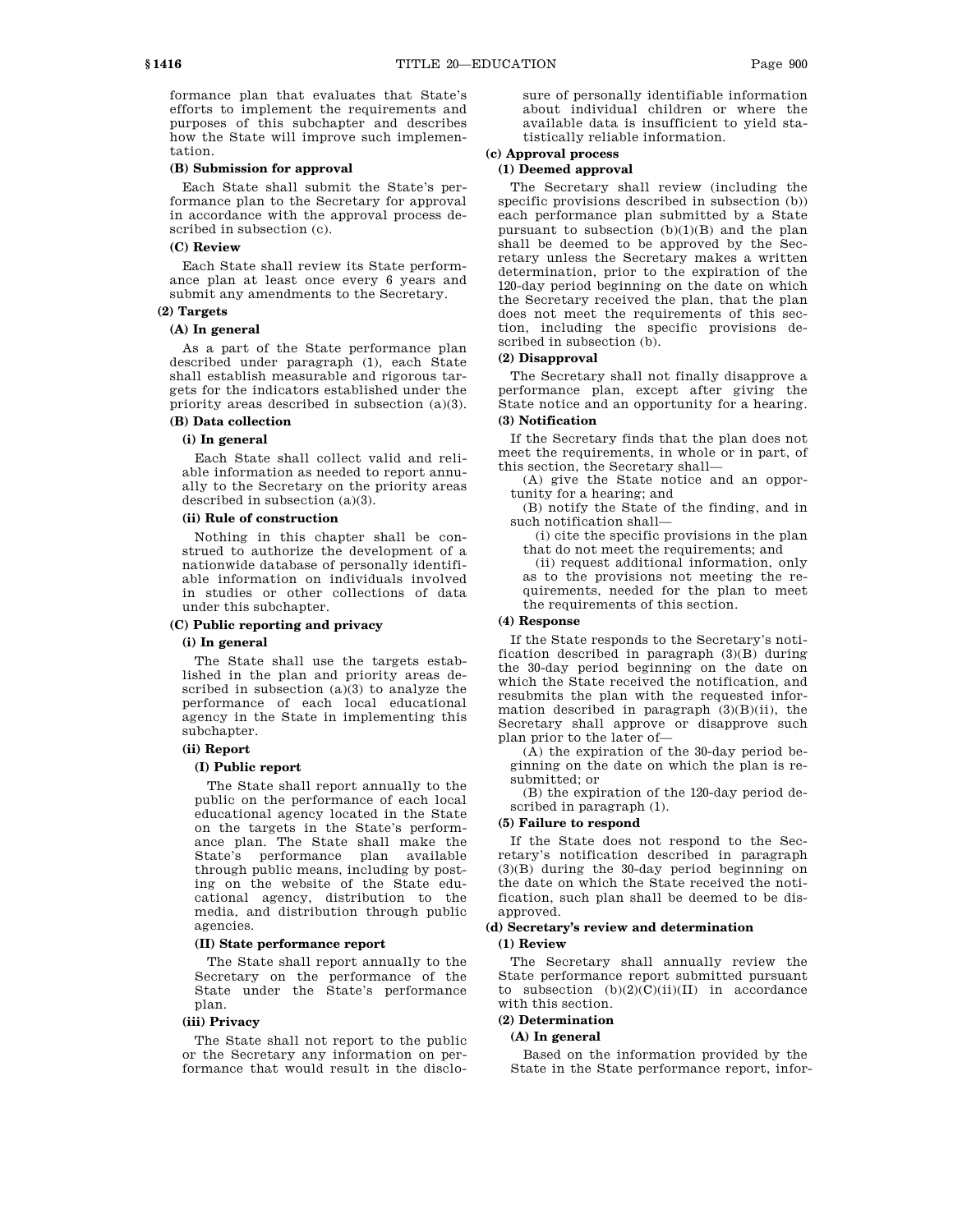formance plan that evaluates that State's efforts to implement the requirements and purposes of this subchapter and describes how the State will improve such implementation.

**(B) Submission for approval**

Each State shall submit the State's performance plan to the Secretary for approval in accordance with the approval process described in subsection (c).

**(C) Review**

Each State shall review its State performance plan at least once every 6 years and submit any amendments to the Secretary.

**(2) Targets**

**(A) In general**

As a part of the State performance plan described under paragraph (1), each State shall establish measurable and rigorous targets for the indicators established under the priority areas described in subsection (a)(3).

**(B) Data collection**

**(i) In general**

Each State shall collect valid and reliable information as needed to report annually to the Secretary on the priority areas described in subsection (a)(3).

**(ii) Rule of construction**

Nothing in this chapter shall be construed to authorize the development of a nationwide database of personally identifiable information on individuals involved in studies or other collections of data under this subchapter.

**(C) Public reporting and privacy**

**(i) In general**

The State shall use the targets established in the plan and priority areas described in subsection (a)(3) to analyze the performance of each local educational agency in the State in implementing this subchapter.

**(ii) Report**

**(I) Public report**

The State shall report annually to the public on the performance of each local educational agency located in the State on the targets in the State's performance plan. The State shall make the State's performance plan available through public means, including by posting on the website of the State educational agency, distribution to the media, and distribution through public agencies.

**(II) State performance report**

The State shall report annually to the Secretary on the performance of the State under the State's performance plan.

**(iii) Privacy**

The State shall not report to the public or the Secretary any information on performance that would result in the disclosure of personally identifiable information about individual children or where the available data is insufficient to yield statistically reliable information.

**(c) Approval process**

**(1) Deemed approval**

The Secretary shall review (including the specific provisions described in subsection (b)) each performance plan submitted by a State pursuant to subsection (b)(1)(B) and the plan shall be deemed to be approved by the Secretary unless the Secretary makes a written determination, prior to the expiration of the 120-day period beginning on the date on which the Secretary received the plan, that the plan does not meet the requirements of this section, including the specific provisions described in subsection (b).

**(2) Disapproval**

The Secretary shall not finally disapprove a performance plan, except after giving the State notice and an opportunity for a hearing.

**(3) Notification**

If the Secretary finds that the plan does not meet the requirements, in whole or in part, of this section, the Secretary shall—

(A) give the State notice and an opportunity for a hearing; and

(B) notify the State of the finding, and in such notification shall—

(i) cite the specific provisions in the plan that do not meet the requirements; and

(ii) request additional information, only as to the provisions not meeting the requirements, needed for the plan to meet the requirements of this section.

**(4) Response**

If the State responds to the Secretary's notification described in paragraph (3)(B) during the 30-day period beginning on the date on which the State received the notification, and resubmits the plan with the requested information described in paragraph (3)(B)(ii), the Secretary shall approve or disapprove such plan prior to the later of—

(A) the expiration of the 30-day period beginning on the date on which the plan is resubmitted; or

(B) the expiration of the 120-day period described in paragraph (1).

**(5) Failure to respond**

If the State does not respond to the Secretary's notification described in paragraph (3)(B) during the 30-day period beginning on the date on which the State received the notification, such plan shall be deemed to be disapproved.

**(d) Secretary's review and determination**

**(1) Review**

The Secretary shall annually review the State performance report submitted pursuant to subsection (b)(2)(C)(ii)(II) in accordance with this section.

**(2) Determination**

**(A) In general**

Based on the information provided by the State in the State performance report, infor-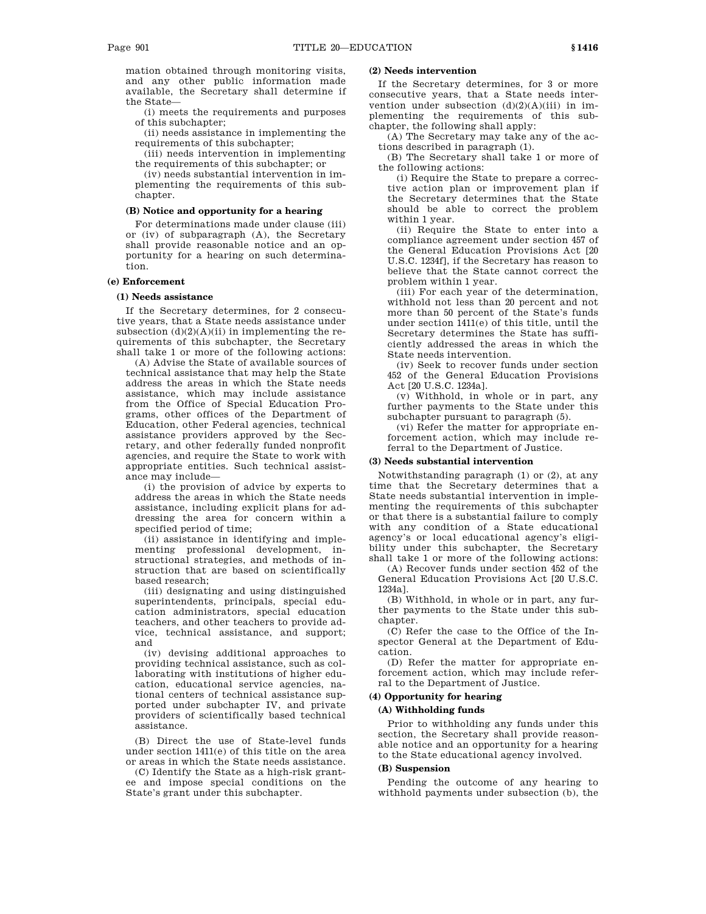mation obtained through monitoring visits, and any other public information made available, the Secretary shall determine if the State—

(i) meets the requirements and purposes of this subchapter;

(ii) needs assistance in implementing the requirements of this subchapter;

(iii) needs intervention in implementing the requirements of this subchapter; or

(iv) needs substantial intervention in implementing the requirements of this subchapter.

#### (B) Notice and opportunity for a hearing

For determinations made under clause (iii) or (iv) of subparagraph (A), the Secretary shall provide reasonable notice and an opportunity for a hearing on such determination.

### (e) Enforcement

#### (1) Needs assistance

If the Secretary determines, for 2 consecutive years, that a State needs assistance under subsection (d)(2)(A)(ii) in implementing the requirements of this subchapter, the Secretary shall take 1 or more of the following actions:

(A) Advise the State of available sources of technical assistance that may help the State address the areas in which the State needs assistance, which may include assistance from the Office of Special Education Programs, other offices of the Department of Education, other Federal agencies, technical assistance providers approved by the Secretary, and other federally funded nonprofit agencies, and require the State to work with appropriate entities. Such technical assistance may include—

(i) the provision of advice by experts to address the areas in which the State needs assistance, including explicit plans for addressing the area for concern within a specified period of time;

(ii) assistance in identifying and implementing professional development, instructional strategies, and methods of instruction that are based on scientifically based research;

(iii) designating and using distinguished superintendents, principals, special education administrators, special education teachers, and other teachers to provide advice, technical assistance, and support; and

(iv) devising additional approaches to providing technical assistance, such as collaborating with institutions of higher education, educational service agencies, national centers of technical assistance supported under subchapter IV, and private providers of scientifically based technical assistance.

(B) Direct the use of State-level funds under section 1411(e) of this title on the area or areas in which the State needs assistance.

(C) Identify the State as a high-risk grantee and impose special conditions on the State's grant under this subchapter.

#### (2) Needs intervention

If the Secretary determines, for 3 or more consecutive years, that a State needs intervention under subsection (d)(2)(A)(iii) in implementing the requirements of this subchapter, the following shall apply:

(A) The Secretary may take any of the actions described in paragraph (1).

(B) The Secretary shall take 1 or more of the following actions:

(i) Require the State to prepare a corrective action plan or improvement plan if the Secretary determines that the State should be able to correct the problem within 1 year.

(ii) Require the State to enter into a compliance agreement under section 457 of the General Education Provisions Act [20 U.S.C. 1234f], if the Secretary has reason to believe that the State cannot correct the problem within 1 year.

(iii) For each year of the determination, withhold not less than 20 percent and not more than 50 percent of the State's funds under section 1411(e) of this title, until the Secretary determines the State has sufficiently addressed the areas in which the State needs intervention.

(iv) Seek to recover funds under section 452 of the General Education Provisions Act [20 U.S.C. 1234a].

(v) Withhold, in whole or in part, any further payments to the State under this subchapter pursuant to paragraph (5).

(vi) Refer the matter for appropriate enforcement action, which may include referral to the Department of Justice.

#### (3) Needs substantial intervention

Notwithstanding paragraph (1) or (2), at any time that the Secretary determines that a State needs substantial intervention in implementing the requirements of this subchapter or that there is a substantial failure to comply with any condition of a State educational agency's or local educational agency's eligibility under this subchapter, the Secretary shall take 1 or more of the following actions:

(A) Recover funds under section 452 of the General Education Provisions Act [20 U.S.C. 1234a].

(B) Withhold, in whole or in part, any further payments to the State under this subchapter.

(C) Refer the case to the Office of the Inspector General at the Department of Education.

(D) Refer the matter for appropriate enforcement action, which may include referral to the Department of Justice.

#### (4) Opportunity for hearing

##### (A) Withholding funds

Prior to withholding any funds under this section, the Secretary shall provide reasonable notice and an opportunity for a hearing to the State educational agency involved.

##### (B) Suspension

Pending the outcome of any hearing to withhold payments under subsection (b), the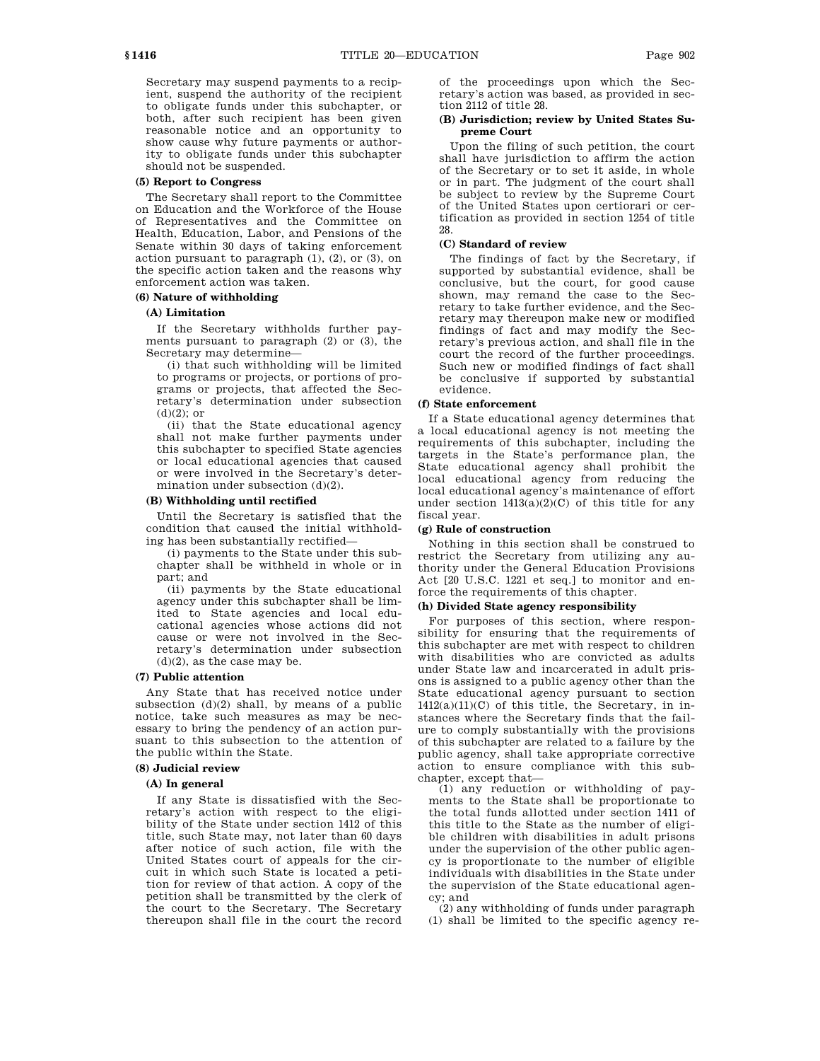Secretary may suspend payments to a recipient, suspend the authority of the recipient to obligate funds under this subchapter, or both, after such recipient has been given reasonable notice and an opportunity to show cause why future payments or authority to obligate funds under this subchapter should not be suspended.

**(5) Report to Congress**

The Secretary shall report to the Committee on Education and the Workforce of the House of Representatives and the Committee on Health, Education, Labor, and Pensions of the Senate within 30 days of taking enforcement action pursuant to paragraph (1), (2), or (3), on the specific action taken and the reasons why enforcement action was taken.

**(6) Nature of withholding**

**(A) Limitation**

If the Secretary withholds further payments pursuant to paragraph (2) or (3), the Secretary may determine—

(i) that such withholding will be limited to programs or projects, or portions of programs or projects, that affected the Secretary's determination under subsection (d)(2); or

(ii) that the State educational agency shall not make further payments under this subchapter to specified State agencies or local educational agencies that caused or were involved in the Secretary's determination under subsection (d)(2).

**(B) Withholding until rectified**

Until the Secretary is satisfied that the condition that caused the initial withholding has been substantially rectified—

(i) payments to the State under this subchapter shall be withheld in whole or in part; and

(ii) payments by the State educational agency under this subchapter shall be limited to State agencies and local educational agencies whose actions did not cause or were not involved in the Secretary's determination under subsection (d)(2), as the case may be.

**(7) Public attention**

Any State that has received notice under subsection (d)(2) shall, by means of a public notice, take such measures as may be necessary to bring the pendency of an action pursuant to this subsection to the attention of the public within the State.

**(8) Judicial review**

**(A) In general**

If any State is dissatisfied with the Secretary's action with respect to the eligibility of the State under section 1412 of this title, such State may, not later than 60 days after notice of such action, file with the United States court of appeals for the circuit in which such State is located a petition for review of that action. A copy of the petition shall be transmitted by the clerk of the court to the Secretary. The Secretary thereupon shall file in the court the record of the proceedings upon which the Secretary's action was based, as provided in section 2112 of title 28.

**(B) Jurisdiction; review by United States Supreme Court**

Upon the filing of such petition, the court shall have jurisdiction to affirm the action of the Secretary or to set it aside, in whole or in part. The judgment of the court shall be subject to review by the Supreme Court of the United States upon certiorari or certification as provided in section 1254 of title 28.

**(C) Standard of review**

The findings of fact by the Secretary, if supported by substantial evidence, shall be conclusive, but the court, for good cause shown, may remand the case to the Secretary to take further evidence, and the Secretary may thereupon make new or modified findings of fact and may modify the Secretary's previous action, and shall file in the court the record of the further proceedings. Such new or modified findings of fact shall be conclusive if supported by substantial evidence.

**(f) State enforcement**

If a State educational agency determines that a local educational agency is not meeting the requirements of this subchapter, including the targets in the State's performance plan, the State educational agency shall prohibit the local educational agency from reducing the local educational agency's maintenance of effort under section 1413(a)(2)(C) of this title for any fiscal year.

**(g) Rule of construction**

Nothing in this section shall be construed to restrict the Secretary from utilizing any authority under the General Education Provisions Act [20 U.S.C. 1221 et seq.] to monitor and enforce the requirements of this chapter.

**(h) Divided State agency responsibility**

For purposes of this section, where responsibility for ensuring that the requirements of this subchapter are met with respect to children with disabilities who are convicted as adults under State law and incarcerated in adult prisons is assigned to a public agency other than the State educational agency pursuant to section 1412(a)(11)(C) of this title, the Secretary, in instances where the Secretary finds that the failure to comply substantially with the provisions of this subchapter are related to a failure by the public agency, shall take appropriate corrective action to ensure compliance with this subchapter, except that—

(1) any reduction or withholding of payments to the State shall be proportionate to the total funds allotted under section 1411 of this title to the State as the number of eligible children with disabilities in adult prisons under the supervision of the other public agency is proportionate to the number of eligible individuals with disabilities in the State under the supervision of the State educational agency; and

(2) any withholding of funds under paragraph (1) shall be limited to the specific agency re-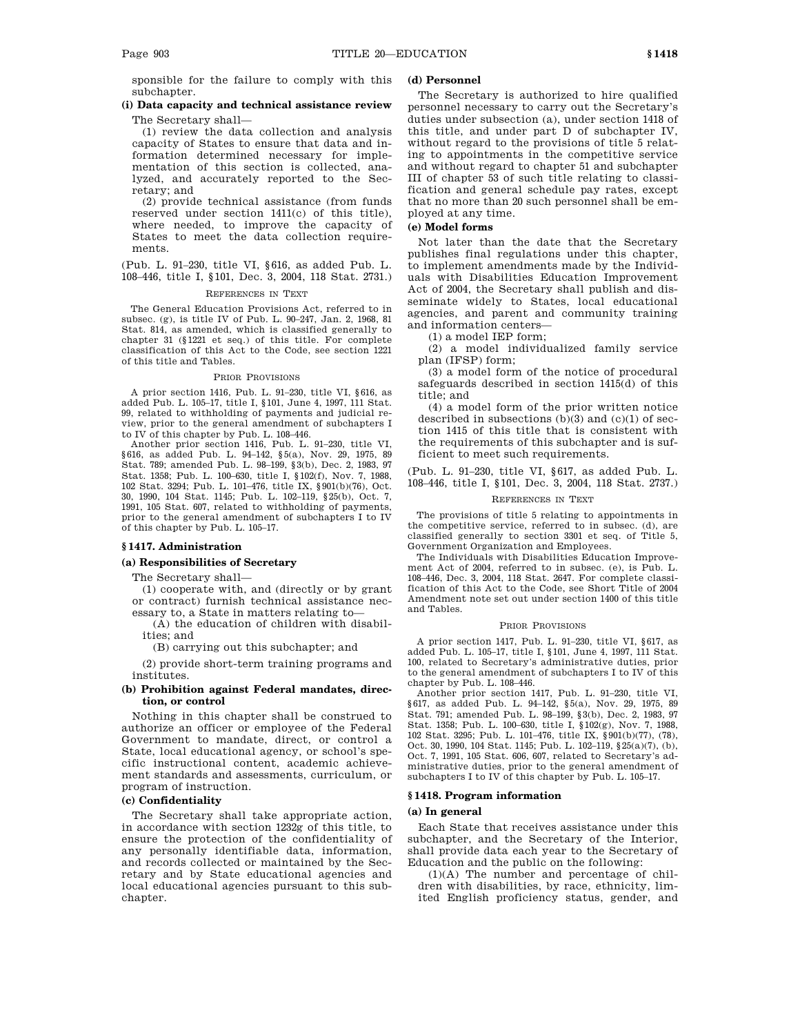sponsible for the failure to comply with this subchapter.

**(i) Data capacity and technical assistance review**

The Secretary shall—

(1) review the data collection and analysis capacity of States to ensure that data and information determined necessary for implementation of this section is collected, analyzed, and accurately reported to the Secretary; and

(2) provide technical assistance (from funds reserved under section 1411(c) of this title), where needed, to improve the capacity of States to meet the data collection requirements.

(Pub. L. 91–230, title VI, §616, as added Pub. L. 108–446, title I, §101, Dec. 3, 2004, 118 Stat. 2731.)

REFERENCES IN TEXT

The General Education Provisions Act, referred to in subsec. (g), is title IV of Pub. L. 90–247, Jan. 2, 1968, 81 Stat. 814, as amended, which is classified generally to chapter 31 (§1221 et seq.) of this title. For complete classification of this Act to the Code, see section 1221 of this title and Tables.

PRIOR PROVISIONS

A prior section 1416, Pub. L. 91–230, title VI, §616, as added Pub. L. 105–17, title I, §101, June 4, 1997, 111 Stat. 99, related to withholding of payments and judicial review, prior to the general amendment of subchapters I to IV of this chapter by Pub. L. 108–446.

Another prior section 1416, Pub. L. 91–230, title VI, §616, as added Pub. L. 94–142, §5(a), Nov. 29, 1975, 89 Stat. 789; amended Pub. L. 98–199, §3(b), Dec. 2, 1983, 97 Stat. 1358; Pub. L. 100–630, title I, §102(f), Nov. 7, 1988, 102 Stat. 3294; Pub. L. 101–476, title IX, §901(b)(76), Oct. 30, 1990, 104 Stat. 1145; Pub. L. 102–119, §25(b), Oct. 7, 1991, 105 Stat. 607, related to withholding of payments, prior to the general amendment of subchapters I to IV of this chapter by Pub. L. 105–17.

## §1417. Administration

**(a) Responsibilities of Secretary**

The Secretary shall—

(1) cooperate with, and (directly or by grant or contract) furnish technical assistance necessary to, a State in matters relating to—

(A) the education of children with disabilities; and

(B) carrying out this subchapter; and

(2) provide short-term training programs and institutes.

**(b) Prohibition against Federal mandates, direction, or control**

Nothing in this chapter shall be construed to authorize an officer or employee of the Federal Government to mandate, direct, or control a State, local educational agency, or school's specific instructional content, academic achievement standards and assessments, curriculum, or program of instruction.

**(c) Confidentiality**

The Secretary shall take appropriate action, in accordance with section 1232g of this title, to ensure the protection of the confidentiality of any personally identifiable data, information, and records collected or maintained by the Secretary and by State educational agencies and local educational agencies pursuant to this subchapter.

**(d) Personnel**

The Secretary is authorized to hire qualified personnel necessary to carry out the Secretary's duties under subsection (a), under section 1418 of this title, and under part D of subchapter IV, without regard to the provisions of title 5 relating to appointments in the competitive service and without regard to chapter 51 and subchapter III of chapter 53 of such title relating to classification and general schedule pay rates, except that no more than 20 such personnel shall be employed at any time.

**(e) Model forms**

Not later than the date that the Secretary publishes final regulations under this chapter, to implement amendments made by the Individuals with Disabilities Education Improvement Act of 2004, the Secretary shall publish and disseminate widely to States, local educational agencies, and parent and community training and information centers—

(1) a model IEP form;

(2) a model individualized family service plan (IFSP) form;

(3) a model form of the notice of procedural safeguards described in section 1415(d) of this title; and

(4) a model form of the prior written notice described in subsections (b)(3) and (c)(1) of section 1415 of this title that is consistent with the requirements of this subchapter and is sufficient to meet such requirements.

(Pub. L. 91–230, title VI, §617, as added Pub. L. 108–446, title I, §101, Dec. 3, 2004, 118 Stat. 2737.)

REFERENCES IN TEXT

The provisions of title 5 relating to appointments in the competitive service, referred to in subsec. (d), are classified generally to section 3301 et seq. of Title 5, Government Organization and Employees.

The Individuals with Disabilities Education Improvement Act of 2004, referred to in subsec. (e), is Pub. L. 108–446, Dec. 3, 2004, 118 Stat. 2647. For complete classification of this Act to the Code, see Short Title of 2004 Amendment note set out under section 1400 of this title and Tables.

PRIOR PROVISIONS

A prior section 1417, Pub. L. 91–230, title VI, §617, as added Pub. L. 105–17, title I, §101, June 4, 1997, 111 Stat. 100, related to Secretary's administrative duties, prior to the general amendment of subchapters I to IV of this chapter by Pub. L. 108–446.

Another prior section 1417, Pub. L. 91–230, title VI, §617, as added Pub. L. 94–142, §5(a), Nov. 29, 1975, 89 Stat. 791; amended Pub. L. 98–199, §3(b), Dec. 2, 1983, 97 Stat. 1358; Pub. L. 100–630, title I, §102(g), Nov. 7, 1988, 102 Stat. 3295; Pub. L. 101–476, title IX, §901(b)(77), (78), Oct. 30, 1990, 104 Stat. 1145; Pub. L. 102–119, §25(a)(7), (b), Oct. 7, 1991, 105 Stat. 606, 607, related to Secretary's administrative duties, prior to the general amendment of subchapters I to IV of this chapter by Pub. L. 105–17.

## §1418. Program information

**(a) In general**

Each State that receives assistance under this subchapter, and the Secretary of the Interior, shall provide data each year to the Secretary of Education and the public on the following:

(1)(A) The number and percentage of children with disabilities, by race, ethnicity, limited English proficiency status, gender, and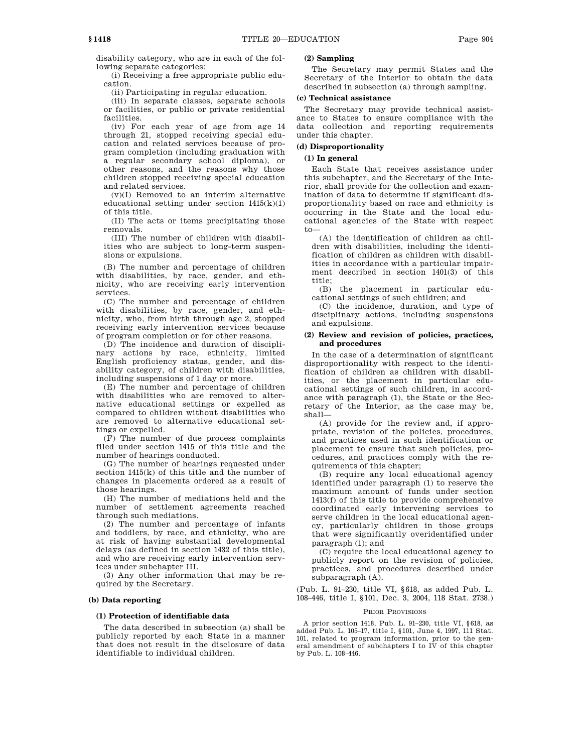disability category, who are in each of the following separate categories:

(i) Receiving a free appropriate public education.

(ii) Participating in regular education.

(iii) In separate classes, separate schools or facilities, or public or private residential facilities.

(iv) For each year of age from age 14 through 21, stopped receiving special education and related services because of program completion (including graduation with a regular secondary school diploma), or other reasons, and the reasons why those children stopped receiving special education and related services.

(v)(I) Removed to an interim alternative educational setting under section 1415(k)(1) of this title.

(II) The acts or items precipitating those removals.

(III) The number of children with disabilities who are subject to long-term suspensions or expulsions.

(B) The number and percentage of children with disabilities, by race, gender, and ethnicity, who are receiving early intervention services.

(C) The number and percentage of children with disabilities, by race, gender, and ethnicity, who, from birth through age 2, stopped receiving early intervention services because of program completion or for other reasons.

(D) The incidence and duration of disciplinary actions by race, ethnicity, limited English proficiency status, gender, and disability category, of children with disabilities, including suspensions of 1 day or more.

(E) The number and percentage of children with disabilities who are removed to alternative educational settings or expelled as compared to children without disabilities who are removed to alternative educational settings or expelled.

(F) The number of due process complaints filed under section 1415 of this title and the number of hearings conducted.

(G) The number of hearings requested under section 1415(k) of this title and the number of changes in placements ordered as a result of those hearings.

(H) The number of mediations held and the number of settlement agreements reached through such mediations.

(2) The number and percentage of infants and toddlers, by race, and ethnicity, who are at risk of having substantial developmental delays (as defined in section 1432 of this title), and who are receiving early intervention services under subchapter III.

(3) Any other information that may be required by the Secretary.

### (b) Data reporting

#### (1) Protection of identifiable data

The data described in subsection (a) shall be publicly reported by each State in a manner that does not result in the disclosure of data identifiable to individual children.

#### (2) Sampling

The Secretary may permit States and the Secretary of the Interior to obtain the data described in subsection (a) through sampling.

### (c) Technical assistance

The Secretary may provide technical assistance to States to ensure compliance with the data collection and reporting requirements under this chapter.

### (d) Disproportionality

#### (1) In general

Each State that receives assistance under this subchapter, and the Secretary of the Interior, shall provide for the collection and examination of data to determine if significant disproportionality based on race and ethnicity is occurring in the State and the local educational agencies of the State with respect to—

(A) the identification of children as children with disabilities, including the identification of children as children with disabilities in accordance with a particular impairment described in section 1401(3) of this title;

(B) the placement in particular educational settings of such children; and

(C) the incidence, duration, and type of disciplinary actions, including suspensions and expulsions.

#### (2) Review and revision of policies, practices, and procedures

In the case of a determination of significant disproportionality with respect to the identification of children as children with disabilities, or the placement in particular educational settings of such children, in accordance with paragraph (1), the State or the Secretary of the Interior, as the case may be, shall—

(A) provide for the review and, if appropriate, revision of the policies, procedures, and practices used in such identification or placement to ensure that such policies, procedures, and practices comply with the requirements of this chapter;

(B) require any local educational agency identified under paragraph (1) to reserve the maximum amount of funds under section 1413(f) of this title to provide comprehensive coordinated early intervening services to serve children in the local educational agency, particularly children in those groups that were significantly overidentified under paragraph (1); and

(C) require the local educational agency to publicly report on the revision of policies, practices, and procedures described under subparagraph (A).

(Pub. L. 91–230, title VI, §618, as added Pub. L. 108–446, title I, §101, Dec. 3, 2004, 118 Stat. 2738.)

PRIOR PROVISIONS

A prior section 1418, Pub. L. 91–230, title VI, §618, as added Pub. L. 105–17, title I, §101, June 4, 1997, 111 Stat. 101, related to program information, prior to the general amendment of subchapters I to IV of this chapter by Pub. L. 108–446.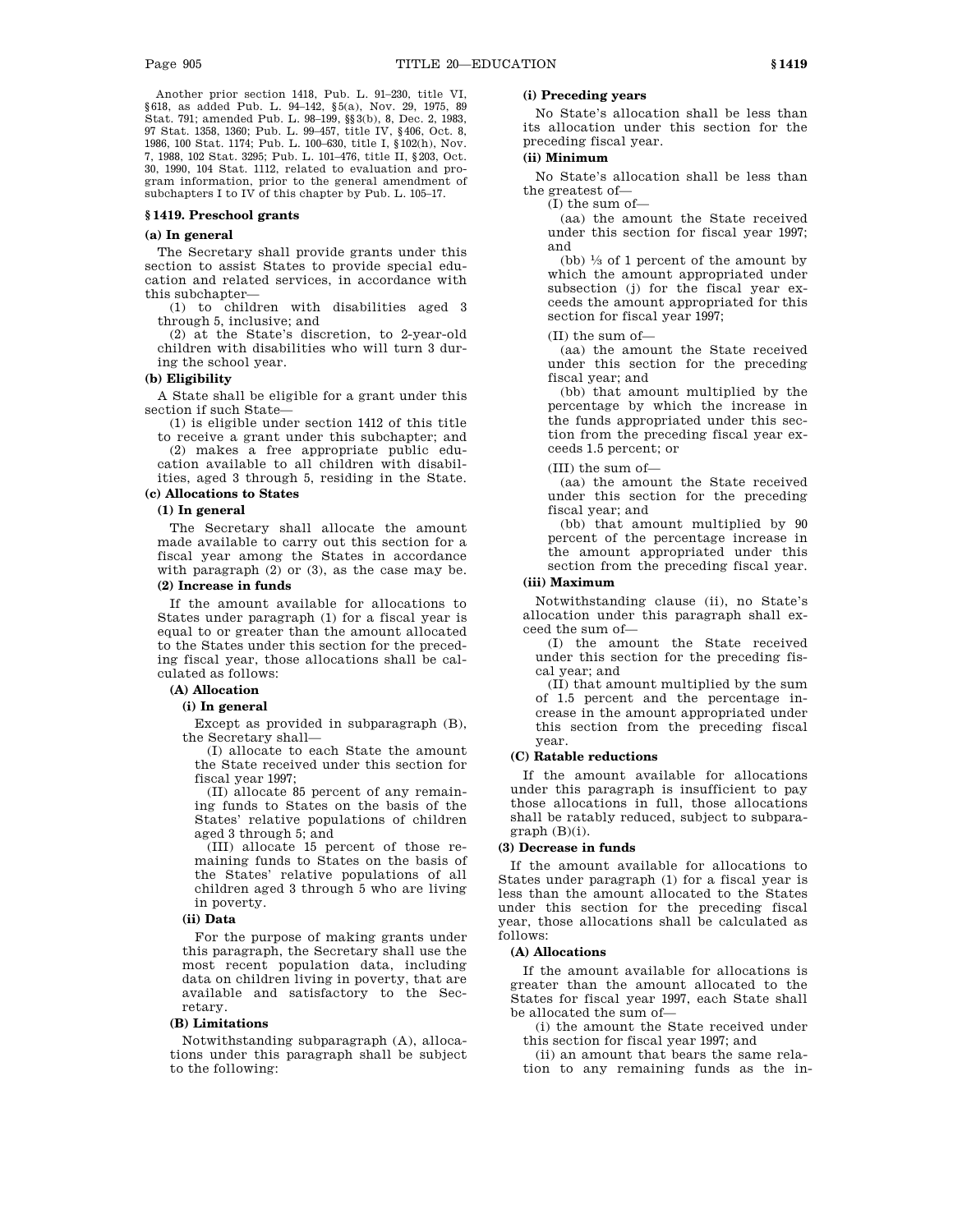Another prior section 1418, Pub. L. 91–230, title VI, §618, as added Pub. L. 94–142, §5(a), Nov. 29, 1975, 89 Stat. 791; amended Pub. L. 98–199, §§3(b), 8, Dec. 2, 1983, 97 Stat. 1358, 1360; Pub. L. 99–457, title IV, §406, Oct. 8, 1986, 100 Stat. 1174; Pub. L. 100–630, title I, §102(h), Nov. 7, 1988, 102 Stat. 3295; Pub. L. 101–476, title II, §203, Oct. 30, 1990, 104 Stat. 1112, related to evaluation and program information, prior to the general amendment of subchapters I to IV of this chapter by Pub. L. 105–17.

## §1419. Preschool grants

### (a) In general

The Secretary shall provide grants under this section to assist States to provide special education and related services, in accordance with this subchapter—

(1) to children with disabilities aged 3 through 5, inclusive; and

(2) at the State's discretion, to 2-year-old children with disabilities who will turn 3 during the school year.

### (b) Eligibility

A State shall be eligible for a grant under this section if such State—

(1) is eligible under section 1412 of this title to receive a grant under this subchapter; and

(2) makes a free appropriate public education available to all children with disabilities, aged 3 through 5, residing in the State.

### (c) Allocations to States

#### (1) In general

The Secretary shall allocate the amount made available to carry out this section for a fiscal year among the States in accordance with paragraph (2) or (3), as the case may be.

#### (2) Increase in funds

If the amount available for allocations to States under paragraph (1) for a fiscal year is equal to or greater than the amount allocated to the States under this section for the preceding fiscal year, those allocations shall be calculated as follows:

##### (A) Allocation

###### (i) In general

Except as provided in subparagraph (B), the Secretary shall—

(I) allocate to each State the amount the State received under this section for fiscal year 1997;

(II) allocate 85 percent of any remaining funds to States on the basis of the States' relative populations of children aged 3 through 5; and

(III) allocate 15 percent of those remaining funds to States on the basis of the States' relative populations of all children aged 3 through 5 who are living in poverty.

###### (ii) Data

For the purpose of making grants under this paragraph, the Secretary shall use the most recent population data, including data on children living in poverty, that are available and satisfactory to the Secretary.

##### (B) Limitations

Notwithstanding subparagraph (A), allocations under this paragraph shall be subject to the following:

###### (i) Preceding years

No State's allocation shall be less than its allocation under this section for the preceding fiscal year.

###### (ii) Minimum

No State's allocation shall be less than the greatest of—

(I) the sum of—

(aa) the amount the State received under this section for fiscal year 1997; and

(bb) ⅓ of 1 percent of the amount by which the amount appropriated under subsection (j) for the fiscal year exceeds the amount appropriated for this section for fiscal year 1997;

(II) the sum of—

(aa) the amount the State received under this section for the preceding fiscal year; and

(bb) that amount multiplied by the percentage by which the increase in the funds appropriated under this section from the preceding fiscal year exceeds 1.5 percent; or

(III) the sum of—

(aa) the amount the State received under this section for the preceding fiscal year; and

(bb) that amount multiplied by 90 percent of the percentage increase in the amount appropriated under this section from the preceding fiscal year.

###### (iii) Maximum

Notwithstanding clause (ii), no State's allocation under this paragraph shall exceed the sum of—

(I) the amount the State received under this section for the preceding fiscal year; and

(II) that amount multiplied by the sum of 1.5 percent and the percentage increase in the amount appropriated under this section from the preceding fiscal year.

##### (C) Ratable reductions

If the amount available for allocations under this paragraph is insufficient to pay those allocations in full, those allocations shall be ratably reduced, subject to subparagraph (B)(i).

#### (3) Decrease in funds

If the amount available for allocations to States under paragraph (1) for a fiscal year is less than the amount allocated to the States under this section for the preceding fiscal year, those allocations shall be calculated as follows:

##### (A) Allocations

If the amount available for allocations is greater than the amount allocated to the States for fiscal year 1997, each State shall be allocated the sum of—

(i) the amount the State received under this section for fiscal year 1997; and

(ii) an amount that bears the same relation to any remaining funds as the in-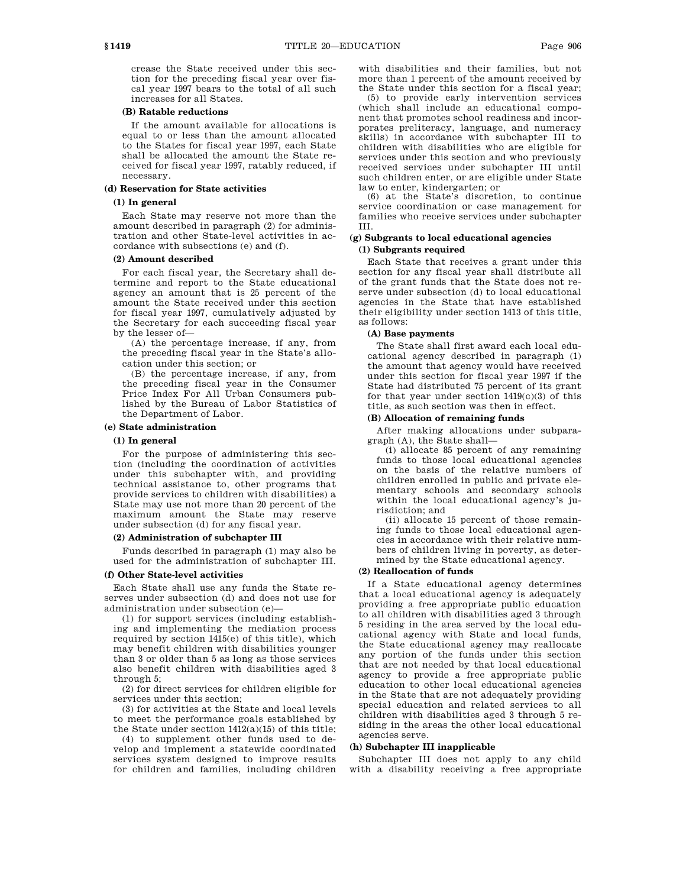crease the State received under this section for the preceding fiscal year over fiscal year 1997 bears to the total of all such increases for all States.

**(B) Ratable reductions**

If the amount available for allocations is equal to or less than the amount allocated to the States for fiscal year 1997, each State shall be allocated the amount the State received for fiscal year 1997, ratably reduced, if necessary.

**(d) Reservation for State activities**

**(1) In general**

Each State may reserve not more than the amount described in paragraph (2) for administration and other State-level activities in accordance with subsections (e) and (f).

**(2) Amount described**

For each fiscal year, the Secretary shall determine and report to the State educational agency an amount that is 25 percent of the amount the State received under this section for fiscal year 1997, cumulatively adjusted by the Secretary for each succeeding fiscal year by the lesser of—

(A) the percentage increase, if any, from the preceding fiscal year in the State's allocation under this section; or

(B) the percentage increase, if any, from the preceding fiscal year in the Consumer Price Index For All Urban Consumers published by the Bureau of Labor Statistics of the Department of Labor.

**(e) State administration**

**(1) In general**

For the purpose of administering this section (including the coordination of activities under this subchapter with, and providing technical assistance to, other programs that provide services to children with disabilities) a State may use not more than 20 percent of the maximum amount the State may reserve under subsection (d) for any fiscal year.

**(2) Administration of subchapter III**

Funds described in paragraph (1) may also be used for the administration of subchapter III.

**(f) Other State-level activities**

Each State shall use any funds the State reserves under subsection (d) and does not use for administration under subsection (e)—

(1) for support services (including establishing and implementing the mediation process required by section 1415(e) of this title), which may benefit children with disabilities younger than 3 or older than 5 as long as those services also benefit children with disabilities aged 3 through 5;

(2) for direct services for children eligible for services under this section;

(3) for activities at the State and local levels to meet the performance goals established by the State under section 1412(a)(15) of this title;

(4) to supplement other funds used to develop and implement a statewide coordinated services system designed to improve results for children and families, including children with disabilities and their families, but not more than 1 percent of the amount received by the State under this section for a fiscal year;

(5) to provide early intervention services (which shall include an educational component that promotes school readiness and incorporates preliteracy, language, and numeracy skills) in accordance with subchapter III to children with disabilities who are eligible for services under this section and who previously received services under subchapter III until such children enter, or are eligible under State law to enter, kindergarten; or

(6) at the State's discretion, to continue service coordination or case management for families who receive services under subchapter III.

**(g) Subgrants to local educational agencies**

**(1) Subgrants required**

Each State that receives a grant under this section for any fiscal year shall distribute all of the grant funds that the State does not reserve under subsection (d) to local educational agencies in the State that have established their eligibility under section 1413 of this title, as follows:

**(A) Base payments**

The State shall first award each local educational agency described in paragraph (1) the amount that agency would have received under this section for fiscal year 1997 if the State had distributed 75 percent of its grant for that year under section 1419(c)(3) of this title, as such section was then in effect.

**(B) Allocation of remaining funds**

After making allocations under subparagraph (A), the State shall—

(i) allocate 85 percent of any remaining funds to those local educational agencies on the basis of the relative numbers of children enrolled in public and private elementary schools and secondary schools within the local educational agency's jurisdiction; and

(ii) allocate 15 percent of those remaining funds to those local educational agencies in accordance with their relative numbers of children living in poverty, as determined by the State educational agency.

**(2) Reallocation of funds**

If a State educational agency determines that a local educational agency is adequately providing a free appropriate public education to all children with disabilities aged 3 through 5 residing in the area served by the local educational agency with State and local funds, the State educational agency may reallocate any portion of the funds under this section that are not needed by that local educational agency to provide a free appropriate public education to other local educational agencies in the State that are not adequately providing special education and related services to all children with disabilities aged 3 through 5 residing in the areas the other local educational agencies serve.

**(h) Subchapter III inapplicable**

Subchapter III does not apply to any child with a disability receiving a free appropriate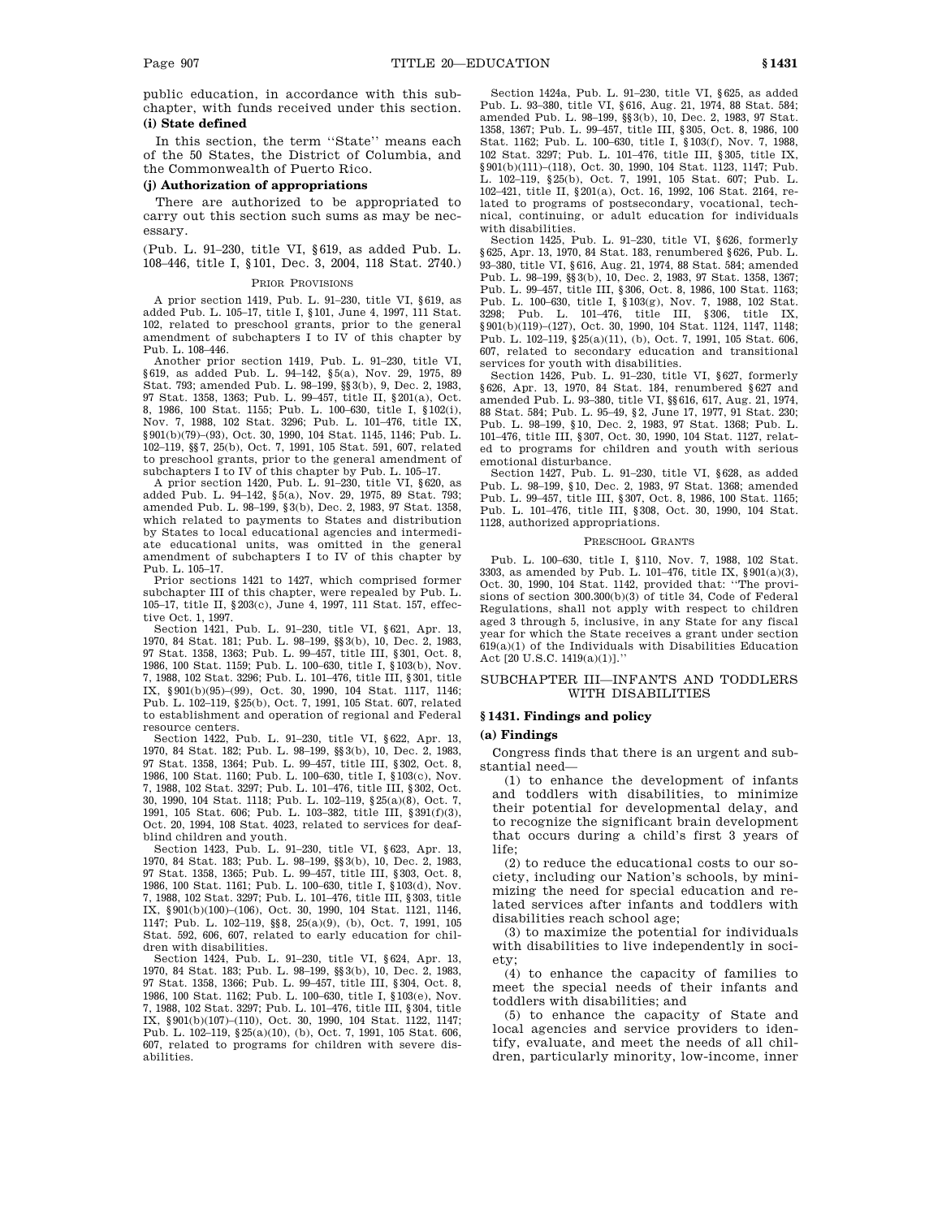public education, in accordance with this subchapter, with funds received under this section.

**(i) State defined**

In this section, the term ''State'' means each of the 50 States, the District of Columbia, and the Commonwealth of Puerto Rico.

**(j) Authorization of appropriations**

There are authorized to be appropriated to carry out this section such sums as may be necessary.

(Pub. L. 91–230, title VI, §619, as added Pub. L. 108–446, title I, §101, Dec. 3, 2004, 118 Stat. 2740.)

PRIOR PROVISIONS

A prior section 1419, Pub. L. 91–230, title VI, §619, as added Pub. L. 105–17, title I, §101, June 4, 1997, 111 Stat. 102, related to preschool grants, prior to the general amendment of subchapters I to IV of this chapter by Pub. L. 108–446.

Another prior section 1419, Pub. L. 91–230, title VI, §619, as added Pub. L. 94–142, §5(a), Nov. 29, 1975, 89 Stat. 793; amended Pub. L. 98–199, §§3(b), 9, Dec. 2, 1983, 97 Stat. 1358, 1363; Pub. L. 99–457, title II, §201(a), Oct. 8, 1986, 100 Stat. 1155; Pub. L. 100–630, title I, §102(i), Nov. 7, 1988, 102 Stat. 3296; Pub. L. 101–476, title IX, §901(b)(79)–(93), Oct. 30, 1990, 104 Stat. 1145, 1146; Pub. L. 102–119, §§7, 25(b), Oct. 7, 1991, 105 Stat. 591, 607, related to preschool grants, prior to the general amendment of subchapters I to IV of this chapter by Pub. L. 105–17.

A prior section 1420, Pub. L. 91–230, title VI, §620, as added Pub. L. 94–142, §5(a), Nov. 29, 1975, 89 Stat. 793; amended Pub. L. 98–199, §3(b), Dec. 2, 1983, 97 Stat. 1358, which related to payments to States and distribution by States to local educational agencies and intermediate educational units, was omitted in the general amendment of subchapters I to IV of this chapter by Pub. L. 105–17.

Prior sections 1421 to 1427, which comprised former subchapter III of this chapter, were repealed by Pub. L. 105–17, title II, §203(c), June 4, 1997, 111 Stat. 157, effective Oct. 1, 1997.

Section 1421, Pub. L. 91–230, title VI, §621, Apr. 13, 1970, 84 Stat. 181; Pub. L. 98–199, §§3(b), 10, Dec. 2, 1983, 97 Stat. 1358, 1363; Pub. L. 99–457, title III, §301, Oct. 8, 1986, 100 Stat. 1159; Pub. L. 100–630, title I, §103(b), Nov. 7, 1988, 102 Stat. 3296; Pub. L. 101–476, title III, §301, title IX, §901(b)(95)–(99), Oct. 30, 1990, 104 Stat. 1117, 1146; Pub. L. 102–119, §25(b), Oct. 7, 1991, 105 Stat. 607, related to establishment and operation of regional and Federal resource centers.

Section 1422, Pub. L. 91–230, title VI, §622, Apr. 13, 1970, 84 Stat. 182; Pub. L. 98–199, §§3(b), 10, Dec. 2, 1983, 97 Stat. 1358, 1364; Pub. L. 99–457, title III, §302, Oct. 8, 1986, 100 Stat. 1160; Pub. L. 100–630, title I, §103(c), Nov. 7, 1988, 102 Stat. 3297; Pub. L. 101–476, title III, §302, Oct. 30, 1990, 104 Stat. 1118; Pub. L. 102–119, §25(a)(8), Oct. 7, 1991, 105 Stat. 606; Pub. L. 103–382, title III, §391(f)(3), Oct. 20, 1994, 108 Stat. 4023, related to services for deaf-blind children and youth.

Section 1423, Pub. L. 91–230, title VI, §623, Apr. 13, 1970, 84 Stat. 183; Pub. L. 98–199, §§3(b), 10, Dec. 2, 1983, 97 Stat. 1358, 1365; Pub. L. 99–457, title III, §303, Oct. 8, 1986, 100 Stat. 1161; Pub. L. 100–630, title I, §103(d), Nov. 7, 1988, 102 Stat. 3297; Pub. L. 101–476, title III, §303, title IX, §901(b)(100)–(106), Oct. 30, 1990, 104 Stat. 1121, 1146, 1147; Pub. L. 102–119, §§8, 25(a)(9), (b), Oct. 7, 1991, 105 Stat. 592, 606, 607, related to early education for children with disabilities.

Section 1424, Pub. L. 91–230, title VI, §624, Apr. 13, 1970, 84 Stat. 183; Pub. L. 98–199, §§3(b), 10, Dec. 2, 1983, 97 Stat. 1358, 1366; Pub. L. 99–457, title III, §304, Oct. 8, 1986, 100 Stat. 1162; Pub. L. 100–630, title I, §103(e), Nov. 7, 1988, 102 Stat. 3297; Pub. L. 101–476, title III, §304, title IX, §901(b)(107)–(110), Oct. 30, 1990, 104 Stat. 1122, 1147; Pub. L. 102–119, §25(a)(10), (b), Oct. 7, 1991, 105 Stat. 606, 607, related to programs for children with severe disabilities.

Section 1424a, Pub. L. 91–230, title VI, §625, as added Pub. L. 93–380, title VI, §616, Aug. 21, 1974, 88 Stat. 584; amended Pub. L. 98–199, §§3(b), 10, Dec. 2, 1983, 97 Stat. 1358, 1367; Pub. L. 99–457, title III, §305, Oct. 8, 1986, 100 Stat. 1162; Pub. L. 100–630, title I, §103(f), Nov. 7, 1988, 102 Stat. 3297; Pub. L. 101–476, title III, §305, title IX, §901(b)(111)–(118), Oct. 30, 1990, 104 Stat. 1123, 1147; Pub. L. 102–119, §25(b), Oct. 7, 1991, 105 Stat. 607; Pub. L. 102–421, title II, §201(a), Oct. 16, 1992, 106 Stat. 2164, related to programs of postsecondary, vocational, technical, continuing, or adult education for individuals with disabilities.

Section 1425, Pub. L. 91–230, title VI, §626, formerly §625, Apr. 13, 1970, 84 Stat. 183, renumbered §626, Pub. L. 93–380, title VI, §616, Aug. 21, 1974, 88 Stat. 584; amended Pub. L. 98–199, §§3(b), 10, Dec. 2, 1983, 97 Stat. 1358, 1367; Pub. L. 99–457, title III, §306, Oct. 8, 1986, 100 Stat. 1163; Pub. L. 100–630, title I, §103(g), Nov. 7, 1988, 102 Stat. 3298; Pub. L. 101–476, title III, §306, title IX, §901(b)(119)–(127), Oct. 30, 1990, 104 Stat. 1124, 1147, 1148; Pub. L. 102–119, §25(a)(11), (b), Oct. 7, 1991, 105 Stat. 606, 607, related to secondary education and transitional services for youth with disabilities.

Section 1426, Pub. L. 91–230, title VI, §627, formerly §626, Apr. 13, 1970, 84 Stat. 184, renumbered §627 and amended Pub. L. 93–380, title VI, §§616, 617, Aug. 21, 1974, 88 Stat. 584; Pub. L. 95–49, §2, June 17, 1977, 91 Stat. 230; Pub. L. 98–199, §10, Dec. 2, 1983, 97 Stat. 1368; Pub. L. 101–476, title III, §307, Oct. 30, 1990, 104 Stat. 1127, related to programs for children and youth with serious emotional disturbance.

Section 1427, Pub. L. 91–230, title VI, §628, as added Pub. L. 98–199, §10, Dec. 2, 1983, 97 Stat. 1368; amended Pub. L. 99–457, title III, §307, Oct. 8, 1986, 100 Stat. 1165; Pub. L. 101–476, title III, §308, Oct. 30, 1990, 104 Stat. 1128, authorized appropriations.

PRESCHOOL GRANTS

Pub. L. 100–630, title I, §110, Nov. 7, 1988, 102 Stat. 3303, as amended by Pub. L. 101–476, title IX, §901(a)(3), Oct. 30, 1990, 104 Stat. 1142, provided that: ''The provisions of section 300.300(b)(3) of title 34, Code of Federal Regulations, shall not apply with respect to children aged 3 through 5, inclusive, in any State for any fiscal year for which the State receives a grant under section 619(a)(1) of the Individuals with Disabilities Education Act [20 U.S.C. 1419(a)(1)].''

## SUBCHAPTER III—INFANTS AND TODDLERS WITH DISABILITIES

### §1431. Findings and policy

**(a) Findings**

Congress finds that there is an urgent and substantial need—

(1) to enhance the development of infants and toddlers with disabilities, to minimize their potential for developmental delay, and to recognize the significant brain development that occurs during a child's first 3 years of life;

(2) to reduce the educational costs to our society, including our Nation's schools, by minimizing the need for special education and related services after infants and toddlers with disabilities reach school age;

(3) to maximize the potential for individuals with disabilities to live independently in society;

(4) to enhance the capacity of families to meet the special needs of their infants and toddlers with disabilities; and

(5) to enhance the capacity of State and local agencies and service providers to identify, evaluate, and meet the needs of all children, particularly minority, low-income, inner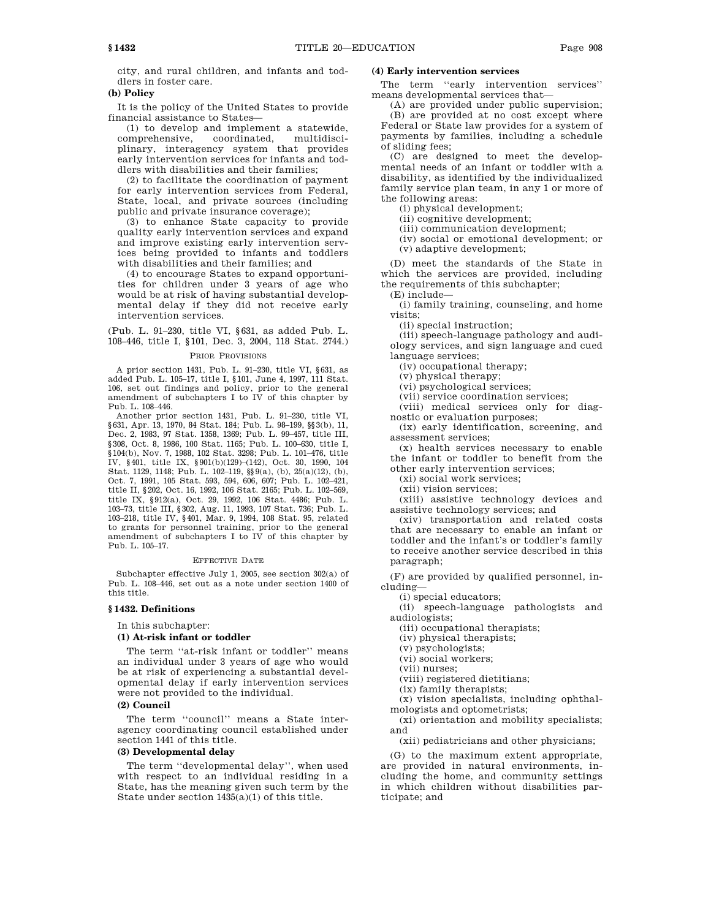city, and rural children, and infants and toddlers in foster care.

**(b) Policy**

It is the policy of the United States to provide financial assistance to States—

(1) to develop and implement a statewide, comprehensive, coordinated, multidisciplinary, interagency system that provides early intervention services for infants and toddlers with disabilities and their families;

(2) to facilitate the coordination of payment for early intervention services from Federal, State, local, and private sources (including public and private insurance coverage);

(3) to enhance State capacity to provide quality early intervention services and expand and improve existing early intervention services being provided to infants and toddlers with disabilities and their families; and

(4) to encourage States to expand opportunities for children under 3 years of age who would be at risk of having substantial developmental delay if they did not receive early intervention services.

(Pub. L. 91–230, title VI, §631, as added Pub. L. 108–446, title I, §101, Dec. 3, 2004, 118 Stat. 2744.)

PRIOR PROVISIONS

A prior section 1431, Pub. L. 91–230, title VI, §631, as added Pub. L. 105–17, title I, §101, June 4, 1997, 111 Stat. 106, set out findings and policy, prior to the general amendment of subchapters I to IV of this chapter by Pub. L. 108–446.

Another prior section 1431, Pub. L. 91–230, title VI, §631, Apr. 13, 1970, 84 Stat. 184; Pub. L. 98–199, §§3(b), 11, Dec. 2, 1983, 97 Stat. 1358, 1369; Pub. L. 99–457, title III, §308, Oct. 8, 1986, 100 Stat. 1165; Pub. L. 100–630, title I, §104(b), Nov. 7, 1988, 102 Stat. 3298; Pub. L. 101–476, title IV, §401, title IX, §901(b)(129)–(142), Oct. 30, 1990, 104 Stat. 1129, 1148; Pub. L. 102–119, §§9(a), (b), 25(a)(12), (b), Oct. 7, 1991, 105 Stat. 593, 594, 606, 607; Pub. L. 102–421, title II, §202, Oct. 16, 1992, 106 Stat. 2165; Pub. L. 102–569, title IX, §912(a), Oct. 29, 1992, 106 Stat. 4486; Pub. L. 103–73, title III, §302, Aug. 11, 1993, 107 Stat. 736; Pub. L. 103–218, title IV, §401, Mar. 9, 1994, 108 Stat. 95, related to grants for personnel training, prior to the general amendment of subchapters I to IV of this chapter by Pub. L. 105–17.

EFFECTIVE DATE

Subchapter effective July 1, 2005, see section 302(a) of Pub. L. 108–446, set out as a note under section 1400 of this title.

## §1432. Definitions

In this subchapter:

**(1) At-risk infant or toddler**

The term ''at-risk infant or toddler'' means an individual under 3 years of age who would be at risk of experiencing a substantial developmental delay if early intervention services were not provided to the individual.

**(2) Council**

The term ''council'' means a State interagency coordinating council established under section 1441 of this title.

**(3) Developmental delay**

The term ''developmental delay'', when used with respect to an individual residing in a State, has the meaning given such term by the State under section 1435(a)(1) of this title.

**(4) Early intervention services**

The term ''early intervention services'' means developmental services that—

(A) are provided under public supervision;

(B) are provided at no cost except where Federal or State law provides for a system of payments by families, including a schedule of sliding fees;

(C) are designed to meet the developmental needs of an infant or toddler with a disability, as identified by the individualized family service plan team, in any 1 or more of the following areas:

(i) physical development;

(ii) cognitive development;

(iii) communication development;

(iv) social or emotional development; or

(v) adaptive development;

(D) meet the standards of the State in which the services are provided, including the requirements of this subchapter;

(E) include—

(i) family training, counseling, and home visits;

(ii) special instruction;

(iii) speech-language pathology and audiology services, and sign language and cued language services;

(iv) occupational therapy;

(v) physical therapy;

(vi) psychological services;

(vii) service coordination services;

(viii) medical services only for diagnostic or evaluation purposes;

(ix) early identification, screening, and assessment services;

(x) health services necessary to enable the infant or toddler to benefit from the other early intervention services;

(xi) social work services;

(xii) vision services;

(xiii) assistive technology devices and assistive technology services; and

(xiv) transportation and related costs that are necessary to enable an infant or toddler and the infant's or toddler's family to receive another service described in this paragraph;

(F) are provided by qualified personnel, including—

(i) special educators;

(ii) speech-language pathologists and audiologists;

(iii) occupational therapists;

(iv) physical therapists;

(v) psychologists;

(vi) social workers;

(vii) nurses;

(viii) registered dietitians;

(ix) family therapists;

(x) vision specialists, including ophthalmologists and optometrists;

(xi) orientation and mobility specialists; and

(xii) pediatricians and other physicians;

(G) to the maximum extent appropriate, are provided in natural environments, including the home, and community settings in which children without disabilities participate; and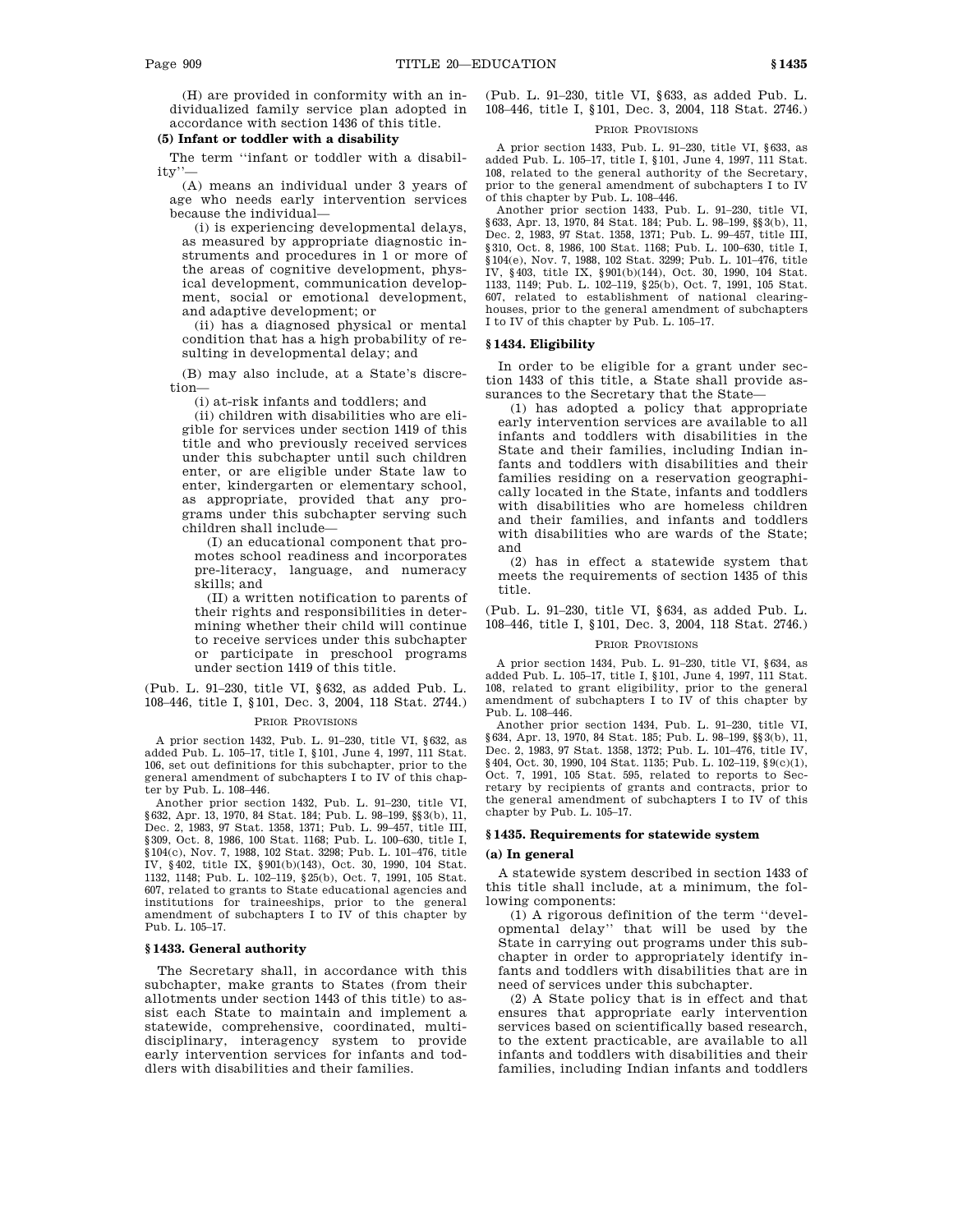(H) are provided in conformity with an individualized family service plan adopted in accordance with section 1436 of this title.

**(5) Infant or toddler with a disability**

The term ''infant or toddler with a disability''—

(A) means an individual under 3 years of age who needs early intervention services because the individual—

(i) is experiencing developmental delays, as measured by appropriate diagnostic instruments and procedures in 1 or more of the areas of cognitive development, physical development, communication development, social or emotional development, and adaptive development; or

(ii) has a diagnosed physical or mental condition that has a high probability of resulting in developmental delay; and

(B) may also include, at a State's discretion—

(i) at-risk infants and toddlers; and

(ii) children with disabilities who are eligible for services under section 1419 of this title and who previously received services under this subchapter until such children enter, or are eligible under State law to enter, kindergarten or elementary school, as appropriate, provided that any programs under this subchapter serving such children shall include—

(I) an educational component that promotes school readiness and incorporates pre-literacy, language, and numeracy skills; and

(II) a written notification to parents of their rights and responsibilities in determining whether their child will continue to receive services under this subchapter or participate in preschool programs under section 1419 of this title.

(Pub. L. 91–230, title VI, §632, as added Pub. L. 108–446, title I, §101, Dec. 3, 2004, 118 Stat. 2744.)

PRIOR PROVISIONS

A prior section 1432, Pub. L. 91–230, title VI, §632, as added Pub. L. 105–17, title I, §101, June 4, 1997, 111 Stat. 106, set out definitions for this subchapter, prior to the general amendment of subchapters I to IV of this chapter by Pub. L. 108–446.

Another prior section 1432, Pub. L. 91–230, title VI, §632, Apr. 13, 1970, 84 Stat. 184; Pub. L. 98–199, §§3(b), 11, Dec. 2, 1983, 97 Stat. 1358, 1371; Pub. L. 99–457, title III, §309, Oct. 8, 1986, 100 Stat. 1168; Pub. L. 100–630, title I, §104(c), Nov. 7, 1988, 102 Stat. 3298; Pub. L. 101–476, title IV, §402, title IX, §901(b)(143), Oct. 30, 1990, 104 Stat. 1132, 1148; Pub. L. 102–119, §25(b), Oct. 7, 1991, 105 Stat. 607, related to grants to State educational agencies and institutions for traineeships, prior to the general amendment of subchapters I to IV of this chapter by Pub. L. 105–17.

## §1433. General authority

The Secretary shall, in accordance with this subchapter, make grants to States (from their allotments under section 1443 of this title) to assist each State to maintain and implement a statewide, comprehensive, coordinated, multidisciplinary, interagency system to provide early intervention services for infants and toddlers with disabilities and their families.

(Pub. L. 91–230, title VI, §633, as added Pub. L. 108–446, title I, §101, Dec. 3, 2004, 118 Stat. 2746.)

PRIOR PROVISIONS

A prior section 1433, Pub. L. 91–230, title VI, §633, as added Pub. L. 105–17, title I, §101, June 4, 1997, 111 Stat. 108, related to the general authority of the Secretary, prior to the general amendment of subchapters I to IV of this chapter by Pub. L. 108–446.

Another prior section 1433, Pub. L. 91–230, title VI, §633, Apr. 13, 1970, 84 Stat. 184; Pub. L. 98–199, §§3(b), 11, Dec. 2, 1983, 97 Stat. 1358, 1371; Pub. L. 99–457, title III, §310, Oct. 8, 1986, 100 Stat. 1168; Pub. L. 100–630, title I, §104(e), Nov. 7, 1988, 102 Stat. 3299; Pub. L. 101–476, title IV, §403, title IX, §901(b)(144), Oct. 30, 1990, 104 Stat. 1133, 1149; Pub. L. 102–119, §25(b), Oct. 7, 1991, 105 Stat. 607, related to establishment of national clearinghouses, prior to the general amendment of subchapters I to IV of this chapter by Pub. L. 105–17.

## §1434. Eligibility

In order to be eligible for a grant under section 1433 of this title, a State shall provide assurances to the Secretary that the State—

(1) has adopted a policy that appropriate early intervention services are available to all infants and toddlers with disabilities in the State and their families, including Indian infants and toddlers with disabilities and their families residing on a reservation geographically located in the State, infants and toddlers with disabilities who are homeless children and their families, and infants and toddlers with disabilities who are wards of the State; and

(2) has in effect a statewide system that meets the requirements of section 1435 of this title.

(Pub. L. 91–230, title VI, §634, as added Pub. L. 108–446, title I, §101, Dec. 3, 2004, 118 Stat. 2746.)

PRIOR PROVISIONS

A prior section 1434, Pub. L. 91–230, title VI, §634, as added Pub. L. 105–17, title I, §101, June 4, 1997, 111 Stat. 108, related to grant eligibility, prior to the general amendment of subchapters I to IV of this chapter by Pub. L. 108–446.

Another prior section 1434, Pub. L. 91–230, title VI, §634, Apr. 13, 1970, 84 Stat. 185; Pub. L. 98–199, §§3(b), 11, Dec. 2, 1983, 97 Stat. 1358, 1372; Pub. L. 101–476, title IV, §404, Oct. 30, 1990, 104 Stat. 1135; Pub. L. 102–119, §9(c)(1), Oct. 7, 1991, 105 Stat. 595, related to reports to Secretary by recipients of grants and contracts, prior to the general amendment of subchapters I to IV of this chapter by Pub. L. 105–17.

## §1435. Requirements for statewide system

**(a) In general**

A statewide system described in section 1433 of this title shall include, at a minimum, the following components:

(1) A rigorous definition of the term ''developmental delay'' that will be used by the State in carrying out programs under this subchapter in order to appropriately identify infants and toddlers with disabilities that are in need of services under this subchapter.

(2) A State policy that is in effect and that ensures that appropriate early intervention services based on scientifically based research, to the extent practicable, are available to all infants and toddlers with disabilities and their families, including Indian infants and toddlers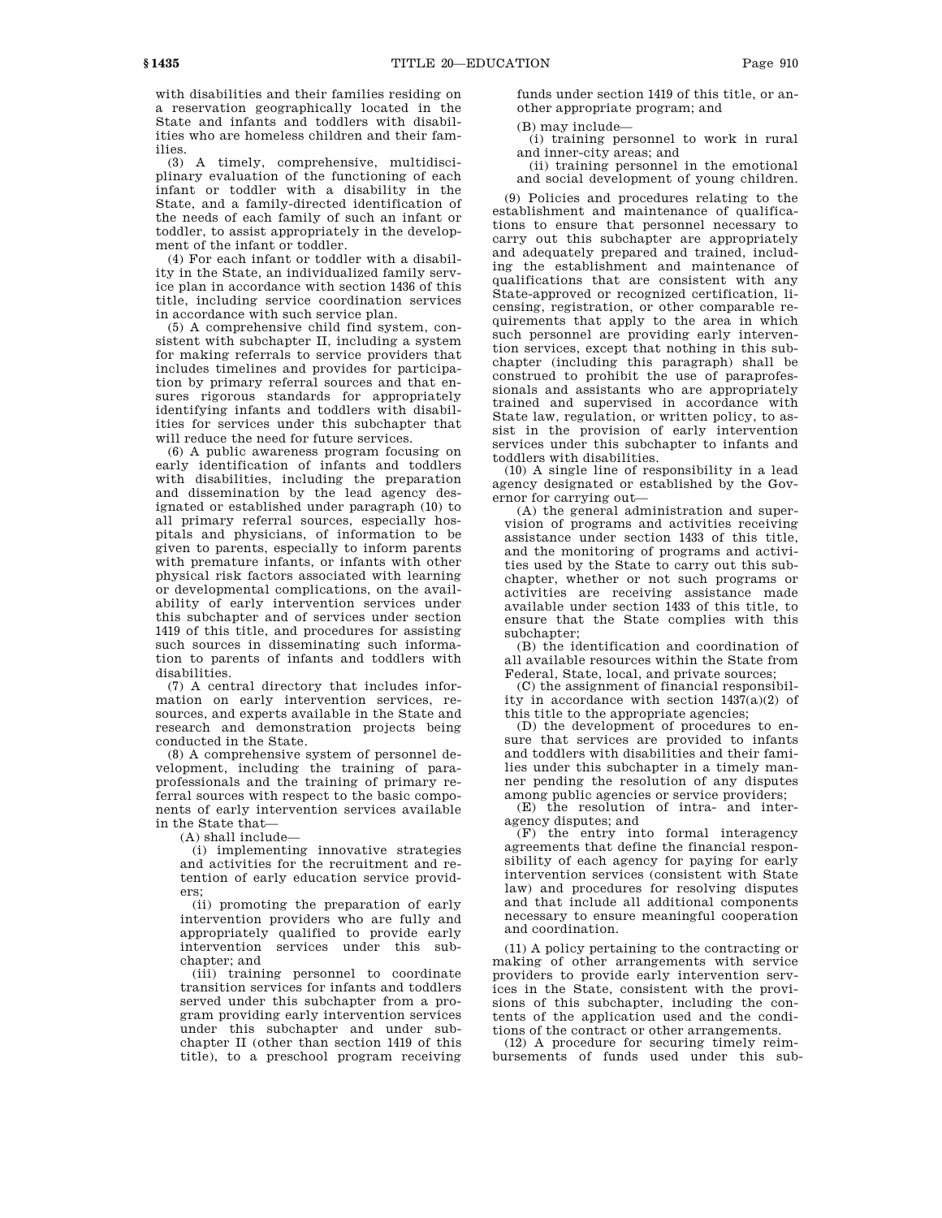with disabilities and their families residing on a reservation geographically located in the State and infants and toddlers with disabilities who are homeless children and their families.

(3) A timely, comprehensive, multidisciplinary evaluation of the functioning of each infant or toddler with a disability in the State, and a family-directed identification of the needs of each family of such an infant or toddler, to assist appropriately in the development of the infant or toddler.

(4) For each infant or toddler with a disability in the State, an individualized family service plan in accordance with section 1436 of this title, including service coordination services in accordance with such service plan.

(5) A comprehensive child find system, consistent with subchapter II, including a system for making referrals to service providers that includes timelines and provides for participation by primary referral sources and that ensures rigorous standards for appropriately identifying infants and toddlers with disabilities for services under this subchapter that will reduce the need for future services.

(6) A public awareness program focusing on early identification of infants and toddlers with disabilities, including the preparation and dissemination by the lead agency designated or established under paragraph (10) to all primary referral sources, especially hospitals and physicians, of information to be given to parents, especially to inform parents with premature infants, or infants with other physical risk factors associated with learning or developmental complications, on the availability of early intervention services under this subchapter and of services under section 1419 of this title, and procedures for assisting such sources in disseminating such information to parents of infants and toddlers with disabilities.

(7) A central directory that includes information on early intervention services, resources, and experts available in the State and research and demonstration projects being conducted in the State.

(8) A comprehensive system of personnel development, including the training of paraprofessionals and the training of primary referral sources with respect to the basic components of early intervention services available in the State that—

(A) shall include—

(i) implementing innovative strategies and activities for the recruitment and retention of early education service providers;

(ii) promoting the preparation of early intervention providers who are fully and appropriately qualified to provide early intervention services under this subchapter; and

(iii) training personnel to coordinate transition services for infants and toddlers served under this subchapter from a program providing early intervention services under this subchapter and under subchapter II (other than section 1419 of this title), to a preschool program receiving funds under section 1419 of this title, or another appropriate program; and

(B) may include—

(i) training personnel to work in rural and inner-city areas; and

(ii) training personnel in the emotional and social development of young children.

(9) Policies and procedures relating to the establishment and maintenance of qualifications to ensure that personnel necessary to carry out this subchapter are appropriately and adequately prepared and trained, including the establishment and maintenance of qualifications that are consistent with any State-approved or recognized certification, licensing, registration, or other comparable requirements that apply to the area in which such personnel are providing early intervention services, except that nothing in this subchapter (including this paragraph) shall be construed to prohibit the use of paraprofessionals and assistants who are appropriately trained and supervised in accordance with State law, regulation, or written policy, to assist in the provision of early intervention services under this subchapter to infants and toddlers with disabilities.

(10) A single line of responsibility in a lead agency designated or established by the Governor for carrying out—

(A) the general administration and supervision of programs and activities receiving assistance under section 1433 of this title, and the monitoring of programs and activities used by the State to carry out this subchapter, whether or not such programs or activities are receiving assistance made available under section 1433 of this title, to ensure that the State complies with this subchapter;

(B) the identification and coordination of all available resources within the State from Federal, State, local, and private sources;

(C) the assignment of financial responsibility in accordance with section 1437(a)(2) of this title to the appropriate agencies;

(D) the development of procedures to ensure that services are provided to infants and toddlers with disabilities and their families under this subchapter in a timely manner pending the resolution of any disputes among public agencies or service providers;

(E) the resolution of intra- and interagency disputes; and

(F) the entry into formal interagency agreements that define the financial responsibility of each agency for paying for early intervention services (consistent with State law) and procedures for resolving disputes and that include all additional components necessary to ensure meaningful cooperation and coordination.

(11) A policy pertaining to the contracting or making of other arrangements with service providers to provide early intervention services in the State, consistent with the provisions of this subchapter, including the contents of the application used and the conditions of the contract or other arrangements.

(12) A procedure for securing timely reimbursements of funds used under this sub-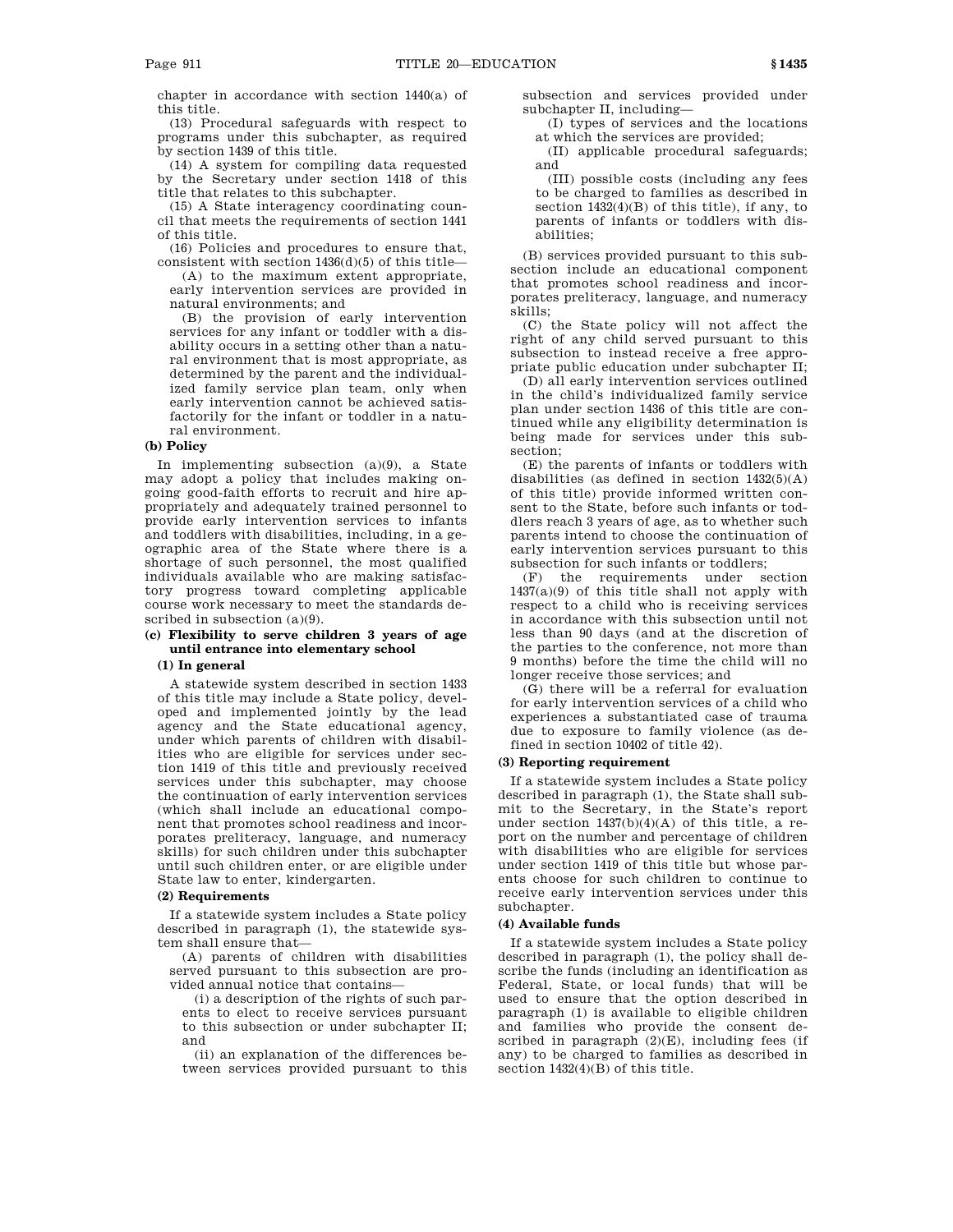chapter in accordance with section 1440(a) of this title.

(13) Procedural safeguards with respect to programs under this subchapter, as required by section 1439 of this title.

(14) A system for compiling data requested by the Secretary under section 1418 of this title that relates to this subchapter.

(15) A State interagency coordinating council that meets the requirements of section 1441 of this title.

(16) Policies and procedures to ensure that, consistent with section 1436(d)(5) of this title—

(A) to the maximum extent appropriate, early intervention services are provided in natural environments; and

(B) the provision of early intervention services for any infant or toddler with a disability occurs in a setting other than a natural environment that is most appropriate, as determined by the parent and the individualized family service plan team, only when early intervention cannot be achieved satisfactorily for the infant or toddler in a natural environment.

**(b) Policy**

In implementing subsection (a)(9), a State may adopt a policy that includes making ongoing good-faith efforts to recruit and hire appropriately and adequately trained personnel to provide early intervention services to infants and toddlers with disabilities, including, in a geographic area of the State where there is a shortage of such personnel, the most qualified individuals available who are making satisfactory progress toward completing applicable course work necessary to meet the standards described in subsection (a)(9).

**(c) Flexibility to serve children 3 years of age until entrance into elementary school**

**(1) In general**

A statewide system described in section 1433 of this title may include a State policy, developed and implemented jointly by the lead agency and the State educational agency, under which parents of children with disabilities who are eligible for services under section 1419 of this title and previously received services under this subchapter, may choose the continuation of early intervention services (which shall include an educational component that promotes school readiness and incorporates preliteracy, language, and numeracy skills) for such children under this subchapter until such children enter, or are eligible under State law to enter, kindergarten.

**(2) Requirements**

If a statewide system includes a State policy described in paragraph (1), the statewide system shall ensure that—

(A) parents of children with disabilities served pursuant to this subsection are provided annual notice that contains—

(i) a description of the rights of such parents to elect to receive services pursuant to this subsection or under subchapter II; and

(ii) an explanation of the differences between services provided pursuant to this subsection and services provided under subchapter II, including—

(I) types of services and the locations at which the services are provided;

(II) applicable procedural safeguards; and

(III) possible costs (including any fees to be charged to families as described in section 1432(4)(B) of this title), if any, to parents of infants or toddlers with disabilities;

(B) services provided pursuant to this subsection include an educational component that promotes school readiness and incorporates preliteracy, language, and numeracy skills;

(C) the State policy will not affect the right of any child served pursuant to this subsection to instead receive a free appropriate public education under subchapter II;

(D) all early intervention services outlined in the child's individualized family service plan under section 1436 of this title are continued while any eligibility determination is being made for services under this subsection;

(E) the parents of infants or toddlers with disabilities (as defined in section 1432(5)(A) of this title) provide informed written consent to the State, before such infants or toddlers reach 3 years of age, as to whether such parents intend to choose the continuation of early intervention services pursuant to this subsection for such infants or toddlers;

(F) the requirements under section 1437(a)(9) of this title shall not apply with respect to a child who is receiving services in accordance with this subsection until not less than 90 days (and at the discretion of the parties to the conference, not more than 9 months) before the time the child will no longer receive those services; and

(G) there will be a referral for evaluation for early intervention services of a child who experiences a substantiated case of trauma due to exposure to family violence (as defined in section 10402 of title 42).

**(3) Reporting requirement**

If a statewide system includes a State policy described in paragraph (1), the State shall submit to the Secretary, in the State's report under section 1437(b)(4)(A) of this title, a report on the number and percentage of children with disabilities who are eligible for services under section 1419 of this title but whose parents choose for such children to continue to receive early intervention services under this subchapter.

**(4) Available funds**

If a statewide system includes a State policy described in paragraph (1), the policy shall describe the funds (including an identification as Federal, State, or local funds) that will be used to ensure that the option described in paragraph (1) is available to eligible children and families who provide the consent described in paragraph (2)(E), including fees (if any) to be charged to families as described in section 1432(4)(B) of this title.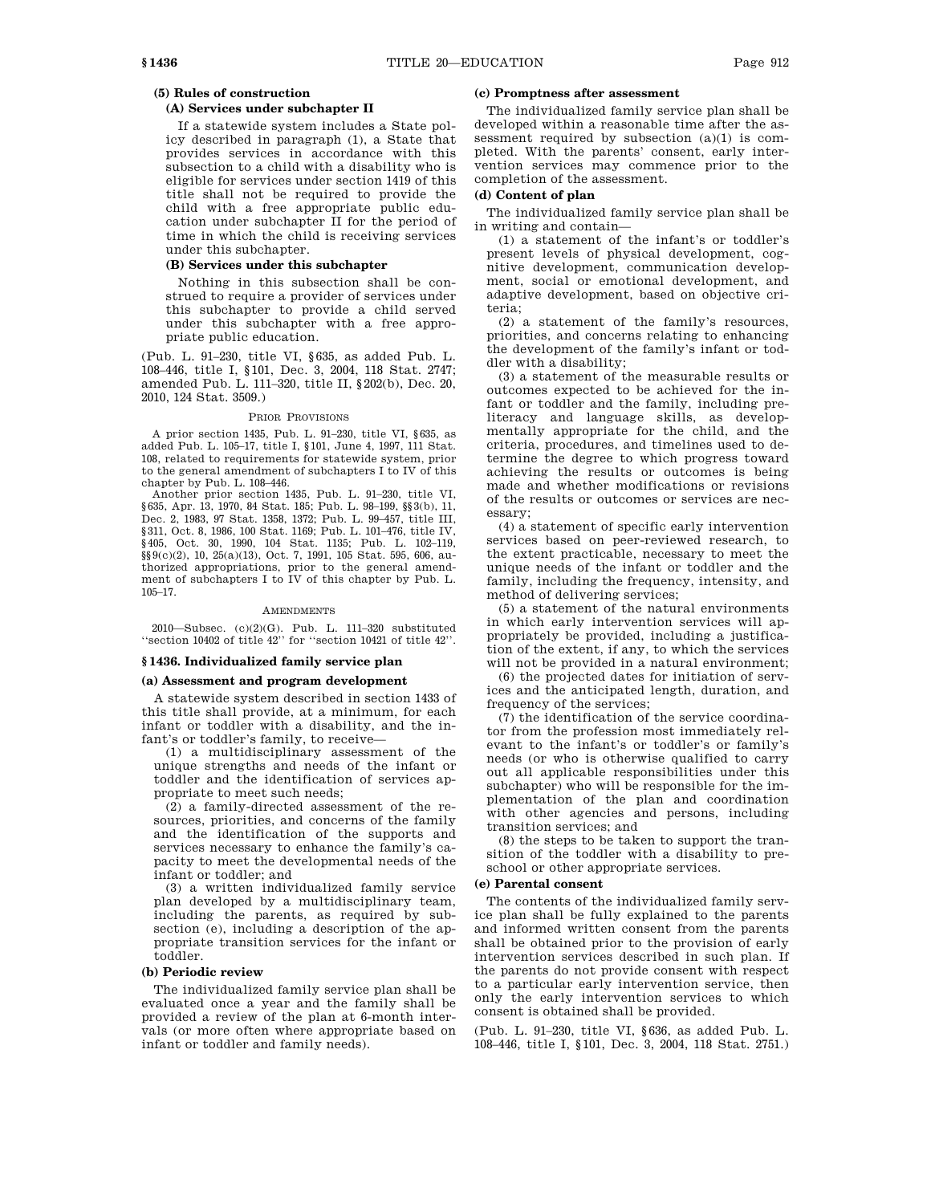**(5) Rules of construction**

**(A) Services under subchapter II**

If a statewide system includes a State policy described in paragraph (1), a State that provides services in accordance with this subsection to a child with a disability who is eligible for services under section 1419 of this title shall not be required to provide the child with a free appropriate public education under subchapter II for the period of time in which the child is receiving services under this subchapter.

**(B) Services under this subchapter**

Nothing in this subsection shall be construed to require a provider of services under this subchapter to provide a child served under this subchapter with a free appropriate public education.

(Pub. L. 91–230, title VI, §635, as added Pub. L. 108–446, title I, §101, Dec. 3, 2004, 118 Stat. 2747; amended Pub. L. 111–320, title II, §202(b), Dec. 20, 2010, 124 Stat. 3509.)

PRIOR PROVISIONS

A prior section 1435, Pub. L. 91–230, title VI, §635, as added Pub. L. 105–17, title I, §101, June 4, 1997, 111 Stat. 108, related to requirements for statewide system, prior to the general amendment of subchapters I to IV of this chapter by Pub. L. 108–446.

Another prior section 1435, Pub. L. 91–230, title VI, §635, Apr. 13, 1970, 84 Stat. 185; Pub. L. 98–199, §§3(b), 11, Dec. 2, 1983, 97 Stat. 1358, 1372; Pub. L. 99–457, title III, §311, Oct. 8, 1986, 100 Stat. 1169; Pub. L. 101–476, title IV, §405, Oct. 30, 1990, 104 Stat. 1135; Pub. L. 102–119, §§9(c)(2), 10, 25(a)(13), Oct. 7, 1991, 105 Stat. 595, 606, authorized appropriations, prior to the general amendment of subchapters I to IV of this chapter by Pub. L. 105–17.

AMENDMENTS

2010—Subsec. (c)(2)(G). Pub. L. 111–320 substituted ''section 10402 of title 42'' for ''section 10421 of title 42''.

## § 1436. Individualized family service plan

**(a) Assessment and program development**

A statewide system described in section 1433 of this title shall provide, at a minimum, for each infant or toddler with a disability, and the infant's or toddler's family, to receive—

(1) a multidisciplinary assessment of the unique strengths and needs of the infant or toddler and the identification of services appropriate to meet such needs;

(2) a family-directed assessment of the resources, priorities, and concerns of the family and the identification of the supports and services necessary to enhance the family's capacity to meet the developmental needs of the infant or toddler; and

(3) a written individualized family service plan developed by a multidisciplinary team, including the parents, as required by subsection (e), including a description of the appropriate transition services for the infant or toddler.

**(b) Periodic review**

The individualized family service plan shall be evaluated once a year and the family shall be provided a review of the plan at 6-month intervals (or more often where appropriate based on infant or toddler and family needs).

**(c) Promptness after assessment**

The individualized family service plan shall be developed within a reasonable time after the assessment required by subsection (a)(1) is completed. With the parents' consent, early intervention services may commence prior to the completion of the assessment.

**(d) Content of plan**

The individualized family service plan shall be in writing and contain—

(1) a statement of the infant's or toddler's present levels of physical development, cognitive development, communication development, social or emotional development, and adaptive development, based on objective criteria;

(2) a statement of the family's resources, priorities, and concerns relating to enhancing the development of the family's infant or toddler with a disability;

(3) a statement of the measurable results or outcomes expected to be achieved for the infant or toddler and the family, including preliteracy and language skills, as developmentally appropriate for the child, and the criteria, procedures, and timelines used to determine the degree to which progress toward achieving the results or outcomes is being made and whether modifications or revisions of the results or outcomes or services are necessary;

(4) a statement of specific early intervention services based on peer-reviewed research, to the extent practicable, necessary to meet the unique needs of the infant or toddler and the family, including the frequency, intensity, and method of delivering services;

(5) a statement of the natural environments in which early intervention services will appropriately be provided, including a justification of the extent, if any, to which the services will not be provided in a natural environment;

(6) the projected dates for initiation of services and the anticipated length, duration, and frequency of the services;

(7) the identification of the service coordinator from the profession most immediately relevant to the infant's or toddler's or family's needs (or who is otherwise qualified to carry out all applicable responsibilities under this subchapter) who will be responsible for the implementation of the plan and coordination with other agencies and persons, including transition services; and

(8) the steps to be taken to support the transition of the toddler with a disability to preschool or other appropriate services.

**(e) Parental consent**

The contents of the individualized family service plan shall be fully explained to the parents and informed written consent from the parents shall be obtained prior to the provision of early intervention services described in such plan. If the parents do not provide consent with respect to a particular early intervention service, then only the early intervention services to which consent is obtained shall be provided.

(Pub. L. 91–230, title VI, §636, as added Pub. L. 108–446, title I, §101, Dec. 3, 2004, 118 Stat. 2751.)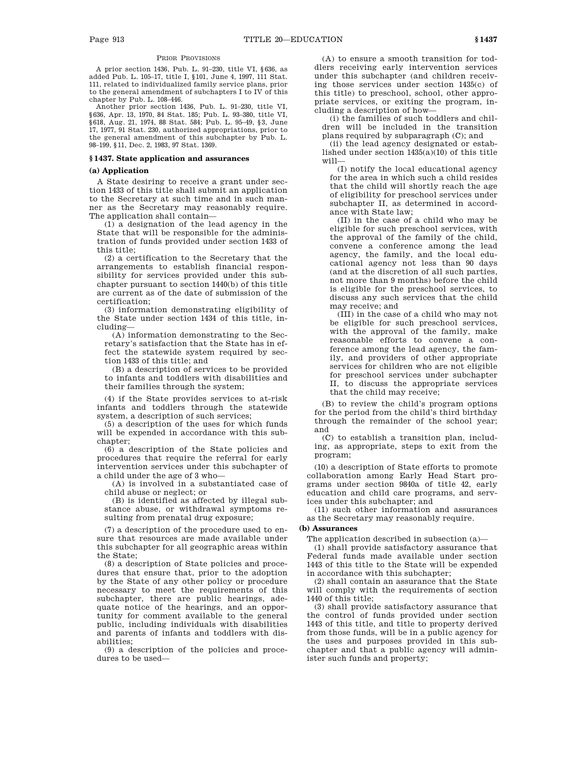PRIOR PROVISIONS

A prior section 1436, Pub. L. 91–230, title VI, §636, as added Pub. L. 105–17, title I, §101, June 4, 1997, 111 Stat. 111, related to individualized family service plans, prior to the general amendment of subchapters I to IV of this chapter by Pub. L. 108–446.

Another prior section 1436, Pub. L. 91–230, title VI, §636, Apr. 13, 1970, 84 Stat. 185; Pub. L. 93–380, title VI, §618, Aug. 21, 1974, 88 Stat. 584; Pub. L. 95–49, §3, June 17, 1977, 91 Stat. 230, authorized appropriations, prior to the general amendment of this subchapter by Pub. L. 98–199, §11, Dec. 2, 1983, 97 Stat. 1369.

## §1437. State application and assurances

### (a) Application

A State desiring to receive a grant under section 1433 of this title shall submit an application to the Secretary at such time and in such manner as the Secretary may reasonably require. The application shall contain—

(1) a designation of the lead agency in the State that will be responsible for the administration of funds provided under section 1433 of this title;

(2) a certification to the Secretary that the arrangements to establish financial responsibility for services provided under this subchapter pursuant to section 1440(b) of this title are current as of the date of submission of the certification;

(3) information demonstrating eligibility of the State under section 1434 of this title, including—

(A) information demonstrating to the Secretary's satisfaction that the State has in effect the statewide system required by section 1433 of this title; and

(B) a description of services to be provided to infants and toddlers with disabilities and their families through the system;

(4) if the State provides services to at-risk infants and toddlers through the statewide system, a description of such services;

(5) a description of the uses for which funds will be expended in accordance with this subchapter;

(6) a description of the State policies and procedures that require the referral for early intervention services under this subchapter of a child under the age of 3 who—

(A) is involved in a substantiated case of child abuse or neglect; or

(B) is identified as affected by illegal substance abuse, or withdrawal symptoms resulting from prenatal drug exposure;

(7) a description of the procedure used to ensure that resources are made available under this subchapter for all geographic areas within the State;

(8) a description of State policies and procedures that ensure that, prior to the adoption by the State of any other policy or procedure necessary to meet the requirements of this subchapter, there are public hearings, adequate notice of the hearings, and an opportunity for comment available to the general public, including individuals with disabilities and parents of infants and toddlers with disabilities;

(9) a description of the policies and procedures to be used—

(A) to ensure a smooth transition for toddlers receiving early intervention services under this subchapter (and children receiving those services under section 1435(c) of this title) to preschool, school, other appropriate services, or exiting the program, including a description of how—

(i) the families of such toddlers and children will be included in the transition plans required by subparagraph (C); and

(ii) the lead agency designated or established under section 1435(a)(10) of this title will—

(I) notify the local educational agency for the area in which such a child resides that the child will shortly reach the age of eligibility for preschool services under subchapter II, as determined in accordance with State law;

(II) in the case of a child who may be eligible for such preschool services, with the approval of the family of the child, convene a conference among the lead agency, the family, and the local educational agency not less than 90 days (and at the discretion of all such parties, not more than 9 months) before the child is eligible for the preschool services, to discuss any such services that the child may receive; and

(III) in the case of a child who may not be eligible for such preschool services, with the approval of the family, make reasonable efforts to convene a conference among the lead agency, the family, and providers of other appropriate services for children who are not eligible for preschool services under subchapter II, to discuss the appropriate services that the child may receive;

(B) to review the child's program options for the period from the child's third birthday through the remainder of the school year; and

(C) to establish a transition plan, including, as appropriate, steps to exit from the program;

(10) a description of State efforts to promote collaboration among Early Head Start programs under section 9840a of title 42, early education and child care programs, and services under this subchapter; and

(11) such other information and assurances as the Secretary may reasonably require.

### (b) Assurances

The application described in subsection (a)—

(1) shall provide satisfactory assurance that Federal funds made available under section 1443 of this title to the State will be expended in accordance with this subchapter;

(2) shall contain an assurance that the State will comply with the requirements of section 1440 of this title;

(3) shall provide satisfactory assurance that the control of funds provided under section 1443 of this title, and title to property derived from those funds, will be in a public agency for the uses and purposes provided in this subchapter and that a public agency will administer such funds and property;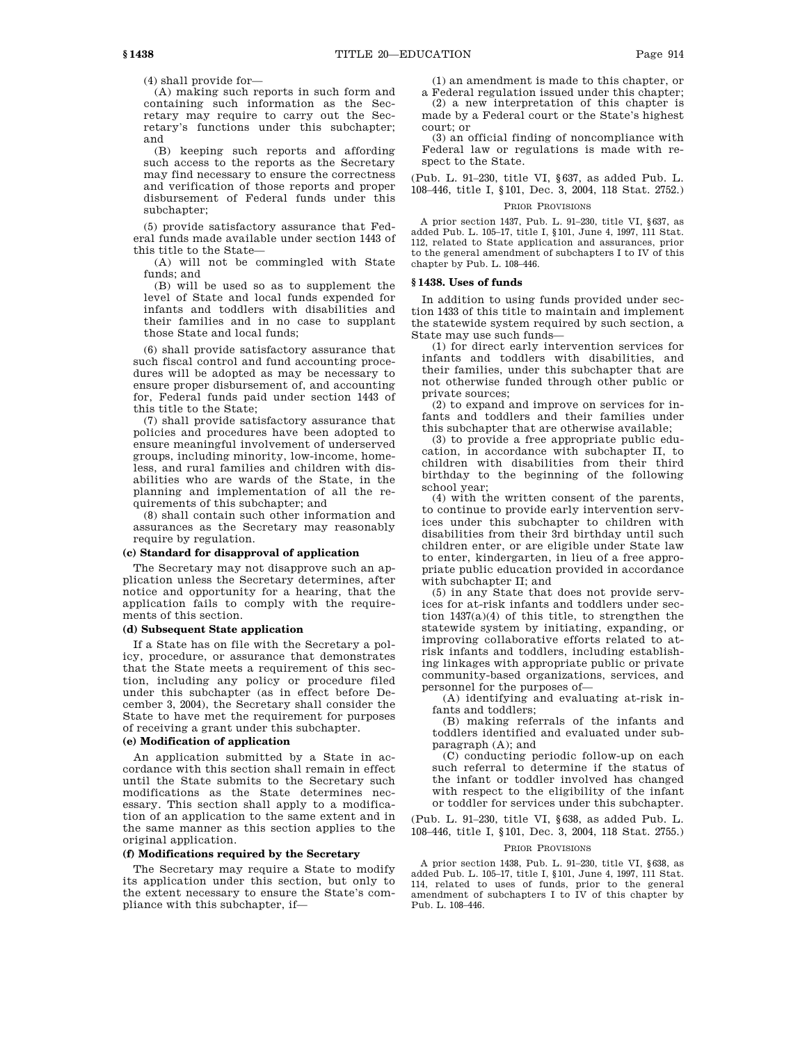(4) shall provide for—

(A) making such reports in such form and containing such information as the Secretary may require to carry out the Secretary's functions under this subchapter; and

(B) keeping such reports and affording such access to the reports as the Secretary may find necessary to ensure the correctness and verification of those reports and proper disbursement of Federal funds under this subchapter;

(5) provide satisfactory assurance that Federal funds made available under section 1443 of this title to the State—

(A) will not be commingled with State funds; and

(B) will be used so as to supplement the level of State and local funds expended for infants and toddlers with disabilities and their families and in no case to supplant those State and local funds;

(6) shall provide satisfactory assurance that such fiscal control and fund accounting procedures will be adopted as may be necessary to ensure proper disbursement of, and accounting for, Federal funds paid under section 1443 of this title to the State;

(7) shall provide satisfactory assurance that policies and procedures have been adopted to ensure meaningful involvement of underserved groups, including minority, low-income, homeless, and rural families and children with disabilities who are wards of the State, in the planning and implementation of all the requirements of this subchapter; and

(8) shall contain such other information and assurances as the Secretary may reasonably require by regulation.

**(c) Standard for disapproval of application**

The Secretary may not disapprove such an application unless the Secretary determines, after notice and opportunity for a hearing, that the application fails to comply with the requirements of this section.

**(d) Subsequent State application**

If a State has on file with the Secretary a policy, procedure, or assurance that demonstrates that the State meets a requirement of this section, including any policy or procedure filed under this subchapter (as in effect before December 3, 2004), the Secretary shall consider the State to have met the requirement for purposes of receiving a grant under this subchapter.

**(e) Modification of application**

An application submitted by a State in accordance with this section shall remain in effect until the State submits to the Secretary such modifications as the State determines necessary. This section shall apply to a modification of an application to the same extent and in the same manner as this section applies to the original application.

**(f) Modifications required by the Secretary**

The Secretary may require a State to modify its application under this section, but only to the extent necessary to ensure the State's compliance with this subchapter, if—

(1) an amendment is made to this chapter, or a Federal regulation issued under this chapter;

(2) a new interpretation of this chapter is made by a Federal court or the State's highest court; or

(3) an official finding of noncompliance with Federal law or regulations is made with respect to the State.

(Pub. L. 91–230, title VI, §637, as added Pub. L. 108–446, title I, §101, Dec. 3, 2004, 118 Stat. 2752.)

PRIOR PROVISIONS

A prior section 1437, Pub. L. 91–230, title VI, §637, as added Pub. L. 105–17, title I, §101, June 4, 1997, 111 Stat. 112, related to State application and assurances, prior to the general amendment of subchapters I to IV of this chapter by Pub. L. 108–446.

## §1438. Uses of funds

In addition to using funds provided under section 1433 of this title to maintain and implement the statewide system required by such section, a State may use such funds—

(1) for direct early intervention services for infants and toddlers with disabilities, and their families, under this subchapter that are not otherwise funded through other public or private sources;

(2) to expand and improve on services for infants and toddlers and their families under this subchapter that are otherwise available;

(3) to provide a free appropriate public education, in accordance with subchapter II, to children with disabilities from their third birthday to the beginning of the following school year;

(4) with the written consent of the parents, to continue to provide early intervention services under this subchapter to children with disabilities from their 3rd birthday until such children enter, or are eligible under State law to enter, kindergarten, in lieu of a free appropriate public education provided in accordance with subchapter II; and

(5) in any State that does not provide services for at-risk infants and toddlers under section 1437(a)(4) of this title, to strengthen the statewide system by initiating, expanding, or improving collaborative efforts related to at-risk infants and toddlers, including establishing linkages with appropriate public or private community-based organizations, services, and personnel for the purposes of—

(A) identifying and evaluating at-risk infants and toddlers;

(B) making referrals of the infants and toddlers identified and evaluated under subparagraph (A); and

(C) conducting periodic follow-up on each such referral to determine if the status of the infant or toddler involved has changed with respect to the eligibility of the infant or toddler for services under this subchapter.

(Pub. L. 91–230, title VI, §638, as added Pub. L. 108–446, title I, §101, Dec. 3, 2004, 118 Stat. 2755.)

PRIOR PROVISIONS

A prior section 1438, Pub. L. 91–230, title VI, §638, as added Pub. L. 105–17, title I, §101, June 4, 1997, 111 Stat. 114, related to uses of funds, prior to the general amendment of subchapters I to IV of this chapter by Pub. L. 108–446.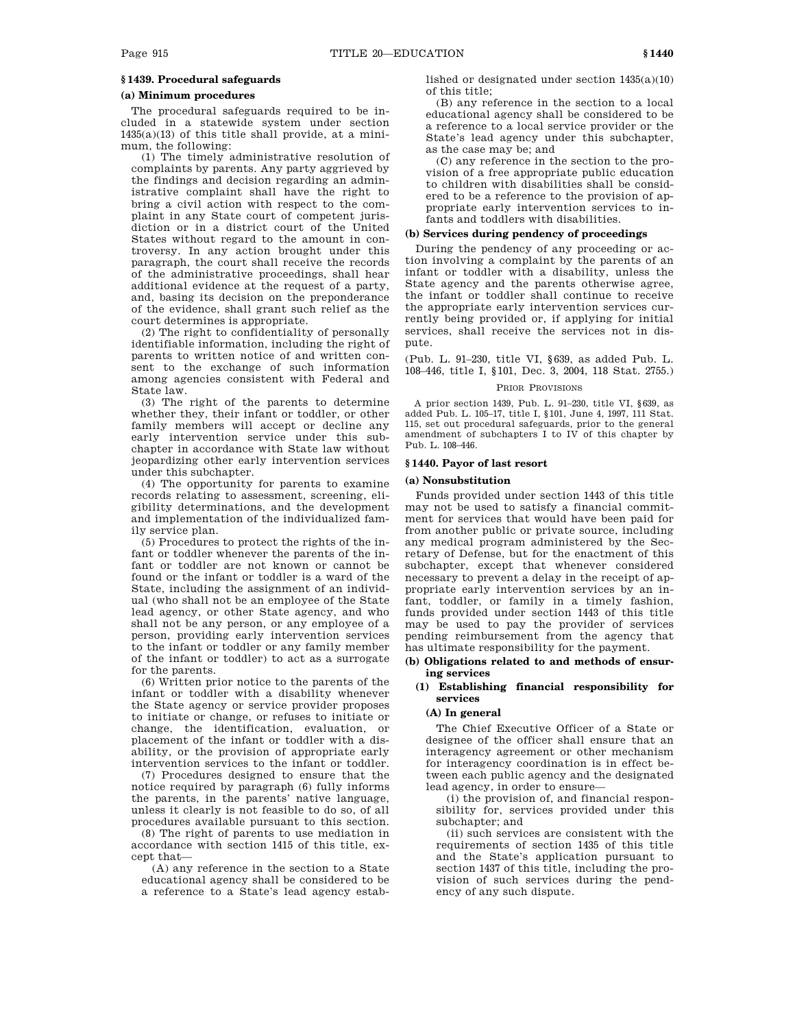## § 1439. Procedural safeguards

### (a) Minimum procedures

The procedural safeguards required to be included in a statewide system under section 1435(a)(13) of this title shall provide, at a minimum, the following:

(1) The timely administrative resolution of complaints by parents. Any party aggrieved by the findings and decision regarding an administrative complaint shall have the right to bring a civil action with respect to the complaint in any State court of competent jurisdiction or in a district court of the United States without regard to the amount in controversy. In any action brought under this paragraph, the court shall receive the records of the administrative proceedings, shall hear additional evidence at the request of a party, and, basing its decision on the preponderance of the evidence, shall grant such relief as the court determines is appropriate.

(2) The right to confidentiality of personally identifiable information, including the right of parents to written notice of and written consent to the exchange of such information among agencies consistent with Federal and State law.

(3) The right of the parents to determine whether they, their infant or toddler, or other family members will accept or decline any early intervention service under this subchapter in accordance with State law without jeopardizing other early intervention services under this subchapter.

(4) The opportunity for parents to examine records relating to assessment, screening, eligibility determinations, and the development and implementation of the individualized family service plan.

(5) Procedures to protect the rights of the infant or toddler whenever the parents of the infant or toddler are not known or cannot be found or the infant or toddler is a ward of the State, including the assignment of an individual (who shall not be an employee of the State lead agency, or other State agency, and who shall not be any person, or any employee of a person, providing early intervention services to the infant or toddler or any family member of the infant or toddler) to act as a surrogate for the parents.

(6) Written prior notice to the parents of the infant or toddler with a disability whenever the State agency or service provider proposes to initiate or change, or refuses to initiate or change, the identification, evaluation, or placement of the infant or toddler with a disability, or the provision of appropriate early intervention services to the infant or toddler.

(7) Procedures designed to ensure that the notice required by paragraph (6) fully informs the parents, in the parents' native language, unless it clearly is not feasible to do so, of all procedures available pursuant to this section.

(8) The right of parents to use mediation in accordance with section 1415 of this title, except that—

(A) any reference in the section to a State educational agency shall be considered to be a reference to a State's lead agency established or designated under section 1435(a)(10) of this title;

(B) any reference in the section to a local educational agency shall be considered to be a reference to a local service provider or the State's lead agency under this subchapter, as the case may be; and

(C) any reference in the section to the provision of a free appropriate public education to children with disabilities shall be considered to be a reference to the provision of appropriate early intervention services to infants and toddlers with disabilities.

### (b) Services during pendency of proceedings

During the pendency of any proceeding or action involving a complaint by the parents of an infant or toddler with a disability, unless the State agency and the parents otherwise agree, the infant or toddler shall continue to receive the appropriate early intervention services currently being provided or, if applying for initial services, shall receive the services not in dispute.

(Pub. L. 91–230, title VI, § 639, as added Pub. L. 108–446, title I, § 101, Dec. 3, 2004, 118 Stat. 2755.)

PRIOR PROVISIONS

A prior section 1439, Pub. L. 91–230, title VI, § 639, as added Pub. L. 105–17, title I, § 101, June 4, 1997, 111 Stat. 115, set out procedural safeguards, prior to the general amendment of subchapters I to IV of this chapter by Pub. L. 108–446.

## § 1440. Payor of last resort

### (a) Nonsubstitution

Funds provided under section 1443 of this title may not be used to satisfy a financial commitment for services that would have been paid for from another public or private source, including any medical program administered by the Secretary of Defense, but for the enactment of this subchapter, except that whenever considered necessary to prevent a delay in the receipt of appropriate early intervention services by an infant, toddler, or family in a timely fashion, funds provided under section 1443 of this title may be used to pay the provider of services pending reimbursement from the agency that has ultimate responsibility for the payment.

### (b) Obligations related to and methods of ensuring services

#### (1) Establishing financial responsibility for services

##### (A) In general

The Chief Executive Officer of a State or designee of the officer shall ensure that an interagency agreement or other mechanism for interagency coordination is in effect between each public agency and the designated lead agency, in order to ensure—

(i) the provision of, and financial responsibility for, services provided under this subchapter; and

(ii) such services are consistent with the requirements of section 1435 of this title and the State's application pursuant to section 1437 of this title, including the provision of such services during the pendency of any such dispute.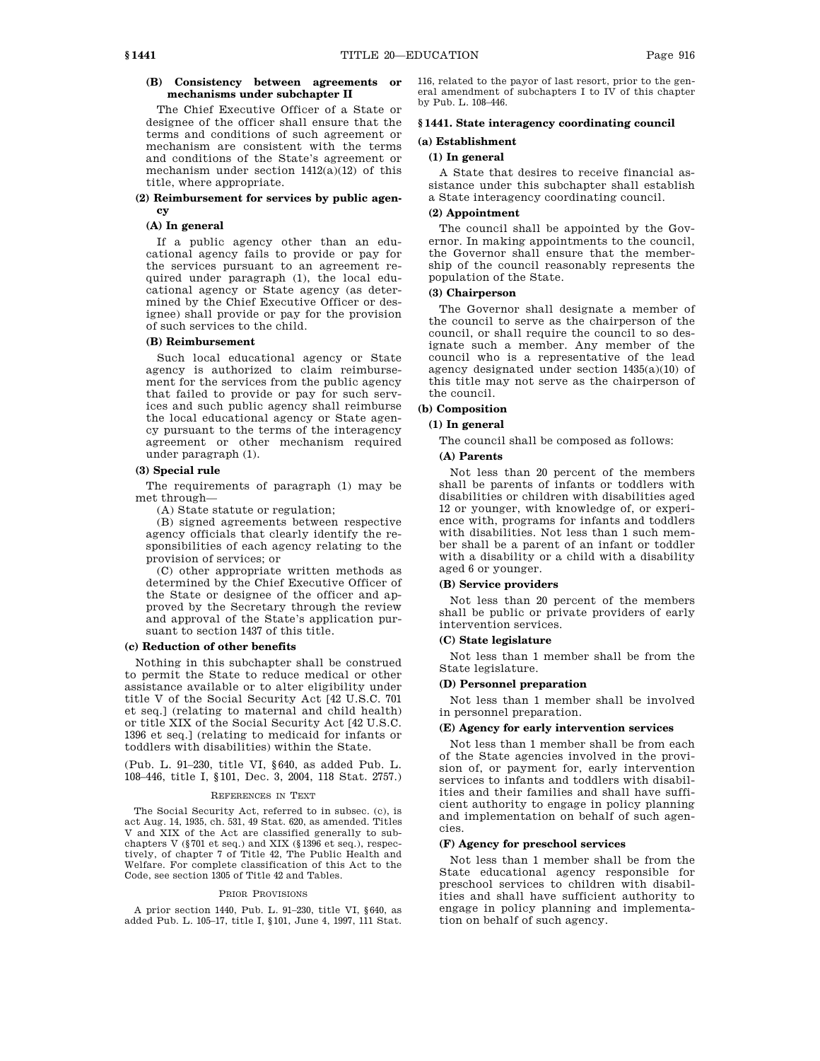#### (B) Consistency between agreements or mechanisms under subchapter II

The Chief Executive Officer of a State or designee of the officer shall ensure that the terms and conditions of such agreement or mechanism are consistent with the terms and conditions of the State's agreement or mechanism under section 1412(a)(12) of this title, where appropriate.

#### (2) Reimbursement for services by public agency

##### (A) In general

If a public agency other than an educational agency fails to provide or pay for the services pursuant to an agreement required under paragraph (1), the local educational agency or State agency (as determined by the Chief Executive Officer or designee) shall provide or pay for the provision of such services to the child.

##### (B) Reimbursement

Such local educational agency or State agency is authorized to claim reimbursement for the services from the public agency that failed to provide or pay for such services and such public agency shall reimburse the local educational agency or State agency pursuant to the terms of the interagency agreement or other mechanism required under paragraph (1).

#### (3) Special rule

The requirements of paragraph (1) may be met through—

(A) State statute or regulation;

(B) signed agreements between respective agency officials that clearly identify the responsibilities of each agency relating to the provision of services; or

(C) other appropriate written methods as determined by the Chief Executive Officer of the State or designee of the officer and approved by the Secretary through the review and approval of the State's application pursuant to section 1437 of this title.

### (c) Reduction of other benefits

Nothing in this subchapter shall be construed to permit the State to reduce medical or other assistance available or to alter eligibility under title V of the Social Security Act [42 U.S.C. 701 et seq.] (relating to maternal and child health) or title XIX of the Social Security Act [42 U.S.C. 1396 et seq.] (relating to medicaid for infants or toddlers with disabilities) within the State.

(Pub. L. 91–230, title VI, §640, as added Pub. L. 108–446, title I, §101, Dec. 3, 2004, 118 Stat. 2757.)

REFERENCES IN TEXT

The Social Security Act, referred to in subsec. (c), is act Aug. 14, 1935, ch. 531, 49 Stat. 620, as amended. Titles V and XIX of the Act are classified generally to subchapters V (§701 et seq.) and XIX (§1396 et seq.), respectively, of chapter 7 of Title 42, The Public Health and Welfare. For complete classification of this Act to the Code, see section 1305 of Title 42 and Tables.

PRIOR PROVISIONS

A prior section 1440, Pub. L. 91–230, title VI, §640, as added Pub. L. 105–17, title I, §101, June 4, 1997, 111 Stat. 116, related to the payor of last resort, prior to the general amendment of subchapters I to IV of this chapter by Pub. L. 108–446.

## §1441. State interagency coordinating council

### (a) Establishment

#### (1) In general

A State that desires to receive financial assistance under this subchapter shall establish a State interagency coordinating council.

#### (2) Appointment

The council shall be appointed by the Governor. In making appointments to the council, the Governor shall ensure that the membership of the council reasonably represents the population of the State.

#### (3) Chairperson

The Governor shall designate a member of the council to serve as the chairperson of the council, or shall require the council to so designate such a member. Any member of the council who is a representative of the lead agency designated under section 1435(a)(10) of this title may not serve as the chairperson of the council.

### (b) Composition

#### (1) In general

The council shall be composed as follows:

##### (A) Parents

Not less than 20 percent of the members shall be parents of infants or toddlers with disabilities or children with disabilities aged 12 or younger, with knowledge of, or experience with, programs for infants and toddlers with disabilities. Not less than 1 such member shall be a parent of an infant or toddler with a disability or a child with a disability aged 6 or younger.

##### (B) Service providers

Not less than 20 percent of the members shall be public or private providers of early intervention services.

##### (C) State legislature

Not less than 1 member shall be from the State legislature.

##### (D) Personnel preparation

Not less than 1 member shall be involved in personnel preparation.

##### (E) Agency for early intervention services

Not less than 1 member shall be from each of the State agencies involved in the provision of, or payment for, early intervention services to infants and toddlers with disabilities and their families and shall have sufficient authority to engage in policy planning and implementation on behalf of such agencies.

##### (F) Agency for preschool services

Not less than 1 member shall be from the State educational agency responsible for preschool services to children with disabilities and shall have sufficient authority to engage in policy planning and implementation on behalf of such agency.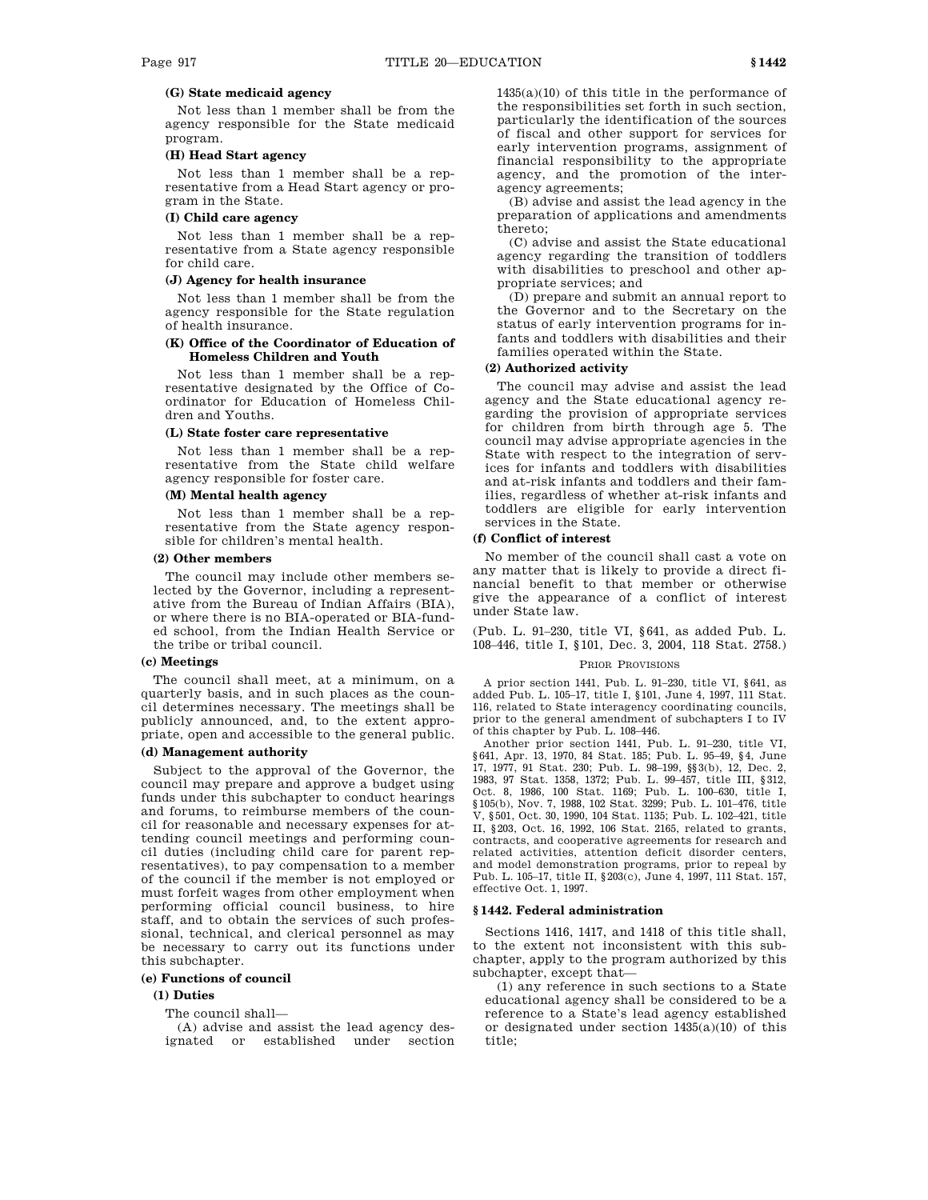**(G) State medicaid agency**

Not less than 1 member shall be from the agency responsible for the State medicaid program.

**(H) Head Start agency**

Not less than 1 member shall be a representative from a Head Start agency or program in the State.

**(I) Child care agency**

Not less than 1 member shall be a representative from a State agency responsible for child care.

**(J) Agency for health insurance**

Not less than 1 member shall be from the agency responsible for the State regulation of health insurance.

**(K) Office of the Coordinator of Education of Homeless Children and Youth**

Not less than 1 member shall be a representative designated by the Office of Coordinator for Education of Homeless Children and Youths.

**(L) State foster care representative**

Not less than 1 member shall be a representative from the State child welfare agency responsible for foster care.

**(M) Mental health agency**

Not less than 1 member shall be a representative from the State agency responsible for children's mental health.

**(2) Other members**

The council may include other members selected by the Governor, including a representative from the Bureau of Indian Affairs (BIA), or where there is no BIA-operated or BIA-funded school, from the Indian Health Service or the tribe or tribal council.

**(c) Meetings**

The council shall meet, at a minimum, on a quarterly basis, and in such places as the council determines necessary. The meetings shall be publicly announced, and, to the extent appropriate, open and accessible to the general public.

**(d) Management authority**

Subject to the approval of the Governor, the council may prepare and approve a budget using funds under this subchapter to conduct hearings and forums, to reimburse members of the council for reasonable and necessary expenses for attending council meetings and performing council duties (including child care for parent representatives), to pay compensation to a member of the council if the member is not employed or must forfeit wages from other employment when performing official council business, to hire staff, and to obtain the services of such professional, technical, and clerical personnel as may be necessary to carry out its functions under this subchapter.

**(e) Functions of council**

**(1) Duties**

The council shall—

(A) advise and assist the lead agency designated or established under section 1435(a)(10) of this title in the performance of the responsibilities set forth in such section, particularly the identification of the sources of fiscal and other support for services for early intervention programs, assignment of financial responsibility to the appropriate agency, and the promotion of the interagency agreements;

(B) advise and assist the lead agency in the preparation of applications and amendments thereto;

(C) advise and assist the State educational agency regarding the transition of toddlers with disabilities to preschool and other appropriate services; and

(D) prepare and submit an annual report to the Governor and to the Secretary on the status of early intervention programs for infants and toddlers with disabilities and their families operated within the State.

**(2) Authorized activity**

The council may advise and assist the lead agency and the State educational agency regarding the provision of appropriate services for children from birth through age 5. The council may advise appropriate agencies in the State with respect to the integration of services for infants and toddlers with disabilities and at-risk infants and toddlers and their families, regardless of whether at-risk infants and toddlers are eligible for early intervention services in the State.

**(f) Conflict of interest**

No member of the council shall cast a vote on any matter that is likely to provide a direct financial benefit to that member or otherwise give the appearance of a conflict of interest under State law.

(Pub. L. 91–230, title VI, §641, as added Pub. L. 108–446, title I, §101, Dec. 3, 2004, 118 Stat. 2758.)

PRIOR PROVISIONS

A prior section 1441, Pub. L. 91–230, title VI, §641, as added Pub. L. 105–17, title I, §101, June 4, 1997, 111 Stat. 116, related to State interagency coordinating councils, prior to the general amendment of subchapters I to IV of this chapter by Pub. L. 108–446.

Another prior section 1441, Pub. L. 91–230, title VI, §641, Apr. 13, 1970, 84 Stat. 185; Pub. L. 95–49, §4, June 17, 1977, 91 Stat. 230; Pub. L. 98–199, §§3(b), 12, Dec. 2, 1983, 97 Stat. 1358, 1372; Pub. L. 99–457, title III, §312, Oct. 8, 1986, 100 Stat. 1169; Pub. L. 100–630, title I, §105(b), Nov. 7, 1988, 102 Stat. 3299; Pub. L. 101–476, title V, §501, Oct. 30, 1990, 104 Stat. 1135; Pub. L. 102–421, title II, §203, Oct. 16, 1992, 106 Stat. 2165, related to grants, contracts, and cooperative agreements for research and related activities, attention deficit disorder centers, and model demonstration programs, prior to repeal by Pub. L. 105–17, title II, §203(c), June 4, 1997, 111 Stat. 157, effective Oct. 1, 1997.

## §1442. Federal administration

Sections 1416, 1417, and 1418 of this title shall, to the extent not inconsistent with this subchapter, apply to the program authorized by this subchapter, except that—

(1) any reference in such sections to a State educational agency shall be considered to be a reference to a State's lead agency established or designated under section 1435(a)(10) of this title;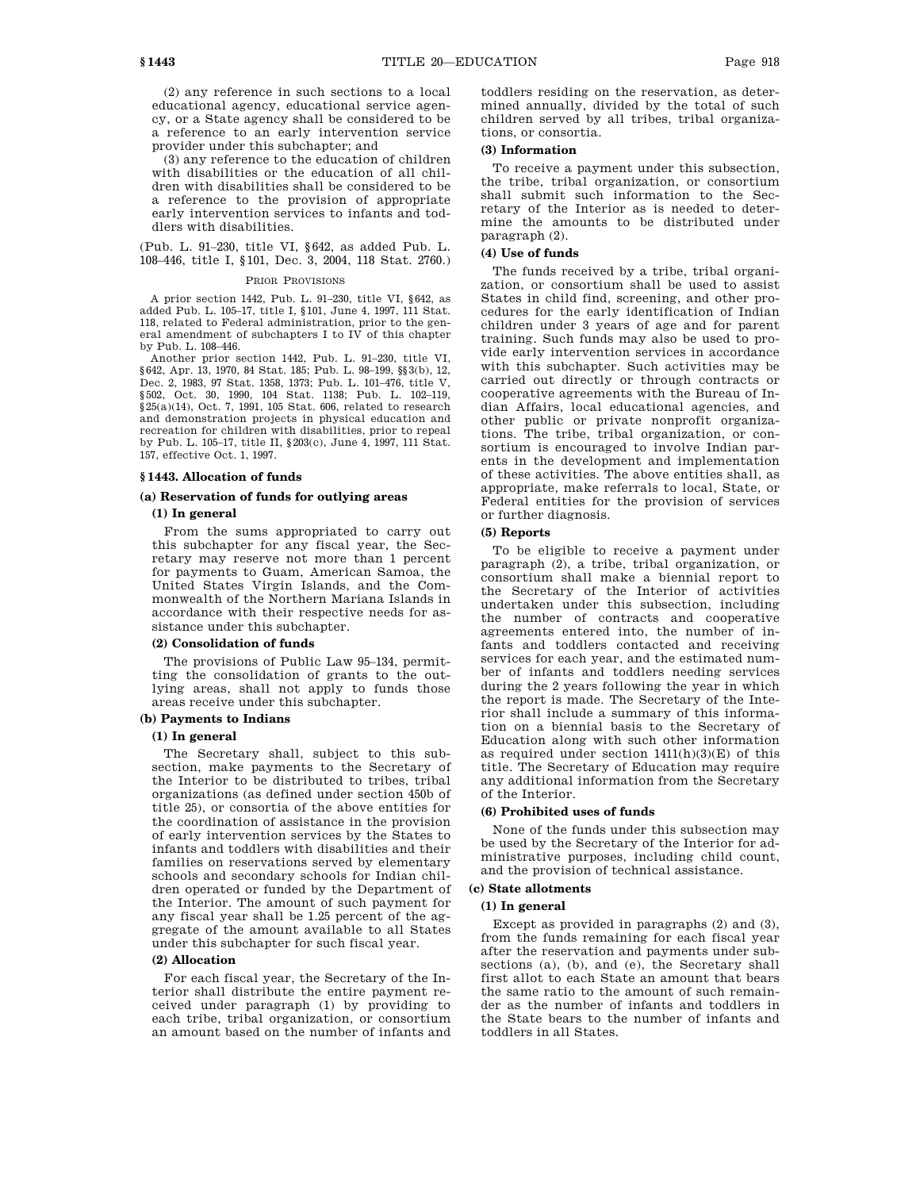(2) any reference in such sections to a local educational agency, educational service agency, or a State agency shall be considered to be a reference to an early intervention service provider under this subchapter; and

(3) any reference to the education of children with disabilities or the education of all children with disabilities shall be considered to be a reference to the provision of appropriate early intervention services to infants and toddlers with disabilities.

(Pub. L. 91–230, title VI, §642, as added Pub. L. 108–446, title I, §101, Dec. 3, 2004, 118 Stat. 2760.)

PRIOR PROVISIONS

A prior section 1442, Pub. L. 91–230, title VI, §642, as added Pub. L. 105–17, title I, §101, June 4, 1997, 111 Stat. 118, related to Federal administration, prior to the general amendment of subchapters I to IV of this chapter by Pub. L. 108–446.

Another prior section 1442, Pub. L. 91–230, title VI, §642, Apr. 13, 1970, 84 Stat. 185; Pub. L. 98–199, §§3(b), 12, Dec. 2, 1983, 97 Stat. 1358, 1373; Pub. L. 101–476, title V, §502, Oct. 30, 1990, 104 Stat. 1138; Pub. L. 102–119, §25(a)(14), Oct. 7, 1991, 105 Stat. 606, related to research and demonstration projects in physical education and recreation for children with disabilities, prior to repeal by Pub. L. 105–17, title II, §203(c), June 4, 1997, 111 Stat. 157, effective Oct. 1, 1997.

## §1443. Allocation of funds

### (a) Reservation of funds for outlying areas

#### (1) In general

From the sums appropriated to carry out this subchapter for any fiscal year, the Secretary may reserve not more than 1 percent for payments to Guam, American Samoa, the United States Virgin Islands, and the Commonwealth of the Northern Mariana Islands in accordance with their respective needs for assistance under this subchapter.

#### (2) Consolidation of funds

The provisions of Public Law 95–134, permitting the consolidation of grants to the outlying areas, shall not apply to funds those areas receive under this subchapter.

### (b) Payments to Indians

#### (1) In general

The Secretary shall, subject to this subsection, make payments to the Secretary of the Interior to be distributed to tribes, tribal organizations (as defined under section 450b of title 25), or consortia of the above entities for the coordination of assistance in the provision of early intervention services by the States to infants and toddlers with disabilities and their families on reservations served by elementary schools and secondary schools for Indian children operated or funded by the Department of the Interior. The amount of such payment for any fiscal year shall be 1.25 percent of the aggregate of the amount available to all States under this subchapter for such fiscal year.

#### (2) Allocation

For each fiscal year, the Secretary of the Interior shall distribute the entire payment received under paragraph (1) by providing to each tribe, tribal organization, or consortium an amount based on the number of infants and toddlers residing on the reservation, as determined annually, divided by the total of such children served by all tribes, tribal organizations, or consortia.

#### (3) Information

To receive a payment under this subsection, the tribe, tribal organization, or consortium shall submit such information to the Secretary of the Interior as is needed to determine the amounts to be distributed under paragraph (2).

#### (4) Use of funds

The funds received by a tribe, tribal organization, or consortium shall be used to assist States in child find, screening, and other procedures for the early identification of Indian children under 3 years of age and for parent training. Such funds may also be used to provide early intervention services in accordance with this subchapter. Such activities may be carried out directly or through contracts or cooperative agreements with the Bureau of Indian Affairs, local educational agencies, and other public or private nonprofit organizations. The tribe, tribal organization, or consortium is encouraged to involve Indian parents in the development and implementation of these activities. The above entities shall, as appropriate, make referrals to local, State, or Federal entities for the provision of services or further diagnosis.

#### (5) Reports

To be eligible to receive a payment under paragraph (2), a tribe, tribal organization, or consortium shall make a biennial report to the Secretary of the Interior of activities undertaken under this subsection, including the number of contracts and cooperative agreements entered into, the number of infants and toddlers contacted and receiving services for each year, and the estimated number of infants and toddlers needing services during the 2 years following the year in which the report is made. The Secretary of the Interior shall include a summary of this information on a biennial basis to the Secretary of Education along with such other information as required under section 1411(h)(3)(E) of this title. The Secretary of Education may require any additional information from the Secretary of the Interior.

#### (6) Prohibited uses of funds

None of the funds under this subsection may be used by the Secretary of the Interior for administrative purposes, including child count, and the provision of technical assistance.

### (c) State allotments

#### (1) In general

Except as provided in paragraphs (2) and (3), from the funds remaining for each fiscal year after the reservation and payments under subsections (a), (b), and (e), the Secretary shall first allot to each State an amount that bears the same ratio to the amount of such remainder as the number of infants and toddlers in the State bears to the number of infants and toddlers in all States.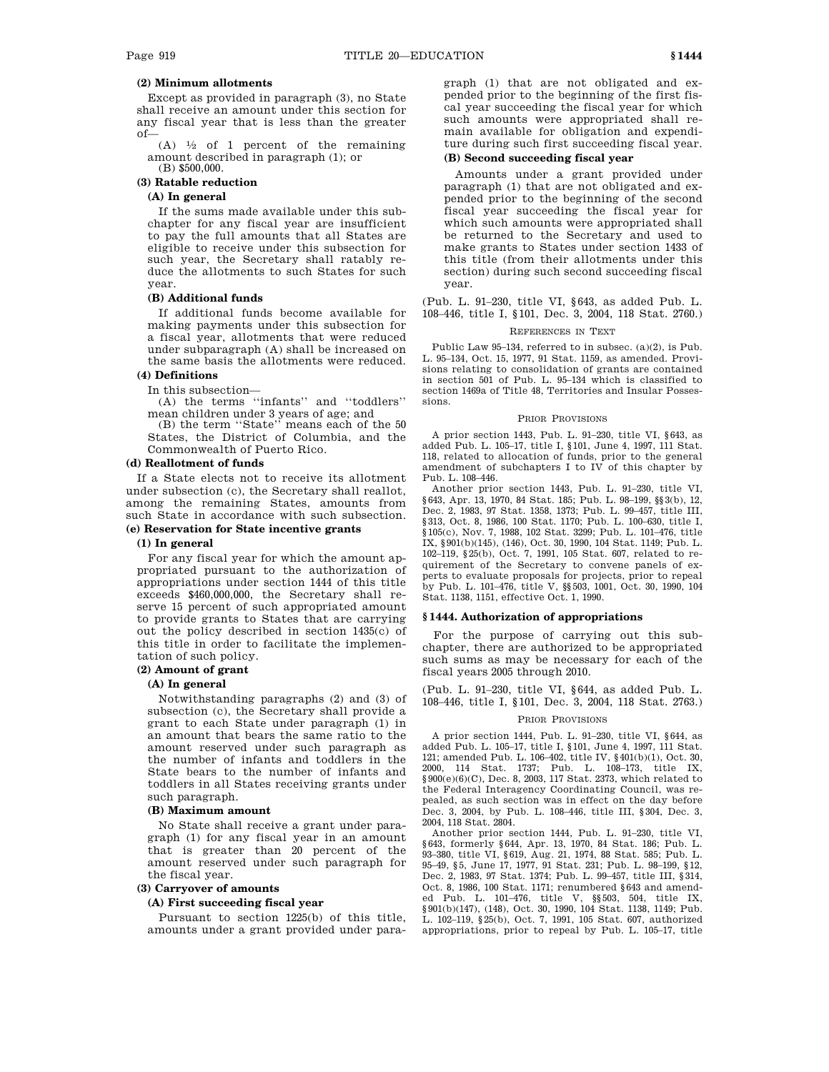**(2) Minimum allotments**

Except as provided in paragraph (3), no State shall receive an amount under this section for any fiscal year that is less than the greater of—

(A) ½ of 1 percent of the remaining amount described in paragraph (1); or

(B) $500,000.

**(3) Ratable reduction**

**(A) In general**

If the sums made available under this subchapter for any fiscal year are insufficient to pay the full amounts that all States are eligible to receive under this subsection for such year, the Secretary shall ratably reduce the allotments to such States for such year.

**(B) Additional funds**

If additional funds become available for making payments under this subsection for a fiscal year, allotments that were reduced under subparagraph (A) shall be increased on the same basis the allotments were reduced.

**(4) Definitions**

In this subsection—

(A) the terms ''infants'' and ''toddlers'' mean children under 3 years of age; and

(B) the term ''State'' means each of the 50 States, the District of Columbia, and the Commonwealth of Puerto Rico.

**(d) Reallotment of funds**

If a State elects not to receive its allotment under subsection (c), the Secretary shall reallot, among the remaining States, amounts from such State in accordance with such subsection.

**(e) Reservation for State incentive grants**

**(1) In general**

For any fiscal year for which the amount appropriated pursuant to the authorization of appropriations under section 1444 of this title exceeds $460,000,000, the Secretary shall reserve 15 percent of such appropriated amount to provide grants to States that are carrying out the policy described in section 1435(c) of this title in order to facilitate the implementation of such policy.

**(2) Amount of grant**

**(A) In general**

Notwithstanding paragraphs (2) and (3) of subsection (c), the Secretary shall provide a grant to each State under paragraph (1) in an amount that bears the same ratio to the amount reserved under such paragraph as the number of infants and toddlers in the State bears to the number of infants and toddlers in all States receiving grants under such paragraph.

**(B) Maximum amount**

No State shall receive a grant under paragraph (1) for any fiscal year in an amount that is greater than 20 percent of the amount reserved under such paragraph for the fiscal year.

**(3) Carryover of amounts**

**(A) First succeeding fiscal year**

Pursuant to section 1225(b) of this title, amounts under a grant provided under paragraph (1) that are not obligated and expended prior to the beginning of the first fiscal year succeeding the fiscal year for which such amounts were appropriated shall remain available for obligation and expenditure during such first succeeding fiscal year.

**(B) Second succeeding fiscal year**

Amounts under a grant provided under paragraph (1) that are not obligated and expended prior to the beginning of the second fiscal year succeeding the fiscal year for which such amounts were appropriated shall be returned to the Secretary and used to make grants to States under section 1433 of this title (from their allotments under this section) during such second succeeding fiscal year.

(Pub. L. 91–230, title VI, §643, as added Pub. L. 108–446, title I, §101, Dec. 3, 2004, 118 Stat. 2760.)

REFERENCES IN TEXT

Public Law 95–134, referred to in subsec. (a)(2), is Pub. L. 95–134, Oct. 15, 1977, 91 Stat. 1159, as amended. Provisions relating to consolidation of grants are contained in section 501 of Pub. L. 95–134 which is classified to section 1469a of Title 48, Territories and Insular Possessions.

PRIOR PROVISIONS

A prior section 1443, Pub. L. 91–230, title VI, §643, as added Pub. L. 105–17, title I, §101, June 4, 1997, 111 Stat. 118, related to allocation of funds, prior to the general amendment of subchapters I to IV of this chapter by Pub. L. 108–446.

Another prior section 1443, Pub. L. 91–230, title VI, §643, Apr. 13, 1970, 84 Stat. 185; Pub. L. 98–199, §§3(b), 12, Dec. 2, 1983, 97 Stat. 1358, 1373; Pub. L. 99–457, title III, §313, Oct. 8, 1986, 100 Stat. 1170; Pub. L. 100–630, title I, §105(c), Nov. 7, 1988, 102 Stat. 3299; Pub. L. 101–476, title IX, §901(b)(145), (146), Oct. 30, 1990, 104 Stat. 1149; Pub. L. 102–119, §25(b), Oct. 7, 1991, 105 Stat. 607, related to requirement of the Secretary to convene panels of experts to evaluate proposals for projects, prior to repeal by Pub. L. 101–476, title V, §§503, 1001, Oct. 30, 1990, 104 Stat. 1138, 1151, effective Oct. 1, 1990.

## §1444. Authorization of appropriations

For the purpose of carrying out this subchapter, there are authorized to be appropriated such sums as may be necessary for each of the fiscal years 2005 through 2010.

(Pub. L. 91–230, title VI, §644, as added Pub. L. 108–446, title I, §101, Dec. 3, 2004, 118 Stat. 2763.)

PRIOR PROVISIONS

A prior section 1444, Pub. L. 91–230, title VI, §644, as added Pub. L. 105–17, title I, §101, June 4, 1997, 111 Stat. 121; amended Pub. L. 106–402, title IV, §401(b)(1), Oct. 30, 2000, 114 Stat. 1737; Pub. L. 108–173, title IX, §900(e)(6)(C), Dec. 8, 2003, 117 Stat. 2373, which related to the Federal Interagency Coordinating Council, was repealed, as such section was in effect on the day before Dec. 3, 2004, by Pub. L. 108–446, title III, §304, Dec. 3, 2004, 118 Stat. 2804.

Another prior section 1444, Pub. L. 91–230, title VI, §643, formerly §644, Apr. 13, 1970, 84 Stat. 186; Pub. L. 93–380, title VI, §619, Aug. 21, 1974, 88 Stat. 585; Pub. L. 95–49, §5, June 17, 1977, 91 Stat. 231; Pub. L. 98–199, §12, Dec. 2, 1983, 97 Stat. 1374; Pub. L. 99–457, title III, §314, Oct. 8, 1986, 100 Stat. 1171; renumbered §643 and amended Pub. L. 101–476, title V, §§503, 504, title IX, §901(b)(147), (148), Oct. 30, 1990, 104 Stat. 1138, 1149; Pub. L. 102–119, §25(b), Oct. 7, 1991, 105 Stat. 607, authorized appropriations, prior to repeal by Pub. L. 105–17, title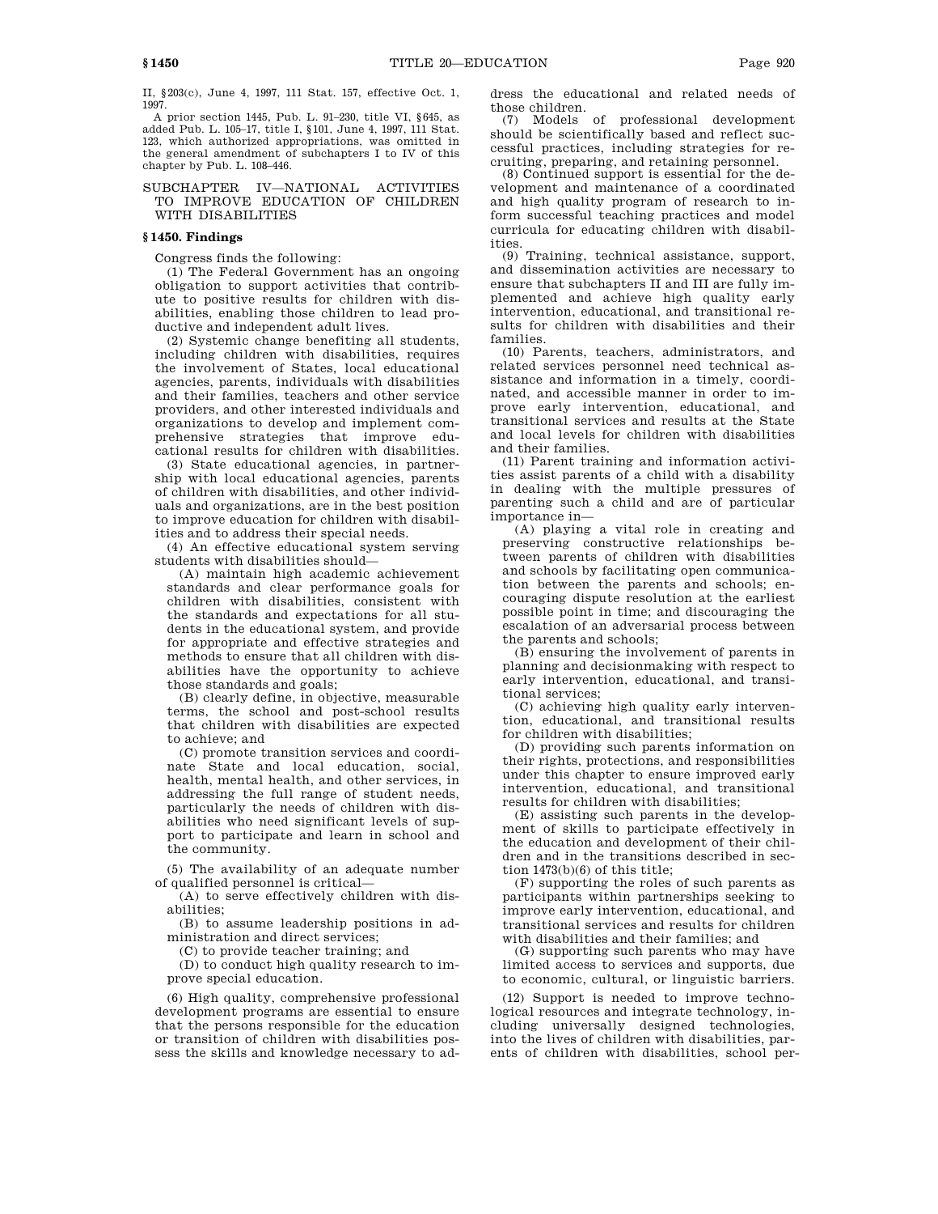II, §203(c), June 4, 1997, 111 Stat. 157, effective Oct. 1, 1997.

A prior section 1445, Pub. L. 91–230, title VI, §645, as added Pub. L. 105–17, title I, §101, June 4, 1997, 111 Stat. 123, which authorized appropriations, was omitted in the general amendment of subchapters I to IV of this chapter by Pub. L. 108–446.

## SUBCHAPTER IV—NATIONAL ACTIVITIES TO IMPROVE EDUCATION OF CHILDREN WITH DISABILITIES

### §1450. Findings

Congress finds the following:

(1) The Federal Government has an ongoing obligation to support activities that contribute to positive results for children with disabilities, enabling those children to lead productive and independent adult lives.

(2) Systemic change benefiting all students, including children with disabilities, requires the involvement of States, local educational agencies, parents, individuals with disabilities and their families, teachers and other service providers, and other interested individuals and organizations to develop and implement comprehensive strategies that improve educational results for children with disabilities.

(3) State educational agencies, in partnership with local educational agencies, parents of children with disabilities, and other individuals and organizations, are in the best position to improve education for children with disabilities and to address their special needs.

(4) An effective educational system serving students with disabilities should—

(A) maintain high academic achievement standards and clear performance goals for children with disabilities, consistent with the standards and expectations for all students in the educational system, and provide for appropriate and effective strategies and methods to ensure that all children with disabilities have the opportunity to achieve those standards and goals;

(B) clearly define, in objective, measurable terms, the school and post-school results that children with disabilities are expected to achieve; and

(C) promote transition services and coordinate State and local education, social, health, mental health, and other services, in addressing the full range of student needs, particularly the needs of children with disabilities who need significant levels of support to participate and learn in school and the community.

(5) The availability of an adequate number of qualified personnel is critical—

(A) to serve effectively children with disabilities;

(B) to assume leadership positions in administration and direct services;

(C) to provide teacher training; and

(D) to conduct high quality research to improve special education.

(6) High quality, comprehensive professional development programs are essential to ensure that the persons responsible for the education or transition of children with disabilities possess the skills and knowledge necessary to address the educational and related needs of those children.

(7) Models of professional development should be scientifically based and reflect successful practices, including strategies for recruiting, preparing, and retaining personnel.

(8) Continued support is essential for the development and maintenance of a coordinated and high quality program of research to inform successful teaching practices and model curricula for educating children with disabilities.

(9) Training, technical assistance, support, and dissemination activities are necessary to ensure that subchapters II and III are fully implemented and achieve high quality early intervention, educational, and transitional results for children with disabilities and their families.

(10) Parents, teachers, administrators, and related services personnel need technical assistance and information in a timely, coordinated, and accessible manner in order to improve early intervention, educational, and transitional services and results at the State and local levels for children with disabilities and their families.

(11) Parent training and information activities assist parents of a child with a disability in dealing with the multiple pressures of parenting such a child and are of particular importance in—

(A) playing a vital role in creating and preserving constructive relationships between parents of children with disabilities and schools by facilitating open communication between the parents and schools; encouraging dispute resolution at the earliest possible point in time; and discouraging the escalation of an adversarial process between the parents and schools;

(B) ensuring the involvement of parents in planning and decisionmaking with respect to early intervention, educational, and transitional services;

(C) achieving high quality early intervention, educational, and transitional results for children with disabilities;

(D) providing such parents information on their rights, protections, and responsibilities under this chapter to ensure improved early intervention, educational, and transitional results for children with disabilities;

(E) assisting such parents in the development of skills to participate effectively in the education and development of their children and in the transitions described in section 1473(b)(6) of this title;

(F) supporting the roles of such parents as participants within partnerships seeking to improve early intervention, educational, and transitional services and results for children with disabilities and their families; and

(G) supporting such parents who may have limited access to services and supports, due to economic, cultural, or linguistic barriers.

(12) Support is needed to improve technological resources and integrate technology, including universally designed technologies, into the lives of children with disabilities, parents of children with disabilities, school per-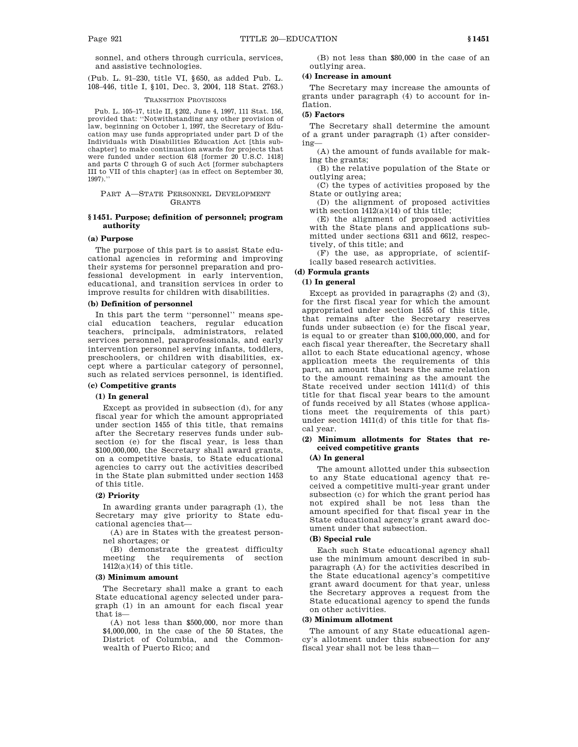sonnel, and others through curricula, services, and assistive technologies.

(Pub. L. 91–230, title VI, §650, as added Pub. L. 108–446, title I, §101, Dec. 3, 2004, 118 Stat. 2763.)

TRANSITION PROVISIONS

Pub. L. 105–17, title II, §202, June 4, 1997, 111 Stat. 156, provided that: ''Notwithstanding any other provision of law, beginning on October 1, 1997, the Secretary of Education may use funds appropriated under part D of the Individuals with Disabilities Education Act [this subchapter] to make continuation awards for projects that were funded under section 618 [former 20 U.S.C. 1418] and parts C through G of such Act [former subchapters III to VII of this chapter] (as in effect on September 30, 1997).''

## PART A—STATE PERSONNEL DEVELOPMENT GRANTS

### §1451. Purpose; definition of personnel; program authority

#### (a) Purpose

The purpose of this part is to assist State educational agencies in reforming and improving their systems for personnel preparation and professional development in early intervention, educational, and transition services in order to improve results for children with disabilities.

#### (b) Definition of personnel

In this part the term ''personnel'' means special education teachers, regular education teachers, principals, administrators, related services personnel, paraprofessionals, and early intervention personnel serving infants, toddlers, preschoolers, or children with disabilities, except where a particular category of personnel, such as related services personnel, is identified.

#### (c) Competitive grants

**(1) In general**

Except as provided in subsection (d), for any fiscal year for which the amount appropriated under section 1455 of this title, that remains after the Secretary reserves funds under subsection (e) for the fiscal year, is less than $100,000,000, the Secretary shall award grants, on a competitive basis, to State educational agencies to carry out the activities described in the State plan submitted under section 1453 of this title.

**(2) Priority**

In awarding grants under paragraph (1), the Secretary may give priority to State educational agencies that—

(A) are in States with the greatest personnel shortages; or

(B) demonstrate the greatest difficulty meeting the requirements of section 1412(a)(14) of this title.

**(3) Minimum amount**

The Secretary shall make a grant to each State educational agency selected under paragraph (1) in an amount for each fiscal year that is—

(A) not less than $500,000, nor more than $4,000,000, in the case of the 50 States, the District of Columbia, and the Commonwealth of Puerto Rico; and

(B) not less than $80,000 in the case of an outlying area.

**(4) Increase in amount**

The Secretary may increase the amounts of grants under paragraph (4) to account for inflation.

**(5) Factors**

The Secretary shall determine the amount of a grant under paragraph (1) after considering—

(A) the amount of funds available for making the grants;

(B) the relative population of the State or outlying area;

(C) the types of activities proposed by the State or outlying area;

(D) the alignment of proposed activities with section 1412(a)(14) of this title;

(E) the alignment of proposed activities with the State plans and applications submitted under sections 6311 and 6612, respectively, of this title; and

(F) the use, as appropriate, of scientifically based research activities.

#### (d) Formula grants

**(1) In general**

Except as provided in paragraphs (2) and (3), for the first fiscal year for which the amount appropriated under section 1455 of this title, that remains after the Secretary reserves funds under subsection (e) for the fiscal year, is equal to or greater than $100,000,000, and for each fiscal year thereafter, the Secretary shall allot to each State educational agency, whose application meets the requirements of this part, an amount that bears the same relation to the amount remaining as the amount the State received under section 1411(d) of this title for that fiscal year bears to the amount of funds received by all States (whose applications meet the requirements of this part) under section 1411(d) of this title for that fiscal year.

**(2) Minimum allotments for States that received competitive grants**

**(A) In general**

The amount allotted under this subsection to any State educational agency that received a competitive multi-year grant under subsection (c) for which the grant period has not expired shall be not less than the amount specified for that fiscal year in the State educational agency's grant award document under that subsection.

**(B) Special rule**

Each such State educational agency shall use the minimum amount described in subparagraph (A) for the activities described in the State educational agency's competitive grant award document for that year, unless the Secretary approves a request from the State educational agency to spend the funds on other activities.

**(3) Minimum allotment**

The amount of any State educational agency's allotment under this subsection for any fiscal year shall not be less than—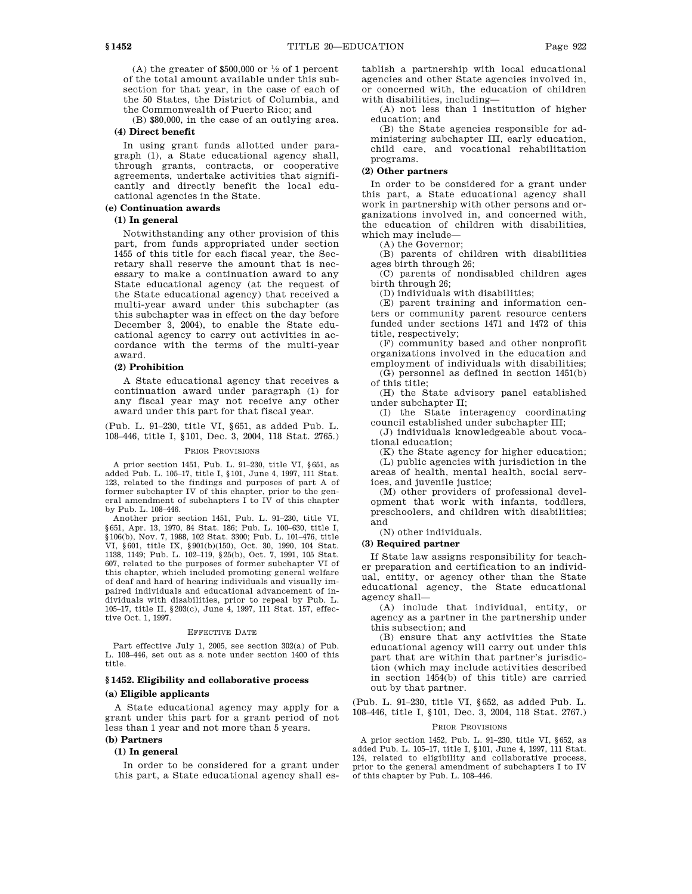(A) the greater of $500,000 or ½ of 1 percent of the total amount available under this subsection for that year, in the case of each of the 50 States, the District of Columbia, and the Commonwealth of Puerto Rico; and

(B) $80,000, in the case of an outlying area.

**(4) Direct benefit**

In using grant funds allotted under paragraph (1), a State educational agency shall, through grants, contracts, or cooperative agreements, undertake activities that significantly and directly benefit the local educational agencies in the State.

**(e) Continuation awards**

**(1) In general**

Notwithstanding any other provision of this part, from funds appropriated under section 1455 of this title for each fiscal year, the Secretary shall reserve the amount that is necessary to make a continuation award to any State educational agency (at the request of the State educational agency) that received a multi-year award under this subchapter (as this subchapter was in effect on the day before December 3, 2004), to enable the State educational agency to carry out activities in accordance with the terms of the multi-year award.

**(2) Prohibition**

A State educational agency that receives a continuation award under paragraph (1) for any fiscal year may not receive any other award under this part for that fiscal year.

(Pub. L. 91–230, title VI, §651, as added Pub. L. 108–446, title I, §101, Dec. 3, 2004, 118 Stat. 2765.)

PRIOR PROVISIONS

A prior section 1451, Pub. L. 91–230, title VI, §651, as added Pub. L. 105–17, title I, §101, June 4, 1997, 111 Stat. 123, related to the findings and purposes of part A of former subchapter IV of this chapter, prior to the general amendment of subchapters I to IV of this chapter by Pub. L. 108–446.

Another prior section 1451, Pub. L. 91–230, title VI, §651, Apr. 13, 1970, 84 Stat. 186; Pub. L. 100–630, title I, §106(b), Nov. 7, 1988, 102 Stat. 3300; Pub. L. 101–476, title VI, §601, title IX, §901(b)(150), Oct. 30, 1990, 104 Stat. 1138, 1149; Pub. L. 102–119, §25(b), Oct. 7, 1991, 105 Stat. 607, related to the purposes of former subchapter VI of this chapter, which included promoting general welfare of deaf and hard of hearing individuals and visually impaired individuals and educational advancement of individuals with disabilities, prior to repeal by Pub. L. 105–17, title II, §203(c), June 4, 1997, 111 Stat. 157, effective Oct. 1, 1997.

EFFECTIVE DATE

Part effective July 1, 2005, see section 302(a) of Pub. L. 108–446, set out as a note under section 1400 of this title.

## §1452. Eligibility and collaborative process

**(a) Eligible applicants**

A State educational agency may apply for a grant under this part for a grant period of not less than 1 year and not more than 5 years.

**(b) Partners**

**(1) In general**

In order to be considered for a grant under this part, a State educational agency shall establish a partnership with local educational agencies and other State agencies involved in, or concerned with, the education of children with disabilities, including—

(A) not less than 1 institution of higher education; and

(B) the State agencies responsible for administering subchapter III, early education, child care, and vocational rehabilitation programs.

**(2) Other partners**

In order to be considered for a grant under this part, a State educational agency shall work in partnership with other persons and organizations involved in, and concerned with, the education of children with disabilities, which may include—

(A) the Governor;

(B) parents of children with disabilities ages birth through 26;

(C) parents of nondisabled children ages birth through 26;

(D) individuals with disabilities;

(E) parent training and information centers or community parent resource centers funded under sections 1471 and 1472 of this title, respectively;

(F) community based and other nonprofit organizations involved in the education and employment of individuals with disabilities;

(G) personnel as defined in section 1451(b) of this title;

(H) the State advisory panel established under subchapter II;

(I) the State interagency coordinating council established under subchapter III;

(J) individuals knowledgeable about vocational education;

(K) the State agency for higher education;

(L) public agencies with jurisdiction in the areas of health, mental health, social services, and juvenile justice;

(M) other providers of professional development that work with infants, toddlers, preschoolers, and children with disabilities; and

(N) other individuals.

**(3) Required partner**

If State law assigns responsibility for teacher preparation and certification to an individual, entity, or agency other than the State educational agency, the State educational agency shall—

(A) include that individual, entity, or agency as a partner in the partnership under this subsection; and

(B) ensure that any activities the State educational agency will carry out under this part that are within that partner's jurisdiction (which may include activities described in section 1454(b) of this title) are carried out by that partner.

(Pub. L. 91–230, title VI, §652, as added Pub. L. 108–446, title I, §101, Dec. 3, 2004, 118 Stat. 2767.)

PRIOR PROVISIONS

A prior section 1452, Pub. L. 91–230, title VI, §652, as added Pub. L. 105–17, title I, §101, June 4, 1997, 111 Stat. 124, related to eligibility and collaborative process, prior to the general amendment of subchapters I to IV of this chapter by Pub. L. 108–446.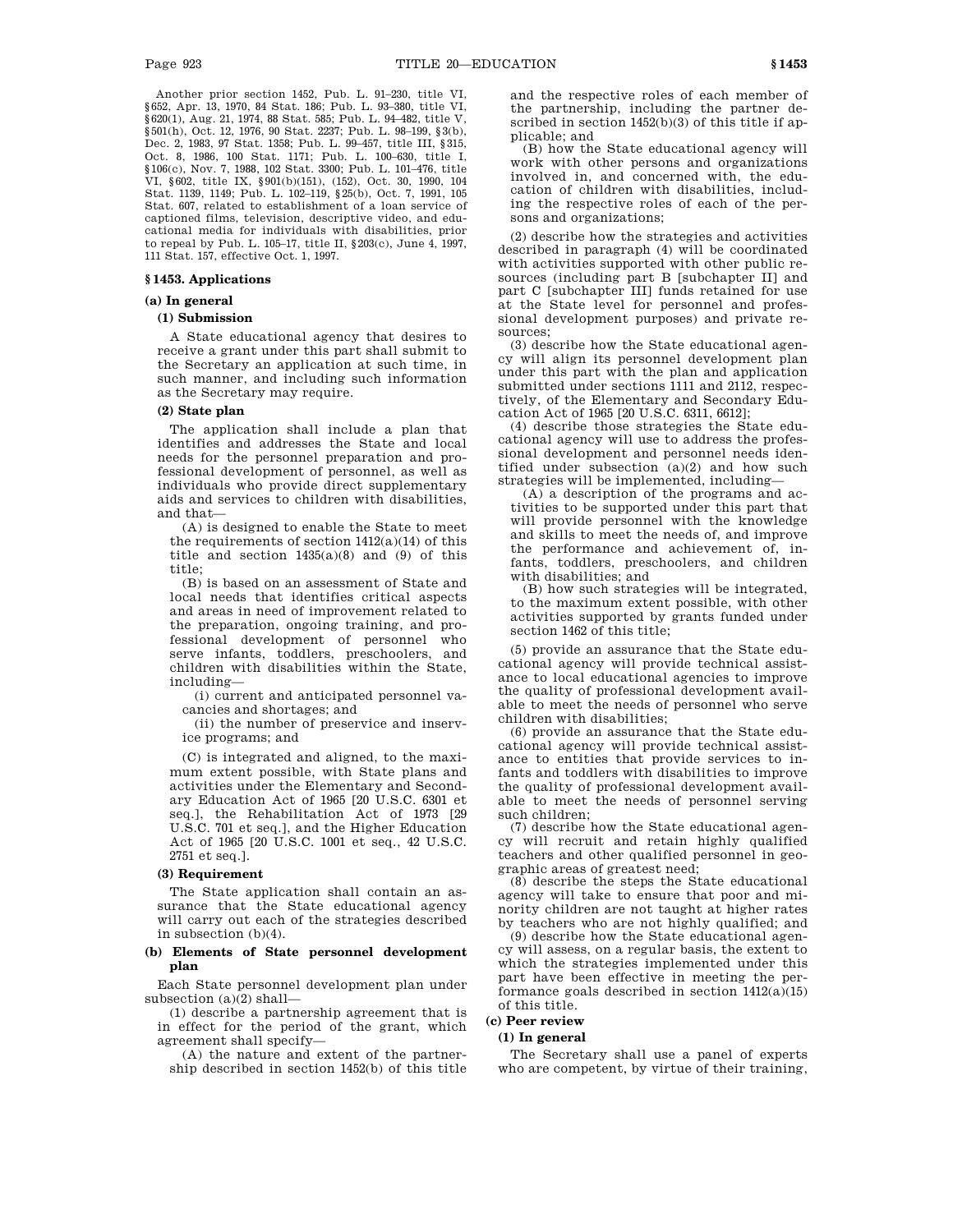Another prior section 1452, Pub. L. 91–230, title VI, §652, Apr. 13, 1970, 84 Stat. 186; Pub. L. 93–380, title VI, §620(1), Aug. 21, 1974, 88 Stat. 585; Pub. L. 94–482, title V, §501(h), Oct. 12, 1976, 90 Stat. 2237; Pub. L. 98–199, §3(b), Dec. 2, 1983, 97 Stat. 1358; Pub. L. 99–457, title III, §315, Oct. 8, 1986, 100 Stat. 1171; Pub. L. 100–630, title I, §106(c), Nov. 7, 1988, 102 Stat. 3300; Pub. L. 101–476, title VI, §602, title IX, §901(b)(151), (152), Oct. 30, 1990, 104 Stat. 1139, 1149; Pub. L. 102–119, §25(b), Oct. 7, 1991, 105 Stat. 607, related to establishment of a loan service of captioned films, television, descriptive video, and educational media for individuals with disabilities, prior to repeal by Pub. L. 105–17, title II, §203(c), June 4, 1997, 111 Stat. 157, effective Oct. 1, 1997.

## §1453. Applications

### (a) In general

#### (1) Submission

A State educational agency that desires to receive a grant under this part shall submit to the Secretary an application at such time, in such manner, and including such information as the Secretary may require.

#### (2) State plan

The application shall include a plan that identifies and addresses the State and local needs for the personnel preparation and professional development of personnel, as well as individuals who provide direct supplementary aids and services to children with disabilities, and that—

(A) is designed to enable the State to meet the requirements of section 1412(a)(14) of this title and section 1435(a)(8) and (9) of this title;

(B) is based on an assessment of State and local needs that identifies critical aspects and areas in need of improvement related to the preparation, ongoing training, and professional development of personnel who serve infants, toddlers, preschoolers, and children with disabilities within the State, including—

(i) current and anticipated personnel vacancies and shortages; and

(ii) the number of preservice and inservice programs; and

(C) is integrated and aligned, to the maximum extent possible, with State plans and activities under the Elementary and Secondary Education Act of 1965 [20 U.S.C. 6301 et seq.], the Rehabilitation Act of 1973 [29 U.S.C. 701 et seq.], and the Higher Education Act of 1965 [20 U.S.C. 1001 et seq., 42 U.S.C. 2751 et seq.].

#### (3) Requirement

The State application shall contain an assurance that the State educational agency will carry out each of the strategies described in subsection (b)(4).

### (b) Elements of State personnel development plan

Each State personnel development plan under subsection (a)(2) shall—

(1) describe a partnership agreement that is in effect for the period of the grant, which agreement shall specify—

(A) the nature and extent of the partnership described in section 1452(b) of this title and the respective roles of each member of the partnership, including the partner described in section 1452(b)(3) of this title if applicable; and

(B) how the State educational agency will work with other persons and organizations involved in, and concerned with, the education of children with disabilities, including the respective roles of each of the persons and organizations;

(2) describe how the strategies and activities described in paragraph (4) will be coordinated with activities supported with other public resources (including part B [subchapter II] and part C [subchapter III] funds retained for use at the State level for personnel and professional development purposes) and private resources;

(3) describe how the State educational agency will align its personnel development plan under this part with the plan and application submitted under sections 1111 and 2112, respectively, of the Elementary and Secondary Education Act of 1965 [20 U.S.C. 6311, 6612];

(4) describe those strategies the State educational agency will use to address the professional development and personnel needs identified under subsection (a)(2) and how such strategies will be implemented, including—

(A) a description of the programs and activities to be supported under this part that will provide personnel with the knowledge and skills to meet the needs of, and improve the performance and achievement of, infants, toddlers, preschoolers, and children with disabilities; and

(B) how such strategies will be integrated, to the maximum extent possible, with other activities supported by grants funded under section 1462 of this title;

(5) provide an assurance that the State educational agency will provide technical assistance to local educational agencies to improve the quality of professional development available to meet the needs of personnel who serve children with disabilities;

(6) provide an assurance that the State educational agency will provide technical assistance to entities that provide services to infants and toddlers with disabilities to improve the quality of professional development available to meet the needs of personnel serving such children;

(7) describe how the State educational agency will recruit and retain highly qualified teachers and other qualified personnel in geographic areas of greatest need;

(8) describe the steps the State educational agency will take to ensure that poor and minority children are not taught at higher rates by teachers who are not highly qualified; and

(9) describe how the State educational agency will assess, on a regular basis, the extent to which the strategies implemented under this part have been effective in meeting the performance goals described in section 1412(a)(15) of this title.

### (c) Peer review

#### (1) In general

The Secretary shall use a panel of experts who are competent, by virtue of their training,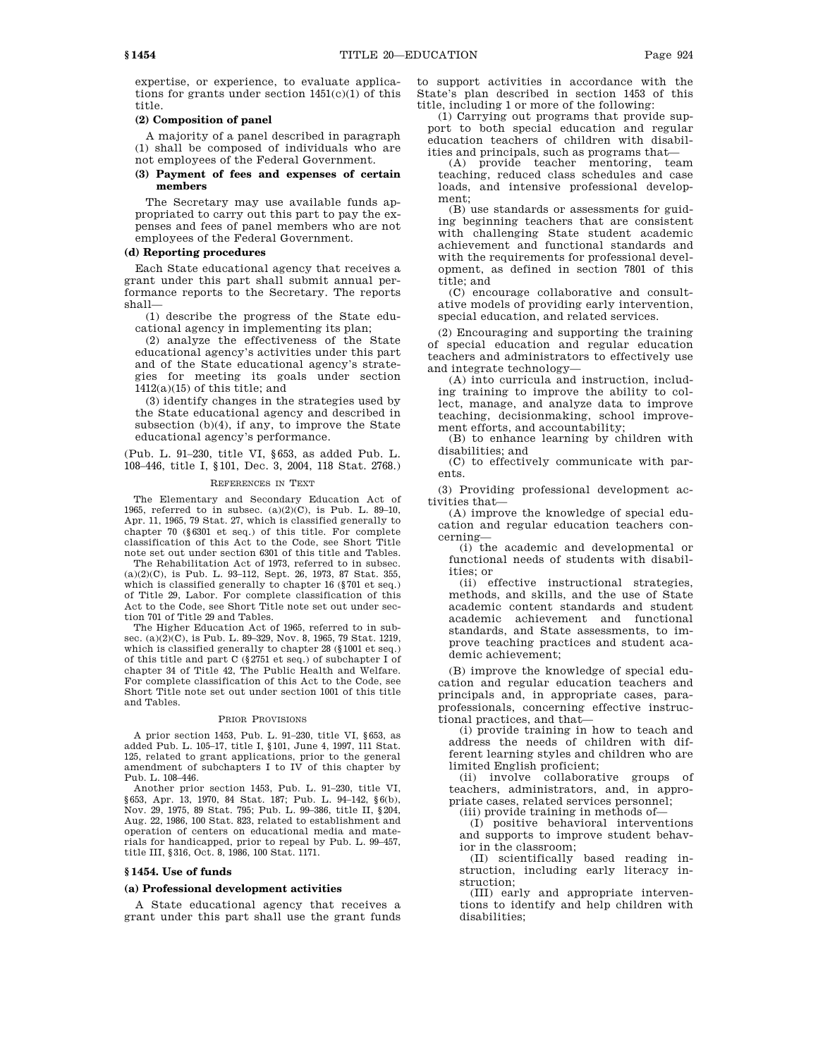expertise, or experience, to evaluate applications for grants under section 1451(c)(1) of this title.

**(2) Composition of panel**

A majority of a panel described in paragraph (1) shall be composed of individuals who are not employees of the Federal Government.

**(3) Payment of fees and expenses of certain members**

The Secretary may use available funds appropriated to carry out this part to pay the expenses and fees of panel members who are not employees of the Federal Government.

**(d) Reporting procedures**

Each State educational agency that receives a grant under this part shall submit annual performance reports to the Secretary. The reports shall—

(1) describe the progress of the State educational agency in implementing its plan;

(2) analyze the effectiveness of the State educational agency's activities under this part and of the State educational agency's strategies for meeting its goals under section 1412(a)(15) of this title; and

(3) identify changes in the strategies used by the State educational agency and described in subsection (b)(4), if any, to improve the State educational agency's performance.

(Pub. L. 91–230, title VI, §653, as added Pub. L. 108–446, title I, §101, Dec. 3, 2004, 118 Stat. 2768.)

REFERENCES IN TEXT

The Elementary and Secondary Education Act of 1965, referred to in subsec. (a)(2)(C), is Pub. L. 89–10, Apr. 11, 1965, 79 Stat. 27, which is classified generally to chapter 70 (§6301 et seq.) of this title. For complete classification of this Act to the Code, see Short Title note set out under section 6301 of this title and Tables.

The Rehabilitation Act of 1973, referred to in subsec. (a)(2)(C), is Pub. L. 93–112, Sept. 26, 1973, 87 Stat. 355, which is classified generally to chapter 16 (§701 et seq.) of Title 29, Labor. For complete classification of this Act to the Code, see Short Title note set out under section 701 of Title 29 and Tables.

The Higher Education Act of 1965, referred to in subsec. (a)(2)(C), is Pub. L. 89–329, Nov. 8, 1965, 79 Stat. 1219, which is classified generally to chapter 28 (§1001 et seq.) of this title and part C (§2751 et seq.) of subchapter I of chapter 34 of Title 42, The Public Health and Welfare. For complete classification of this Act to the Code, see Short Title note set out under section 1001 of this title and Tables.

PRIOR PROVISIONS

A prior section 1453, Pub. L. 91–230, title VI, §653, as added Pub. L. 105–17, title I, §101, June 4, 1997, 111 Stat. 125, related to grant applications, prior to the general amendment of subchapters I to IV of this chapter by Pub. L. 108–446.

Another prior section 1453, Pub. L. 91–230, title VI, §653, Apr. 13, 1970, 84 Stat. 187; Pub. L. 94–142, §6(b), Nov. 29, 1975, 89 Stat. 795; Pub. L. 99–386, title II, §204, Aug. 22, 1986, 100 Stat. 823, related to establishment and operation of centers on educational media and materials for handicapped, prior to repeal by Pub. L. 99–457, title III, §316, Oct. 8, 1986, 100 Stat. 1171.

### §1454. Use of funds

**(a) Professional development activities**

A State educational agency that receives a grant under this part shall use the grant funds to support activities in accordance with the State's plan described in section 1453 of this title, including 1 or more of the following:

(1) Carrying out programs that provide support to both special education and regular education teachers of children with disabilities and principals, such as programs that—

(A) provide teacher mentoring, team teaching, reduced class schedules and case loads, and intensive professional development;

(B) use standards or assessments for guiding beginning teachers that are consistent with challenging State student academic achievement and functional standards and with the requirements for professional development, as defined in section 7801 of this title; and

(C) encourage collaborative and consultative models of providing early intervention, special education, and related services.

(2) Encouraging and supporting the training of special education and regular education teachers and administrators to effectively use and integrate technology—

(A) into curricula and instruction, including training to improve the ability to collect, manage, and analyze data to improve teaching, decisionmaking, school improvement efforts, and accountability;

(B) to enhance learning by children with disabilities; and

(C) to effectively communicate with parents.

(3) Providing professional development activities that—

(A) improve the knowledge of special education and regular education teachers concerning—

(i) the academic and developmental or functional needs of students with disabilities; or

(ii) effective instructional strategies, methods, and skills, and the use of State academic content standards and student academic achievement and functional standards, and State assessments, to improve teaching practices and student academic achievement;

(B) improve the knowledge of special education and regular education teachers and principals and, in appropriate cases, paraprofessionals, concerning effective instructional practices, and that—

(i) provide training in how to teach and address the needs of children with different learning styles and children who are limited English proficient;

(ii) involve collaborative groups of teachers, administrators, and, in appropriate cases, related services personnel;

(iii) provide training in methods of—

(I) positive behavioral interventions and supports to improve student behavior in the classroom;

(II) scientifically based reading instruction, including early literacy instruction;

(III) early and appropriate interventions to identify and help children with disabilities;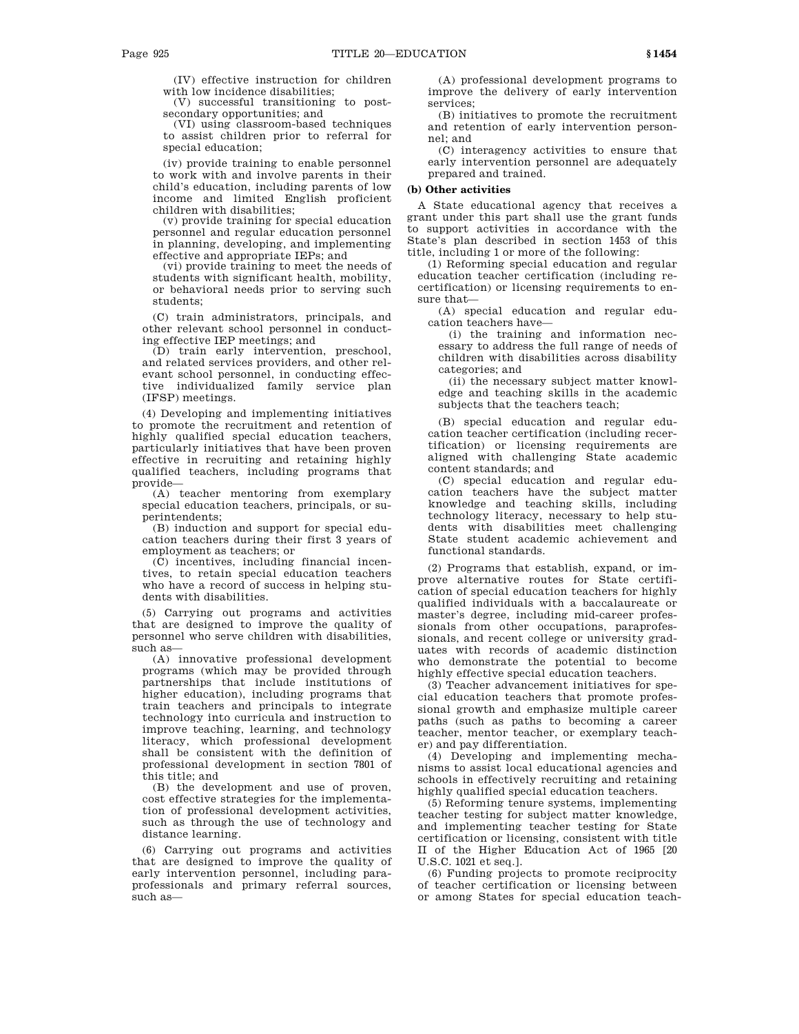(IV) effective instruction for children with low incidence disabilities;

(V) successful transitioning to postsecondary opportunities; and

(VI) using classroom-based techniques to assist children prior to referral for special education;

(iv) provide training to enable personnel to work with and involve parents in their child's education, including parents of low income and limited English proficient children with disabilities;

(v) provide training for special education personnel and regular education personnel in planning, developing, and implementing effective and appropriate IEPs; and

(vi) provide training to meet the needs of students with significant health, mobility, or behavioral needs prior to serving such students;

(C) train administrators, principals, and other relevant school personnel in conducting effective IEP meetings; and

(D) train early intervention, preschool, and related services providers, and other relevant school personnel, in conducting effective individualized family service plan (IFSP) meetings.

(4) Developing and implementing initiatives to promote the recruitment and retention of highly qualified special education teachers, particularly initiatives that have been proven effective in recruiting and retaining highly qualified teachers, including programs that provide—

(A) teacher mentoring from exemplary special education teachers, principals, or superintendents;

(B) induction and support for special education teachers during their first 3 years of employment as teachers; or

(C) incentives, including financial incentives, to retain special education teachers who have a record of success in helping students with disabilities.

(5) Carrying out programs and activities that are designed to improve the quality of personnel who serve children with disabilities, such as—

(A) innovative professional development programs (which may be provided through partnerships that include institutions of higher education), including programs that train teachers and principals to integrate technology into curricula and instruction to improve teaching, learning, and technology literacy, which professional development shall be consistent with the definition of professional development in section 7801 of this title; and

(B) the development and use of proven, cost effective strategies for the implementation of professional development activities, such as through the use of technology and distance learning.

(6) Carrying out programs and activities that are designed to improve the quality of early intervention personnel, including paraprofessionals and primary referral sources, such as—

(A) professional development programs to improve the delivery of early intervention services;

(B) initiatives to promote the recruitment and retention of early intervention personnel; and

(C) interagency activities to ensure that early intervention personnel are adequately prepared and trained.

**(b) Other activities**

A State educational agency that receives a grant under this part shall use the grant funds to support activities in accordance with the State's plan described in section 1453 of this title, including 1 or more of the following:

(1) Reforming special education and regular education teacher certification (including recertification) or licensing requirements to ensure that—

(A) special education and regular education teachers have—

(i) the training and information necessary to address the full range of needs of children with disabilities across disability categories; and

(ii) the necessary subject matter knowledge and teaching skills in the academic subjects that the teachers teach;

(B) special education and regular education teacher certification (including recertification) or licensing requirements are aligned with challenging State academic content standards; and

(C) special education and regular education teachers have the subject matter knowledge and teaching skills, including technology literacy, necessary to help students with disabilities meet challenging State student academic achievement and functional standards.

(2) Programs that establish, expand, or improve alternative routes for State certification of special education teachers for highly qualified individuals with a baccalaureate or master's degree, including mid-career professionals from other occupations, paraprofessionals, and recent college or university graduates with records of academic distinction who demonstrate the potential to become highly effective special education teachers.

(3) Teacher advancement initiatives for special education teachers that promote professional growth and emphasize multiple career paths (such as paths to becoming a career teacher, mentor teacher, or exemplary teacher) and pay differentiation.

(4) Developing and implementing mechanisms to assist local educational agencies and schools in effectively recruiting and retaining highly qualified special education teachers.

(5) Reforming tenure systems, implementing teacher testing for subject matter knowledge, and implementing teacher testing for State certification or licensing, consistent with title II of the Higher Education Act of 1965 [20 U.S.C. 1021 et seq.].

(6) Funding projects to promote reciprocity of teacher certification or licensing between or among States for special education teach-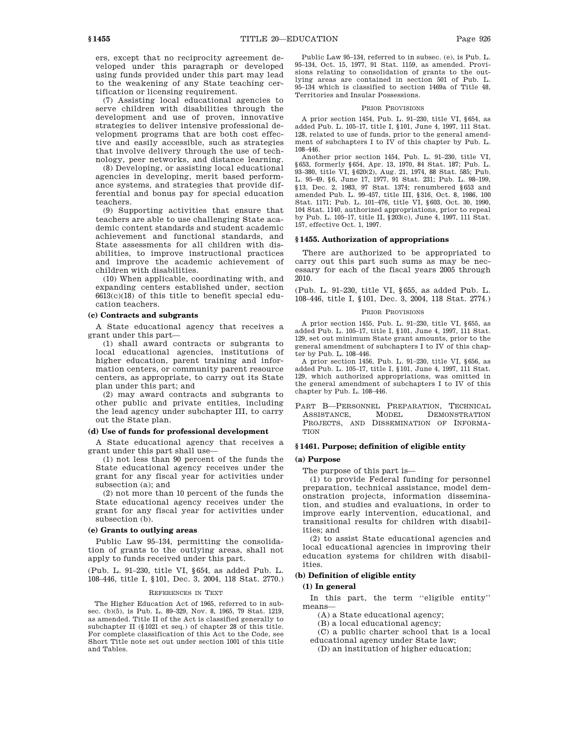ers, except that no reciprocity agreement developed under this paragraph or developed using funds provided under this part may lead to the weakening of any State teaching certification or licensing requirement.

(7) Assisting local educational agencies to serve children with disabilities through the development and use of proven, innovative strategies to deliver intensive professional development programs that are both cost effective and easily accessible, such as strategies that involve delivery through the use of technology, peer networks, and distance learning.

(8) Developing, or assisting local educational agencies in developing, merit based performance systems, and strategies that provide differential and bonus pay for special education teachers.

(9) Supporting activities that ensure that teachers are able to use challenging State academic content standards and student academic achievement and functional standards, and State assessments for all children with disabilities, to improve instructional practices and improve the academic achievement of children with disabilities.

(10) When applicable, coordinating with, and expanding centers established under, section 6613(c)(18) of this title to benefit special education teachers.

**(c) Contracts and subgrants**

A State educational agency that receives a grant under this part—

(1) shall award contracts or subgrants to local educational agencies, institutions of higher education, parent training and information centers, or community parent resource centers, as appropriate, to carry out its State plan under this part; and

(2) may award contracts and subgrants to other public and private entities, including the lead agency under subchapter III, to carry out the State plan.

**(d) Use of funds for professional development**

A State educational agency that receives a grant under this part shall use—

(1) not less than 90 percent of the funds the State educational agency receives under the grant for any fiscal year for activities under subsection (a); and

(2) not more than 10 percent of the funds the State educational agency receives under the grant for any fiscal year for activities under subsection (b).

**(e) Grants to outlying areas**

Public Law 95–134, permitting the consolidation of grants to the outlying areas, shall not apply to funds received under this part.

(Pub. L. 91–230, title VI, §654, as added Pub. L. 108–446, title I, §101, Dec. 3, 2004, 118 Stat. 2770.)

REFERENCES IN TEXT

The Higher Education Act of 1965, referred to in subsec. (b)(5), is Pub. L. 89–329, Nov. 8, 1965, 79 Stat. 1219, as amended. Title II of the Act is classified generally to subchapter II (§1021 et seq.) of chapter 28 of this title. For complete classification of this Act to the Code, see Short Title note set out under section 1001 of this title and Tables.

Public Law 95–134, referred to in subsec. (e), is Pub. L. 95–134, Oct. 15, 1977, 91 Stat. 1159, as amended. Provisions relating to consolidation of grants to the outlying areas are contained in section 501 of Pub. L. 95–134 which is classified to section 1469a of Title 48, Territories and Insular Possessions.

PRIOR PROVISIONS

A prior section 1454, Pub. L. 91–230, title VI, §654, as added Pub. L. 105–17, title I, §101, June 4, 1997, 111 Stat. 128, related to use of funds, prior to the general amendment of subchapters I to IV of this chapter by Pub. L. 108–446.

Another prior section 1454, Pub. L. 91–230, title VI, §653, formerly §654, Apr. 13, 1970, 84 Stat. 187; Pub. L. 93–380, title VI, §620(2), Aug. 21, 1974, 88 Stat. 585; Pub. L. 95–49, §6, June 17, 1977, 91 Stat. 231; Pub. L. 98–199, §13, Dec. 2, 1983, 97 Stat. 1374; renumbered §653 and amended Pub. L. 99–457, title III, §316, Oct. 8, 1986, 100 Stat. 1171; Pub. L. 101–476, title VI, §603, Oct. 30, 1990, 104 Stat. 1140, authorized appropriations, prior to repeal by Pub. L. 105–17, title II, §203(c), June 4, 1997, 111 Stat. 157, effective Oct. 1, 1997.

### §1455. Authorization of appropriations

There are authorized to be appropriated to carry out this part such sums as may be necessary for each of the fiscal years 2005 through 2010.

(Pub. L. 91–230, title VI, §655, as added Pub. L. 108–446, title I, §101, Dec. 3, 2004, 118 Stat. 2774.)

PRIOR PROVISIONS

A prior section 1455, Pub. L. 91–230, title VI, §655, as added Pub. L. 105–17, title I, §101, June 4, 1997, 111 Stat. 129, set out minimum State grant amounts, prior to the general amendment of subchapters I to IV of this chapter by Pub. L. 108–446.

A prior section 1456, Pub. L. 91–230, title VI, §656, as added Pub. L. 105–17, title I, §101, June 4, 1997, 111 Stat. 129, which authorized appropriations, was omitted in the general amendment of subchapters I to IV of this chapter by Pub. L. 108–446.

## PART B—PERSONNEL PREPARATION, TECHNICAL ASSISTANCE, MODEL DEMONSTRATION PROJECTS, AND DISSEMINATION OF INFORMATION

### §1461. Purpose; definition of eligible entity

**(a) Purpose**

The purpose of this part is—

(1) to provide Federal funding for personnel preparation, technical assistance, model demonstration projects, information dissemination, and studies and evaluations, in order to improve early intervention, educational, and transitional results for children with disabilities; and

(2) to assist State educational agencies and local educational agencies in improving their education systems for children with disabilities.

**(b) Definition of eligible entity**

**(1) In general**

In this part, the term "eligible entity" means—

(A) a State educational agency;

(B) a local educational agency;

(C) a public charter school that is a local educational agency under State law;

(D) an institution of higher education;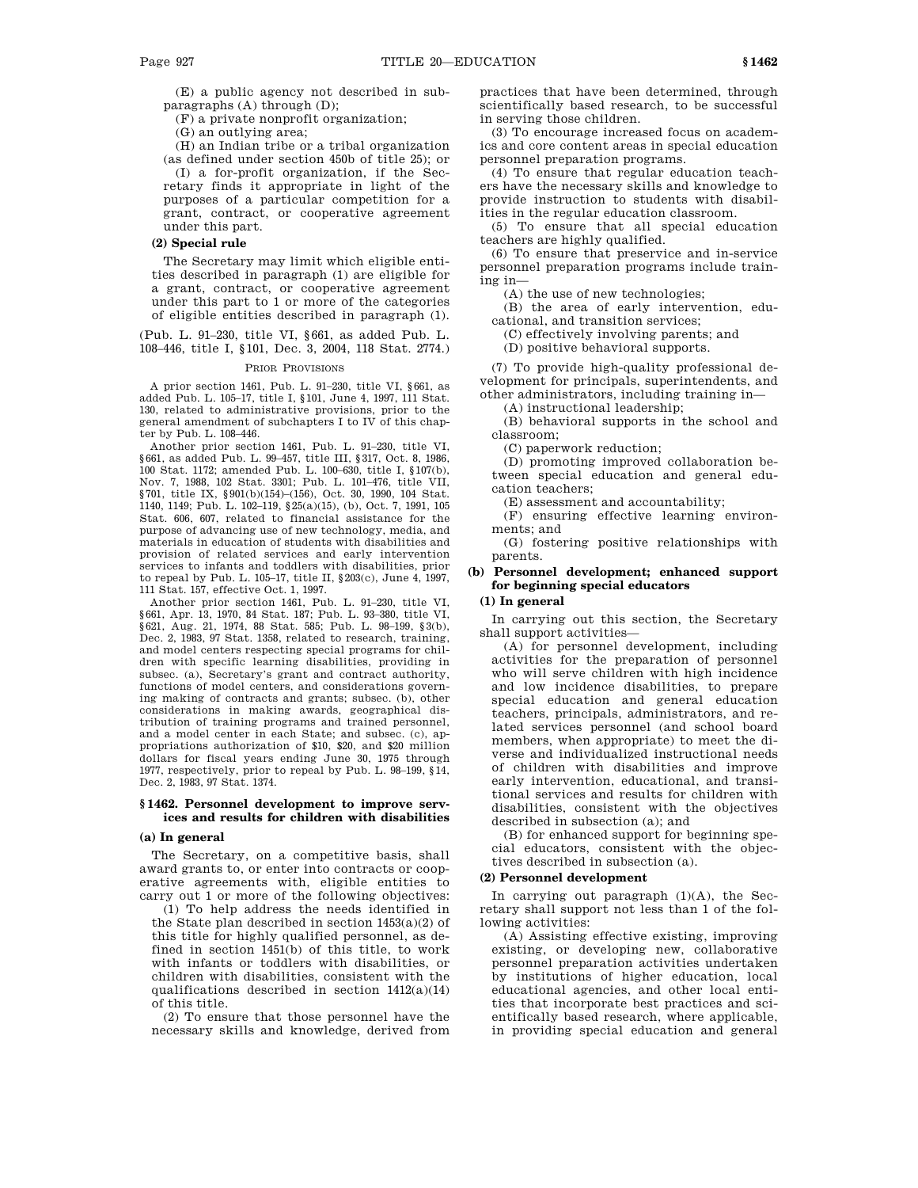(E) a public agency not described in subparagraphs (A) through (D);

(F) a private nonprofit organization;

(G) an outlying area;

(H) an Indian tribe or a tribal organization (as defined under section 450b of title 25); or

(I) a for-profit organization, if the Secretary finds it appropriate in light of the purposes of a particular competition for a grant, contract, or cooperative agreement under this part.

**(2) Special rule**

The Secretary may limit which eligible entities described in paragraph (1) are eligible for a grant, contract, or cooperative agreement under this part to 1 or more of the categories of eligible entities described in paragraph (1).

(Pub. L. 91–230, title VI, §661, as added Pub. L. 108–446, title I, §101, Dec. 3, 2004, 118 Stat. 2774.)

PRIOR PROVISIONS

A prior section 1461, Pub. L. 91–230, title VI, §661, as added Pub. L. 105–17, title I, §101, June 4, 1997, 111 Stat. 130, related to administrative provisions, prior to the general amendment of subchapters I to IV of this chapter by Pub. L. 108–446.

Another prior section 1461, Pub. L. 91–230, title VI, §661, as added Pub. L. 99–457, title III, §317, Oct. 8, 1986, 100 Stat. 1172; amended Pub. L. 100–630, title I, §107(b), Nov. 7, 1988, 102 Stat. 3301; Pub. L. 101–476, title VII, §701, title IX, §901(b)(154)–(156), Oct. 30, 1990, 104 Stat. 1140, 1149; Pub. L. 102–119, §25(a)(15), (b), Oct. 7, 1991, 105 Stat. 606, 607, related to financial assistance for the purpose of advancing use of new technology, media, and materials in education of students with disabilities and provision of related services and early intervention services to infants and toddlers with disabilities, prior to repeal by Pub. L. 105–17, title II, §203(c), June 4, 1997, 111 Stat. 157, effective Oct. 1, 1997.

Another prior section 1461, Pub. L. 91–230, title VI, §661, Apr. 13, 1970, 84 Stat. 187; Pub. L. 93–380, title VI, §621, Aug. 21, 1974, 88 Stat. 585; Pub. L. 98–199, §3(b), Dec. 2, 1983, 97 Stat. 1358, related to research, training, and model centers respecting special programs for children with specific learning disabilities, providing in subsec. (a), Secretary's grant and contract authority, functions of model centers, and considerations governing making of contracts and grants; subsec. (b), other considerations in making awards, geographical distribution of training programs and trained personnel, and a model center in each State; and subsec. (c), appropriations authorization of $10, $20, and $20 million dollars for fiscal years ending June 30, 1975 through 1977, respectively, prior to repeal by Pub. L. 98–199, §14, Dec. 2, 1983, 97 Stat. 1374.

## §1462. Personnel development to improve services and results for children with disabilities

**(a) In general**

The Secretary, on a competitive basis, shall award grants to, or enter into contracts or cooperative agreements with, eligible entities to carry out 1 or more of the following objectives:

(1) To help address the needs identified in the State plan described in section 1453(a)(2) of this title for highly qualified personnel, as defined in section 1451(b) of this title, to work with infants or toddlers with disabilities, or children with disabilities, consistent with the qualifications described in section 1412(a)(14) of this title.

(2) To ensure that those personnel have the necessary skills and knowledge, derived from practices that have been determined, through scientifically based research, to be successful in serving those children.

(3) To encourage increased focus on academics and core content areas in special education personnel preparation programs.

(4) To ensure that regular education teachers have the necessary skills and knowledge to provide instruction to students with disabilities in the regular education classroom.

(5) To ensure that all special education teachers are highly qualified.

(6) To ensure that preservice and in-service personnel preparation programs include training in—

(A) the use of new technologies;

(B) the area of early intervention, educational, and transition services;

(C) effectively involving parents; and

(D) positive behavioral supports.

(7) To provide high-quality professional development for principals, superintendents, and other administrators, including training in—

(A) instructional leadership;

(B) behavioral supports in the school and classroom;

(C) paperwork reduction;

(D) promoting improved collaboration between special education and general education teachers;

(E) assessment and accountability;

(F) ensuring effective learning environments; and

(G) fostering positive relationships with parents.

**(b) Personnel development; enhanced support for beginning special educators**

**(1) In general**

In carrying out this section, the Secretary shall support activities—

(A) for personnel development, including activities for the preparation of personnel who will serve children with high incidence and low incidence disabilities, to prepare special education and general education teachers, principals, administrators, and related services personnel (and school board members, when appropriate) to meet the diverse and individualized instructional needs of children with disabilities and improve early intervention, educational, and transitional services and results for children with disabilities, consistent with the objectives described in subsection (a); and

(B) for enhanced support for beginning special educators, consistent with the objectives described in subsection (a).

**(2) Personnel development**

In carrying out paragraph (1)(A), the Secretary shall support not less than 1 of the following activities:

(A) Assisting effective existing, improving existing, or developing new, collaborative personnel preparation activities undertaken by institutions of higher education, local educational agencies, and other local entities that incorporate best practices and scientifically based research, where applicable, in providing special education and general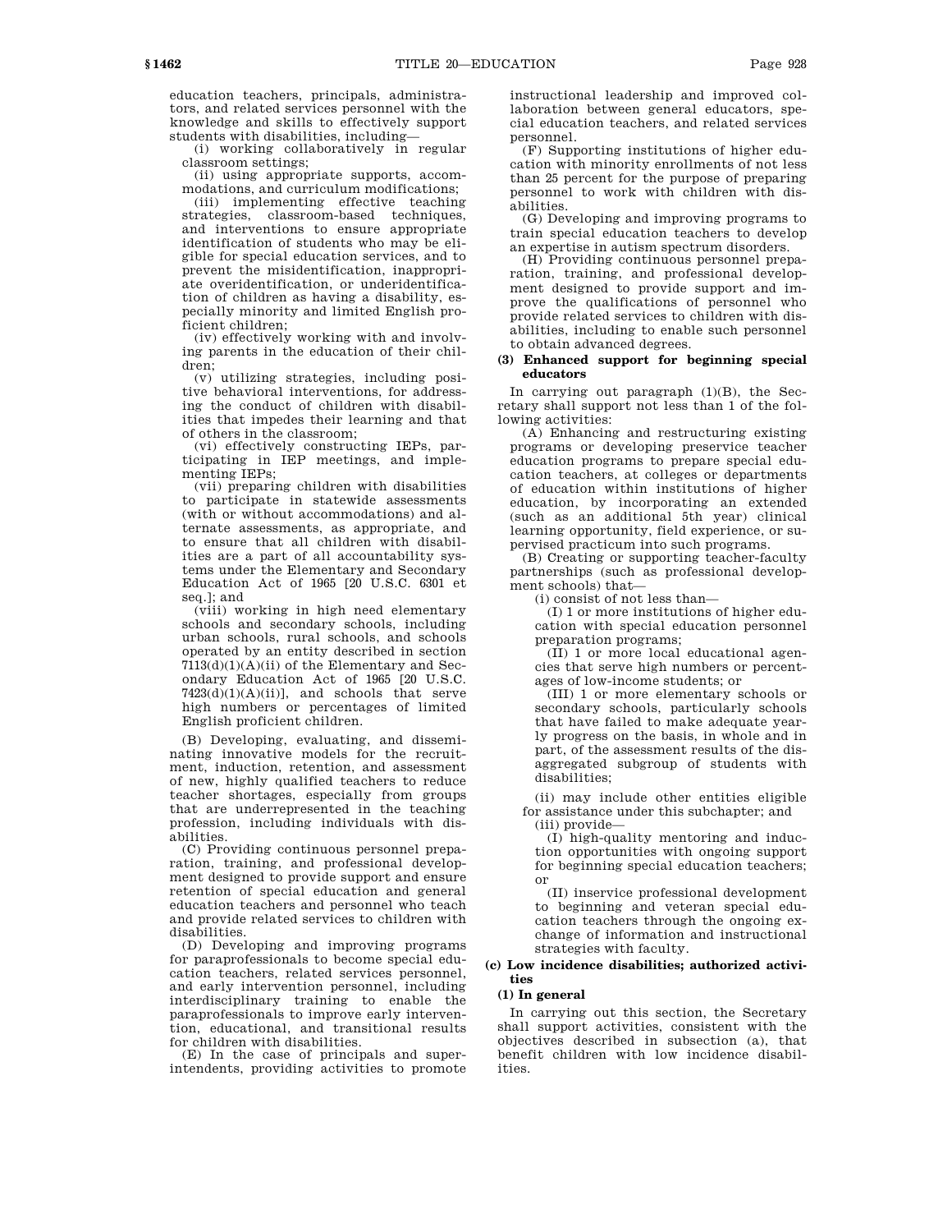education teachers, principals, administrators, and related services personnel with the knowledge and skills to effectively support students with disabilities, including—

(i) working collaboratively in regular classroom settings;

(ii) using appropriate supports, accommodations, and curriculum modifications;

(iii) implementing effective teaching strategies, classroom-based techniques, and interventions to ensure appropriate identification of students who may be eligible for special education services, and to prevent the misidentification, inappropriate overidentification, or underidentification of children as having a disability, especially minority and limited English proficient children;

(iv) effectively working with and involving parents in the education of their children;

(v) utilizing strategies, including positive behavioral interventions, for addressing the conduct of children with disabilities that impedes their learning and that of others in the classroom;

(vi) effectively constructing IEPs, participating in IEP meetings, and implementing IEPs;

(vii) preparing children with disabilities to participate in statewide assessments (with or without accommodations) and alternate assessments, as appropriate, and to ensure that all children with disabilities are a part of all accountability systems under the Elementary and Secondary Education Act of 1965 [20 U.S.C. 6301 et seq.]; and

(viii) working in high need elementary schools and secondary schools, including urban schools, rural schools, and schools operated by an entity described in section 7113(d)(1)(A)(ii) of the Elementary and Secondary Education Act of 1965 [20 U.S.C. 7423(d)(1)(A)(ii)], and schools that serve high numbers or percentages of limited English proficient children.

(B) Developing, evaluating, and disseminating innovative models for the recruitment, induction, retention, and assessment of new, highly qualified teachers to reduce teacher shortages, especially from groups that are underrepresented in the teaching profession, including individuals with disabilities.

(C) Providing continuous personnel preparation, training, and professional development designed to provide support and ensure retention of special education and general education teachers and personnel who teach and provide related services to children with disabilities.

(D) Developing and improving programs for paraprofessionals to become special education teachers, related services personnel, and early intervention personnel, including interdisciplinary training to enable the paraprofessionals to improve early intervention, educational, and transitional results for children with disabilities.

(E) In the case of principals and superintendents, providing activities to promote instructional leadership and improved collaboration between general educators, special education teachers, and related services personnel.

(F) Supporting institutions of higher education with minority enrollments of not less than 25 percent for the purpose of preparing personnel to work with children with disabilities.

(G) Developing and improving programs to train special education teachers to develop an expertise in autism spectrum disorders.

(H) Providing continuous personnel preparation, training, and professional development designed to provide support and improve the qualifications of personnel who provide related services to children with disabilities, including to enable such personnel to obtain advanced degrees.

**(3) Enhanced support for beginning special educators**

In carrying out paragraph (1)(B), the Secretary shall support not less than 1 of the following activities:

(A) Enhancing and restructuring existing programs or developing preservice teacher education programs to prepare special education teachers, at colleges or departments of education within institutions of higher education, by incorporating an extended (such as an additional 5th year) clinical learning opportunity, field experience, or supervised practicum into such programs.

(B) Creating or supporting teacher-faculty partnerships (such as professional development schools) that—

(i) consist of not less than—

(I) 1 or more institutions of higher education with special education personnel preparation programs;

(II) 1 or more local educational agencies that serve high numbers or percentages of low-income students; or

(III) 1 or more elementary schools or secondary schools, particularly schools that have failed to make adequate yearly progress on the basis, in whole and in part, of the assessment results of the disaggregated subgroup of students with disabilities;

(ii) may include other entities eligible for assistance under this subchapter; and

(iii) provide—

(I) high-quality mentoring and induction opportunities with ongoing support for beginning special education teachers; or

(II) inservice professional development to beginning and veteran special education teachers through the ongoing exchange of information and instructional strategies with faculty.

**(c) Low incidence disabilities; authorized activities**

**(1) In general**

In carrying out this section, the Secretary shall support activities, consistent with the objectives described in subsection (a), that benefit children with low incidence disabilities.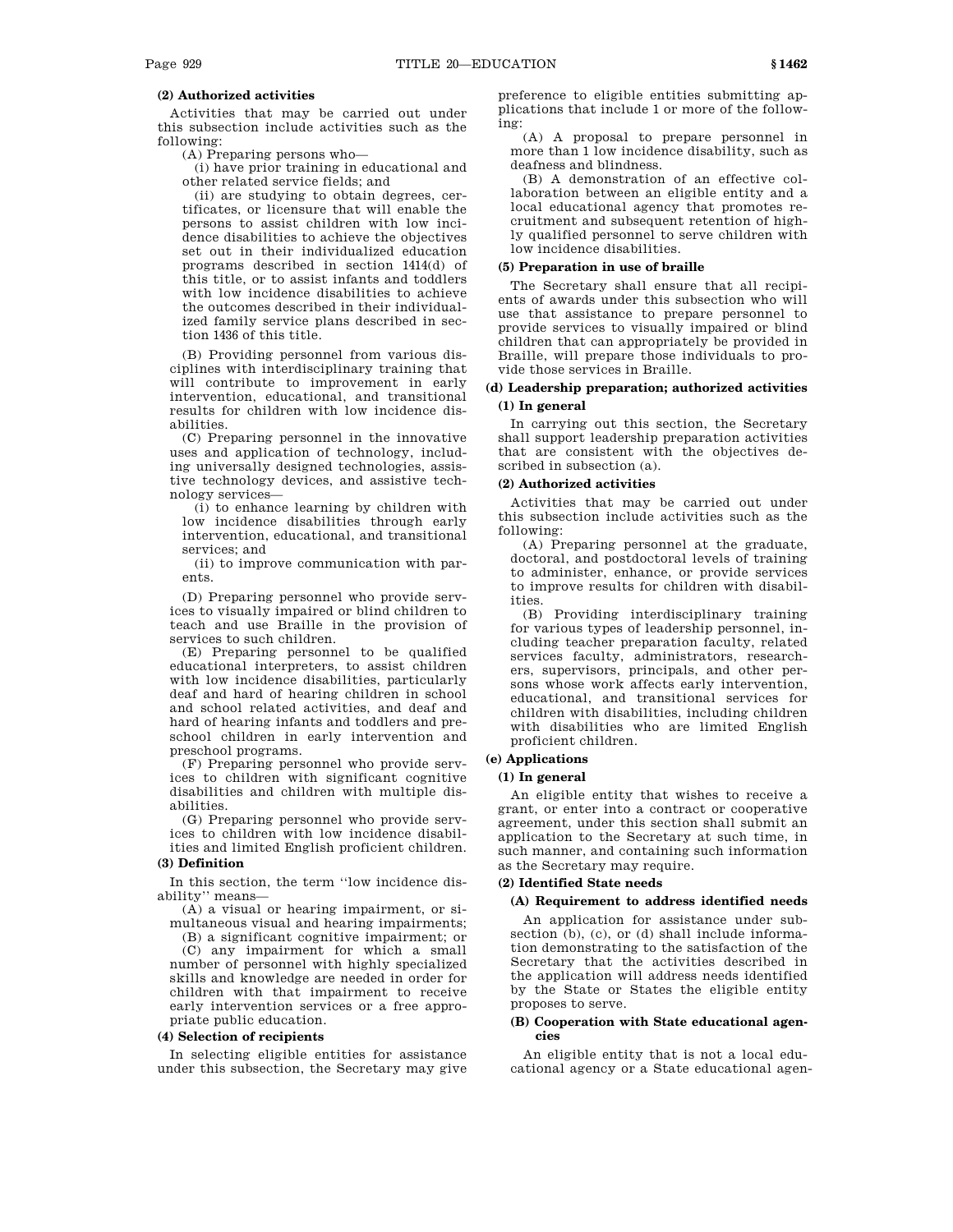**(2) Authorized activities**

Activities that may be carried out under this subsection include activities such as the following:

(A) Preparing persons who—

(i) have prior training in educational and other related service fields; and

(ii) are studying to obtain degrees, certificates, or licensure that will enable the persons to assist children with low incidence disabilities to achieve the objectives set out in their individualized education programs described in section 1414(d) of this title, or to assist infants and toddlers with low incidence disabilities to achieve the outcomes described in their individualized family service plans described in section 1436 of this title.

(B) Providing personnel from various disciplines with interdisciplinary training that will contribute to improvement in early intervention, educational, and transitional results for children with low incidence disabilities.

(C) Preparing personnel in the innovative uses and application of technology, including universally designed technologies, assistive technology devices, and assistive technology services—

(i) to enhance learning by children with low incidence disabilities through early intervention, educational, and transitional services; and

(ii) to improve communication with parents.

(D) Preparing personnel who provide services to visually impaired or blind children to teach and use Braille in the provision of services to such children.

(E) Preparing personnel to be qualified educational interpreters, to assist children with low incidence disabilities, particularly deaf and hard of hearing children in school and school related activities, and deaf and hard of hearing infants and toddlers and preschool children in early intervention and preschool programs.

(F) Preparing personnel who provide services to children with significant cognitive disabilities and children with multiple disabilities.

(G) Preparing personnel who provide services to children with low incidence disabilities and limited English proficient children.

**(3) Definition**

In this section, the term ''low incidence disability'' means—

(A) a visual or hearing impairment, or simultaneous visual and hearing impairments;

(B) a significant cognitive impairment; or

(C) any impairment for which a small number of personnel with highly specialized skills and knowledge are needed in order for children with that impairment to receive early intervention services or a free appropriate public education.

**(4) Selection of recipients**

In selecting eligible entities for assistance under this subsection, the Secretary may give preference to eligible entities submitting applications that include 1 or more of the following:

(A) A proposal to prepare personnel in more than 1 low incidence disability, such as deafness and blindness.

(B) A demonstration of an effective collaboration between an eligible entity and a local educational agency that promotes recruitment and subsequent retention of highly qualified personnel to serve children with low incidence disabilities.

**(5) Preparation in use of braille**

The Secretary shall ensure that all recipients of awards under this subsection who will use that assistance to prepare personnel to provide services to visually impaired or blind children that can appropriately be provided in Braille, will prepare those individuals to provide those services in Braille.

**(d) Leadership preparation; authorized activities**

**(1) In general**

In carrying out this section, the Secretary shall support leadership preparation activities that are consistent with the objectives described in subsection (a).

**(2) Authorized activities**

Activities that may be carried out under this subsection include activities such as the following:

(A) Preparing personnel at the graduate, doctoral, and postdoctoral levels of training to administer, enhance, or provide services to improve results for children with disabilities.

(B) Providing interdisciplinary training for various types of leadership personnel, including teacher preparation faculty, related services faculty, administrators, researchers, supervisors, principals, and other persons whose work affects early intervention, educational, and transitional services for children with disabilities, including children with disabilities who are limited English proficient children.

**(e) Applications**

**(1) In general**

An eligible entity that wishes to receive a grant, or enter into a contract or cooperative agreement, under this section shall submit an application to the Secretary at such time, in such manner, and containing such information as the Secretary may require.

**(2) Identified State needs**

**(A) Requirement to address identified needs**

An application for assistance under subsection (b), (c), or (d) shall include information demonstrating to the satisfaction of the Secretary that the activities described in the application will address needs identified by the State or States the eligible entity proposes to serve.

**(B) Cooperation with State educational agencies**

An eligible entity that is not a local educational agency or a State educational agen-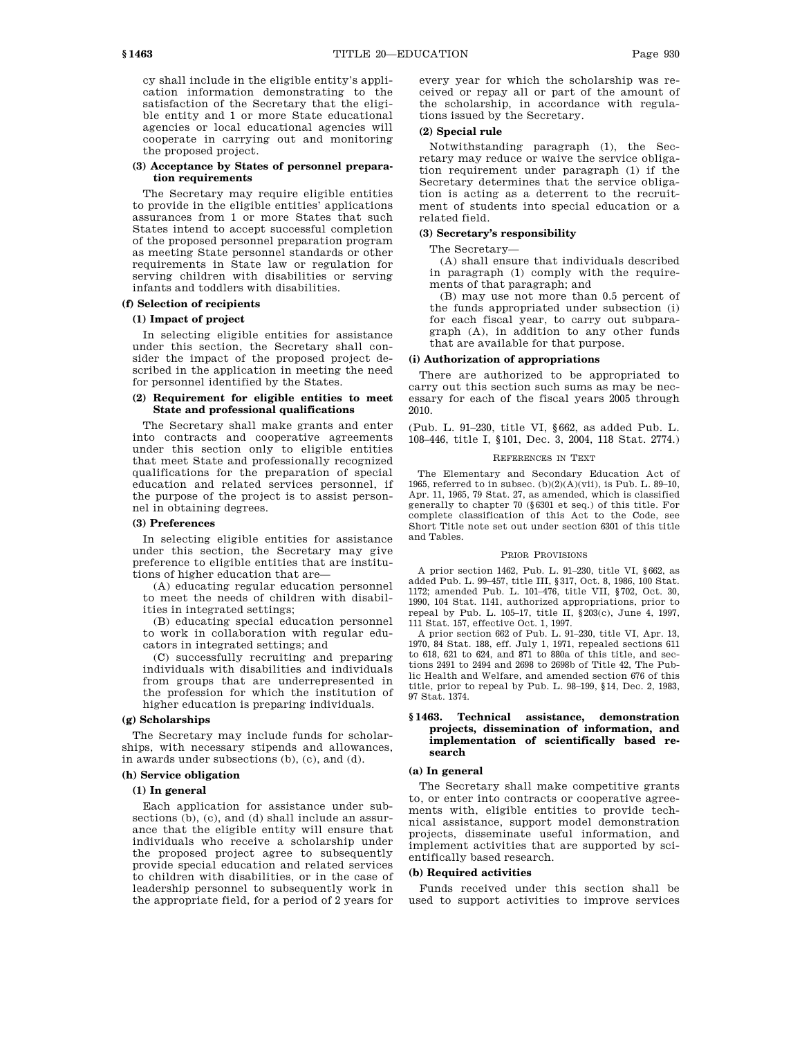cy shall include in the eligible entity's application information demonstrating to the satisfaction of the Secretary that the eligible entity and 1 or more State educational agencies or local educational agencies will cooperate in carrying out and monitoring the proposed project.

#### (3) Acceptance by States of personnel preparation requirements

The Secretary may require eligible entities to provide in the eligible entities' applications assurances from 1 or more States that such States intend to accept successful completion of the proposed personnel preparation program as meeting State personnel standards or other requirements in State law or regulation for serving children with disabilities or serving infants and toddlers with disabilities.

### (f) Selection of recipients

#### (1) Impact of project

In selecting eligible entities for assistance under this section, the Secretary shall consider the impact of the proposed project described in the application in meeting the need for personnel identified by the States.

#### (2) Requirement for eligible entities to meet State and professional qualifications

The Secretary shall make grants and enter into contracts and cooperative agreements under this section only to eligible entities that meet State and professionally recognized qualifications for the preparation of special education and related services personnel, if the purpose of the project is to assist personnel in obtaining degrees.

#### (3) Preferences

In selecting eligible entities for assistance under this section, the Secretary may give preference to eligible entities that are institutions of higher education that are—

(A) educating regular education personnel to meet the needs of children with disabilities in integrated settings;

(B) educating special education personnel to work in collaboration with regular educators in integrated settings; and

(C) successfully recruiting and preparing individuals with disabilities and individuals from groups that are underrepresented in the profession for which the institution of higher education is preparing individuals.

### (g) Scholarships

The Secretary may include funds for scholarships, with necessary stipends and allowances, in awards under subsections (b), (c), and (d).

### (h) Service obligation

#### (1) In general

Each application for assistance under subsections (b), (c), and (d) shall include an assurance that the eligible entity will ensure that individuals who receive a scholarship under the proposed project agree to subsequently provide special education and related services to children with disabilities, or in the case of leadership personnel to subsequently work in the appropriate field, for a period of 2 years for every year for which the scholarship was received or repay all or part of the amount of the scholarship, in accordance with regulations issued by the Secretary.

#### (2) Special rule

Notwithstanding paragraph (1), the Secretary may reduce or waive the service obligation requirement under paragraph (1) if the Secretary determines that the service obligation is acting as a deterrent to the recruitment of students into special education or a related field.

#### (3) Secretary's responsibility

The Secretary—

(A) shall ensure that individuals described in paragraph (1) comply with the requirements of that paragraph; and

(B) may use not more than 0.5 percent of the funds appropriated under subsection (i) for each fiscal year, to carry out subparagraph (A), in addition to any other funds that are available for that purpose.

### (i) Authorization of appropriations

There are authorized to be appropriated to carry out this section such sums as may be necessary for each of the fiscal years 2005 through 2010.

(Pub. L. 91–230, title VI, §662, as added Pub. L. 108–446, title I, §101, Dec. 3, 2004, 118 Stat. 2774.)

REFERENCES IN TEXT

The Elementary and Secondary Education Act of 1965, referred to in subsec. (b)(2)(A)(vii), is Pub. L. 89–10, Apr. 11, 1965, 79 Stat. 27, as amended, which is classified generally to chapter 70 (§6301 et seq.) of this title. For complete classification of this Act to the Code, see Short Title note set out under section 6301 of this title and Tables.

PRIOR PROVISIONS

A prior section 1462, Pub. L. 91–230, title VI, §662, as added Pub. L. 99–457, title III, §317, Oct. 8, 1986, 100 Stat. 1172; amended Pub. L. 101–476, title VII, §702, Oct. 30, 1990, 104 Stat. 1141, authorized appropriations, prior to repeal by Pub. L. 105–17, title II, §203(c), June 4, 1997, 111 Stat. 157, effective Oct. 1, 1997.

A prior section 662 of Pub. L. 91–230, title VI, Apr. 13, 1970, 84 Stat. 188, eff. July 1, 1971, repealed sections 611 to 618, 621 to 624, and 871 to 880a of this title, and sections 2491 to 2494 and 2698 to 2698b of Title 42, The Public Health and Welfare, and amended section 676 of this title, prior to repeal by Pub. L. 98–199, §14, Dec. 2, 1983, 97 Stat. 1374.

## §1463. Technical assistance, demonstration projects, dissemination of information, and implementation of scientifically based research

### (a) In general

The Secretary shall make competitive grants to, or enter into contracts or cooperative agreements with, eligible entities to provide technical assistance, support model demonstration projects, disseminate useful information, and implement activities that are supported by scientifically based research.

### (b) Required activities

Funds received under this section shall be used to support activities to improve services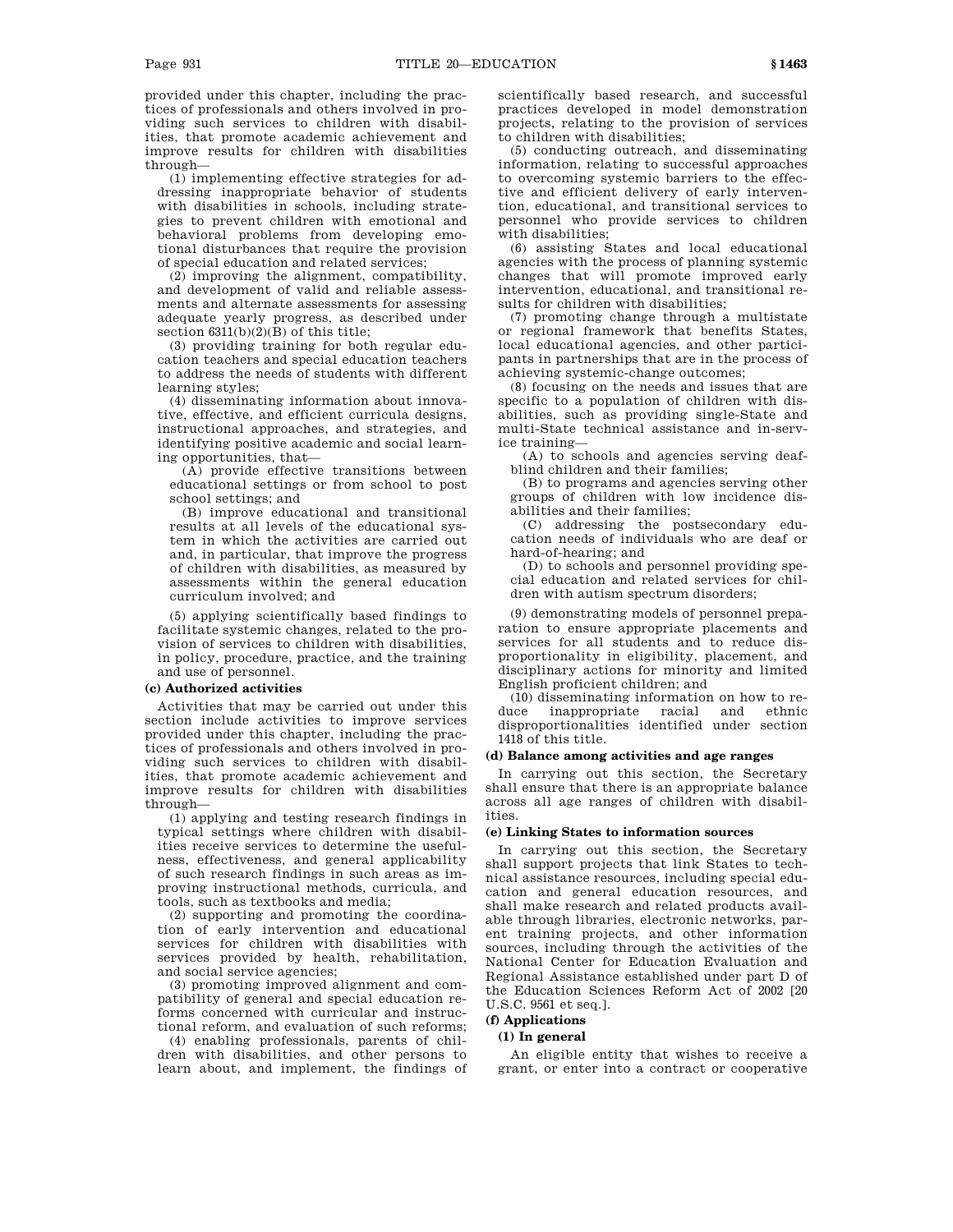provided under this chapter, including the practices of professionals and others involved in providing such services to children with disabilities, that promote academic achievement and improve results for children with disabilities through—

(1) implementing effective strategies for addressing inappropriate behavior of students with disabilities in schools, including strategies to prevent children with emotional and behavioral problems from developing emotional disturbances that require the provision of special education and related services;

(2) improving the alignment, compatibility, and development of valid and reliable assessments and alternate assessments for assessing adequate yearly progress, as described under section 6311(b)(2)(B) of this title;

(3) providing training for both regular education teachers and special education teachers to address the needs of students with different learning styles;

(4) disseminating information about innovative, effective, and efficient curricula designs, instructional approaches, and strategies, and identifying positive academic and social learning opportunities, that—

(A) provide effective transitions between educational settings or from school to post school settings; and

(B) improve educational and transitional results at all levels of the educational system in which the activities are carried out and, in particular, that improve the progress of children with disabilities, as measured by assessments within the general education curriculum involved; and

(5) applying scientifically based findings to facilitate systemic changes, related to the provision of services to children with disabilities, in policy, procedure, practice, and the training and use of personnel.

**(c) Authorized activities**

Activities that may be carried out under this section include activities to improve services provided under this chapter, including the practices of professionals and others involved in providing such services to children with disabilities, that promote academic achievement and improve results for children with disabilities through—

(1) applying and testing research findings in typical settings where children with disabilities receive services to determine the usefulness, effectiveness, and general applicability of such research findings in such areas as improving instructional methods, curricula, and tools, such as textbooks and media;

(2) supporting and promoting the coordination of early intervention and educational services for children with disabilities with services provided by health, rehabilitation, and social service agencies;

(3) promoting improved alignment and compatibility of general and special education reforms concerned with curricular and instructional reform, and evaluation of such reforms;

(4) enabling professionals, parents of children with disabilities, and other persons to learn about, and implement, the findings of scientifically based research, and successful practices developed in model demonstration projects, relating to the provision of services to children with disabilities;

(5) conducting outreach, and disseminating information, relating to successful approaches to overcoming systemic barriers to the effective and efficient delivery of early intervention, educational, and transitional services to personnel who provide services to children with disabilities;

(6) assisting States and local educational agencies with the process of planning systemic changes that will promote improved early intervention, educational, and transitional results for children with disabilities;

(7) promoting change through a multistate or regional framework that benefits States, local educational agencies, and other participants in partnerships that are in the process of achieving systemic-change outcomes;

(8) focusing on the needs and issues that are specific to a population of children with disabilities, such as providing single-State and multi-State technical assistance and in-service training—

(A) to schools and agencies serving deaf-blind children and their families;

(B) to programs and agencies serving other groups of children with low incidence disabilities and their families;

(C) addressing the postsecondary education needs of individuals who are deaf or hard-of-hearing; and

(D) to schools and personnel providing special education and related services for children with autism spectrum disorders;

(9) demonstrating models of personnel preparation to ensure appropriate placements and services for all students and to reduce disproportionality in eligibility, placement, and disciplinary actions for minority and limited English proficient children; and

(10) disseminating information on how to reduce inappropriate racial and ethnic disproportionalities identified under section 1418 of this title.

**(d) Balance among activities and age ranges**

In carrying out this section, the Secretary shall ensure that there is an appropriate balance across all age ranges of children with disabilities.

**(e) Linking States to information sources**

In carrying out this section, the Secretary shall support projects that link States to technical assistance resources, including special education and general education resources, and shall make research and related products available through libraries, electronic networks, parent training projects, and other information sources, including through the activities of the National Center for Education Evaluation and Regional Assistance established under part D of the Education Sciences Reform Act of 2002 [20 U.S.C. 9561 et seq.].

**(f) Applications**

**(1) In general**

An eligible entity that wishes to receive a grant, or enter into a contract or cooperative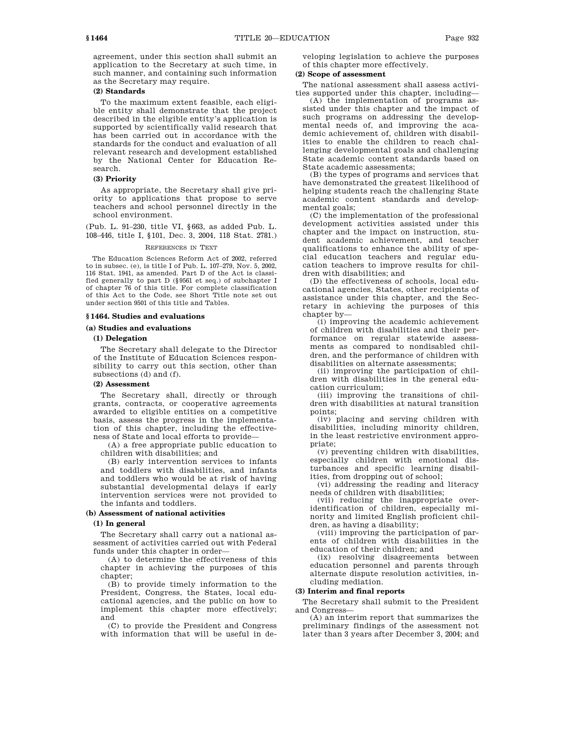agreement, under this section shall submit an application to the Secretary at such time, in such manner, and containing such information as the Secretary may require.

**(2) Standards**

To the maximum extent feasible, each eligible entity shall demonstrate that the project described in the eligible entity's application is supported by scientifically valid research that has been carried out in accordance with the standards for the conduct and evaluation of all relevant research and development established by the National Center for Education Research.

**(3) Priority**

As appropriate, the Secretary shall give priority to applications that propose to serve teachers and school personnel directly in the school environment.

(Pub. L. 91–230, title VI, §663, as added Pub. L. 108–446, title I, §101, Dec. 3, 2004, 118 Stat. 2781.)

REFERENCES IN TEXT

The Education Sciences Reform Act of 2002, referred to in subsec. (e), is title I of Pub. L. 107–279, Nov. 5, 2002, 116 Stat. 1941, as amended. Part D of the Act is classified generally to part D (§9561 et seq.) of subchapter I of chapter 76 of this title. For complete classification of this Act to the Code, see Short Title note set out under section 9501 of this title and Tables.

### § 1464. Studies and evaluations

**(a) Studies and evaluations**

**(1) Delegation**

The Secretary shall delegate to the Director of the Institute of Education Sciences responsibility to carry out this section, other than subsections (d) and (f).

**(2) Assessment**

The Secretary shall, directly or through grants, contracts, or cooperative agreements awarded to eligible entities on a competitive basis, assess the progress in the implementation of this chapter, including the effectiveness of State and local efforts to provide—

(A) a free appropriate public education to children with disabilities; and

(B) early intervention services to infants and toddlers with disabilities, and infants and toddlers who would be at risk of having substantial developmental delays if early intervention services were not provided to the infants and toddlers.

**(b) Assessment of national activities**

**(1) In general**

The Secretary shall carry out a national assessment of activities carried out with Federal funds under this chapter in order—

(A) to determine the effectiveness of this chapter in achieving the purposes of this chapter;

(B) to provide timely information to the President, Congress, the States, local educational agencies, and the public on how to implement this chapter more effectively; and

(C) to provide the President and Congress with information that will be useful in developing legislation to achieve the purposes of this chapter more effectively.

**(2) Scope of assessment**

The national assessment shall assess activities supported under this chapter, including—

(A) the implementation of programs assisted under this chapter and the impact of such programs on addressing the developmental needs of, and improving the academic achievement of, children with disabilities to enable the children to reach challenging developmental goals and challenging State academic content standards based on State academic assessments;

(B) the types of programs and services that have demonstrated the greatest likelihood of helping students reach the challenging State academic content standards and developmental goals;

(C) the implementation of the professional development activities assisted under this chapter and the impact on instruction, student academic achievement, and teacher qualifications to enhance the ability of special education teachers and regular education teachers to improve results for children with disabilities; and

(D) the effectiveness of schools, local educational agencies, States, other recipients of assistance under this chapter, and the Secretary in achieving the purposes of this chapter by—

(i) improving the academic achievement of children with disabilities and their performance on regular statewide assessments as compared to nondisabled children, and the performance of children with disabilities on alternate assessments;

(ii) improving the participation of children with disabilities in the general education curriculum;

(iii) improving the transitions of children with disabilities at natural transition points;

(iv) placing and serving children with disabilities, including minority children, in the least restrictive environment appropriate;

(v) preventing children with disabilities, especially children with emotional disturbances and specific learning disabilities, from dropping out of school;

(vi) addressing the reading and literacy needs of children with disabilities;

(vii) reducing the inappropriate overidentification of children, especially minority and limited English proficient children, as having a disability;

(viii) improving the participation of parents of children with disabilities in the education of their children; and

(ix) resolving disagreements between education personnel and parents through alternate dispute resolution activities, including mediation.

**(3) Interim and final reports**

The Secretary shall submit to the President and Congress—

(A) an interim report that summarizes the preliminary findings of the assessment not later than 3 years after December 3, 2004; and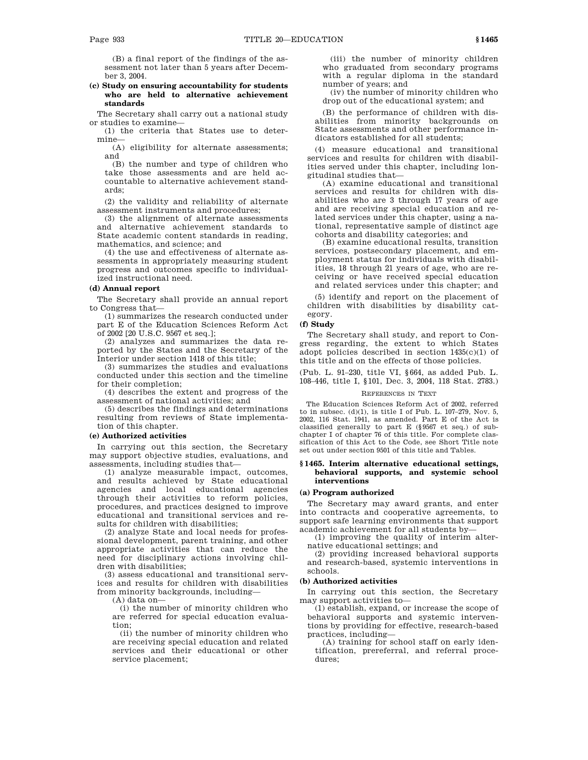(B) a final report of the findings of the assessment not later than 5 years after December 3, 2004.

**(c) Study on ensuring accountability for students who are held to alternative achievement standards**

The Secretary shall carry out a national study or studies to examine—

(1) the criteria that States use to determine—

(A) eligibility for alternate assessments; and

(B) the number and type of children who take those assessments and are held accountable to alternative achievement standards;

(2) the validity and reliability of alternate assessment instruments and procedures;

(3) the alignment of alternate assessments and alternative achievement standards to State academic content standards in reading, mathematics, and science; and

(4) the use and effectiveness of alternate assessments in appropriately measuring student progress and outcomes specific to individualized instructional need.

**(d) Annual report**

The Secretary shall provide an annual report to Congress that—

(1) summarizes the research conducted under part E of the Education Sciences Reform Act of 2002 [20 U.S.C. 9567 et seq.];

(2) analyzes and summarizes the data reported by the States and the Secretary of the Interior under section 1418 of this title;

(3) summarizes the studies and evaluations conducted under this section and the timeline for their completion;

(4) describes the extent and progress of the assessment of national activities; and

(5) describes the findings and determinations resulting from reviews of State implementation of this chapter.

**(e) Authorized activities**

In carrying out this section, the Secretary may support objective studies, evaluations, and assessments, including studies that—

(1) analyze measurable impact, outcomes, and results achieved by State educational agencies and local educational agencies through their activities to reform policies, procedures, and practices designed to improve educational and transitional services and results for children with disabilities;

(2) analyze State and local needs for professional development, parent training, and other appropriate activities that can reduce the need for disciplinary actions involving children with disabilities;

(3) assess educational and transitional services and results for children with disabilities from minority backgrounds, including—

(A) data on—

(i) the number of minority children who are referred for special education evaluation;

(ii) the number of minority children who are receiving special education and related services and their educational or other service placement;

(iii) the number of minority children who graduated from secondary programs with a regular diploma in the standard number of years; and

(iv) the number of minority children who drop out of the educational system; and

(B) the performance of children with disabilities from minority backgrounds on State assessments and other performance indicators established for all students;

(4) measure educational and transitional services and results for children with disabilities served under this chapter, including longitudinal studies that—

(A) examine educational and transitional services and results for children with disabilities who are 3 through 17 years of age and are receiving special education and related services under this chapter, using a national, representative sample of distinct age cohorts and disability categories; and

(B) examine educational results, transition services, postsecondary placement, and employment status for individuals with disabilities, 18 through 21 years of age, who are receiving or have received special education and related services under this chapter; and

(5) identify and report on the placement of children with disabilities by disability category.

**(f) Study**

The Secretary shall study, and report to Congress regarding, the extent to which States adopt policies described in section 1435(c)(1) of this title and on the effects of those policies.

(Pub. L. 91–230, title VI, §664, as added Pub. L. 108–446, title I, §101, Dec. 3, 2004, 118 Stat. 2783.)

REFERENCES IN TEXT

The Education Sciences Reform Act of 2002, referred to in subsec. (d)(1), is title I of Pub. L. 107–279, Nov. 5, 2002, 116 Stat. 1941, as amended. Part E of the Act is classified generally to part E (§9567 et seq.) of subchapter I of chapter 76 of this title. For complete classification of this Act to the Code, see Short Title note set out under section 9501 of this title and Tables.

## §1465. Interim alternative educational settings, behavioral supports, and systemic school interventions

**(a) Program authorized**

The Secretary may award grants, and enter into contracts and cooperative agreements, to support safe learning environments that support academic achievement for all students by—

(1) improving the quality of interim alternative educational settings; and

(2) providing increased behavioral supports and research-based, systemic interventions in schools.

**(b) Authorized activities**

In carrying out this section, the Secretary may support activities to—

(1) establish, expand, or increase the scope of behavioral supports and systemic interventions by providing for effective, research-based practices, including—

(A) training for school staff on early identification, prereferral, and referral procedures;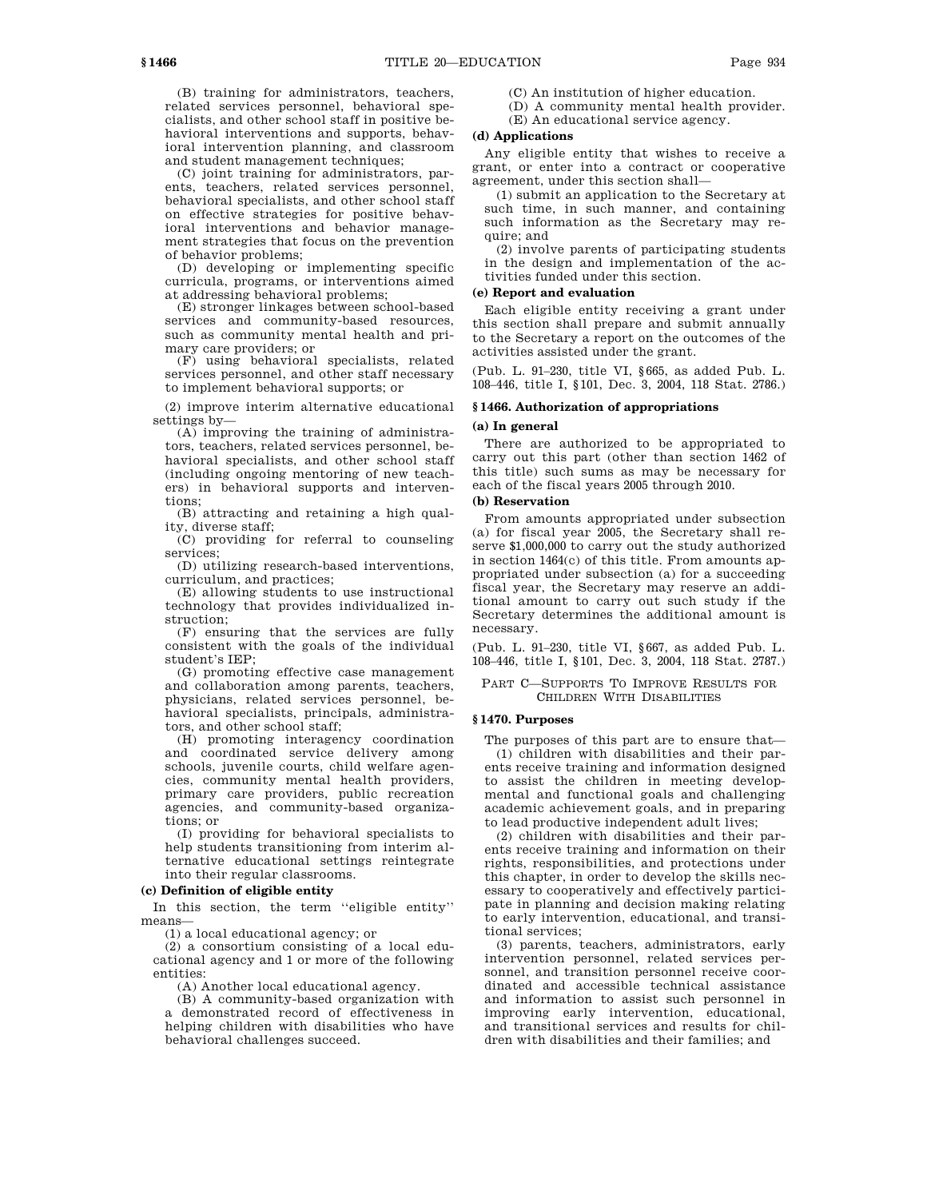(B) training for administrators, teachers, related services personnel, behavioral specialists, and other school staff in positive behavioral interventions and supports, behavioral intervention planning, and classroom and student management techniques;

(C) joint training for administrators, parents, teachers, related services personnel, behavioral specialists, and other school staff on effective strategies for positive behavioral interventions and behavior management strategies that focus on the prevention of behavior problems;

(D) developing or implementing specific curricula, programs, or interventions aimed at addressing behavioral problems;

(E) stronger linkages between school-based services and community-based resources, such as community mental health and primary care providers; or

(F) using behavioral specialists, related services personnel, and other staff necessary to implement behavioral supports; or

(2) improve interim alternative educational settings by—

(A) improving the training of administrators, teachers, related services personnel, behavioral specialists, and other school staff (including ongoing mentoring of new teachers) in behavioral supports and interventions;

(B) attracting and retaining a high quality, diverse staff;

(C) providing for referral to counseling services;

(D) utilizing research-based interventions, curriculum, and practices;

(E) allowing students to use instructional technology that provides individualized instruction;

(F) ensuring that the services are fully consistent with the goals of the individual student's IEP;

(G) promoting effective case management and collaboration among parents, teachers, physicians, related services personnel, behavioral specialists, principals, administrators, and other school staff;

(H) promoting interagency coordination and coordinated service delivery among schools, juvenile courts, child welfare agencies, community mental health providers, primary care providers, public recreation agencies, and community-based organizations; or

(I) providing for behavioral specialists to help students transitioning from interim alternative educational settings reintegrate into their regular classrooms.

**(c) Definition of eligible entity**

In this section, the term "eligible entity" means—

(1) a local educational agency; or

(2) a consortium consisting of a local educational agency and 1 or more of the following entities:

(A) Another local educational agency.

(B) A community-based organization with a demonstrated record of effectiveness in helping children with disabilities who have behavioral challenges succeed.

(C) An institution of higher education.

(D) A community mental health provider.

(E) An educational service agency.

**(d) Applications**

Any eligible entity that wishes to receive a grant, or enter into a contract or cooperative agreement, under this section shall—

(1) submit an application to the Secretary at such time, in such manner, and containing such information as the Secretary may require; and

(2) involve parents of participating students in the design and implementation of the activities funded under this section.

**(e) Report and evaluation**

Each eligible entity receiving a grant under this section shall prepare and submit annually to the Secretary a report on the outcomes of the activities assisted under the grant.

(Pub. L. 91–230, title VI, §665, as added Pub. L. 108–446, title I, §101, Dec. 3, 2004, 118 Stat. 2786.)

### §1466. Authorization of appropriations

**(a) In general**

There are authorized to be appropriated to carry out this part (other than section 1462 of this title) such sums as may be necessary for each of the fiscal years 2005 through 2010.

**(b) Reservation**

From amounts appropriated under subsection (a) for fiscal year 2005, the Secretary shall reserve $1,000,000 to carry out the study authorized in section 1464(c) of this title. From amounts appropriated under subsection (a) for a succeeding fiscal year, the Secretary may reserve an additional amount to carry out such study if the Secretary determines the additional amount is necessary.

(Pub. L. 91–230, title VI, §667, as added Pub. L. 108–446, title I, §101, Dec. 3, 2004, 118 Stat. 2787.)

## PART C—SUPPORTS TO IMPROVE RESULTS FOR CHILDREN WITH DISABILITIES

### §1470. Purposes

The purposes of this part are to ensure that—

(1) children with disabilities and their parents receive training and information designed to assist the children in meeting developmental and functional goals and challenging academic achievement goals, and in preparing to lead productive independent adult lives;

(2) children with disabilities and their parents receive training and information on their rights, responsibilities, and protections under this chapter, in order to develop the skills necessary to cooperatively and effectively participate in planning and decision making relating to early intervention, educational, and transitional services;

(3) parents, teachers, administrators, early intervention personnel, related services personnel, and transition personnel receive coordinated and accessible technical assistance and information to assist such personnel in improving early intervention, educational, and transitional services and results for children with disabilities and their families; and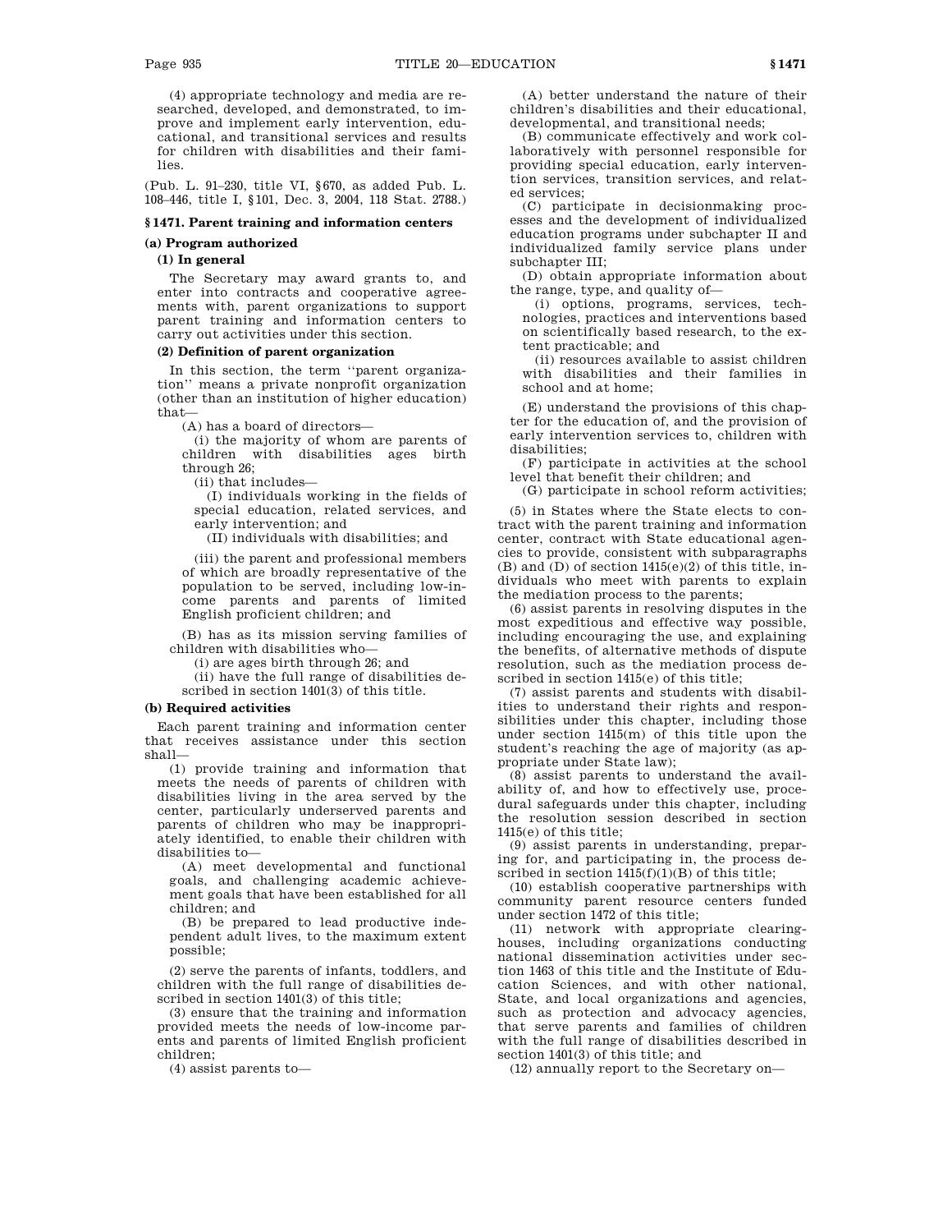(4) appropriate technology and media are researched, developed, and demonstrated, to improve and implement early intervention, educational, and transitional services and results for children with disabilities and their families.

(Pub. L. 91–230, title VI, §670, as added Pub. L. 108–446, title I, §101, Dec. 3, 2004, 118 Stat. 2788.)

### §1471. Parent training and information centers

#### (a) Program authorized

##### (1) In general

The Secretary may award grants to, and enter into contracts and cooperative agreements with, parent organizations to support parent training and information centers to carry out activities under this section.

##### (2) Definition of parent organization

In this section, the term ''parent organization'' means a private nonprofit organization (other than an institution of higher education) that—

(A) has a board of directors—

(i) the majority of whom are parents of children with disabilities ages birth through 26;

(ii) that includes—

(I) individuals working in the fields of special education, related services, and early intervention; and

(II) individuals with disabilities; and

(iii) the parent and professional members of which are broadly representative of the population to be served, including low-income parents and parents of limited English proficient children; and

(B) has as its mission serving families of children with disabilities who—

(i) are ages birth through 26; and

(ii) have the full range of disabilities described in section 1401(3) of this title.

#### (b) Required activities

Each parent training and information center that receives assistance under this section shall—

(1) provide training and information that meets the needs of parents of children with disabilities living in the area served by the center, particularly underserved parents and parents of children who may be inappropriately identified, to enable their children with disabilities to—

(A) meet developmental and functional goals, and challenging academic achievement goals that have been established for all children; and

(B) be prepared to lead productive independent adult lives, to the maximum extent possible;

(2) serve the parents of infants, toddlers, and children with the full range of disabilities described in section 1401(3) of this title;

(3) ensure that the training and information provided meets the needs of low-income parents and parents of limited English proficient children;

(4) assist parents to—

(A) better understand the nature of their children's disabilities and their educational, developmental, and transitional needs;

(B) communicate effectively and work collaboratively with personnel responsible for providing special education, early intervention services, transition services, and related services;

(C) participate in decisionmaking processes and the development of individualized education programs under subchapter II and individualized family service plans under subchapter III;

(D) obtain appropriate information about the range, type, and quality of—

(i) options, programs, services, technologies, practices and interventions based on scientifically based research, to the extent practicable; and

(ii) resources available to assist children with disabilities and their families in school and at home;

(E) understand the provisions of this chapter for the education of, and the provision of early intervention services to, children with disabilities;

(F) participate in activities at the school level that benefit their children; and

(G) participate in school reform activities;

(5) in States where the State elects to contract with the parent training and information center, contract with State educational agencies to provide, consistent with subparagraphs (B) and (D) of section 1415(e)(2) of this title, individuals who meet with parents to explain the mediation process to the parents;

(6) assist parents in resolving disputes in the most expeditious and effective way possible, including encouraging the use, and explaining the benefits, of alternative methods of dispute resolution, such as the mediation process described in section 1415(e) of this title;

(7) assist parents and students with disabilities to understand their rights and responsibilities under this chapter, including those under section 1415(m) of this title upon the student's reaching the age of majority (as appropriate under State law);

(8) assist parents to understand the availability of, and how to effectively use, procedural safeguards under this chapter, including the resolution session described in section 1415(e) of this title;

(9) assist parents in understanding, preparing for, and participating in, the process described in section 1415(f)(1)(B) of this title;

(10) establish cooperative partnerships with community parent resource centers funded under section 1472 of this title;

(11) network with appropriate clearinghouses, including organizations conducting national dissemination activities under section 1463 of this title and the Institute of Education Sciences, and with other national, State, and local organizations and agencies, such as protection and advocacy agencies, that serve parents and families of children with the full range of disabilities described in section 1401(3) of this title; and

(12) annually report to the Secretary on—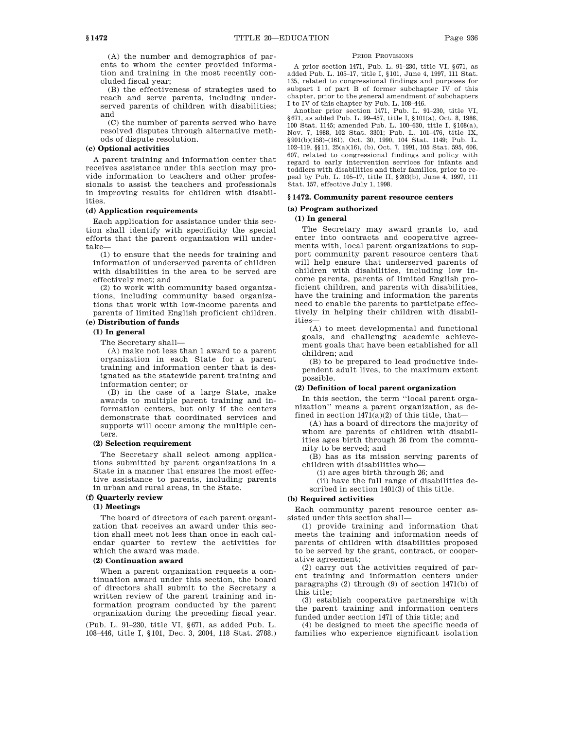(A) the number and demographics of parents to whom the center provided information and training in the most recently concluded fiscal year;

(B) the effectiveness of strategies used to reach and serve parents, including underserved parents of children with disabilities; and

(C) the number of parents served who have resolved disputes through alternative methods of dispute resolution.

**(c) Optional activities**

A parent training and information center that receives assistance under this section may provide information to teachers and other professionals to assist the teachers and professionals in improving results for children with disabilities.

**(d) Application requirements**

Each application for assistance under this section shall identify with specificity the special efforts that the parent organization will undertake—

(1) to ensure that the needs for training and information of underserved parents of children with disabilities in the area to be served are effectively met; and

(2) to work with community based organizations, including community based organizations that work with low-income parents and parents of limited English proficient children.

**(e) Distribution of funds**

**(1) In general**

The Secretary shall—

(A) make not less than 1 award to a parent organization in each State for a parent training and information center that is designated as the statewide parent training and information center; or

(B) in the case of a large State, make awards to multiple parent training and information centers, but only if the centers demonstrate that coordinated services and supports will occur among the multiple centers.

**(2) Selection requirement**

The Secretary shall select among applications submitted by parent organizations in a State in a manner that ensures the most effective assistance to parents, including parents in urban and rural areas, in the State.

**(f) Quarterly review**

**(1) Meetings**

The board of directors of each parent organization that receives an award under this section shall meet not less than once in each calendar quarter to review the activities for which the award was made.

**(2) Continuation award**

When a parent organization requests a continuation award under this section, the board of directors shall submit to the Secretary a written review of the parent training and information program conducted by the parent organization during the preceding fiscal year.

(Pub. L. 91–230, title VI, §671, as added Pub. L. 108–446, title I, §101, Dec. 3, 2004, 118 Stat. 2788.)

PRIOR PROVISIONS

A prior section 1471, Pub. L. 91–230, title VI, §671, as added Pub. L. 105–17, title I, §101, June 4, 1997, 111 Stat. 135, related to congressional findings and purposes for subpart 1 of part B of former subchapter IV of this chapter, prior to the general amendment of subchapters I to IV of this chapter by Pub. L. 108–446.

Another prior section 1471, Pub. L. 91–230, title VI, §671, as added Pub. L. 99–457, title I, §101(a), Oct. 8, 1986, 100 Stat. 1145; amended Pub. L. 100–630, title I, §108(a), Nov. 7, 1988, 102 Stat. 3301; Pub. L. 101–476, title IX, §901(b)(158)–(161), Oct. 30, 1990, 104 Stat. 1149; Pub. L. 102–119, §§11, 25(a)(16), (b), Oct. 7, 1991, 105 Stat. 595, 606, 607, related to congressional findings and policy with regard to early intervention services for infants and toddlers with disabilities and their families, prior to repeal by Pub. L. 105–17, title II, §203(b), June 4, 1997, 111 Stat. 157, effective July 1, 1998.

## §1472. Community parent resource centers

**(a) Program authorized**

**(1) In general**

The Secretary may award grants to, and enter into contracts and cooperative agreements with, local parent organizations to support community parent resource centers that will help ensure that underserved parents of children with disabilities, including low income parents, parents of limited English proficient children, and parents with disabilities, have the training and information the parents need to enable the parents to participate effectively in helping their children with disabilities—

(A) to meet developmental and functional goals, and challenging academic achievement goals that have been established for all children; and

(B) to be prepared to lead productive independent adult lives, to the maximum extent possible.

**(2) Definition of local parent organization**

In this section, the term ''local parent organization'' means a parent organization, as defined in section 1471(a)(2) of this title, that—

(A) has a board of directors the majority of whom are parents of children with disabilities ages birth through 26 from the community to be served; and

(B) has as its mission serving parents of children with disabilities who—

(i) are ages birth through 26; and

(ii) have the full range of disabilities described in section 1401(3) of this title.

**(b) Required activities**

Each community parent resource center assisted under this section shall—

(1) provide training and information that meets the training and information needs of parents of children with disabilities proposed to be served by the grant, contract, or cooperative agreement;

(2) carry out the activities required of parent training and information centers under paragraphs (2) through (9) of section 1471(b) of this title;

(3) establish cooperative partnerships with the parent training and information centers funded under section 1471 of this title; and

(4) be designed to meet the specific needs of families who experience significant isolation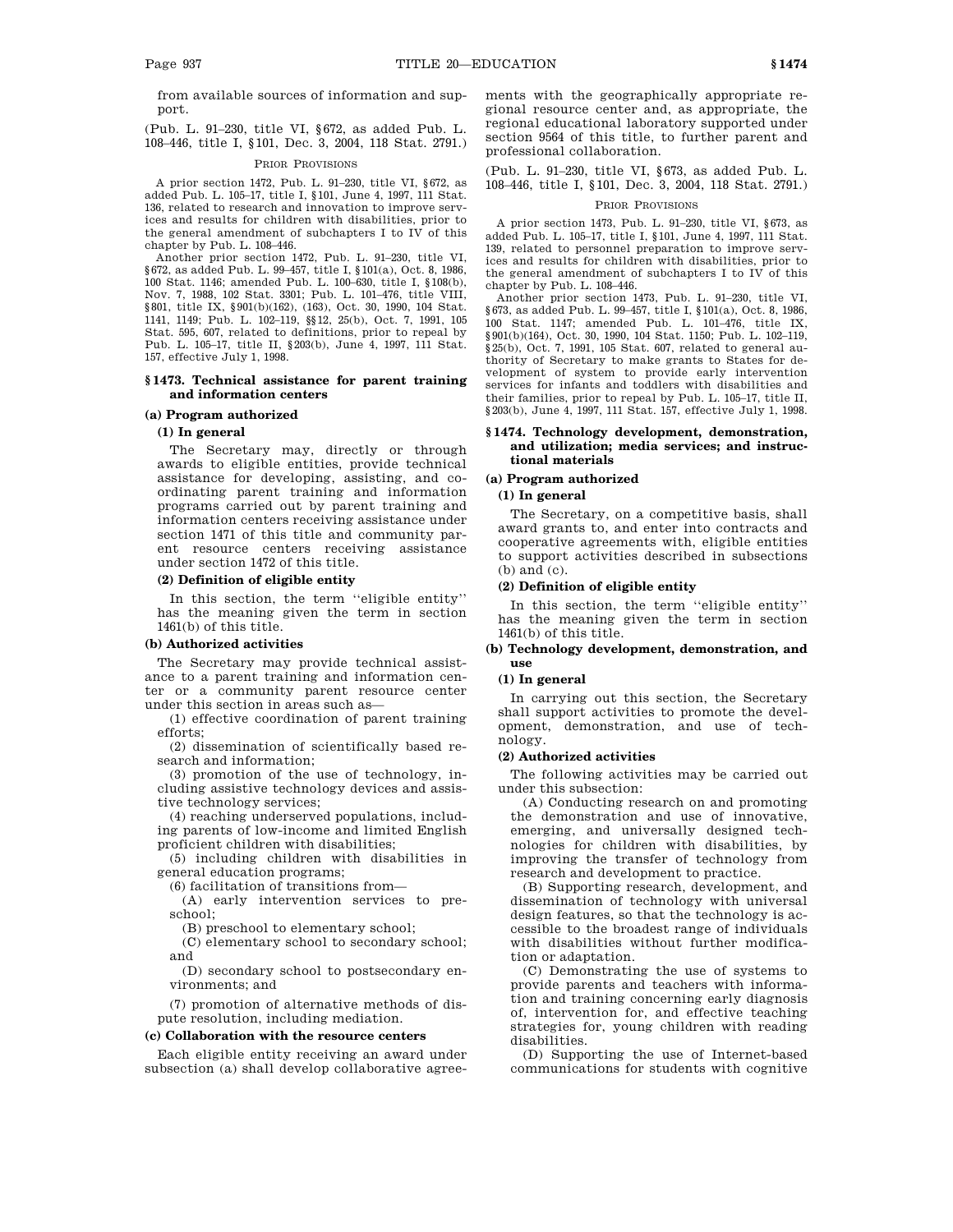from available sources of information and support.

(Pub. L. 91–230, title VI, §672, as added Pub. L. 108–446, title I, §101, Dec. 3, 2004, 118 Stat. 2791.)

PRIOR PROVISIONS

A prior section 1472, Pub. L. 91–230, title VI, §672, as added Pub. L. 105–17, title I, §101, June 4, 1997, 111 Stat. 136, related to research and innovation to improve services and results for children with disabilities, prior to the general amendment of subchapters I to IV of this chapter by Pub. L. 108–446.

Another prior section 1472, Pub. L. 91–230, title VI, §672, as added Pub. L. 99–457, title I, §101(a), Oct. 8, 1986, 100 Stat. 1146; amended Pub. L. 100–630, title I, §108(b), Nov. 7, 1988, 102 Stat. 3301; Pub. L. 101–476, title VIII, §801, title IX, §901(b)(162), (163), Oct. 30, 1990, 104 Stat. 1141, 1149; Pub. L. 102–119, §§12, 25(b), Oct. 7, 1991, 105 Stat. 595, 607, related to definitions, prior to repeal by Pub. L. 105–17, title II, §203(b), June 4, 1997, 111 Stat. 157, effective July 1, 1998.

## §1473. Technical assistance for parent training and information centers

### (a) Program authorized

#### (1) In general

The Secretary may, directly or through awards to eligible entities, provide technical assistance for developing, assisting, and coordinating parent training and information programs carried out by parent training and information centers receiving assistance under section 1471 of this title and community parent resource centers receiving assistance under section 1472 of this title.

#### (2) Definition of eligible entity

In this section, the term "eligible entity" has the meaning given the term in section 1461(b) of this title.

### (b) Authorized activities

The Secretary may provide technical assistance to a parent training and information center or a community parent resource center under this section in areas such as—

(1) effective coordination of parent training efforts;

(2) dissemination of scientifically based research and information;

(3) promotion of the use of technology, including assistive technology devices and assistive technology services;

(4) reaching underserved populations, including parents of low-income and limited English proficient children with disabilities;

(5) including children with disabilities in general education programs;

(6) facilitation of transitions from—

(A) early intervention services to preschool;

(B) preschool to elementary school;

(C) elementary school to secondary school; and

(D) secondary school to postsecondary environments; and

(7) promotion of alternative methods of dispute resolution, including mediation.

### (c) Collaboration with the resource centers

Each eligible entity receiving an award under subsection (a) shall develop collaborative agreements with the geographically appropriate regional resource center and, as appropriate, the regional educational laboratory supported under section 9564 of this title, to further parent and professional collaboration.

(Pub. L. 91–230, title VI, §673, as added Pub. L. 108–446, title I, §101, Dec. 3, 2004, 118 Stat. 2791.)

PRIOR PROVISIONS

A prior section 1473, Pub. L. 91–230, title VI, §673, as added Pub. L. 105–17, title I, §101, June 4, 1997, 111 Stat. 139, related to personnel preparation to improve services and results for children with disabilities, prior to the general amendment of subchapters I to IV of this chapter by Pub. L. 108–446.

Another prior section 1473, Pub. L. 91–230, title VI, §673, as added Pub. L. 99–457, title I, §101(a), Oct. 8, 1986, 100 Stat. 1147; amended Pub. L. 101–476, title IX, §901(b)(164), Oct. 30, 1990, 104 Stat. 1150; Pub. L. 102–119, §25(b), Oct. 7, 1991, 105 Stat. 607, related to general authority of Secretary to make grants to States for development of system to provide early intervention services for infants and toddlers with disabilities and their families, prior to repeal by Pub. L. 105–17, title II, §203(b), June 4, 1997, 111 Stat. 157, effective July 1, 1998.

## §1474. Technology development, demonstration, and utilization; media services; and instructional materials

### (a) Program authorized

#### (1) In general

The Secretary, on a competitive basis, shall award grants to, and enter into contracts and cooperative agreements with, eligible entities to support activities described in subsections (b) and (c).

#### (2) Definition of eligible entity

In this section, the term "eligible entity" has the meaning given the term in section 1461(b) of this title.

### (b) Technology development, demonstration, and use

#### (1) In general

In carrying out this section, the Secretary shall support activities to promote the development, demonstration, and use of technology.

#### (2) Authorized activities

The following activities may be carried out under this subsection:

(A) Conducting research on and promoting the demonstration and use of innovative, emerging, and universally designed technologies for children with disabilities, by improving the transfer of technology from research and development to practice.

(B) Supporting research, development, and dissemination of technology with universal design features, so that the technology is accessible to the broadest range of individuals with disabilities without further modification or adaptation.

(C) Demonstrating the use of systems to provide parents and teachers with information and training concerning early diagnosis of, intervention for, and effective teaching strategies for, young children with reading disabilities.

(D) Supporting the use of Internet-based communications for students with cognitive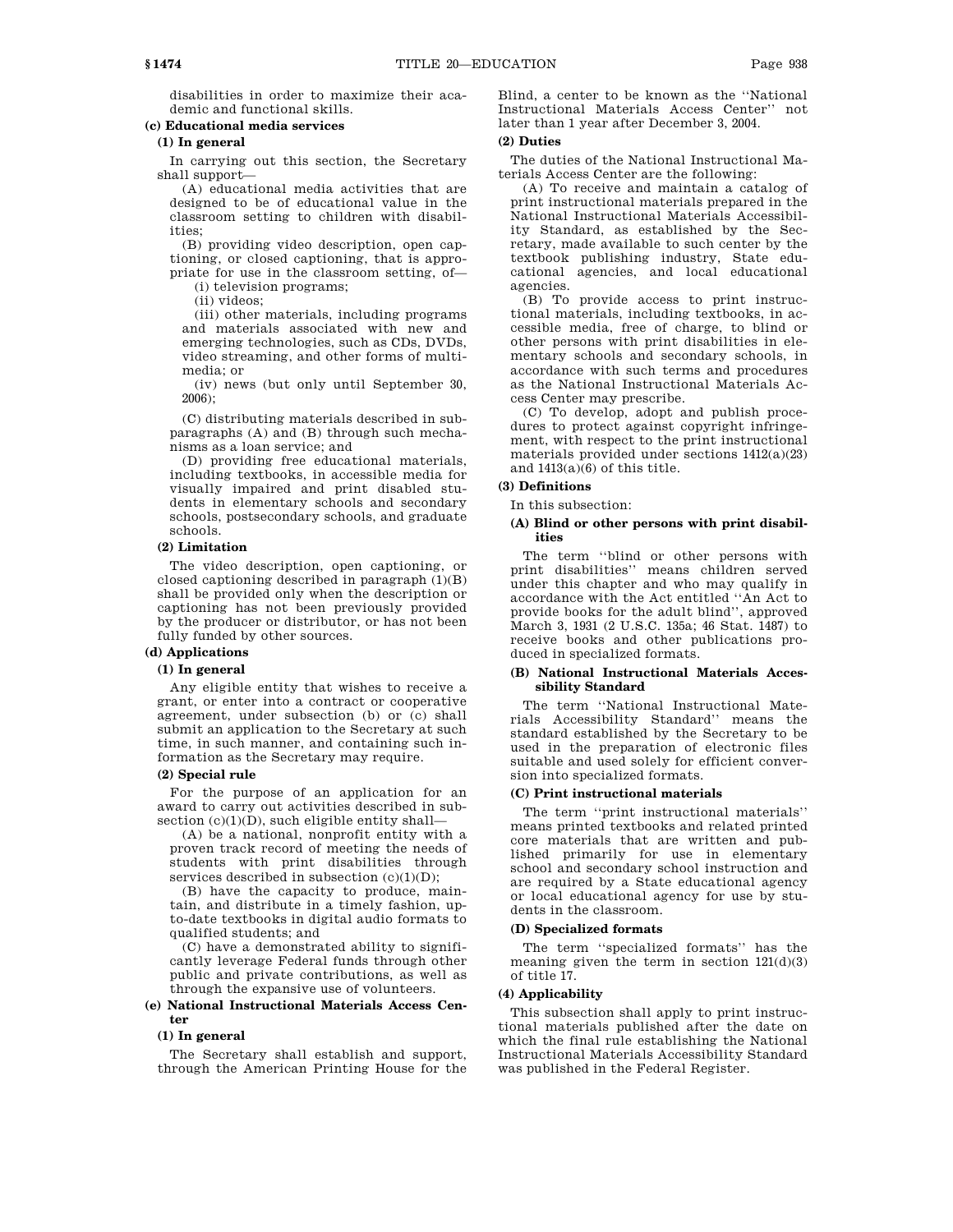disabilities in order to maximize their academic and functional skills.

**(c) Educational media services**

**(1) In general**

In carrying out this section, the Secretary shall support—

(A) educational media activities that are designed to be of educational value in the classroom setting to children with disabilities;

(B) providing video description, open captioning, or closed captioning, that is appropriate for use in the classroom setting, of—

(i) television programs;

(ii) videos;

(iii) other materials, including programs and materials associated with new and emerging technologies, such as CDs, DVDs, video streaming, and other forms of multimedia; or

(iv) news (but only until September 30, 2006);

(C) distributing materials described in subparagraphs (A) and (B) through such mechanisms as a loan service; and

(D) providing free educational materials, including textbooks, in accessible media for visually impaired and print disabled students in elementary schools and secondary schools, postsecondary schools, and graduate schools.

**(2) Limitation**

The video description, open captioning, or closed captioning described in paragraph (1)(B) shall be provided only when the description or captioning has not been previously provided by the producer or distributor, or has not been fully funded by other sources.

**(d) Applications**

**(1) In general**

Any eligible entity that wishes to receive a grant, or enter into a contract or cooperative agreement, under subsection (b) or (c) shall submit an application to the Secretary at such time, in such manner, and containing such information as the Secretary may require.

**(2) Special rule**

For the purpose of an application for an award to carry out activities described in subsection (c)(1)(D), such eligible entity shall—

(A) be a national, nonprofit entity with a proven track record of meeting the needs of students with print disabilities through services described in subsection (c)(1)(D);

(B) have the capacity to produce, maintain, and distribute in a timely fashion, up-to-date textbooks in digital audio formats to qualified students; and

(C) have a demonstrated ability to significantly leverage Federal funds through other public and private contributions, as well as through the expansive use of volunteers.

**(e) National Instructional Materials Access Center**

**(1) In general**

The Secretary shall establish and support, through the American Printing House for the Blind, a center to be known as the ''National Instructional Materials Access Center'' not later than 1 year after December 3, 2004.

**(2) Duties**

The duties of the National Instructional Materials Access Center are the following:

(A) To receive and maintain a catalog of print instructional materials prepared in the National Instructional Materials Accessibility Standard, as established by the Secretary, made available to such center by the textbook publishing industry, State educational agencies, and local educational agencies.

(B) To provide access to print instructional materials, including textbooks, in accessible media, free of charge, to blind or other persons with print disabilities in elementary schools and secondary schools, in accordance with such terms and procedures as the National Instructional Materials Access Center may prescribe.

(C) To develop, adopt and publish procedures to protect against copyright infringement, with respect to the print instructional materials provided under sections 1412(a)(23) and 1413(a)(6) of this title.

**(3) Definitions**

In this subsection:

**(A) Blind or other persons with print disabilities**

The term ''blind or other persons with print disabilities'' means children served under this chapter and who may qualify in accordance with the Act entitled ''An Act to provide books for the adult blind'', approved March 3, 1931 (2 U.S.C. 135a; 46 Stat. 1487) to receive books and other publications produced in specialized formats.

**(B) National Instructional Materials Accessibility Standard**

The term ''National Instructional Materials Accessibility Standard'' means the standard established by the Secretary to be used in the preparation of electronic files suitable and used solely for efficient conversion into specialized formats.

**(C) Print instructional materials**

The term ''print instructional materials'' means printed textbooks and related printed core materials that are written and published primarily for use in elementary school and secondary school instruction and are required by a State educational agency or local educational agency for use by students in the classroom.

**(D) Specialized formats**

The term ''specialized formats'' has the meaning given the term in section 121(d)(3) of title 17.

**(4) Applicability**

This subsection shall apply to print instructional materials published after the date on which the final rule establishing the National Instructional Materials Accessibility Standard was published in the Federal Register.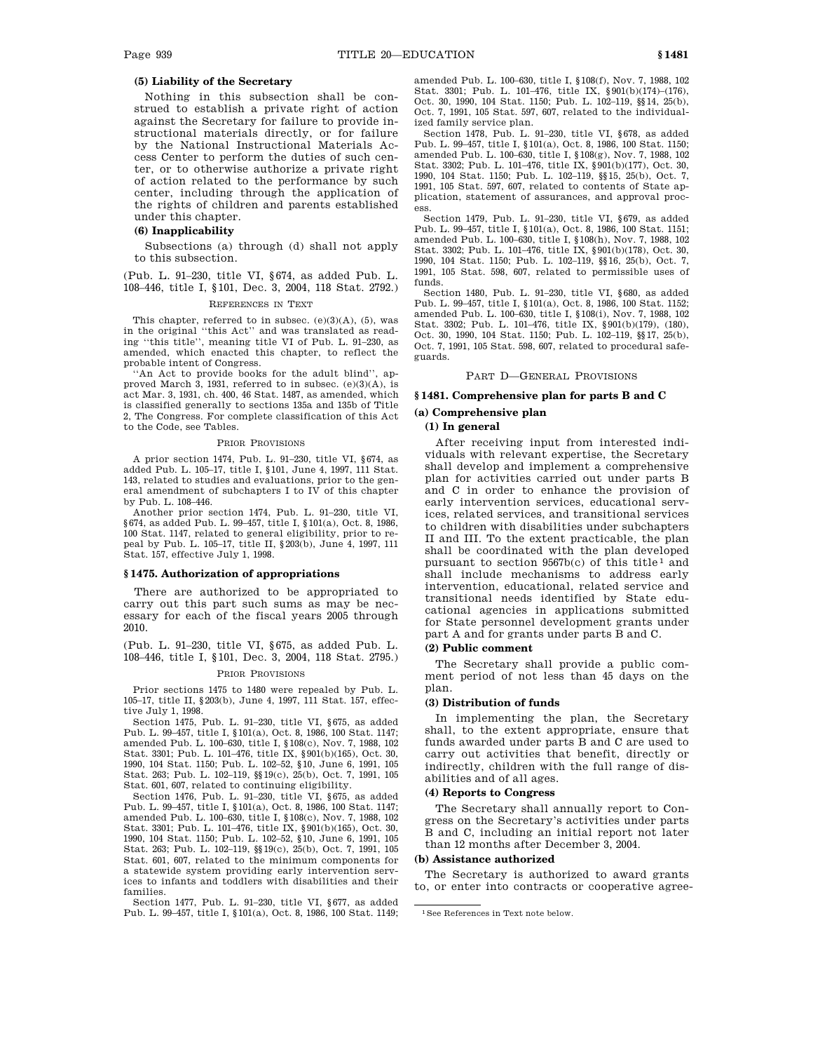**(5) Liability of the Secretary**

Nothing in this subsection shall be construed to establish a private right of action against the Secretary for failure to provide instructional materials directly, or for failure by the National Instructional Materials Access Center to perform the duties of such center, or to otherwise authorize a private right of action related to the performance by such center, including through the application of the rights of children and parents established under this chapter.

**(6) Inapplicability**

Subsections (a) through (d) shall not apply to this subsection.

(Pub. L. 91–230, title VI, §674, as added Pub. L. 108–446, title I, §101, Dec. 3, 2004, 118 Stat. 2792.)

REFERENCES IN TEXT

This chapter, referred to in subsec. (e)(3)(A), (5), was in the original "this Act" and was translated as reading "this title", meaning title VI of Pub. L. 91–230, as amended, which enacted this chapter, to reflect the probable intent of Congress.

"An Act to provide books for the adult blind", approved March 3, 1931, referred to in subsec. (e)(3)(A), is act Mar. 3, 1931, ch. 400, 46 Stat. 1487, as amended, which is classified generally to sections 135a and 135b of Title 2, The Congress. For complete classification of this Act to the Code, see Tables.

PRIOR PROVISIONS

A prior section 1474, Pub. L. 91–230, title VI, §674, as added Pub. L. 105–17, title I, §101, June 4, 1997, 111 Stat. 143, related to studies and evaluations, prior to the general amendment of subchapters I to IV of this chapter by Pub. L. 108–446.

Another prior section 1474, Pub. L. 91–230, title VI, §674, as added Pub. L. 99–457, title I, §101(a), Oct. 8, 1986, 100 Stat. 1147, related to general eligibility, prior to repeal by Pub. L. 105–17, title II, §203(b), June 4, 1997, 111 Stat. 157, effective July 1, 1998.

### §1475. Authorization of appropriations

There are authorized to be appropriated to carry out this part such sums as may be necessary for each of the fiscal years 2005 through 2010.

(Pub. L. 91–230, title VI, §675, as added Pub. L. 108–446, title I, §101, Dec. 3, 2004, 118 Stat. 2795.)

PRIOR PROVISIONS

Prior sections 1475 to 1480 were repealed by Pub. L. 105–17, title II, §203(b), June 4, 1997, 111 Stat. 157, effective July 1, 1998.

Section 1475, Pub. L. 91–230, title VI, §675, as added Pub. L. 99–457, title I, §101(a), Oct. 8, 1986, 100 Stat. 1147; amended Pub. L. 100–630, title I, §108(c), Nov. 7, 1988, 102 Stat. 3301; Pub. L. 101–476, title IX, §901(b)(165), Oct. 30, 1990, 104 Stat. 1150; Pub. L. 102–52, §10, June 6, 1991, 105 Stat. 263; Pub. L. 102–119, §§19(c), 25(b), Oct. 7, 1991, 105 Stat. 601, 607, related to continuing eligibility.

Section 1476, Pub. L. 91–230, title VI, §675, as added Pub. L. 99–457, title I, §101(a), Oct. 8, 1986, 100 Stat. 1147; amended Pub. L. 100–630, title I, §108(c), Nov. 7, 1988, 102 Stat. 3301; Pub. L. 101–476, title IX, §901(b)(165), Oct. 30, 1990, 104 Stat. 1150; Pub. L. 102–52, §10, June 6, 1991, 105 Stat. 263; Pub. L. 102–119, §§19(c), 25(b), Oct. 7, 1991, 105 Stat. 601, 607, related to the minimum components for a statewide system providing early intervention services to infants and toddlers with disabilities and their families.

Section 1477, Pub. L. 91–230, title VI, §677, as added Pub. L. 99–457, title I, §101(a), Oct. 8, 1986, 100 Stat. 1149; amended Pub. L. 100–630, title I, §108(f), Nov. 7, 1988, 102 Stat. 3301; Pub. L. 101–476, title IX, §901(b)(174)–(176), Oct. 30, 1990, 104 Stat. 1150; Pub. L. 102–119, §§14, 25(b), Oct. 7, 1991, 105 Stat. 597, 607, related to the individualized family service plan.

Section 1478, Pub. L. 91–230, title VI, §678, as added Pub. L. 99–457, title I, §101(a), Oct. 8, 1986, 100 Stat. 1150; amended Pub. L. 100–630, title I, §108(g), Nov. 7, 1988, 102 Stat. 3302; Pub. L. 101–476, title IX, §901(b)(177), Oct. 30, 1990, 104 Stat. 1150; Pub. L. 102–119, §§15, 25(b), Oct. 7, 1991, 105 Stat. 597, 607, related to contents of State application, statement of assurances, and approval process.

Section 1479, Pub. L. 91–230, title VI, §679, as added Pub. L. 99–457, title I, §101(a), Oct. 8, 1986, 100 Stat. 1151; amended Pub. L. 100–630, title I, §108(h), Nov. 7, 1988, 102 Stat. 3302; Pub. L. 101–476, title IX, §901(b)(178), Oct. 30, 1990, 104 Stat. 1150; Pub. L. 102–119, §§16, 25(b), Oct. 7, 1991, 105 Stat. 598, 607, related to permissible uses of funds.

Section 1480, Pub. L. 91–230, title VI, §680, as added Pub. L. 99–457, title I, §101(a), Oct. 8, 1986, 100 Stat. 1152; amended Pub. L. 100–630, title I, §108(i), Nov. 7, 1988, 102 Stat. 3302; Pub. L. 101–476, title IX, §901(b)(179), (180), Oct. 30, 1990, 104 Stat. 1150; Pub. L. 102–119, §§17, 25(b), Oct. 7, 1991, 105 Stat. 598, 607, related to procedural safeguards.

## PART D—GENERAL PROVISIONS

### §1481. Comprehensive plan for parts B and C

**(a) Comprehensive plan**

**(1) In general**

After receiving input from interested individuals with relevant expertise, the Secretary shall develop and implement a comprehensive plan for activities carried out under parts B and C in order to enhance the provision of early intervention services, educational services, related services, and transitional services to children with disabilities under subchapters II and III. To the extent practicable, the plan shall be coordinated with the plan developed pursuant to section 9567b(c) of this title[1] and shall include mechanisms to address early intervention, educational, related service and transitional needs identified by State educational agencies in applications submitted for State personnel development grants under part A and for grants under parts B and C.

**(2) Public comment**

The Secretary shall provide a public comment period of not less than 45 days on the plan.

**(3) Distribution of funds**

In implementing the plan, the Secretary shall, to the extent appropriate, ensure that funds awarded under parts B and C are used to carry out activities that benefit, directly or indirectly, children with the full range of disabilities and of all ages.

**(4) Reports to Congress**

The Secretary shall annually report to Congress on the Secretary's activities under parts B and C, including an initial report not later than 12 months after December 3, 2004.

**(b) Assistance authorized**

The Secretary is authorized to award grants to, or enter into contracts or cooperative agree-

[1] See References in Text note below.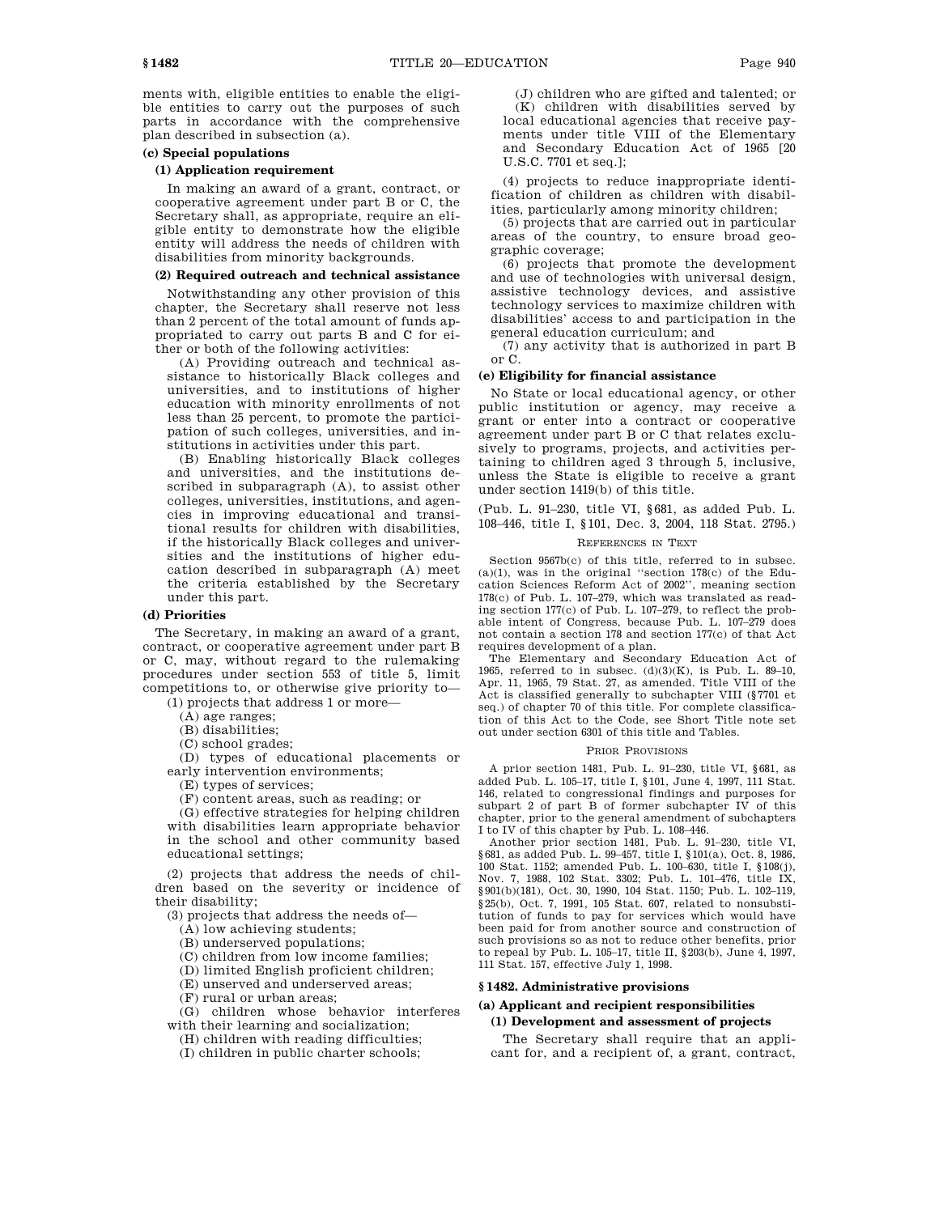ments with, eligible entities to enable the eligible entities to carry out the purposes of such parts in accordance with the comprehensive plan described in subsection (a).

**(c) Special populations**

**(1) Application requirement**

In making an award of a grant, contract, or cooperative agreement under part B or C, the Secretary shall, as appropriate, require an eligible entity to demonstrate how the eligible entity will address the needs of children with disabilities from minority backgrounds.

**(2) Required outreach and technical assistance**

Notwithstanding any other provision of this chapter, the Secretary shall reserve not less than 2 percent of the total amount of funds appropriated to carry out parts B and C for either or both of the following activities:

(A) Providing outreach and technical assistance to historically Black colleges and universities, and to institutions of higher education with minority enrollments of not less than 25 percent, to promote the participation of such colleges, universities, and institutions in activities under this part.

(B) Enabling historically Black colleges and universities, and the institutions described in subparagraph (A), to assist other colleges, universities, institutions, and agencies in improving educational and transitional results for children with disabilities, if the historically Black colleges and universities and the institutions of higher education described in subparagraph (A) meet the criteria established by the Secretary under this part.

**(d) Priorities**

The Secretary, in making an award of a grant, contract, or cooperative agreement under part B or C, may, without regard to the rulemaking procedures under section 553 of title 5, limit competitions to, or otherwise give priority to—

(1) projects that address 1 or more—

(A) age ranges;

(B) disabilities;

(C) school grades;

(D) types of educational placements or early intervention environments;

(E) types of services;

(F) content areas, such as reading; or

(G) effective strategies for helping children with disabilities learn appropriate behavior in the school and other community based educational settings;

(2) projects that address the needs of children based on the severity or incidence of their disability;

(3) projects that address the needs of—

(A) low achieving students;

(B) underserved populations;

(C) children from low income families;

(D) limited English proficient children;

(E) unserved and underserved areas;

(F) rural or urban areas;

(G) children whose behavior interferes with their learning and socialization;

(H) children with reading difficulties;

(I) children in public charter schools;

(J) children who are gifted and talented; or

(K) children with disabilities served by local educational agencies that receive payments under title VIII of the Elementary and Secondary Education Act of 1965 [20 U.S.C. 7701 et seq.];

(4) projects to reduce inappropriate identification of children as children with disabilities, particularly among minority children;

(5) projects that are carried out in particular areas of the country, to ensure broad geographic coverage;

(6) projects that promote the development and use of technologies with universal design, assistive technology devices, and assistive technology services to maximize children with disabilities' access to and participation in the general education curriculum; and

(7) any activity that is authorized in part B or C.

**(e) Eligibility for financial assistance**

No State or local educational agency, or other public institution or agency, may receive a grant or enter into a contract or cooperative agreement under part B or C that relates exclusively to programs, projects, and activities pertaining to children aged 3 through 5, inclusive, unless the State is eligible to receive a grant under section 1419(b) of this title.

(Pub. L. 91–230, title VI, §681, as added Pub. L. 108–446, title I, §101, Dec. 3, 2004, 118 Stat. 2795.)

REFERENCES IN TEXT

Section 9567b(c) of this title, referred to in subsec. (a)(1), was in the original "section 178(c) of the Education Sciences Reform Act of 2002", meaning section 178(c) of Pub. L. 107–279, which was translated as reading section 177(c) of Pub. L. 107–279, to reflect the probable intent of Congress, because Pub. L. 107–279 does not contain a section 178 and section 177(c) of that Act requires development of a plan.

The Elementary and Secondary Education Act of 1965, referred to in subsec. (d)(3)(K), is Pub. L. 89–10, Apr. 11, 1965, 79 Stat. 27, as amended. Title VIII of the Act is classified generally to subchapter VIII (§7701 et seq.) of chapter 70 of this title. For complete classification of this Act to the Code, see Short Title note set out under section 6301 of this title and Tables.

PRIOR PROVISIONS

A prior section 1481, Pub. L. 91–230, title VI, §681, as added Pub. L. 105–17, title I, §101, June 4, 1997, 111 Stat. 146, related to congressional findings and purposes for subpart 2 of part B of former subchapter IV of this chapter, prior to the general amendment of subchapters I to IV of this chapter by Pub. L. 108–446.

Another prior section 1481, Pub. L. 91–230, title VI, §681, as added Pub. L. 99–457, title I, §101(a), Oct. 8, 1986, 100 Stat. 1152; amended Pub. L. 100–630, title I, §108(j), Nov. 7, 1988, 102 Stat. 3302; Pub. L. 101–476, title IX, §901(b)(181), Oct. 30, 1990, 104 Stat. 1150; Pub. L. 102–119, §25(b), Oct. 7, 1991, 105 Stat. 607, related to nonsubstitution of funds to pay for services which would have been paid for from another source and construction of such provisions so as not to reduce other benefits, prior to repeal by Pub. L. 105–17, title II, §203(b), June 4, 1997, 111 Stat. 157, effective July 1, 1998.

## §1482. Administrative provisions

**(a) Applicant and recipient responsibilities**

**(1) Development and assessment of projects**

The Secretary shall require that an applicant for, and a recipient of, a grant, contract,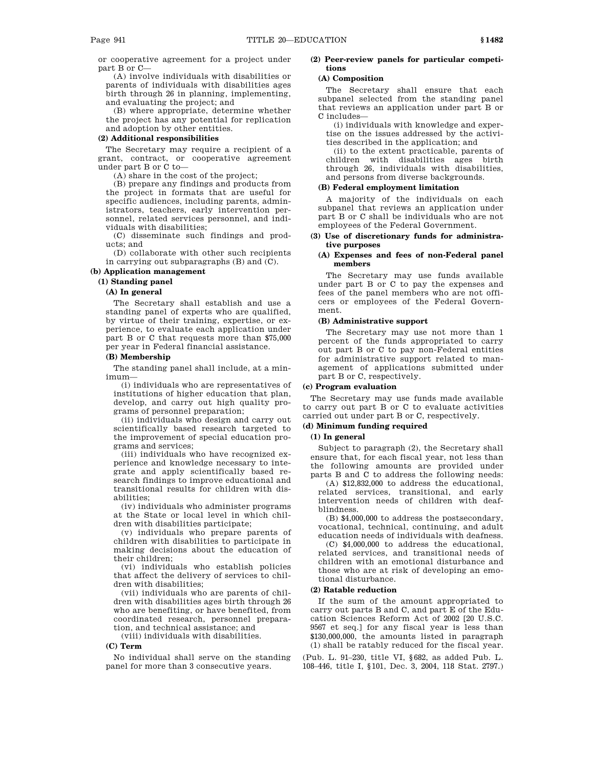or cooperative agreement for a project under part B or C—

(A) involve individuals with disabilities or parents of individuals with disabilities ages birth through 26 in planning, implementing, and evaluating the project; and

(B) where appropriate, determine whether the project has any potential for replication and adoption by other entities.

**(2) Additional responsibilities**

The Secretary may require a recipient of a grant, contract, or cooperative agreement under part B or C to—

(A) share in the cost of the project;

(B) prepare any findings and products from the project in formats that are useful for specific audiences, including parents, administrators, teachers, early intervention personnel, related services personnel, and individuals with disabilities;

(C) disseminate such findings and products; and

(D) collaborate with other such recipients in carrying out subparagraphs (B) and (C).

**(b) Application management**

**(1) Standing panel**

**(A) In general**

The Secretary shall establish and use a standing panel of experts who are qualified, by virtue of their training, expertise, or experience, to evaluate each application under part B or C that requests more than $75,000 per year in Federal financial assistance.

**(B) Membership**

The standing panel shall include, at a minimum—

(i) individuals who are representatives of institutions of higher education that plan, develop, and carry out high quality programs of personnel preparation;

(ii) individuals who design and carry out scientifically based research targeted to the improvement of special education programs and services;

(iii) individuals who have recognized experience and knowledge necessary to integrate and apply scientifically based research findings to improve educational and transitional results for children with disabilities;

(iv) individuals who administer programs at the State or local level in which children with disabilities participate;

(v) individuals who prepare parents of children with disabilities to participate in making decisions about the education of their children;

(vi) individuals who establish policies that affect the delivery of services to children with disabilities;

(vii) individuals who are parents of children with disabilities ages birth through 26 who are benefiting, or have benefited, from coordinated research, personnel preparation, and technical assistance; and

(viii) individuals with disabilities.

**(C) Term**

No individual shall serve on the standing panel for more than 3 consecutive years.

**(2) Peer-review panels for particular competitions**

**(A) Composition**

The Secretary shall ensure that each subpanel selected from the standing panel that reviews an application under part B or C includes—

(i) individuals with knowledge and expertise on the issues addressed by the activities described in the application; and

(ii) to the extent practicable, parents of children with disabilities ages birth through 26, individuals with disabilities, and persons from diverse backgrounds.

**(B) Federal employment limitation**

A majority of the individuals on each subpanel that reviews an application under part B or C shall be individuals who are not employees of the Federal Government.

**(3) Use of discretionary funds for administrative purposes**

**(A) Expenses and fees of non-Federal panel members**

The Secretary may use funds available under part B or C to pay the expenses and fees of the panel members who are not officers or employees of the Federal Government.

**(B) Administrative support**

The Secretary may use not more than 1 percent of the funds appropriated to carry out part B or C to pay non-Federal entities for administrative support related to management of applications submitted under part B or C, respectively.

**(c) Program evaluation**

The Secretary may use funds made available to carry out part B or C to evaluate activities carried out under part B or C, respectively.

**(d) Minimum funding required**

**(1) In general**

Subject to paragraph (2), the Secretary shall ensure that, for each fiscal year, not less than the following amounts are provided under parts B and C to address the following needs:

(A) $12,832,000 to address the educational, related services, transitional, and early intervention needs of children with deafblindness.

(B) $4,000,000 to address the postsecondary, vocational, technical, continuing, and adult education needs of individuals with deafness.

(C) $4,000,000 to address the educational, related services, and transitional needs of children with an emotional disturbance and those who are at risk of developing an emotional disturbance.

**(2) Ratable reduction**

If the sum of the amount appropriated to carry out parts B and C, and part E of the Education Sciences Reform Act of 2002 [20 U.S.C. 9567 et seq.] for any fiscal year is less than $130,000,000, the amounts listed in paragraph (1) shall be ratably reduced for the fiscal year.

(Pub. L. 91–230, title VI, §682, as added Pub. L. 108–446, title I, §101, Dec. 3, 2004, 118 Stat. 2797.)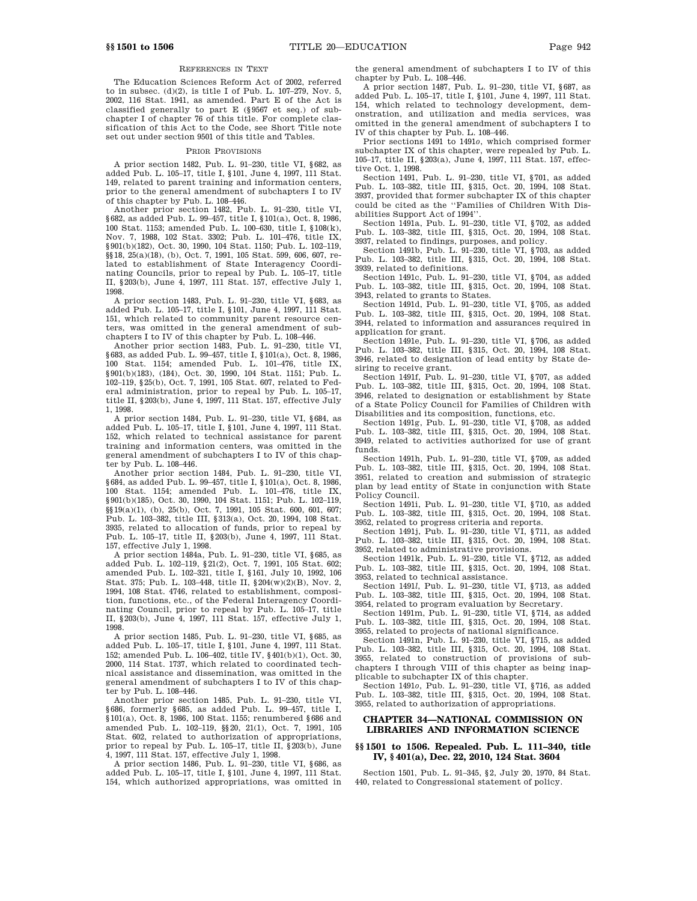REFERENCES IN TEXT

The Education Sciences Reform Act of 2002, referred to in subsec. (d)(2), is title I of Pub. L. 107–279, Nov. 5, 2002, 116 Stat. 1941, as amended. Part E of the Act is classified generally to part E (§9567 et seq.) of subchapter I of chapter 76 of this title. For complete classification of this Act to the Code, see Short Title note set out under section 9501 of this title and Tables.

PRIOR PROVISIONS

A prior section 1482, Pub. L. 91–230, title VI, §682, as added Pub. L. 105–17, title I, §101, June 4, 1997, 111 Stat. 149, related to parent training and information centers, prior to the general amendment of subchapters I to IV of this chapter by Pub. L. 108–446.

Another prior section 1482, Pub. L. 91–230, title VI, §682, as added Pub. L. 99–457, title I, §101(a), Oct. 8, 1986, 100 Stat. 1153; amended Pub. L. 100–630, title I, §108(k), Nov. 7, 1988, 102 Stat. 3302; Pub. L. 101–476, title IX, §901(b)(182), Oct. 30, 1990, 104 Stat. 1150; Pub. L. 102–119, §§18, 25(a)(18), (b), Oct. 7, 1991, 105 Stat. 599, 606, 607, related to establishment of State Interagency Coordinating Councils, prior to repeal by Pub. L. 105–17, title II, §203(b), June 4, 1997, 111 Stat. 157, effective July 1, 1998.

A prior section 1483, Pub. L. 91–230, title VI, §683, as added Pub. L. 105–17, title I, §101, June 4, 1997, 111 Stat. 151, which related to community parent resource centers, was omitted in the general amendment of subchapters I to IV of this chapter by Pub. L. 108–446.

Another prior section 1483, Pub. L. 91–230, title VI, §683, as added Pub. L. 99–457, title I, §101(a), Oct. 8, 1986, 100 Stat. 1154; amended Pub. L. 101–476, title IX, §901(b)(183), (184), Oct. 30, 1990, 104 Stat. 1151; Pub. L. 102–119, §25(b), Oct. 7, 1991, 105 Stat. 607, related to Federal administration, prior to repeal by Pub. L. 105–17, title II, §203(b), June 4, 1997, 111 Stat. 157, effective July 1, 1998.

A prior section 1484, Pub. L. 91–230, title VI, §684, as added Pub. L. 105–17, title I, §101, June 4, 1997, 111 Stat. 152, which related to technical assistance for parent training and information centers, was omitted in the general amendment of subchapters I to IV of this chapter by Pub. L. 108–446.

Another prior section 1484, Pub. L. 91–230, title VI, §684, as added Pub. L. 99–457, title I, §101(a), Oct. 8, 1986, 100 Stat. 1154; amended Pub. L. 101–476, title IX, §901(b)(185), Oct. 30, 1990, 104 Stat. 1151; Pub. L. 102–119, §§19(a)(1), (b), 25(b), Oct. 7, 1991, 105 Stat. 600, 601, 607; Pub. L. 103–382, title III, §313(a), Oct. 20, 1994, 108 Stat. 3935, related to allocation of funds, prior to repeal by Pub. L. 105–17, title II, §203(b), June 4, 1997, 111 Stat. 157, effective July 1, 1998.

A prior section 1484a, Pub. L. 91–230, title VI, §685, as added Pub. L. 102–119, §21(2), Oct. 7, 1991, 105 Stat. 602; amended Pub. L. 102–321, title I, §161, July 10, 1992, 106 Stat. 375; Pub. L. 103–448, title II, §204(w)(2)(B), Nov. 2, 1994, 108 Stat. 4746, related to establishment, composition, functions, etc., of the Federal Interagency Coordinating Council, prior to repeal by Pub. L. 105–17, title II, §203(b), June 4, 1997, 111 Stat. 157, effective July 1, 1998.

A prior section 1485, Pub. L. 91–230, title VI, §685, as added Pub. L. 105–17, title I, §101, June 4, 1997, 111 Stat. 152; amended Pub. L. 106–402, title IV, §401(b)(1), Oct. 30, 2000, 114 Stat. 1737, which related to coordinated technical assistance and dissemination, was omitted in the general amendment of subchapters I to IV of this chapter by Pub. L. 108–446.

Another prior section 1485, Pub. L. 91–230, title VI, §686, formerly §685, as added Pub. L. 99–457, title I, §101(a), Oct. 8, 1986, 100 Stat. 1155; renumbered §686 and amended Pub. L. 102–119, §§20, 21(1), Oct. 7, 1991, 105 Stat. 602, related to authorization of appropriations, prior to repeal by Pub. L. 105–17, title II, §203(b), June 4, 1997, 111 Stat. 157, effective July 1, 1998.

A prior section 1486, Pub. L. 91–230, title VI, §686, as added Pub. L. 105–17, title I, §101, June 4, 1997, 111 Stat. 154, which authorized appropriations, was omitted in the general amendment of subchapters I to IV of this chapter by Pub. L. 108–446.

A prior section 1487, Pub. L. 91–230, title VI, §687, as added Pub. L. 105–17, title I, §101, June 4, 1997, 111 Stat. 154, which related to technology development, demonstration, and utilization and media services, was omitted in the general amendment of subchapters I to IV of this chapter by Pub. L. 108–446.

Prior sections 1491 to 1491*o*, which comprised former subchapter IX of this chapter, were repealed by Pub. L. 105–17, title II, §203(a), June 4, 1997, 111 Stat. 157, effective Oct. 1, 1998.

Section 1491, Pub. L. 91–230, title VI, §701, as added Pub. L. 103–382, title III, §315, Oct. 20, 1994, 108 Stat. 3937, provided that former subchapter IX of this chapter could be cited as the "Families of Children With Disabilities Support Act of 1994".

Section 1491a, Pub. L. 91–230, title VI, §702, as added Pub. L. 103–382, title III, §315, Oct. 20, 1994, 108 Stat. 3937, related to findings, purposes, and policy.

Section 1491b, Pub. L. 91–230, title VI, §703, as added Pub. L. 103–382, title III, §315, Oct. 20, 1994, 108 Stat. 3939, related to definitions.

Section 1491c, Pub. L. 91–230, title VI, §704, as added Pub. L. 103–382, title III, §315, Oct. 20, 1994, 108 Stat. 3943, related to grants to States.

Section 1491d, Pub. L. 91–230, title VI, §705, as added Pub. L. 103–382, title III, §315, Oct. 20, 1994, 108 Stat. 3944, related to information and assurances required in application for grant.

Section 1491e, Pub. L. 91–230, title VI, §706, as added Pub. L. 103–382, title III, §315, Oct. 20, 1994, 108 Stat. 3946, related to designation of lead entity by State desiring to receive grant.

Section 1491f, Pub. L. 91–230, title VI, §707, as added Pub. L. 103–382, title III, §315, Oct. 20, 1994, 108 Stat. 3946, related to designation or establishment by State of a State Policy Council for Families of Children with Disabilities and its composition, functions, etc.

Section 1491g, Pub. L. 91–230, title VI, §708, as added Pub. L. 103–382, title III, §315, Oct. 20, 1994, 108 Stat. 3949, related to activities authorized for use of grant funds.

Section 1491h, Pub. L. 91–230, title VI, §709, as added Pub. L. 103–382, title III, §315, Oct. 20, 1994, 108 Stat. 3951, related to creation and submission of strategic plan by lead entity of State in conjunction with State Policy Council.

Section 1491i, Pub. L. 91–230, title VI, §710, as added Pub. L. 103–382, title III, §315, Oct. 20, 1994, 108 Stat. 3952, related to progress criteria and reports.

Section 1491j, Pub. L. 91–230, title VI, §711, as added Pub. L. 103–382, title III, §315, Oct. 20, 1994, 108 Stat. 3952, related to administrative provisions.

Section 1491k, Pub. L. 91–230, title VI, §712, as added Pub. L. 103–382, title III, §315, Oct. 20, 1994, 108 Stat. 3953, related to technical assistance.

Section 1491*l*, Pub. L. 91–230, title VI, §713, as added Pub. L. 103–382, title III, §315, Oct. 20, 1994, 108 Stat. 3954, related to program evaluation by Secretary.

Section 1491m, Pub. L. 91–230, title VI, §714, as added Pub. L. 103–382, title III, §315, Oct. 20, 1994, 108 Stat. 3955, related to projects of national significance.

Section 1491n, Pub. L. 91–230, title VI, §715, as added Pub. L. 103–382, title III, §315, Oct. 20, 1994, 108 Stat. 3955, related to construction of provisions of subchapters I through VIII of this chapter as being inapplicable to subchapter IX of this chapter.

Section 1491*o*, Pub. L. 91–230, title VI, §716, as added Pub. L. 103–382, title III, §315, Oct. 20, 1994, 108 Stat. 3955, related to authorization of appropriations.

## CHAPTER 34—NATIONAL COMMISSION ON LIBRARIES AND INFORMATION SCIENCE

### §§1501 to 1506. Repealed. Pub. L. 111–340, title IV, §401(a), Dec. 22, 2010, 124 Stat. 3604

Section 1501, Pub. L. 91–345, §2, July 20, 1970, 84 Stat. 440, related to Congressional statement of policy.